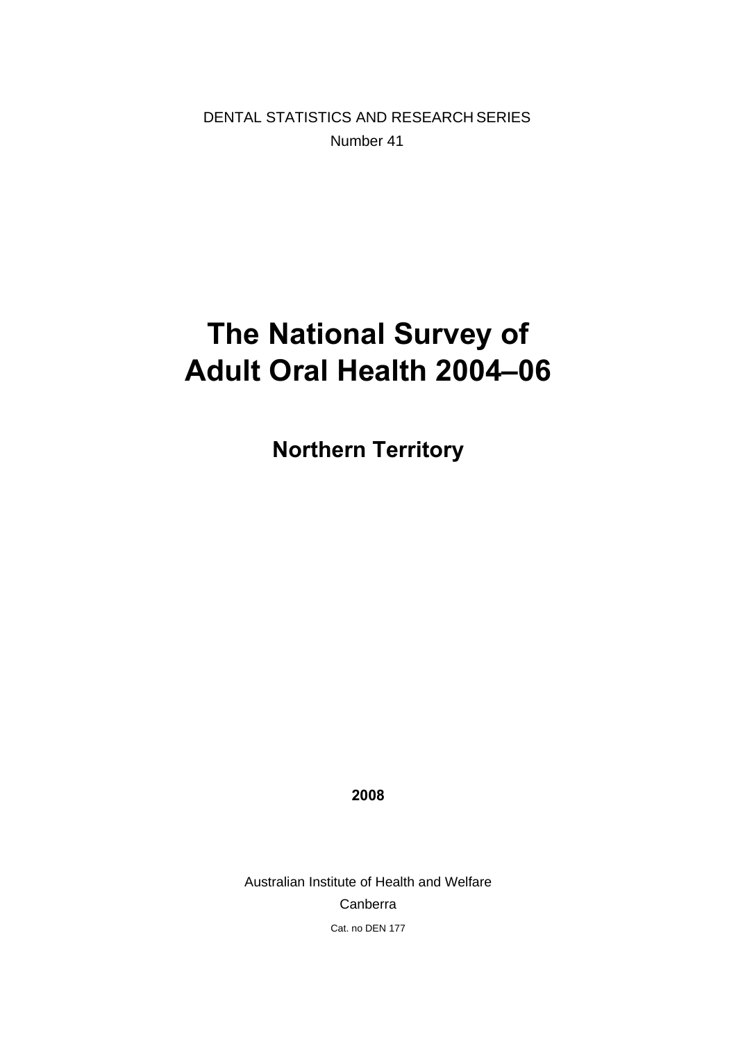DENTAL STATISTICS AND RESEARCH SERIES

Number 41

# The National Survey of Adult Oral Health 2004–06

## Northern Territory

**2008**

Australian Institute of Health and Welfare

Canberra

Cat. no DEN 177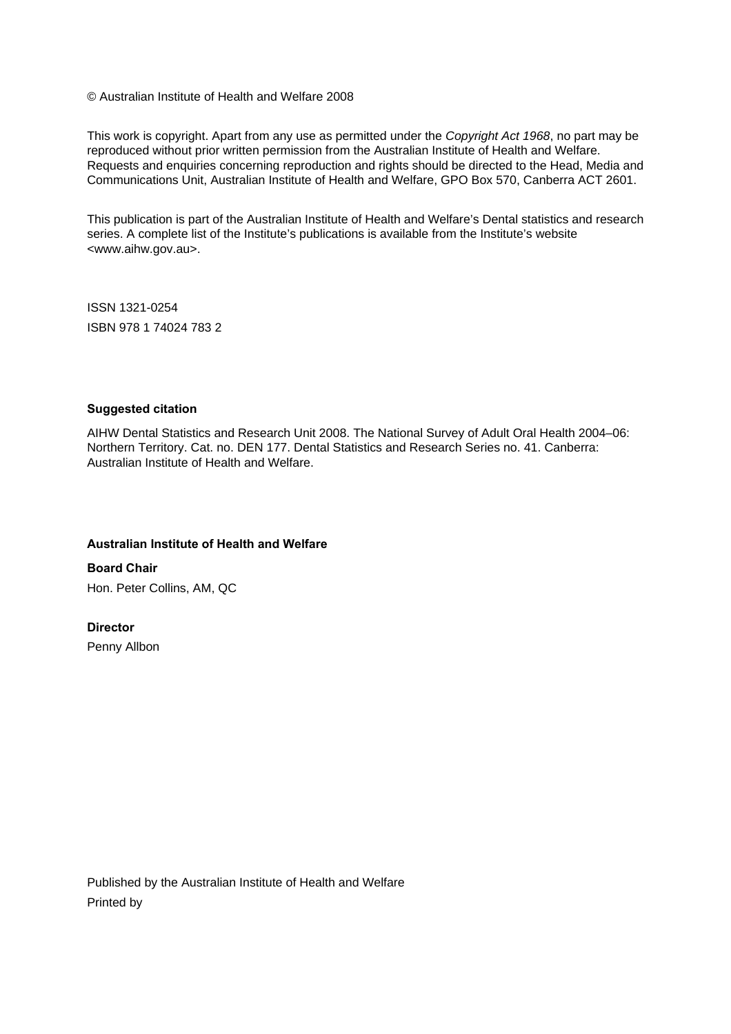© Australian Institute of Health and Welfare 2008

This work is copyright. Apart from any use as permitted under the *Copyright Act 1968*, no part may be reproduced without prior written permission from the Australian Institute of Health and Welfare. Requests and enquiries concerning reproduction and rights should be directed to the Head, Media and Communications Unit, Australian Institute of Health and Welfare, GPO Box 570, Canberra ACT 2601.

This publication is part of the Australian Institute of Health and Welfare's Dental statistics and research series. A complete list of the Institute's publications is available from the Institute's website <www.aihw.gov.au>.

ISSN 1321-0254

ISBN 978 1 74024 783 2

**Suggested citation**

AIHW Dental Statistics and Research Unit 2008. The National Survey of Adult Oral Health 2004–06: Northern Territory. Cat. no. DEN 177. Dental Statistics and Research Series no. 41. Canberra: Australian Institute of Health and Welfare.

**Australian Institute of Health and Welfare**

**Board Chair**

Hon. Peter Collins, AM, QC

**Director**

Penny Allbon

Published by the Australian Institute of Health and Welfare

Printed by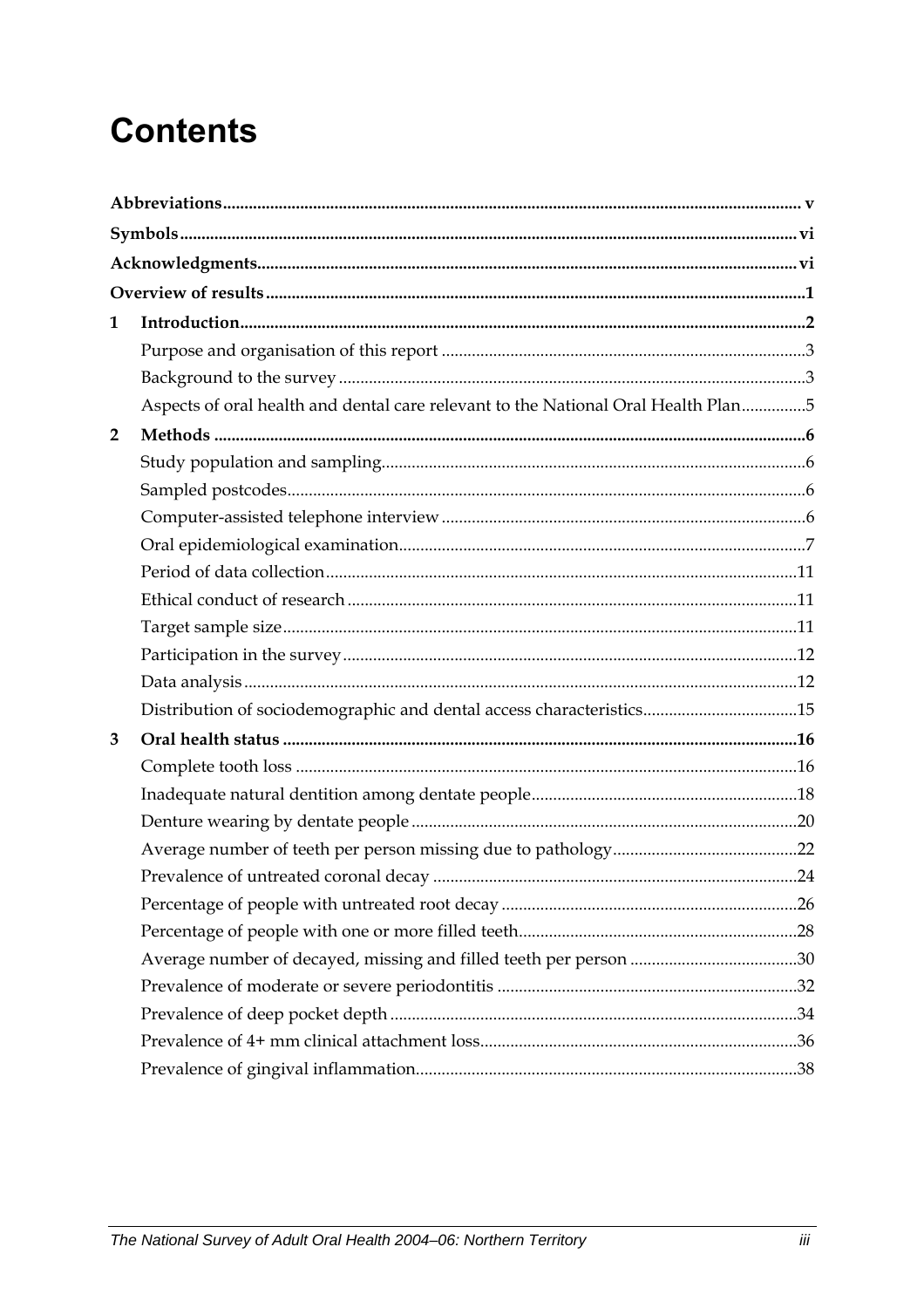# Contents

**Abbreviations** .......... v

**Symbols** .......... vi

**Acknowledgments** .......... vi

**Overview of results** .......... 1

**1 Introduction** .......... 2

- Purpose and organisation of this report .......... 3
- Background to the survey .......... 3
- Aspects of oral health and dental care relevant to the National Oral Health Plan .......... 5

**2 Methods** .......... 6

- Study population and sampling .......... 6
- Sampled postcodes .......... 6
- Computer-assisted telephone interview .......... 6
- Oral epidemiological examination .......... 7
- Period of data collection .......... 11
- Ethical conduct of research .......... 11
- Target sample size .......... 11
- Participation in the survey .......... 12
- Data analysis .......... 12
- Distribution of sociodemographic and dental access characteristics .......... 15

**3 Oral health status** .......... 16

- Complete tooth loss .......... 16
- Inadequate natural dentition among dentate people .......... 18
- Denture wearing by dentate people .......... 20
- Average number of teeth per person missing due to pathology .......... 22
- Prevalence of untreated coronal decay .......... 24
- Percentage of people with untreated root decay .......... 26
- Percentage of people with one or more filled teeth .......... 28
- Average number of decayed, missing and filled teeth per person .......... 30
- Prevalence of moderate or severe periodontitis .......... 32
- Prevalence of deep pocket depth .......... 34
- Prevalence of 4+ mm clinical attachment loss .......... 36
- Prevalence of gingival inflammation .......... 38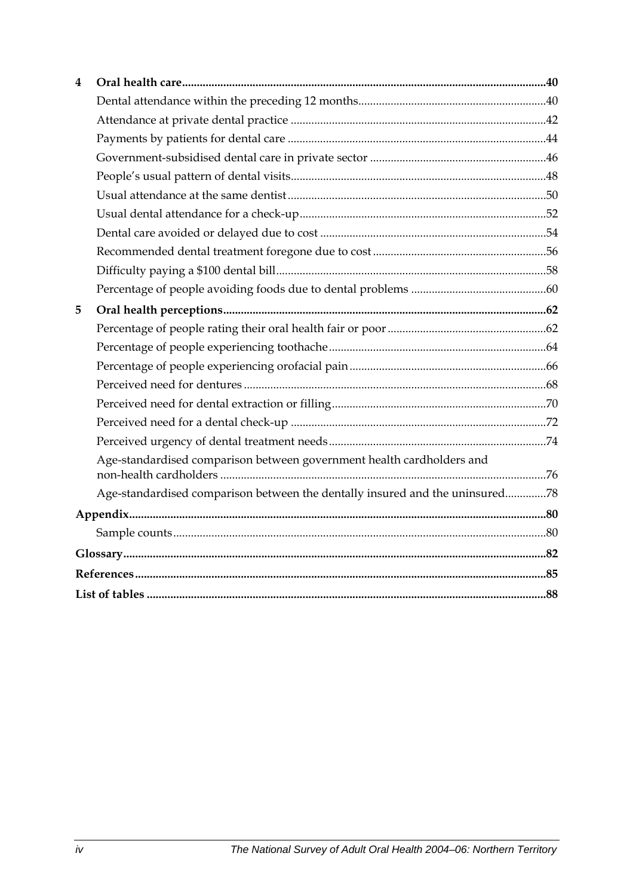**4 Oral health care** ....................................................................................................................... **40**

Dental attendance within the preceding 12 months..............................................................40

Attendance at private dental practice .....................................................................................42

Payments by patients for dental care ......................................................................................44

Government-subsidised dental care in private sector ..........................................................46

People's usual pattern of dental visits.....................................................................................48

Usual attendance at the same dentist......................................................................................50

Usual dental attendance for a check-up..................................................................................52

Dental care avoided or delayed due to cost ...........................................................................54

Recommended dental treatment foregone due to cost ..........................................................56

Difficulty paying a $100 dental bill..........................................................................................58

Percentage of people avoiding foods due to dental problems .............................................60

**5 Oral health perceptions** ........................................................................................................... **62**

Percentage of people rating their oral health fair or poor .....................................................62

Percentage of people experiencing toothache.........................................................................64

Percentage of people experiencing orofacial pain..................................................................66

Perceived need for dentures .....................................................................................................68

Perceived need for dental extraction or filling........................................................................70

Perceived need for a dental check-up .....................................................................................72

Perceived urgency of dental treatment needs.........................................................................74

Age-standardised comparison between government health cardholders and non-health cardholders ............................................................................................................76

Age-standardised comparison between the dentally insured and the uninsured.............78

**Appendix** ........................................................................................................................................... **80**

Sample counts.............................................................................................................................80

**Glossary** ............................................................................................................................................ **82**

**References** ......................................................................................................................................... **85**

**List of tables** ..................................................................................................................................... **88**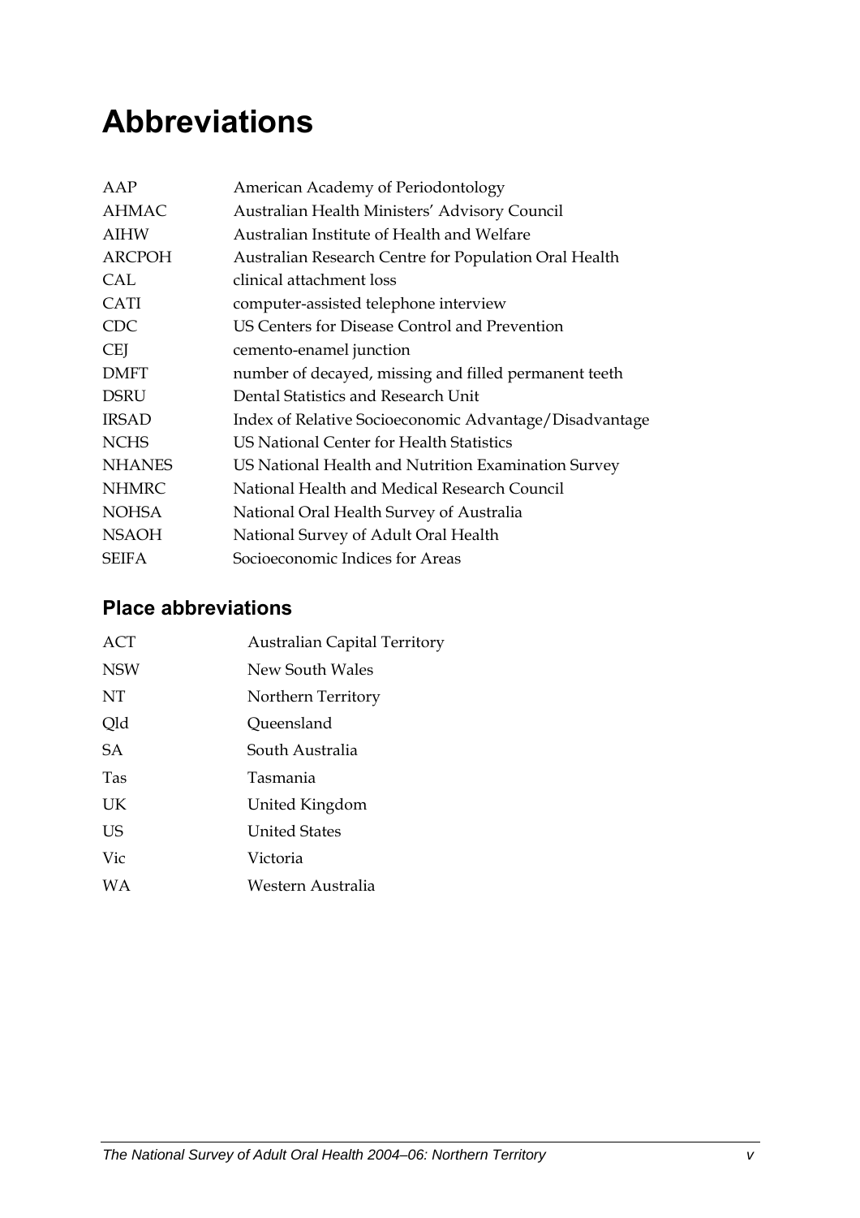# Abbreviations

| | |
|---|---|
| AAP | American Academy of Periodontology |
| AHMAC | Australian Health Ministers' Advisory Council |
| AIHW | Australian Institute of Health and Welfare |
| ARCPOH | Australian Research Centre for Population Oral Health |
| CAL | clinical attachment loss |
| CATI | computer-assisted telephone interview |
| CDC | US Centers for Disease Control and Prevention |
| CEJ | cemento-enamel junction |
| DMFT | number of decayed, missing and filled permanent teeth |
| DSRU | Dental Statistics and Research Unit |
| IRSAD | Index of Relative Socioeconomic Advantage/Disadvantage |
| NCHS | US National Center for Health Statistics |
| NHANES | US National Health and Nutrition Examination Survey |
| NHMRC | National Health and Medical Research Council |
| NOHSA | National Oral Health Survey of Australia |
| NSAOH | National Survey of Adult Oral Health |
| SEIFA | Socioeconomic Indices for Areas |

## Place abbreviations

| | |
|---|---|
| ACT | Australian Capital Territory |
| NSW | New South Wales |
| NT | Northern Territory |
| Qld | Queensland |
| SA | South Australia |
| Tas | Tasmania |
| UK | United Kingdom |
| US | United States |
| Vic | Victoria |
| WA | Western Australia |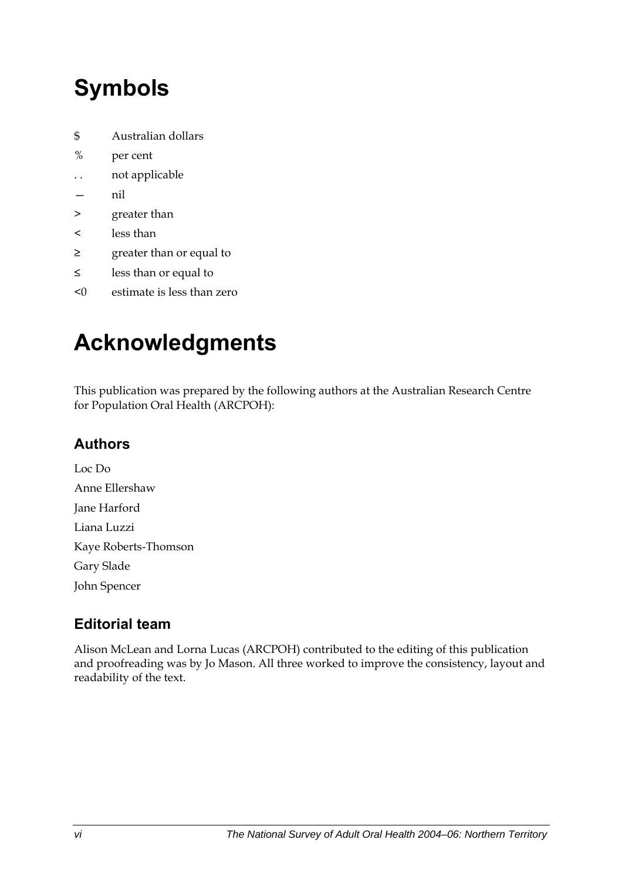# Symbols

| | |
|---|---|
| $ | Australian dollars |
| % | per cent |
| . . | not applicable |
| — | nil |
| > | greater than |
| < | less than |
| ≥ | greater than or equal to |
| ≤ | less than or equal to |
| <0 | estimate is less than zero |

# Acknowledgments

This publication was prepared by the following authors at the Australian Research Centre for Population Oral Health (ARCPOH):

## Authors

Loc Do

Anne Ellershaw

Jane Harford

Liana Luzzi

Kaye Roberts-Thomson

Gary Slade

John Spencer

## Editorial team

Alison McLean and Lorna Lucas (ARCPOH) contributed to the editing of this publication and proofreading was by Jo Mason. All three worked to improve the consistency, layout and readability of the text.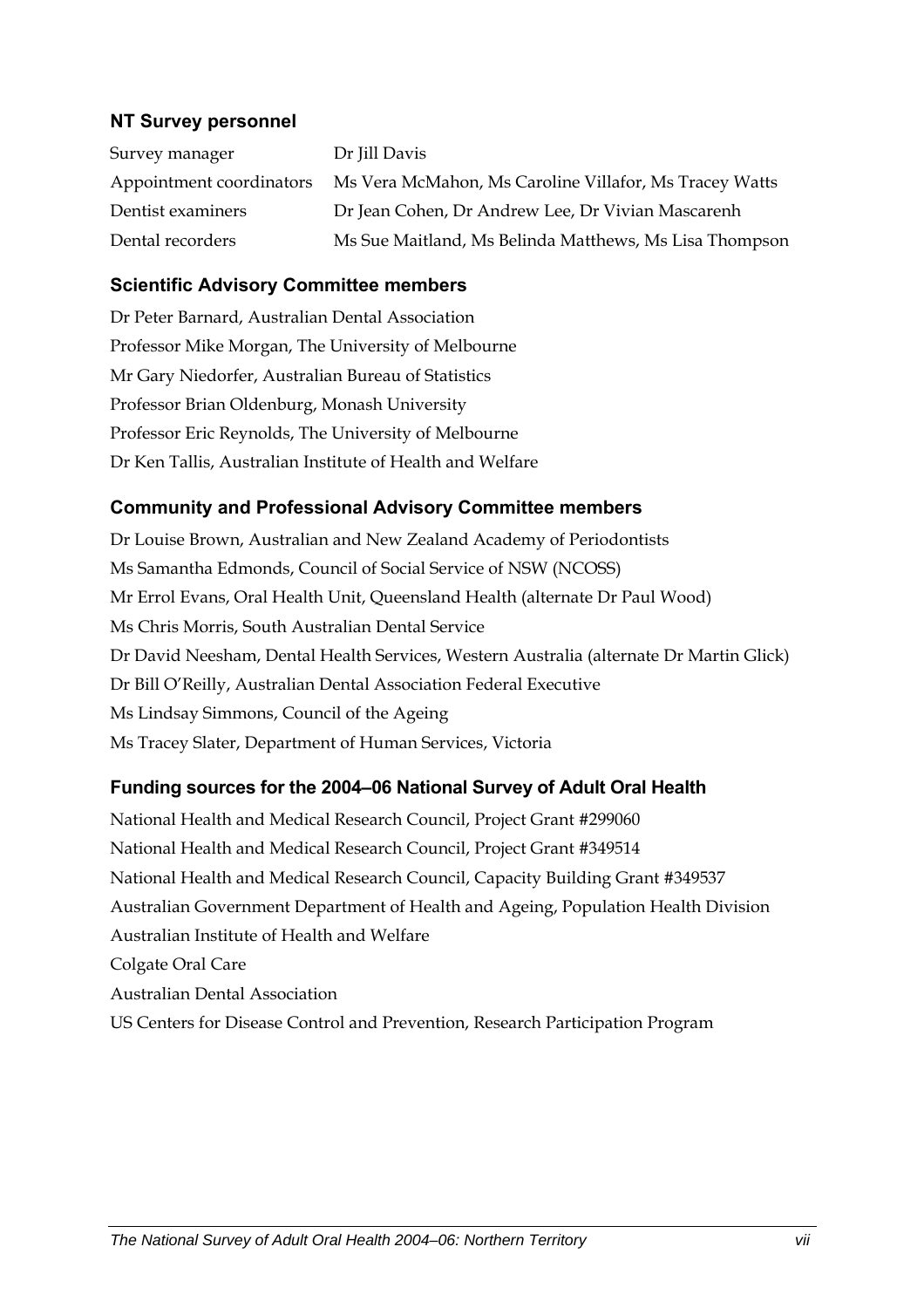### NT Survey personnel

| | |
|---|---|
| Survey manager | Dr Jill Davis |
| Appointment coordinators | Ms Vera McMahon, Ms Caroline Villafor, Ms Tracey Watts |
| Dentist examiners | Dr Jean Cohen, Dr Andrew Lee, Dr Vivian Mascarenh |
| Dental recorders | Ms Sue Maitland, Ms Belinda Matthews, Ms Lisa Thompson |

### Scientific Advisory Committee members

Dr Peter Barnard, Australian Dental Association
Professor Mike Morgan, The University of Melbourne
Mr Gary Niedorfer, Australian Bureau of Statistics
Professor Brian Oldenburg, Monash University
Professor Eric Reynolds, The University of Melbourne
Dr Ken Tallis, Australian Institute of Health and Welfare

### Community and Professional Advisory Committee members

Dr Louise Brown, Australian and New Zealand Academy of Periodontists
Ms Samantha Edmonds, Council of Social Service of NSW (NCOSS)
Mr Errol Evans, Oral Health Unit, Queensland Health (alternate Dr Paul Wood)
Ms Chris Morris, South Australian Dental Service
Dr David Neesham, Dental Health Services, Western Australia (alternate Dr Martin Glick)
Dr Bill O'Reilly, Australian Dental Association Federal Executive
Ms Lindsay Simmons, Council of the Ageing
Ms Tracey Slater, Department of Human Services, Victoria

### Funding sources for the 2004–06 National Survey of Adult Oral Health

National Health and Medical Research Council, Project Grant #299060
National Health and Medical Research Council, Project Grant #349514
National Health and Medical Research Council, Capacity Building Grant #349537
Australian Government Department of Health and Ageing, Population Health Division
Australian Institute of Health and Welfare
Colgate Oral Care
Australian Dental Association
US Centers for Disease Control and Prevention, Research Participation Program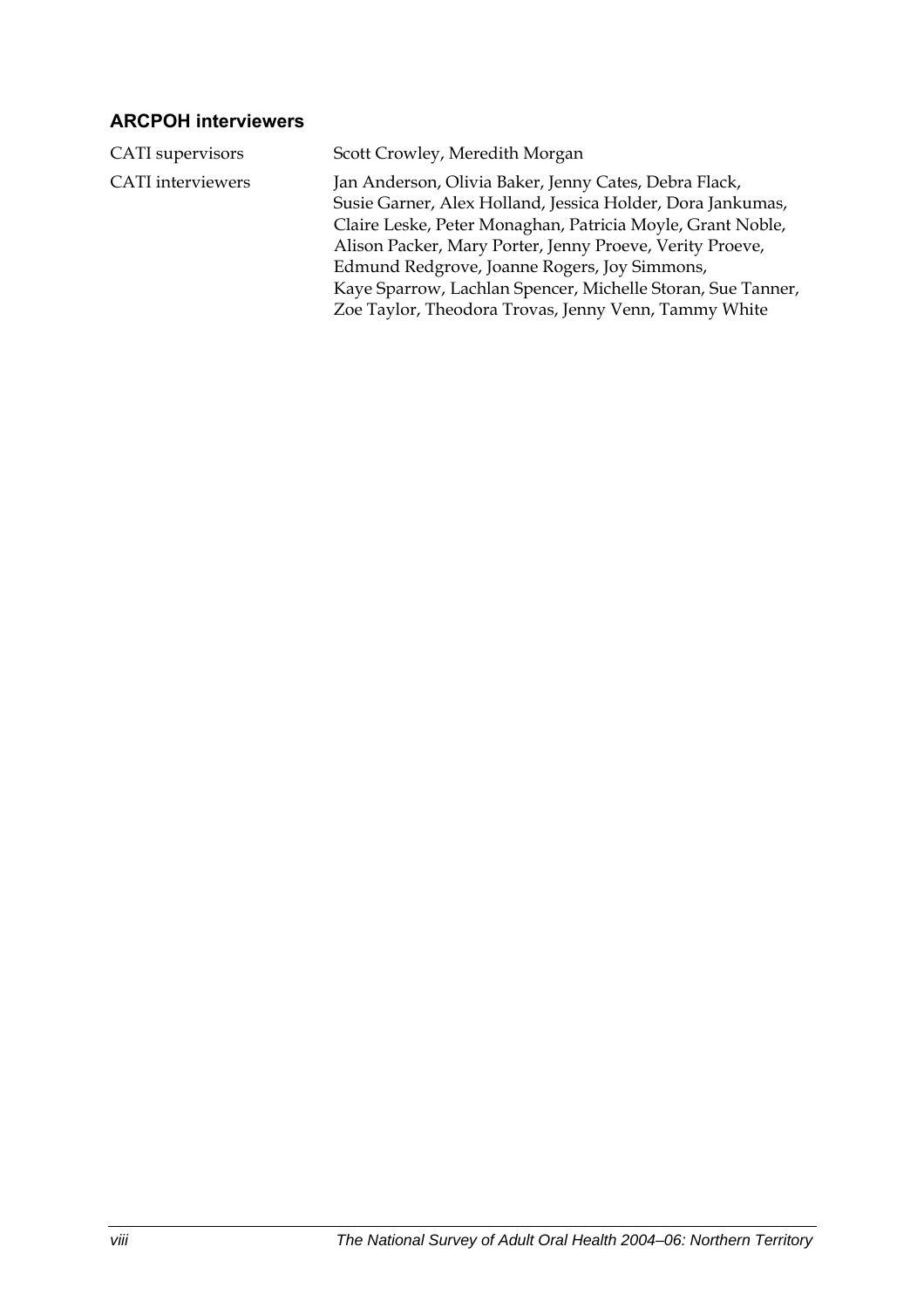## ARCPOH interviewers

| | |
|---|---|
| CATI supervisors | Scott Crowley, Meredith Morgan |
| CATI interviewers | Jan Anderson, Olivia Baker, Jenny Cates, Debra Flack, Susie Garner, Alex Holland, Jessica Holder, Dora Jankumas, Claire Leske, Peter Monaghan, Patricia Moyle, Grant Noble, Alison Packer, Mary Porter, Jenny Proeve, Verity Proeve, Edmund Redgrove, Joanne Rogers, Joy Simmons, Kaye Sparrow, Lachlan Spencer, Michelle Storan, Sue Tanner, Zoe Taylor, Theodora Trovas, Jenny Venn, Tammy White |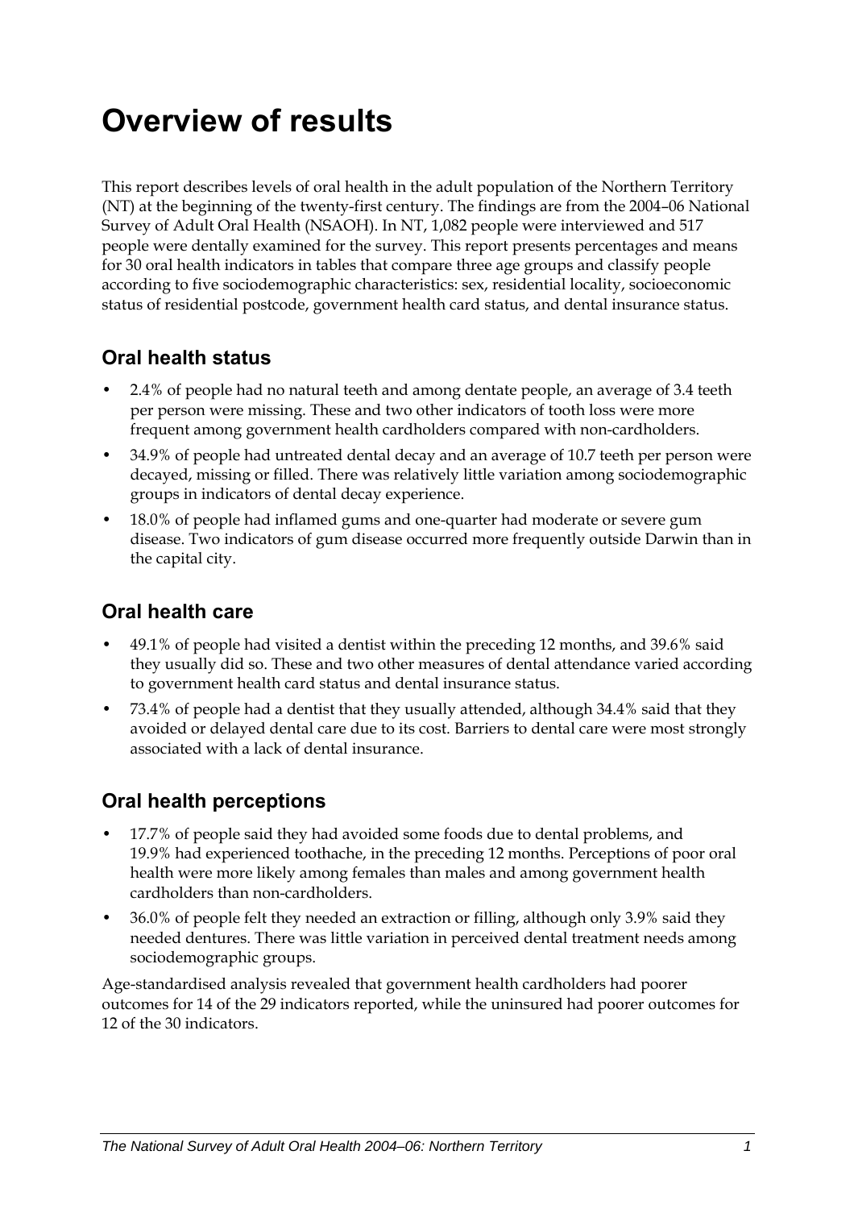# Overview of results

This report describes levels of oral health in the adult population of the Northern Territory (NT) at the beginning of the twenty-first century. The findings are from the 2004–06 National Survey of Adult Oral Health (NSAOH). In NT, 1,082 people were interviewed and 517 people were dentally examined for the survey. This report presents percentages and means for 30 oral health indicators in tables that compare three age groups and classify people according to five sociodemographic characteristics: sex, residential locality, socioeconomic status of residential postcode, government health card status, and dental insurance status.

## Oral health status

- 2.4% of people had no natural teeth and among dentate people, an average of 3.4 teeth per person were missing. These and two other indicators of tooth loss were more frequent among government health cardholders compared with non-cardholders.
- 34.9% of people had untreated dental decay and an average of 10.7 teeth per person were decayed, missing or filled. There was relatively little variation among sociodemographic groups in indicators of dental decay experience.
- 18.0% of people had inflamed gums and one-quarter had moderate or severe gum disease. Two indicators of gum disease occurred more frequently outside Darwin than in the capital city.

## Oral health care

- 49.1% of people had visited a dentist within the preceding 12 months, and 39.6% said they usually did so. These and two other measures of dental attendance varied according to government health card status and dental insurance status.
- 73.4% of people had a dentist that they usually attended, although 34.4% said that they avoided or delayed dental care due to its cost. Barriers to dental care were most strongly associated with a lack of dental insurance.

## Oral health perceptions

- 17.7% of people said they had avoided some foods due to dental problems, and 19.9% had experienced toothache, in the preceding 12 months. Perceptions of poor oral health were more likely among females than males and among government health cardholders than non-cardholders.
- 36.0% of people felt they needed an extraction or filling, although only 3.9% said they needed dentures. There was little variation in perceived dental treatment needs among sociodemographic groups.

Age-standardised analysis revealed that government health cardholders had poorer outcomes for 14 of the 29 indicators reported, while the uninsured had poorer outcomes for 12 of the 30 indicators.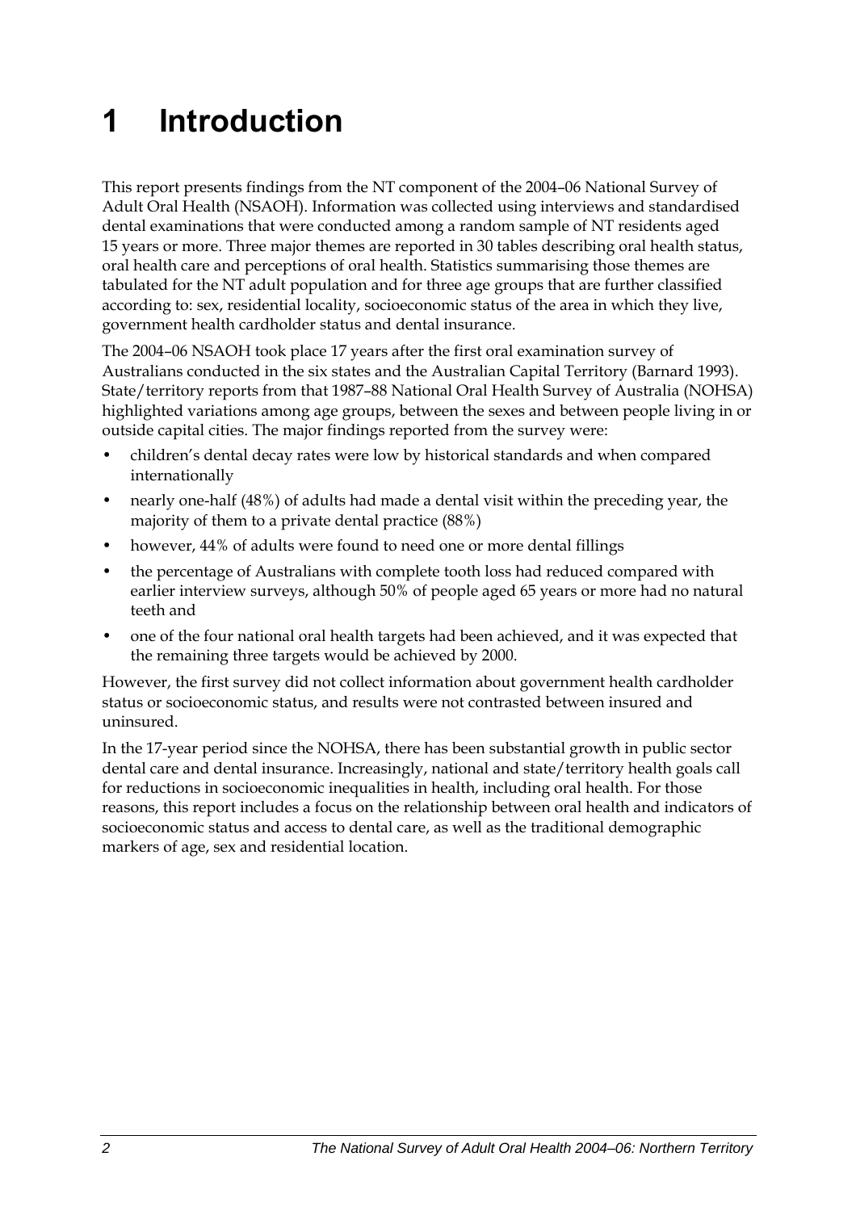# 1 Introduction

This report presents findings from the NT component of the 2004–06 National Survey of Adult Oral Health (NSAOH). Information was collected using interviews and standardised dental examinations that were conducted among a random sample of NT residents aged 15 years or more. Three major themes are reported in 30 tables describing oral health status, oral health care and perceptions of oral health. Statistics summarising those themes are tabulated for the NT adult population and for three age groups that are further classified according to: sex, residential locality, socioeconomic status of the area in which they live, government health cardholder status and dental insurance.

The 2004–06 NSAOH took place 17 years after the first oral examination survey of Australians conducted in the six states and the Australian Capital Territory (Barnard 1993). State/territory reports from that 1987–88 National Oral Health Survey of Australia (NOHSA) highlighted variations among age groups, between the sexes and between people living in or outside capital cities. The major findings reported from the survey were:

- children's dental decay rates were low by historical standards and when compared internationally
- nearly one-half (48%) of adults had made a dental visit within the preceding year, the majority of them to a private dental practice (88%)
- however, 44% of adults were found to need one or more dental fillings
- the percentage of Australians with complete tooth loss had reduced compared with earlier interview surveys, although 50% of people aged 65 years or more had no natural teeth and
- one of the four national oral health targets had been achieved, and it was expected that the remaining three targets would be achieved by 2000.

However, the first survey did not collect information about government health cardholder status or socioeconomic status, and results were not contrasted between insured and uninsured.

In the 17-year period since the NOHSA, there has been substantial growth in public sector dental care and dental insurance. Increasingly, national and state/territory health goals call for reductions in socioeconomic inequalities in health, including oral health. For those reasons, this report includes a focus on the relationship between oral health and indicators of socioeconomic status and access to dental care, as well as the traditional demographic markers of age, sex and residential location.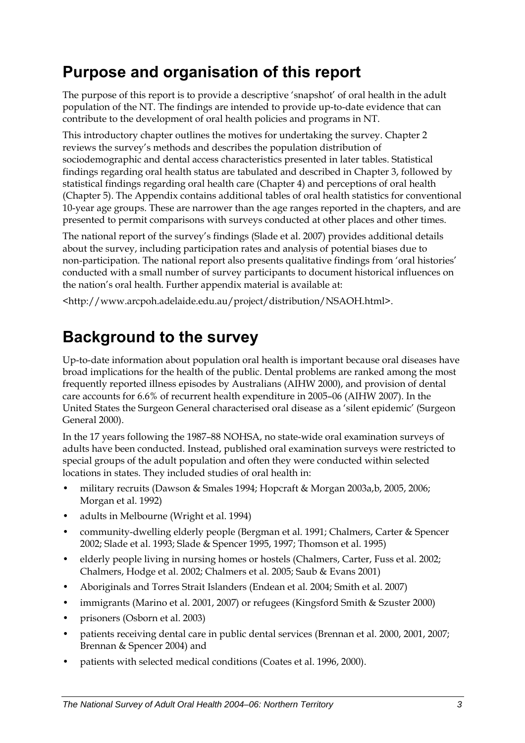## Purpose and organisation of this report

The purpose of this report is to provide a descriptive 'snapshot' of oral health in the adult population of the NT. The findings are intended to provide up-to-date evidence that can contribute to the development of oral health policies and programs in NT.

This introductory chapter outlines the motives for undertaking the survey. Chapter 2 reviews the survey's methods and describes the population distribution of sociodemographic and dental access characteristics presented in later tables. Statistical findings regarding oral health status are tabulated and described in Chapter 3, followed by statistical findings regarding oral health care (Chapter 4) and perceptions of oral health (Chapter 5). The Appendix contains additional tables of oral health statistics for conventional 10-year age groups. These are narrower than the age ranges reported in the chapters, and are presented to permit comparisons with surveys conducted at other places and other times.

The national report of the survey's findings (Slade et al. 2007) provides additional details about the survey, including participation rates and analysis of potential biases due to non-participation. The national report also presents qualitative findings from 'oral histories' conducted with a small number of survey participants to document historical influences on the nation's oral health. Further appendix material is available at:

<http://www.arcpoh.adelaide.edu.au/project/distribution/NSAOH.html>.

## Background to the survey

Up-to-date information about population oral health is important because oral diseases have broad implications for the health of the public. Dental problems are ranked among the most frequently reported illness episodes by Australians (AIHW 2000), and provision of dental care accounts for 6.6% of recurrent health expenditure in 2005–06 (AIHW 2007). In the United States the Surgeon General characterised oral disease as a 'silent epidemic' (Surgeon General 2000).

In the 17 years following the 1987–88 NOHSA, no state-wide oral examination surveys of adults have been conducted. Instead, published oral examination surveys were restricted to special groups of the adult population and often they were conducted within selected locations in states. They included studies of oral health in:

- military recruits (Dawson & Smales 1994; Hopcraft & Morgan 2003a,b, 2005, 2006; Morgan et al. 1992)
- adults in Melbourne (Wright et al. 1994)
- community-dwelling elderly people (Bergman et al. 1991; Chalmers, Carter & Spencer 2002; Slade et al. 1993; Slade & Spencer 1995, 1997; Thomson et al. 1995)
- elderly people living in nursing homes or hostels (Chalmers, Carter, Fuss et al. 2002; Chalmers, Hodge et al. 2002; Chalmers et al. 2005; Saub & Evans 2001)
- Aboriginals and Torres Strait Islanders (Endean et al. 2004; Smith et al. 2007)
- immigrants (Marino et al. 2001, 2007) or refugees (Kingsford Smith & Szuster 2000)
- prisoners (Osborn et al. 2003)
- patients receiving dental care in public dental services (Brennan et al. 2000, 2001, 2007; Brennan & Spencer 2004) and
- patients with selected medical conditions (Coates et al. 1996, 2000).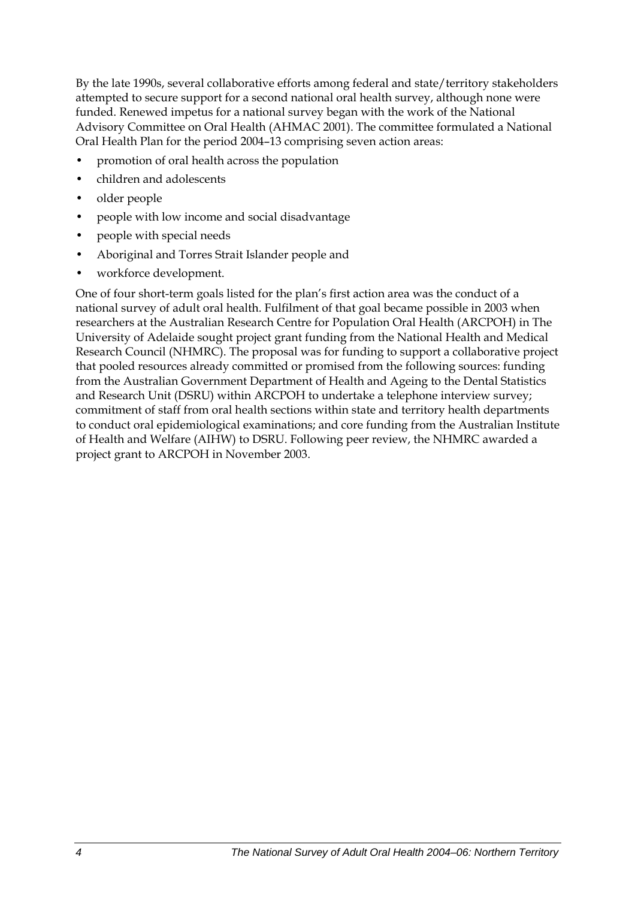By the late 1990s, several collaborative efforts among federal and state/territory stakeholders attempted to secure support for a second national oral health survey, although none were funded. Renewed impetus for a national survey began with the work of the National Advisory Committee on Oral Health (AHMAC 2001). The committee formulated a National Oral Health Plan for the period 2004–13 comprising seven action areas:

- promotion of oral health across the population
- children and adolescents
- older people
- people with low income and social disadvantage
- people with special needs
- Aboriginal and Torres Strait Islander people and
- workforce development.

One of four short-term goals listed for the plan's first action area was the conduct of a national survey of adult oral health. Fulfilment of that goal became possible in 2003 when researchers at the Australian Research Centre for Population Oral Health (ARCPOH) in The University of Adelaide sought project grant funding from the National Health and Medical Research Council (NHMRC). The proposal was for funding to support a collaborative project that pooled resources already committed or promised from the following sources: funding from the Australian Government Department of Health and Ageing to the Dental Statistics and Research Unit (DSRU) within ARCPOH to undertake a telephone interview survey; commitment of staff from oral health sections within state and territory health departments to conduct oral epidemiological examinations; and core funding from the Australian Institute of Health and Welfare (AIHW) to DSRU. Following peer review, the NHMRC awarded a project grant to ARCPOH in November 2003.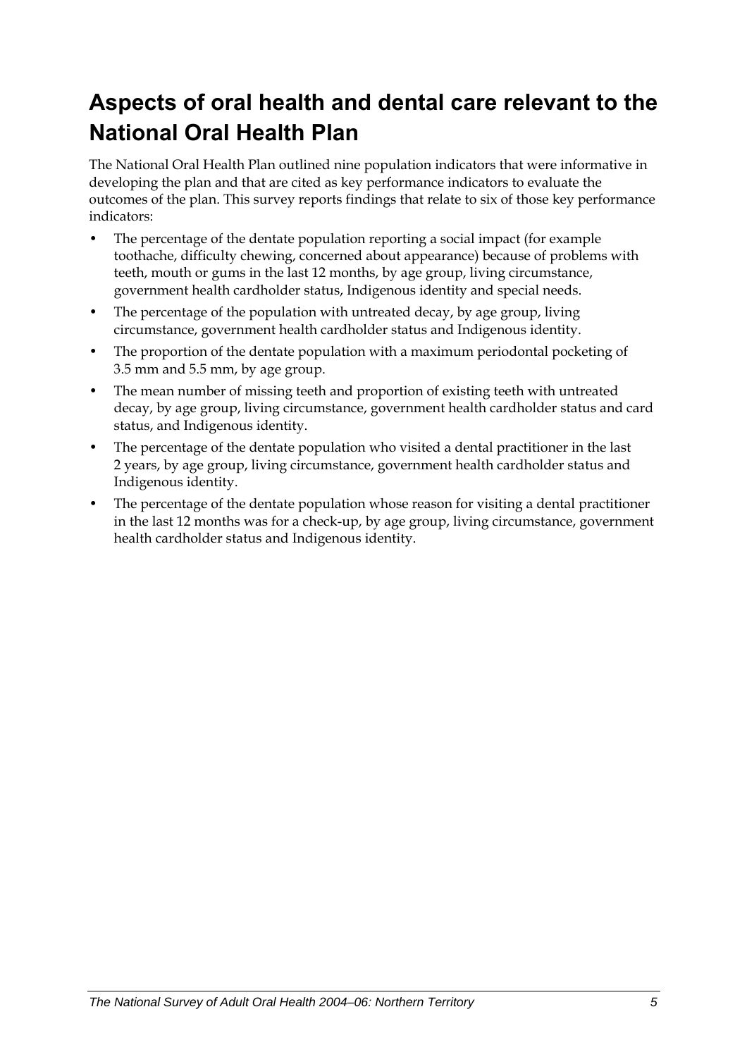## Aspects of oral health and dental care relevant to the National Oral Health Plan

The National Oral Health Plan outlined nine population indicators that were informative in developing the plan and that are cited as key performance indicators to evaluate the outcomes of the plan. This survey reports findings that relate to six of those key performance indicators:

- The percentage of the dentate population reporting a social impact (for example toothache, difficulty chewing, concerned about appearance) because of problems with teeth, mouth or gums in the last 12 months, by age group, living circumstance, government health cardholder status, Indigenous identity and special needs.
- The percentage of the population with untreated decay, by age group, living circumstance, government health cardholder status and Indigenous identity.
- The proportion of the dentate population with a maximum periodontal pocketing of 3.5 mm and 5.5 mm, by age group.
- The mean number of missing teeth and proportion of existing teeth with untreated decay, by age group, living circumstance, government health cardholder status and card status, and Indigenous identity.
- The percentage of the dentate population who visited a dental practitioner in the last 2 years, by age group, living circumstance, government health cardholder status and Indigenous identity.
- The percentage of the dentate population whose reason for visiting a dental practitioner in the last 12 months was for a check-up, by age group, living circumstance, government health cardholder status and Indigenous identity.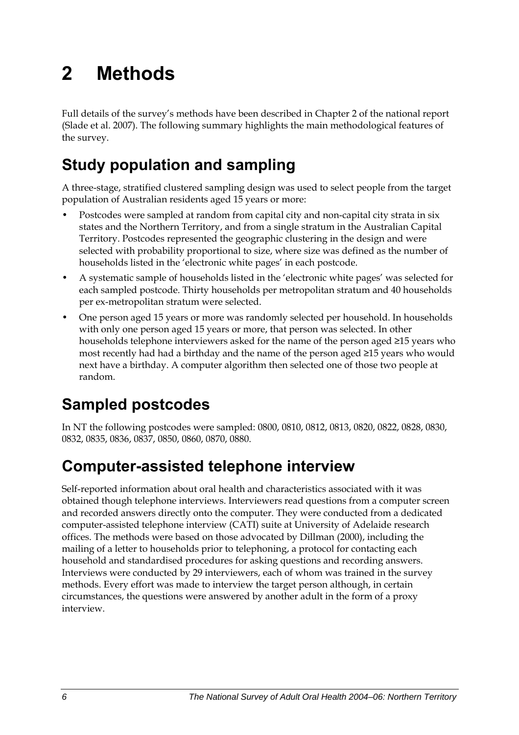# 2 Methods

Full details of the survey's methods have been described in Chapter 2 of the national report (Slade et al. 2007). The following summary highlights the main methodological features of the survey.

## Study population and sampling

A three-stage, stratified clustered sampling design was used to select people from the target population of Australian residents aged 15 years or more:

- Postcodes were sampled at random from capital city and non-capital city strata in six states and the Northern Territory, and from a single stratum in the Australian Capital Territory. Postcodes represented the geographic clustering in the design and were selected with probability proportional to size, where size was defined as the number of households listed in the 'electronic white pages' in each postcode.
- A systematic sample of households listed in the 'electronic white pages' was selected for each sampled postcode. Thirty households per metropolitan stratum and 40 households per ex-metropolitan stratum were selected.
- One person aged 15 years or more was randomly selected per household. In households with only one person aged 15 years or more, that person was selected. In other households telephone interviewers asked for the name of the person aged ≥15 years who most recently had had a birthday and the name of the person aged ≥15 years who would next have a birthday. A computer algorithm then selected one of those two people at random.

## Sampled postcodes

In NT the following postcodes were sampled: 0800, 0810, 0812, 0813, 0820, 0822, 0828, 0830, 0832, 0835, 0836, 0837, 0850, 0860, 0870, 0880.

## Computer-assisted telephone interview

Self-reported information about oral health and characteristics associated with it was obtained though telephone interviews. Interviewers read questions from a computer screen and recorded answers directly onto the computer. They were conducted from a dedicated computer-assisted telephone interview (CATI) suite at University of Adelaide research offices. The methods were based on those advocated by Dillman (2000), including the mailing of a letter to households prior to telephoning, a protocol for contacting each household and standardised procedures for asking questions and recording answers. Interviews were conducted by 29 interviewers, each of whom was trained in the survey methods. Every effort was made to interview the target person although, in certain circumstances, the questions were answered by another adult in the form of a proxy interview.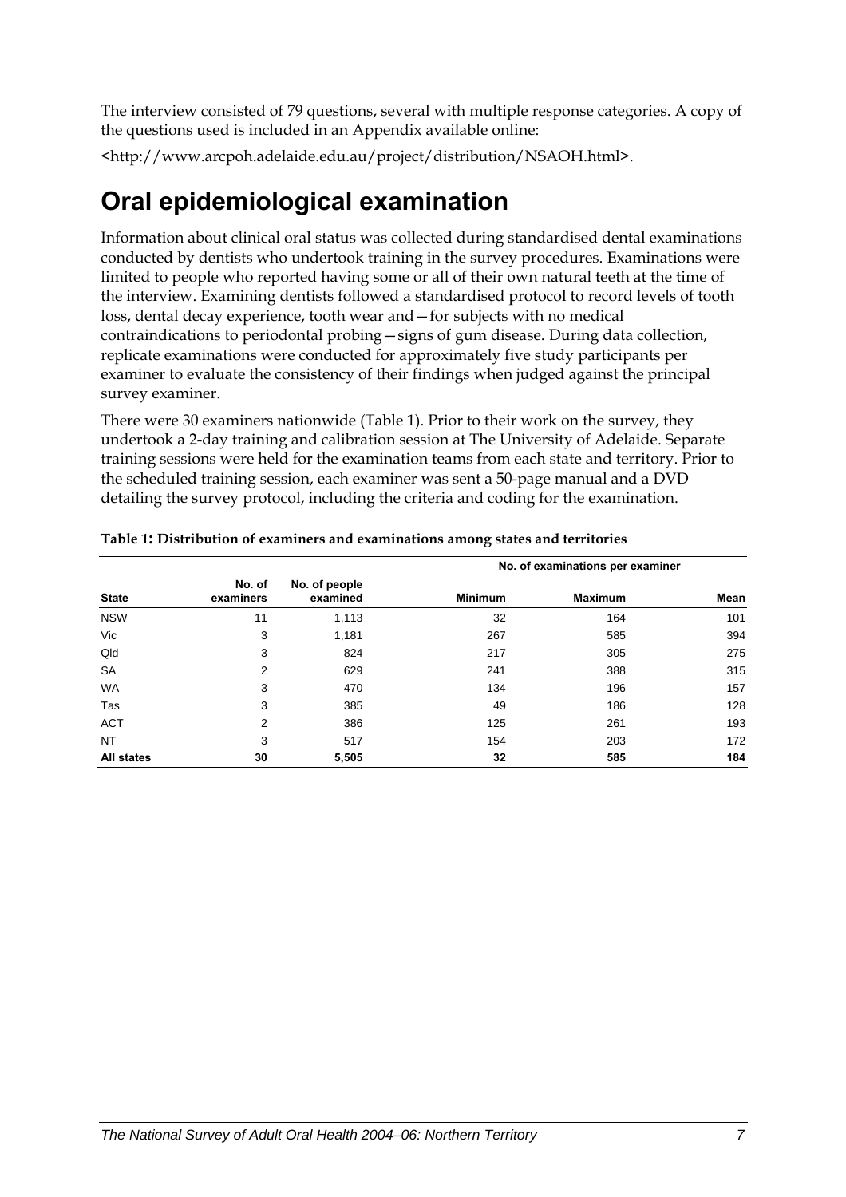The interview consisted of 79 questions, several with multiple response categories. A copy of the questions used is included in an Appendix available online:

<http://www.arcpoh.adelaide.edu.au/project/distribution/NSAOH.html>.

# Oral epidemiological examination

Information about clinical oral status was collected during standardised dental examinations conducted by dentists who undertook training in the survey procedures. Examinations were limited to people who reported having some or all of their own natural teeth at the time of the interview. Examining dentists followed a standardised protocol to record levels of tooth loss, dental decay experience, tooth wear and—for subjects with no medical contraindications to periodontal probing—signs of gum disease. During data collection, replicate examinations were conducted for approximately five study participants per examiner to evaluate the consistency of their findings when judged against the principal survey examiner.

There were 30 examiners nationwide (Table 1). Prior to their work on the survey, they undertook a 2-day training and calibration session at The University of Adelaide. Separate training sessions were held for the examination teams from each state and territory. Prior to the scheduled training session, each examiner was sent a 50-page manual and a DVD detailing the survey protocol, including the criteria and coding for the examination.

**Table 1: Distribution of examiners and examinations among states and territories**

| State | No. of examiners | No. of people examined | No. of examinations per examiner | | |
|---|---|---|---|---|---|
| | | | Minimum | Maximum | Mean |
| NSW | 11 | 1,113 | 32 | 164 | 101 |
| Vic | 3 | 1,181 | 267 | 585 | 394 |
| Qld | 3 | 824 | 217 | 305 | 275 |
| SA | 2 | 629 | 241 | 388 | 315 |
| WA | 3 | 470 | 134 | 196 | 157 |
| Tas | 3 | 385 | 49 | 186 | 128 |
| ACT | 2 | 386 | 125 | 261 | 193 |
| NT | 3 | 517 | 154 | 203 | 172 |
| **All states** | **30** | **5,505** | **32** | **585** | **184** |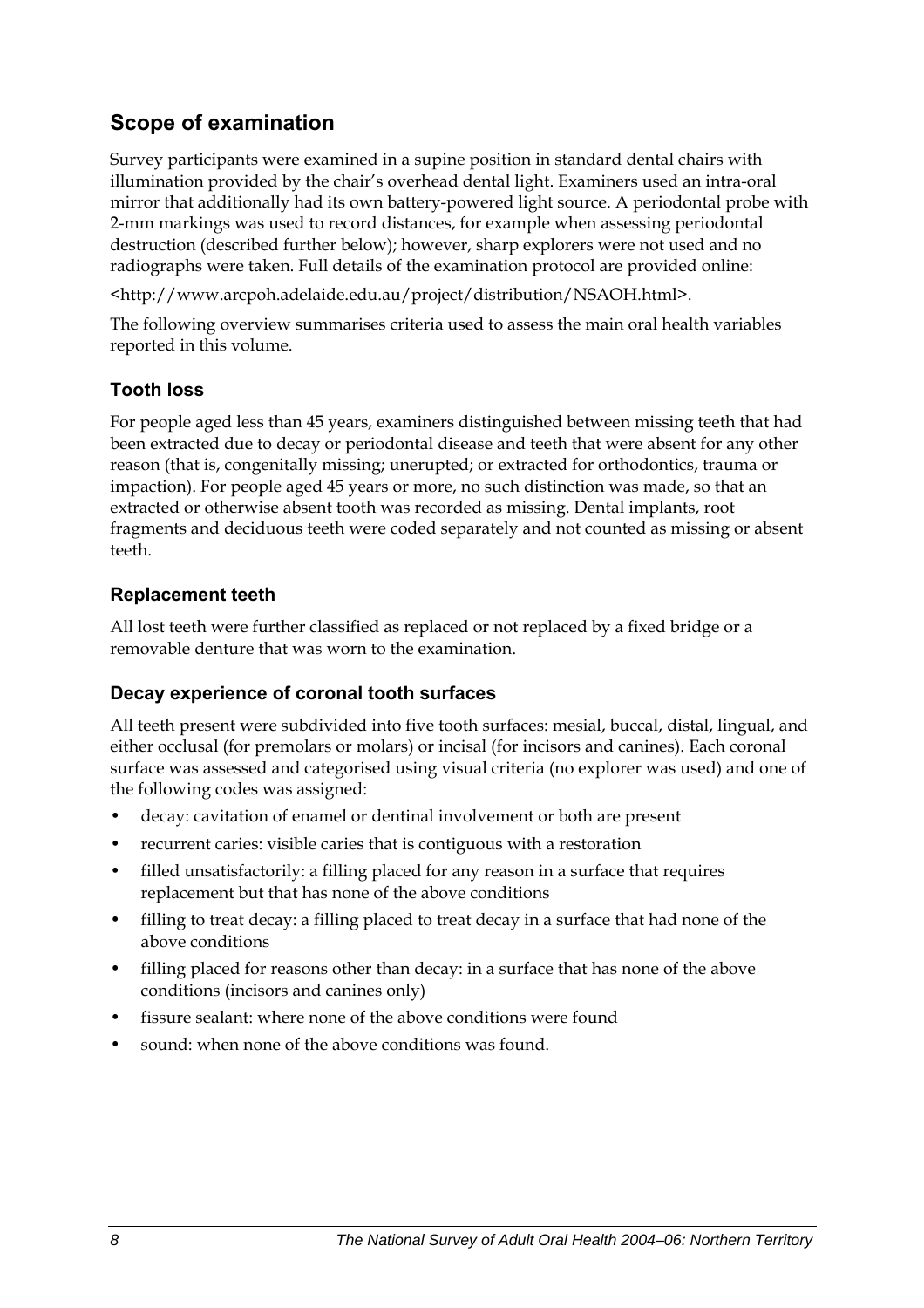## Scope of examination

Survey participants were examined in a supine position in standard dental chairs with illumination provided by the chair's overhead dental light. Examiners used an intra-oral mirror that additionally had its own battery-powered light source. A periodontal probe with 2-mm markings was used to record distances, for example when assessing periodontal destruction (described further below); however, sharp explorers were not used and no radiographs were taken. Full details of the examination protocol are provided online:

<http://www.arcpoh.adelaide.edu.au/project/distribution/NSAOH.html>.

The following overview summarises criteria used to assess the main oral health variables reported in this volume.

### Tooth loss

For people aged less than 45 years, examiners distinguished between missing teeth that had been extracted due to decay or periodontal disease and teeth that were absent for any other reason (that is, congenitally missing; unerupted; or extracted for orthodontics, trauma or impaction). For people aged 45 years or more, no such distinction was made, so that an extracted or otherwise absent tooth was recorded as missing. Dental implants, root fragments and deciduous teeth were coded separately and not counted as missing or absent teeth.

### Replacement teeth

All lost teeth were further classified as replaced or not replaced by a fixed bridge or a removable denture that was worn to the examination.

### Decay experience of coronal tooth surfaces

All teeth present were subdivided into five tooth surfaces: mesial, buccal, distal, lingual, and either occlusal (for premolars or molars) or incisal (for incisors and canines). Each coronal surface was assessed and categorised using visual criteria (no explorer was used) and one of the following codes was assigned:

- decay: cavitation of enamel or dentinal involvement or both are present
- recurrent caries: visible caries that is contiguous with a restoration
- filled unsatisfactorily: a filling placed for any reason in a surface that requires replacement but that has none of the above conditions
- filling to treat decay: a filling placed to treat decay in a surface that had none of the above conditions
- filling placed for reasons other than decay: in a surface that has none of the above conditions (incisors and canines only)
- fissure sealant: where none of the above conditions were found
- sound: when none of the above conditions was found.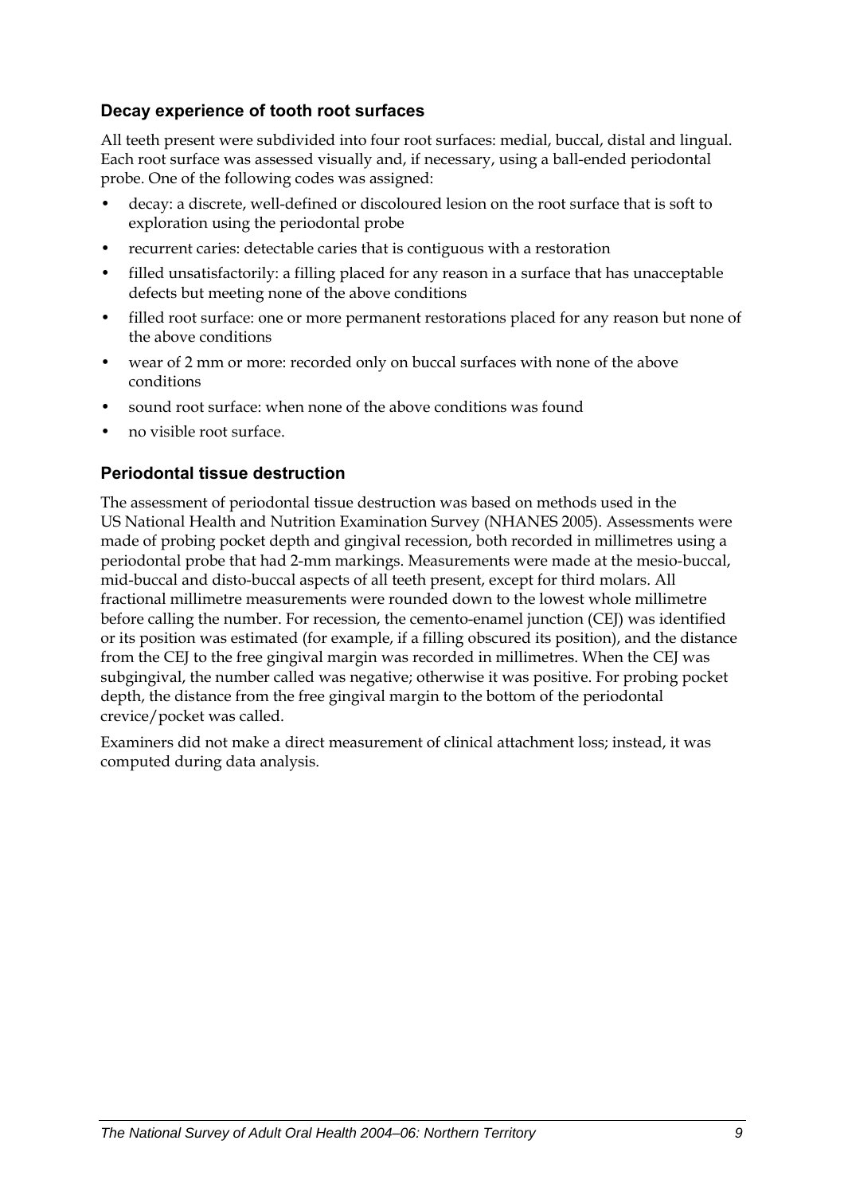### Decay experience of tooth root surfaces

All teeth present were subdivided into four root surfaces: medial, buccal, distal and lingual. Each root surface was assessed visually and, if necessary, using a ball-ended periodontal probe. One of the following codes was assigned:

- decay: a discrete, well-defined or discoloured lesion on the root surface that is soft to exploration using the periodontal probe
- recurrent caries: detectable caries that is contiguous with a restoration
- filled unsatisfactorily: a filling placed for any reason in a surface that has unacceptable defects but meeting none of the above conditions
- filled root surface: one or more permanent restorations placed for any reason but none of the above conditions
- wear of 2 mm or more: recorded only on buccal surfaces with none of the above conditions
- sound root surface: when none of the above conditions was found
- no visible root surface.

### Periodontal tissue destruction

The assessment of periodontal tissue destruction was based on methods used in the US National Health and Nutrition Examination Survey (NHANES 2005). Assessments were made of probing pocket depth and gingival recession, both recorded in millimetres using a periodontal probe that had 2-mm markings. Measurements were made at the mesio-buccal, mid-buccal and disto-buccal aspects of all teeth present, except for third molars. All fractional millimetre measurements were rounded down to the lowest whole millimetre before calling the number. For recession, the cemento-enamel junction (CEJ) was identified or its position was estimated (for example, if a filling obscured its position), and the distance from the CEJ to the free gingival margin was recorded in millimetres. When the CEJ was subgingival, the number called was negative; otherwise it was positive. For probing pocket depth, the distance from the free gingival margin to the bottom of the periodontal crevice/pocket was called.

Examiners did not make a direct measurement of clinical attachment loss; instead, it was computed during data analysis.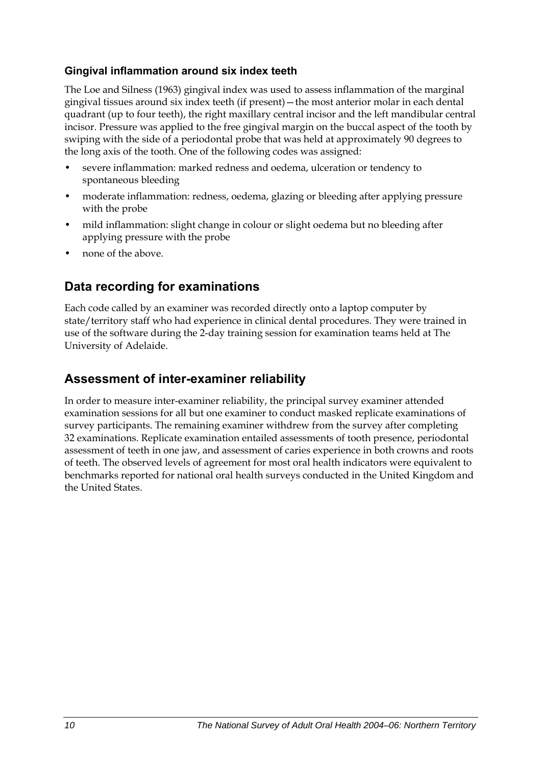### Gingival inflammation around six index teeth

The Loe and Silness (1963) gingival index was used to assess inflammation of the marginal gingival tissues around six index teeth (if present)—the most anterior molar in each dental quadrant (up to four teeth), the right maxillary central incisor and the left mandibular central incisor. Pressure was applied to the free gingival margin on the buccal aspect of the tooth by swiping with the side of a periodontal probe that was held at approximately 90 degrees to the long axis of the tooth. One of the following codes was assigned:

- severe inflammation: marked redness and oedema, ulceration or tendency to spontaneous bleeding
- moderate inflammation: redness, oedema, glazing or bleeding after applying pressure with the probe
- mild inflammation: slight change in colour or slight oedema but no bleeding after applying pressure with the probe
- none of the above.

## Data recording for examinations

Each code called by an examiner was recorded directly onto a laptop computer by state/territory staff who had experience in clinical dental procedures. They were trained in use of the software during the 2-day training session for examination teams held at The University of Adelaide.

## Assessment of inter-examiner reliability

In order to measure inter-examiner reliability, the principal survey examiner attended examination sessions for all but one examiner to conduct masked replicate examinations of survey participants. The remaining examiner withdrew from the survey after completing 32 examinations. Replicate examination entailed assessments of tooth presence, periodontal assessment of teeth in one jaw, and assessment of caries experience in both crowns and roots of teeth. The observed levels of agreement for most oral health indicators were equivalent to benchmarks reported for national oral health surveys conducted in the United Kingdom and the United States.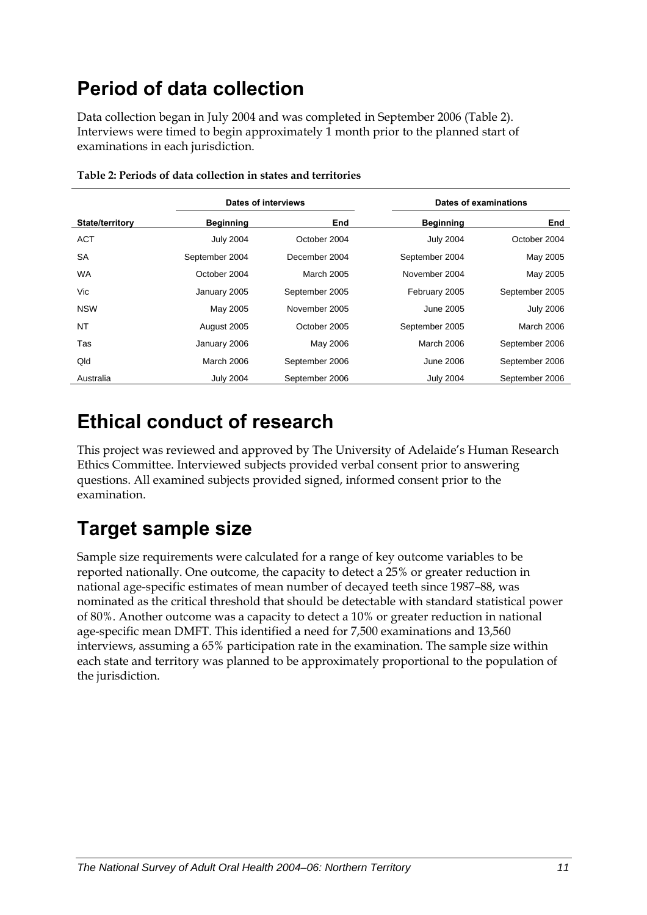# Period of data collection

Data collection began in July 2004 and was completed in September 2006 (Table 2). Interviews were timed to begin approximately 1 month prior to the planned start of examinations in each jurisdiction.

**Table 2: Periods of data collection in states and territories**

| | Dates of interviews | | Dates of examinations | |
|---|---|---|---|---|
| **State/territory** | **Beginning** | **End** | **Beginning** | **End** |
| ACT | July 2004 | October 2004 | July 2004 | October 2004 |
| SA | September 2004 | December 2004 | September 2004 | May 2005 |
| WA | October 2004 | March 2005 | November 2004 | May 2005 |
| Vic | January 2005 | September 2005 | February 2005 | September 2005 |
| NSW | May 2005 | November 2005 | June 2005 | July 2006 |
| NT | August 2005 | October 2005 | September 2005 | March 2006 |
| Tas | January 2006 | May 2006 | March 2006 | September 2006 |
| Qld | March 2006 | September 2006 | June 2006 | September 2006 |
| Australia | July 2004 | September 2006 | July 2004 | September 2006 |

# Ethical conduct of research

This project was reviewed and approved by The University of Adelaide's Human Research Ethics Committee. Interviewed subjects provided verbal consent prior to answering questions. All examined subjects provided signed, informed consent prior to the examination.

# Target sample size

Sample size requirements were calculated for a range of key outcome variables to be reported nationally. One outcome, the capacity to detect a 25% or greater reduction in national age-specific estimates of mean number of decayed teeth since 1987–88, was nominated as the critical threshold that should be detectable with standard statistical power of 80%. Another outcome was a capacity to detect a 10% or greater reduction in national age-specific mean DMFT. This identified a need for 7,500 examinations and 13,560 interviews, assuming a 65% participation rate in the examination. The sample size within each state and territory was planned to be approximately proportional to the population of the jurisdiction.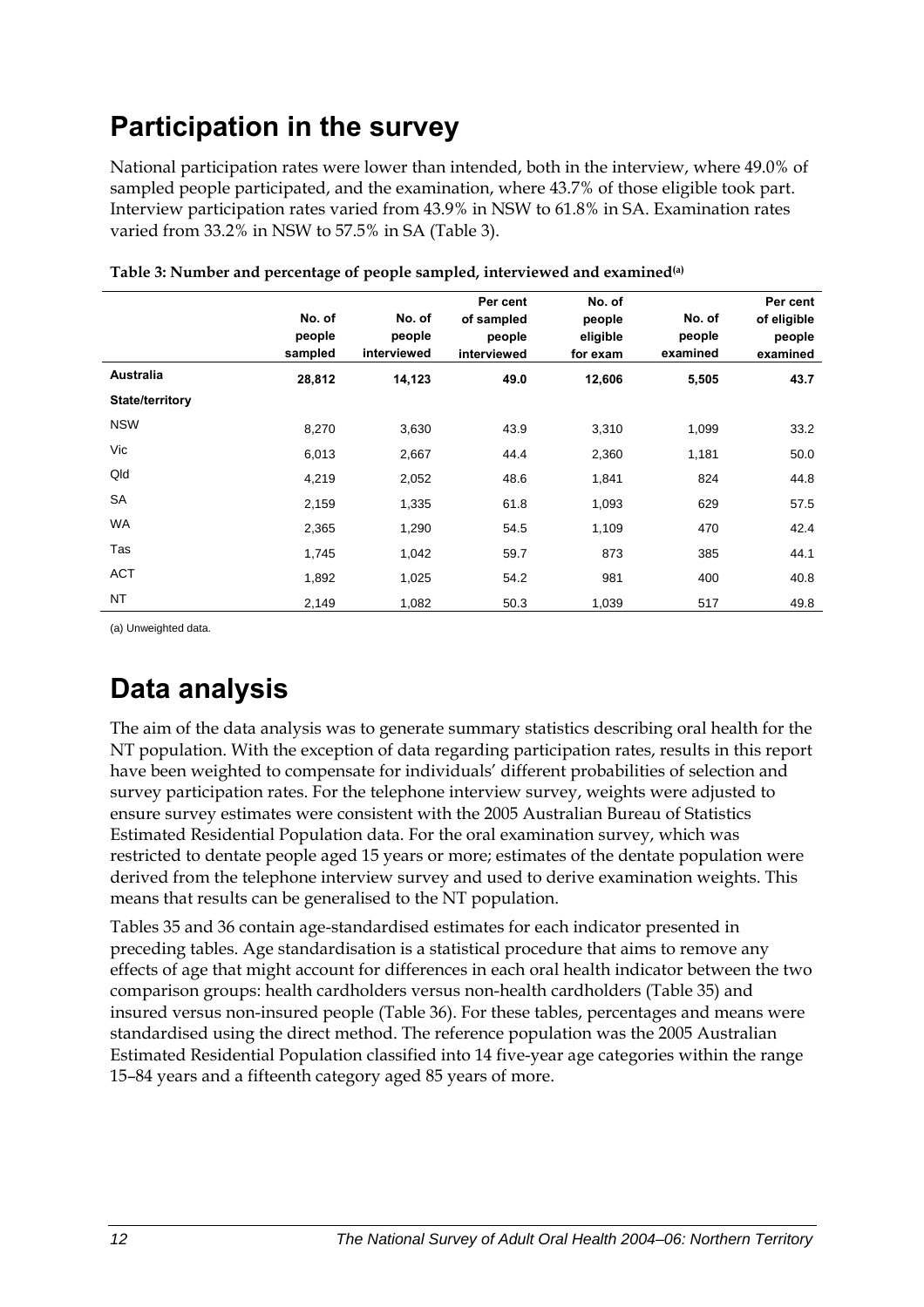# Participation in the survey

National participation rates were lower than intended, both in the interview, where 49.0% of sampled people participated, and the examination, where 43.7% of those eligible took part. Interview participation rates varied from 43.9% in NSW to 61.8% in SA. Examination rates varied from 33.2% in NSW to 57.5% in SA (Table 3).

**Table 3: Number and percentage of people sampled, interviewed and examined[(a)]**

| | No. of people sampled | No. of people interviewed | Per cent of sampled people interviewed | No. of people eligible for exam | No. of people examined | Per cent of eligible people examined |
|---|---|---|---|---|---|---|
| **Australia** | **28,812** | **14,123** | **49.0** | **12,606** | **5,505** | **43.7** |
| **State/territory** | | | | | | |
| NSW | 8,270 | 3,630 | 43.9 | 3,310 | 1,099 | 33.2 |
| Vic | 6,013 | 2,667 | 44.4 | 2,360 | 1,181 | 50.0 |
| Qld | 4,219 | 2,052 | 48.6 | 1,841 | 824 | 44.8 |
| SA | 2,159 | 1,335 | 61.8 | 1,093 | 629 | 57.5 |
| WA | 2,365 | 1,290 | 54.5 | 1,109 | 470 | 42.4 |
| Tas | 1,745 | 1,042 | 59.7 | 873 | 385 | 44.1 |
| ACT | 1,892 | 1,025 | 54.2 | 981 | 400 | 40.8 |
| NT | 2,149 | 1,082 | 50.3 | 1,039 | 517 | 49.8 |

(a) Unweighted data.

# Data analysis

The aim of the data analysis was to generate summary statistics describing oral health for the NT population. With the exception of data regarding participation rates, results in this report have been weighted to compensate for individuals' different probabilities of selection and survey participation rates. For the telephone interview survey, weights were adjusted to ensure survey estimates were consistent with the 2005 Australian Bureau of Statistics Estimated Residential Population data. For the oral examination survey, which was restricted to dentate people aged 15 years or more; estimates of the dentate population were derived from the telephone interview survey and used to derive examination weights. This means that results can be generalised to the NT population.

Tables 35 and 36 contain age-standardised estimates for each indicator presented in preceding tables. Age standardisation is a statistical procedure that aims to remove any effects of age that might account for differences in each oral health indicator between the two comparison groups: health cardholders versus non-health cardholders (Table 35) and insured versus non-insured people (Table 36). For these tables, percentages and means were standardised using the direct method. The reference population was the 2005 Australian Estimated Residential Population classified into 14 five-year age categories within the range 15–84 years and a fifteenth category aged 85 years of more.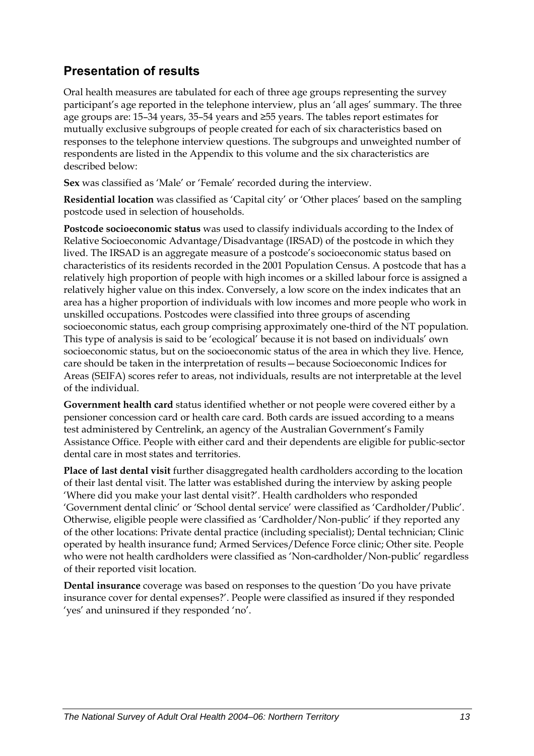## Presentation of results

Oral health measures are tabulated for each of three age groups representing the survey participant's age reported in the telephone interview, plus an 'all ages' summary. The three age groups are: 15–34 years, 35–54 years and ≥55 years. The tables report estimates for mutually exclusive subgroups of people created for each of six characteristics based on responses to the telephone interview questions. The subgroups and unweighted number of respondents are listed in the Appendix to this volume and the six characteristics are described below:

**Sex** was classified as 'Male' or 'Female' recorded during the interview.

**Residential location** was classified as 'Capital city' or 'Other places' based on the sampling postcode used in selection of households.

**Postcode socioeconomic status** was used to classify individuals according to the Index of Relative Socioeconomic Advantage/Disadvantage (IRSAD) of the postcode in which they lived. The IRSAD is an aggregate measure of a postcode's socioeconomic status based on characteristics of its residents recorded in the 2001 Population Census. A postcode that has a relatively high proportion of people with high incomes or a skilled labour force is assigned a relatively higher value on this index. Conversely, a low score on the index indicates that an area has a higher proportion of individuals with low incomes and more people who work in unskilled occupations. Postcodes were classified into three groups of ascending socioeconomic status, each group comprising approximately one-third of the NT population. This type of analysis is said to be 'ecological' because it is not based on individuals' own socioeconomic status, but on the socioeconomic status of the area in which they live. Hence, care should be taken in the interpretation of results—because Socioeconomic Indices for Areas (SEIFA) scores refer to areas, not individuals, results are not interpretable at the level of the individual.

**Government health card** status identified whether or not people were covered either by a pensioner concession card or health care card. Both cards are issued according to a means test administered by Centrelink, an agency of the Australian Government's Family Assistance Office. People with either card and their dependents are eligible for public-sector dental care in most states and territories.

**Place of last dental visit** further disaggregated health cardholders according to the location of their last dental visit. The latter was established during the interview by asking people 'Where did you make your last dental visit?'. Health cardholders who responded 'Government dental clinic' or 'School dental service' were classified as 'Cardholder/Public'. Otherwise, eligible people were classified as 'Cardholder/Non-public' if they reported any of the other locations: Private dental practice (including specialist); Dental technician; Clinic operated by health insurance fund; Armed Services/Defence Force clinic; Other site. People who were not health cardholders were classified as 'Non-cardholder/Non-public' regardless of their reported visit location.

**Dental insurance** coverage was based on responses to the question 'Do you have private insurance cover for dental expenses?'. People were classified as insured if they responded 'yes' and uninsured if they responded 'no'.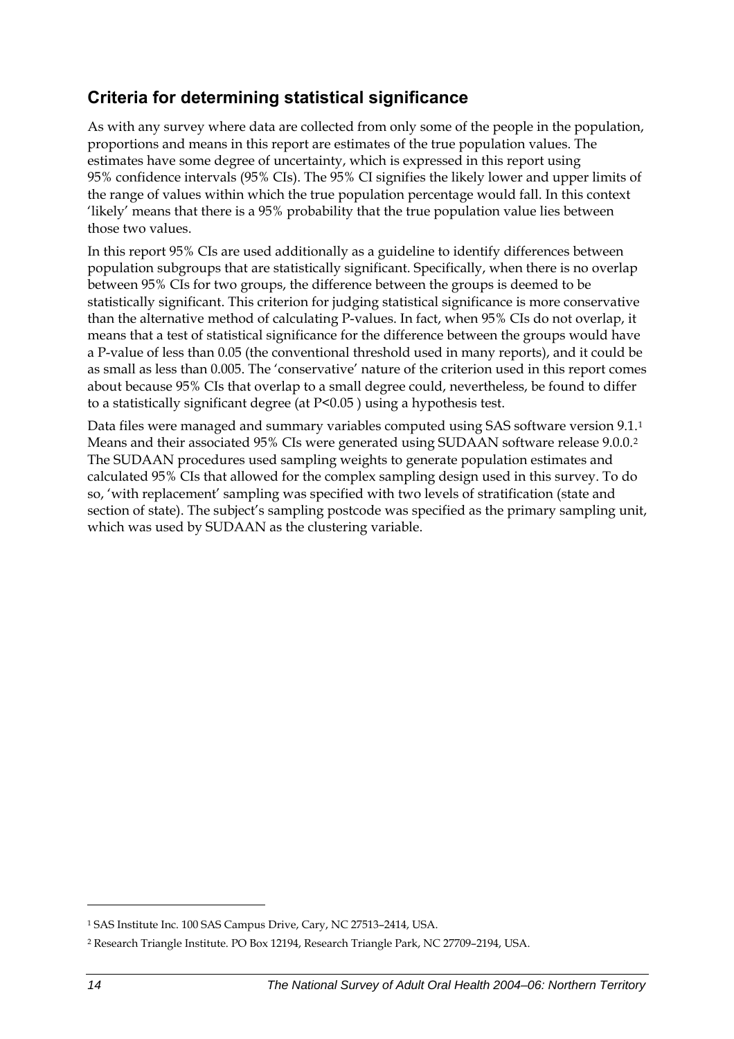## Criteria for determining statistical significance

As with any survey where data are collected from only some of the people in the population, proportions and means in this report are estimates of the true population values. The estimates have some degree of uncertainty, which is expressed in this report using 95% confidence intervals (95% CIs). The 95% CI signifies the likely lower and upper limits of the range of values within which the true population percentage would fall. In this context 'likely' means that there is a 95% probability that the true population value lies between those two values.

In this report 95% CIs are used additionally as a guideline to identify differences between population subgroups that are statistically significant. Specifically, when there is no overlap between 95% CIs for two groups, the difference between the groups is deemed to be statistically significant. This criterion for judging statistical significance is more conservative than the alternative method of calculating P-values. In fact, when 95% CIs do not overlap, it means that a test of statistical significance for the difference between the groups would have a P-value of less than 0.05 (the conventional threshold used in many reports), and it could be as small as less than 0.005. The 'conservative' nature of the criterion used in this report comes about because 95% CIs that overlap to a small degree could, nevertheless, be found to differ to a statistically significant degree (at $P<0.05$ ) using a hypothesis test.

Data files were managed and summary variables computed using SAS software version 9.1.[1] Means and their associated 95% CIs were generated using SUDAAN software release 9.0.0.[2] The SUDAAN procedures used sampling weights to generate population estimates and calculated 95% CIs that allowed for the complex sampling design used in this survey. To do so, 'with replacement' sampling was specified with two levels of stratification (state and section of state). The subject's sampling postcode was specified as the primary sampling unit, which was used by SUDAAN as the clustering variable.

---

[1] SAS Institute Inc. 100 SAS Campus Drive, Cary, NC 27513–2414, USA.

[2] Research Triangle Institute. PO Box 12194, Research Triangle Park, NC 27709–2194, USA.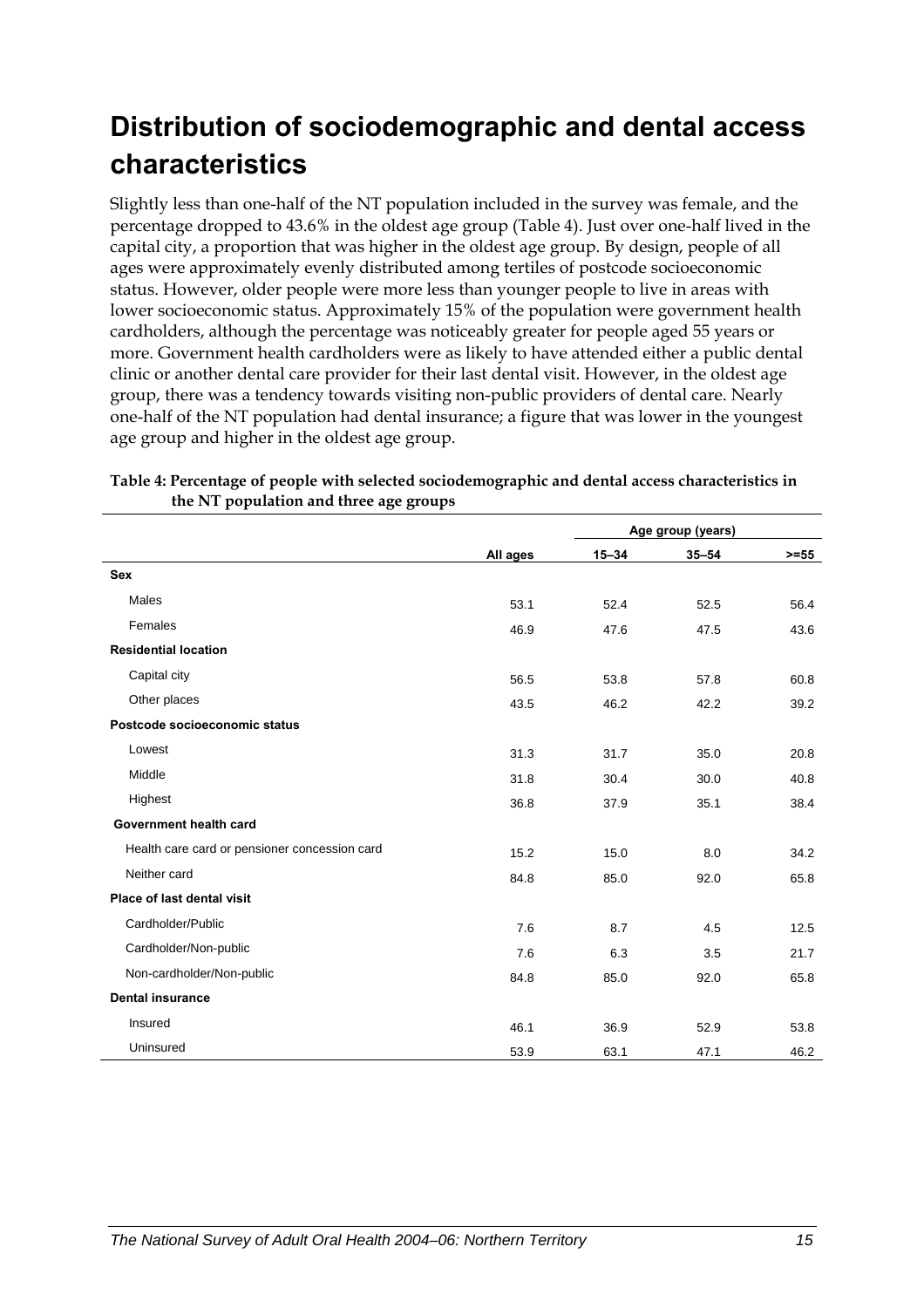# Distribution of sociodemographic and dental access characteristics

Slightly less than one-half of the NT population included in the survey was female, and the percentage dropped to 43.6% in the oldest age group (Table 4). Just over one-half lived in the capital city, a proportion that was higher in the oldest age group. By design, people of all ages were approximately evenly distributed among tertiles of postcode socioeconomic status. However, older people were more less than younger people to live in areas with lower socioeconomic status. Approximately 15% of the population were government health cardholders, although the percentage was noticeably greater for people aged 55 years or more. Government health cardholders were as likely to have attended either a public dental clinic or another dental care provider for their last dental visit. However, in the oldest age group, there was a tendency towards visiting non-public providers of dental care. Nearly one-half of the NT population had dental insurance; a figure that was lower in the youngest age group and higher in the oldest age group.

**Table 4: Percentage of people with selected sociodemographic and dental access characteristics in the NT population and three age groups**

| | | Age group (years) | | |
|---|---|---|---|---|
| | All ages | 15–34 | 35–54 | >=55 |
| **Sex** | | | | |
| Males | 53.1 | 52.4 | 52.5 | 56.4 |
| Females | 46.9 | 47.6 | 47.5 | 43.6 |
| **Residential location** | | | | |
| Capital city | 56.5 | 53.8 | 57.8 | 60.8 |
| Other places | 43.5 | 46.2 | 42.2 | 39.2 |
| **Postcode socioeconomic status** | | | | |
| Lowest | 31.3 | 31.7 | 35.0 | 20.8 |
| Middle | 31.8 | 30.4 | 30.0 | 40.8 |
| Highest | 36.8 | 37.9 | 35.1 | 38.4 |
| **Government health card** | | | | |
| Health care card or pensioner concession card | 15.2 | 15.0 | 8.0 | 34.2 |
| Neither card | 84.8 | 85.0 | 92.0 | 65.8 |
| **Place of last dental visit** | | | | |
| Cardholder/Public | 7.6 | 8.7 | 4.5 | 12.5 |
| Cardholder/Non-public | 7.6 | 6.3 | 3.5 | 21.7 |
| Non-cardholder/Non-public | 84.8 | 85.0 | 92.0 | 65.8 |
| **Dental insurance** | | | | |
| Insured | 46.1 | 36.9 | 52.9 | 53.8 |
| Uninsured | 53.9 | 63.1 | 47.1 | 46.2 |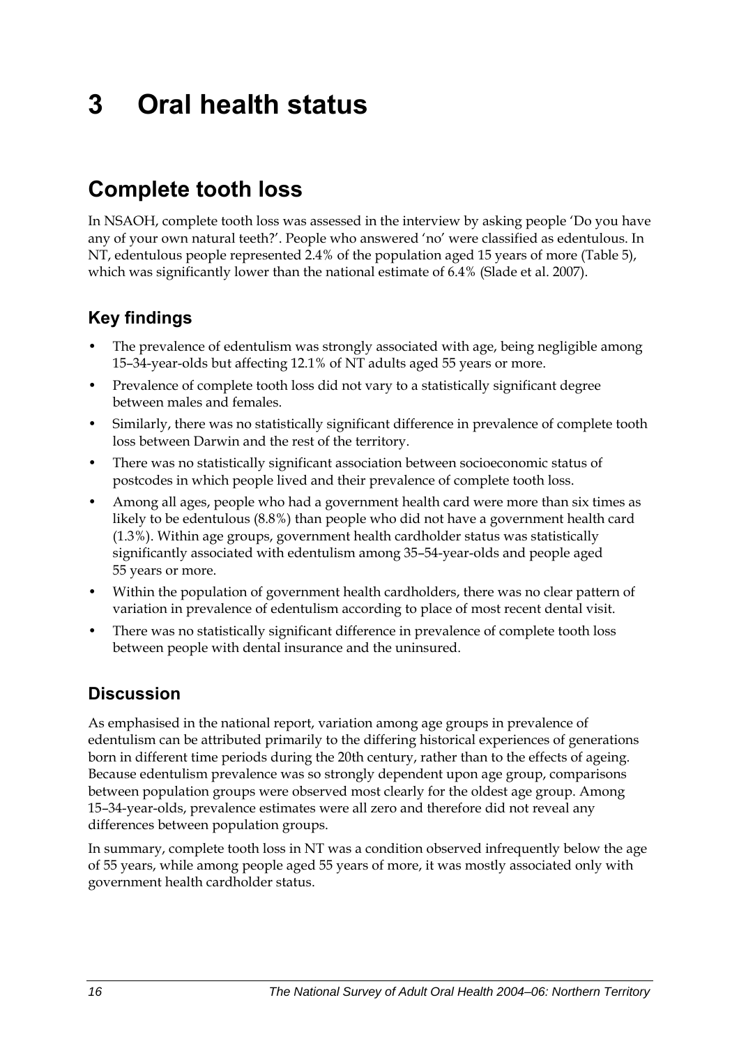# 3 Oral health status

## Complete tooth loss

In NSAOH, complete tooth loss was assessed in the interview by asking people 'Do you have any of your own natural teeth?'. People who answered 'no' were classified as edentulous. In NT, edentulous people represented 2.4% of the population aged 15 years of more (Table 5), which was significantly lower than the national estimate of 6.4% (Slade et al. 2007).

### Key findings

- The prevalence of edentulism was strongly associated with age, being negligible among 15–34-year-olds but affecting 12.1% of NT adults aged 55 years or more.
- Prevalence of complete tooth loss did not vary to a statistically significant degree between males and females.
- Similarly, there was no statistically significant difference in prevalence of complete tooth loss between Darwin and the rest of the territory.
- There was no statistically significant association between socioeconomic status of postcodes in which people lived and their prevalence of complete tooth loss.
- Among all ages, people who had a government health card were more than six times as likely to be edentulous (8.8%) than people who did not have a government health card (1.3%). Within age groups, government health cardholder status was statistically significantly associated with edentulism among 35–54-year-olds and people aged 55 years or more.
- Within the population of government health cardholders, there was no clear pattern of variation in prevalence of edentulism according to place of most recent dental visit.
- There was no statistically significant difference in prevalence of complete tooth loss between people with dental insurance and the uninsured.

### Discussion

As emphasised in the national report, variation among age groups in prevalence of edentulism can be attributed primarily to the differing historical experiences of generations born in different time periods during the 20th century, rather than to the effects of ageing. Because edentulism prevalence was so strongly dependent upon age group, comparisons between population groups were observed most clearly for the oldest age group. Among 15–34-year-olds, prevalence estimates were all zero and therefore did not reveal any differences between population groups.

In summary, complete tooth loss in NT was a condition observed infrequently below the age of 55 years, while among people aged 55 years of more, it was mostly associated only with government health cardholder status.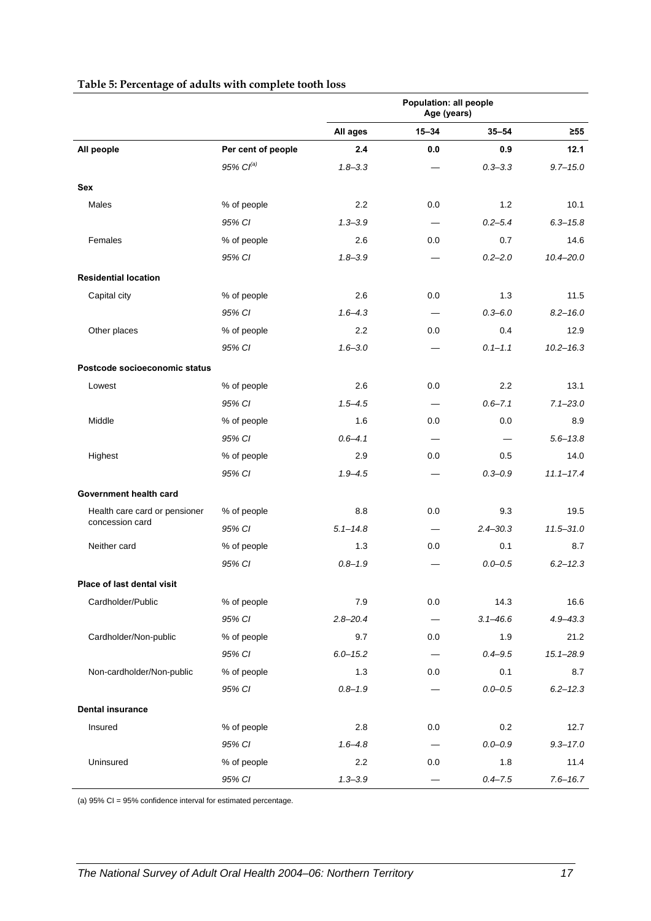**Table 5: Percentage of adults with complete tooth loss**

| | | Population: all people Age (years) | | | |
|---|---|---|---|---|---|
| | | All ages | 15–34 | 35–54 | ≥55 |
| **All people** | **Per cent of people** | **2.4** | **0.0** | **0.9** | **12.1** |
| | *95% CI*[(a)] | *1.8–3.3* | — | *0.3–3.3* | *9.7–15.0* |
| **Sex** | | | | | |
| Males | % of people | 2.2 | 0.0 | 1.2 | 10.1 |
| | *95% CI* | *1.3–3.9* | — | *0.2–5.4* | *6.3–15.8* |
| Females | % of people | 2.6 | 0.0 | 0.7 | 14.6 |
| | *95% CI* | *1.8–3.9* | — | *0.2–2.0* | *10.4–20.0* |
| **Residential location** | | | | | |
| Capital city | % of people | 2.6 | 0.0 | 1.3 | 11.5 |
| | *95% CI* | *1.6–4.3* | — | *0.3–6.0* | *8.2–16.0* |
| Other places | % of people | 2.2 | 0.0 | 0.4 | 12.9 |
| | *95% CI* | *1.6–3.0* | — | *0.1–1.1* | *10.2–16.3* |
| **Postcode socioeconomic status** | | | | | |
| Lowest | % of people | 2.6 | 0.0 | 2.2 | 13.1 |
| | *95% CI* | *1.5–4.5* | — | *0.6–7.1* | *7.1–23.0* |
| Middle | % of people | 1.6 | 0.0 | 0.0 | 8.9 |
| | *95% CI* | *0.6–4.1* | — | — | *5.6–13.8* |
| Highest | % of people | 2.9 | 0.0 | 0.5 | 14.0 |
| | *95% CI* | *1.9–4.5* | — | *0.3–0.9* | *11.1–17.4* |
| **Government health card** | | | | | |
| Health care card or pensioner concession card | % of people | 8.8 | 0.0 | 9.3 | 19.5 |
| | *95% CI* | *5.1–14.8* | — | *2.4–30.3* | *11.5–31.0* |
| Neither card | % of people | 1.3 | 0.0 | 0.1 | 8.7 |
| | *95% CI* | *0.8–1.9* | — | *0.0–0.5* | *6.2–12.3* |
| **Place of last dental visit** | | | | | |
| Cardholder/Public | % of people | 7.9 | 0.0 | 14.3 | 16.6 |
| | *95% CI* | *2.8–20.4* | — | *3.1–46.6* | *4.9–43.3* |
| Cardholder/Non-public | % of people | 9.7 | 0.0 | 1.9 | 21.2 |
| | *95% CI* | *6.0–15.2* | — | *0.4–9.5* | *15.1–28.9* |
| Non-cardholder/Non-public | % of people | 1.3 | 0.0 | 0.1 | 8.7 |
| | *95% CI* | *0.8–1.9* | — | *0.0–0.5* | *6.2–12.3* |
| **Dental insurance** | | | | | |
| Insured | % of people | 2.8 | 0.0 | 0.2 | 12.7 |
| | *95% CI* | *1.6–4.8* | — | *0.0–0.9* | *9.3–17.0* |
| Uninsured | % of people | 2.2 | 0.0 | 1.8 | 11.4 |
| | *95% CI* | *1.3–3.9* | — | *0.4–7.5* | *7.6–16.7* |

(a) 95% CI = 95% confidence interval for estimated percentage.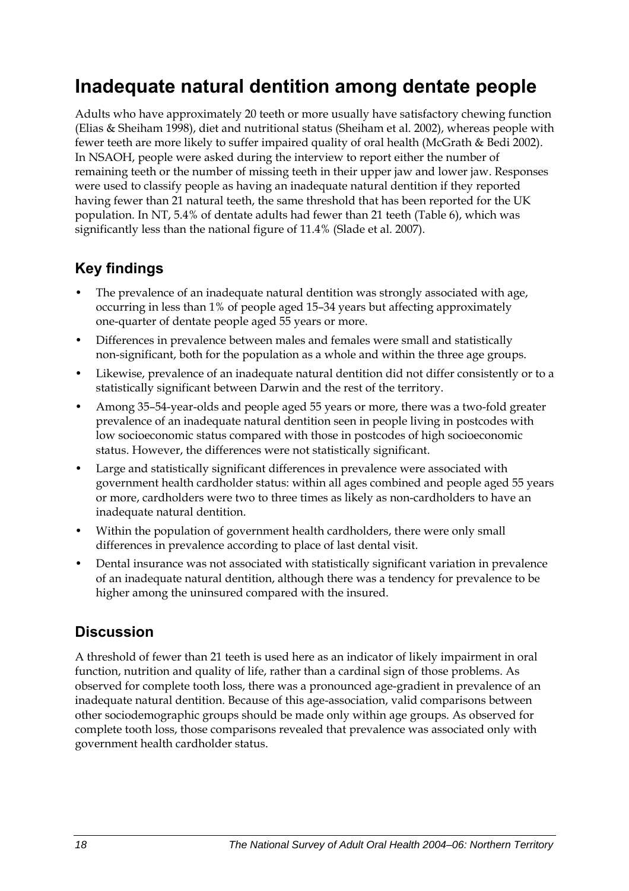# Inadequate natural dentition among dentate people

Adults who have approximately 20 teeth or more usually have satisfactory chewing function (Elias & Sheiham 1998), diet and nutritional status (Sheiham et al. 2002), whereas people with fewer teeth are more likely to suffer impaired quality of oral health (McGrath & Bedi 2002). In NSAOH, people were asked during the interview to report either the number of remaining teeth or the number of missing teeth in their upper jaw and lower jaw. Responses were used to classify people as having an inadequate natural dentition if they reported having fewer than 21 natural teeth, the same threshold that has been reported for the UK population. In NT, 5.4% of dentate adults had fewer than 21 teeth (Table 6), which was significantly less than the national figure of 11.4% (Slade et al. 2007).

## Key findings

- The prevalence of an inadequate natural dentition was strongly associated with age, occurring in less than 1% of people aged 15–34 years but affecting approximately one-quarter of dentate people aged 55 years or more.
- Differences in prevalence between males and females were small and statistically non-significant, both for the population as a whole and within the three age groups.
- Likewise, prevalence of an inadequate natural dentition did not differ consistently or to a statistically significant between Darwin and the rest of the territory.
- Among 35–54-year-olds and people aged 55 years or more, there was a two-fold greater prevalence of an inadequate natural dentition seen in people living in postcodes with low socioeconomic status compared with those in postcodes of high socioeconomic status. However, the differences were not statistically significant.
- Large and statistically significant differences in prevalence were associated with government health cardholder status: within all ages combined and people aged 55 years or more, cardholders were two to three times as likely as non-cardholders to have an inadequate natural dentition.
- Within the population of government health cardholders, there were only small differences in prevalence according to place of last dental visit.
- Dental insurance was not associated with statistically significant variation in prevalence of an inadequate natural dentition, although there was a tendency for prevalence to be higher among the uninsured compared with the insured.

## Discussion

A threshold of fewer than 21 teeth is used here as an indicator of likely impairment in oral function, nutrition and quality of life, rather than a cardinal sign of those problems. As observed for complete tooth loss, there was a pronounced age-gradient in prevalence of an inadequate natural dentition. Because of this age-association, valid comparisons between other sociodemographic groups should be made only within age groups. As observed for complete tooth loss, those comparisons revealed that prevalence was associated only with government health cardholder status.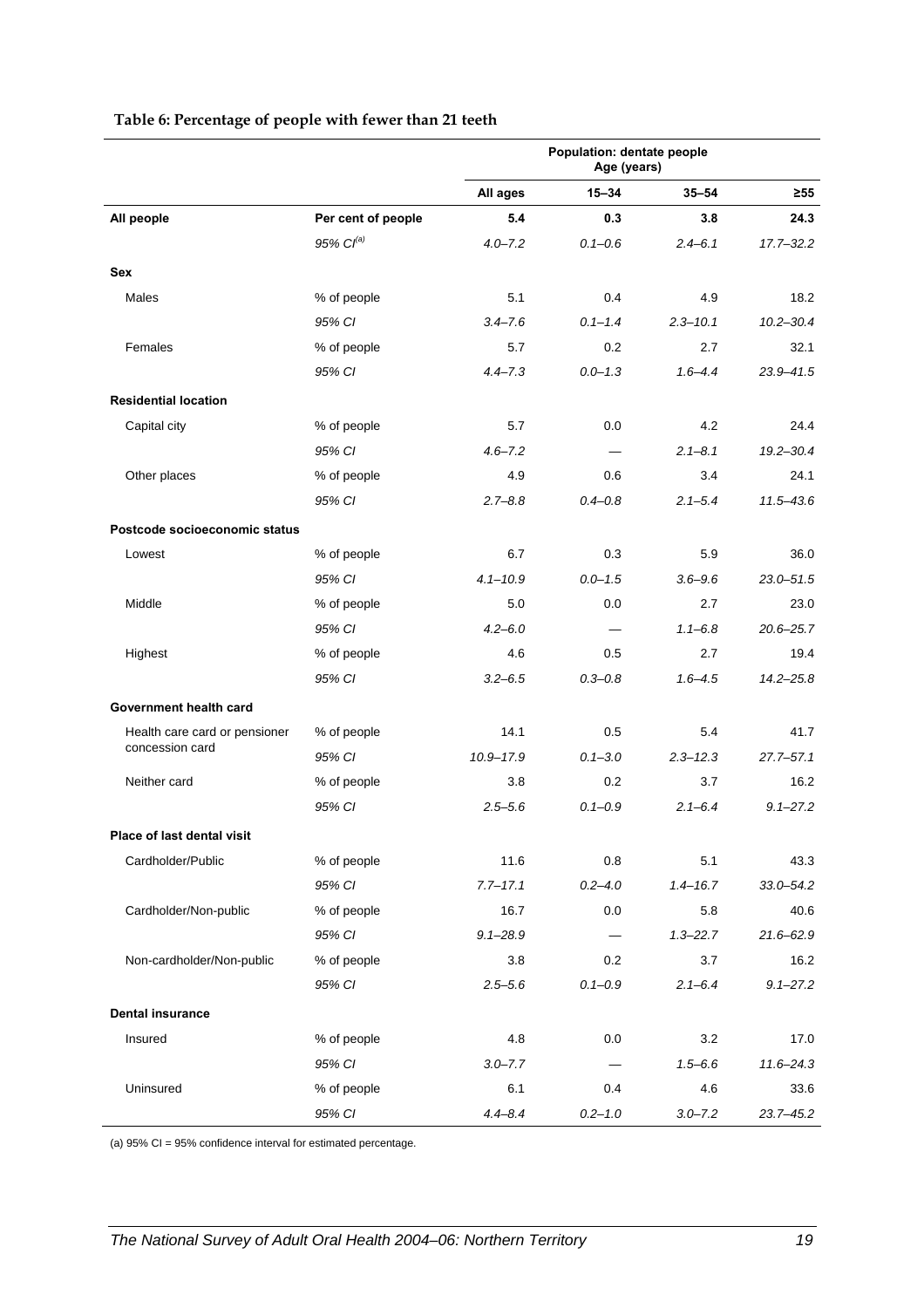**Table 6: Percentage of people with fewer than 21 teeth**

| | | Population: dentate people Age (years) | | | |
|---|---|---|---|---|---|
| | | **All ages** | **15–34** | **35–54** | **≥55** |
| **All people** | **Per cent of people** | **5.4** | **0.3** | **3.8** | **24.3** |
| | *95% CI[(a)]* | *4.0–7.2* | *0.1–0.6* | *2.4–6.1* | *17.7–32.2* |
| **Sex** | | | | | |
| Males | % of people | 5.1 | 0.4 | 4.9 | 18.2 |
| | *95% CI* | *3.4–7.6* | *0.1–1.4* | *2.3–10.1* | *10.2–30.4* |
| Females | % of people | 5.7 | 0.2 | 2.7 | 32.1 |
| | *95% CI* | *4.4–7.3* | *0.0–1.3* | *1.6–4.4* | *23.9–41.5* |
| **Residential location** | | | | | |
| Capital city | % of people | 5.7 | 0.0 | 4.2 | 24.4 |
| | *95% CI* | *4.6–7.2* | — | *2.1–8.1* | *19.2–30.4* |
| Other places | % of people | 4.9 | 0.6 | 3.4 | 24.1 |
| | *95% CI* | *2.7–8.8* | *0.4–0.8* | *2.1–5.4* | *11.5–43.6* |
| **Postcode socioeconomic status** | | | | | |
| Lowest | % of people | 6.7 | 0.3 | 5.9 | 36.0 |
| | *95% CI* | *4.1–10.9* | *0.0–1.5* | *3.6–9.6* | *23.0–51.5* |
| Middle | % of people | 5.0 | 0.0 | 2.7 | 23.0 |
| | *95% CI* | *4.2–6.0* | — | *1.1–6.8* | *20.6–25.7* |
| Highest | % of people | 4.6 | 0.5 | 2.7 | 19.4 |
| | *95% CI* | *3.2–6.5* | *0.3–0.8* | *1.6–4.5* | *14.2–25.8* |
| **Government health card** | | | | | |
| Health care card or pensioner concession card | % of people | 14.1 | 0.5 | 5.4 | 41.7 |
| | *95% CI* | *10.9–17.9* | *0.1–3.0* | *2.3–12.3* | *27.7–57.1* |
| Neither card | % of people | 3.8 | 0.2 | 3.7 | 16.2 |
| | *95% CI* | *2.5–5.6* | *0.1–0.9* | *2.1–6.4* | *9.1–27.2* |
| **Place of last dental visit** | | | | | |
| Cardholder/Public | % of people | 11.6 | 0.8 | 5.1 | 43.3 |
| | *95% CI* | *7.7–17.1* | *0.2–4.0* | *1.4–16.7* | *33.0–54.2* |
| Cardholder/Non-public | % of people | 16.7 | 0.0 | 5.8 | 40.6 |
| | *95% CI* | *9.1–28.9* | — | *1.3–22.7* | *21.6–62.9* |
| Non-cardholder/Non-public | % of people | 3.8 | 0.2 | 3.7 | 16.2 |
| | *95% CI* | *2.5–5.6* | *0.1–0.9* | *2.1–6.4* | *9.1–27.2* |
| **Dental insurance** | | | | | |
| Insured | % of people | 4.8 | 0.0 | 3.2 | 17.0 |
| | *95% CI* | *3.0–7.7* | — | *1.5–6.6* | *11.6–24.3* |
| Uninsured | % of people | 6.1 | 0.4 | 4.6 | 33.6 |
| | *95% CI* | *4.4–8.4* | *0.2–1.0* | *3.0–7.2* | *23.7–45.2* |

(a) 95% CI = 95% confidence interval for estimated percentage.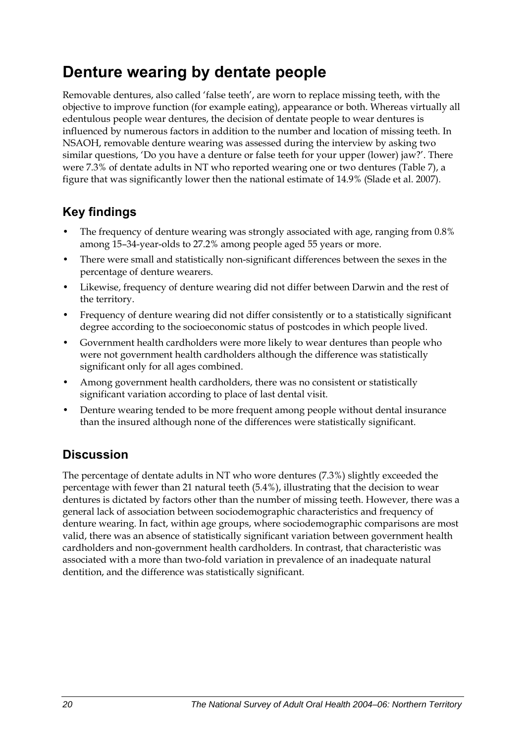# Denture wearing by dentate people

Removable dentures, also called 'false teeth', are worn to replace missing teeth, with the objective to improve function (for example eating), appearance or both. Whereas virtually all edentulous people wear dentures, the decision of dentate people to wear dentures is influenced by numerous factors in addition to the number and location of missing teeth. In NSAOH, removable denture wearing was assessed during the interview by asking two similar questions, 'Do you have a denture or false teeth for your upper (lower) jaw?'. There were 7.3% of dentate adults in NT who reported wearing one or two dentures (Table 7), a figure that was significantly lower then the national estimate of 14.9% (Slade et al. 2007).

## Key findings

- The frequency of denture wearing was strongly associated with age, ranging from 0.8% among 15–34-year-olds to 27.2% among people aged 55 years or more.
- There were small and statistically non-significant differences between the sexes in the percentage of denture wearers.
- Likewise, frequency of denture wearing did not differ between Darwin and the rest of the territory.
- Frequency of denture wearing did not differ consistently or to a statistically significant degree according to the socioeconomic status of postcodes in which people lived.
- Government health cardholders were more likely to wear dentures than people who were not government health cardholders although the difference was statistically significant only for all ages combined.
- Among government health cardholders, there was no consistent or statistically significant variation according to place of last dental visit.
- Denture wearing tended to be more frequent among people without dental insurance than the insured although none of the differences were statistically significant.

## Discussion

The percentage of dentate adults in NT who wore dentures (7.3%) slightly exceeded the percentage with fewer than 21 natural teeth (5.4%), illustrating that the decision to wear dentures is dictated by factors other than the number of missing teeth. However, there was a general lack of association between sociodemographic characteristics and frequency of denture wearing. In fact, within age groups, where sociodemographic comparisons are most valid, there was an absence of statistically significant variation between government health cardholders and non-government health cardholders. In contrast, that characteristic was associated with a more than two-fold variation in prevalence of an inadequate natural dentition, and the difference was statistically significant.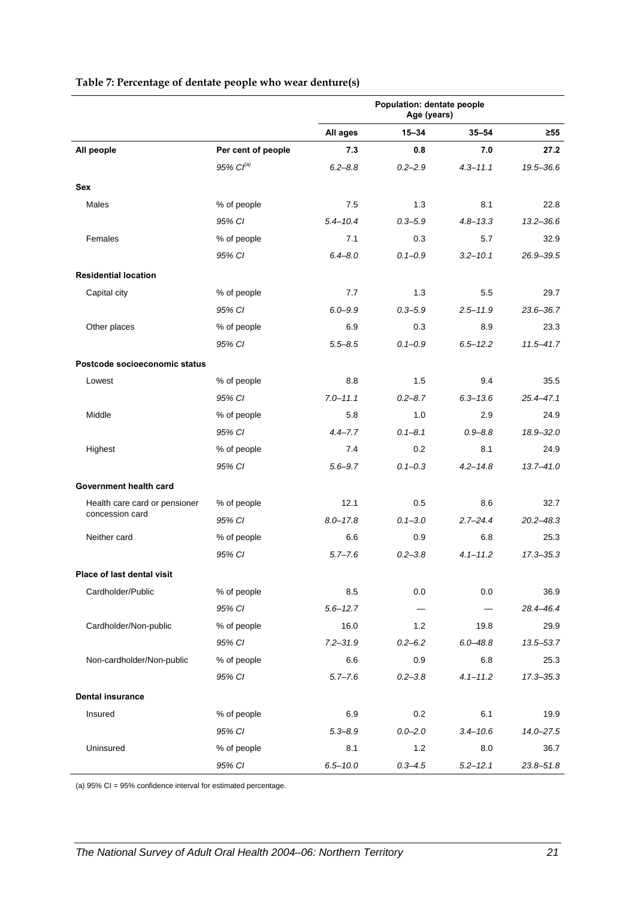**Table 7: Percentage of dentate people who wear denture(s)**

| | | Population: dentate people Age (years) | | | |
|---|---|---|---|---|---|
| | | **All ages** | **15–34** | **35–54** | **≥55** |
| **All people** | **Per cent of people** | **7.3** | **0.8** | **7.0** | **27.2** |
| | *95% CI[(a)]* | *6.2–8.8* | *0.2–2.9* | *4.3–11.1* | *19.5–36.6* |
| **Sex** | | | | | |
| Males | % of people | 7.5 | 1.3 | 8.1 | 22.8 |
| | *95% CI* | *5.4–10.4* | *0.3–5.9* | *4.8–13.3* | *13.2–36.6* |
| Females | % of people | 7.1 | 0.3 | 5.7 | 32.9 |
| | *95% CI* | *6.4–8.0* | *0.1–0.9* | *3.2–10.1* | *26.9–39.5* |
| **Residential location** | | | | | |
| Capital city | % of people | 7.7 | 1.3 | 5.5 | 29.7 |
| | *95% CI* | *6.0–9.9* | *0.3–5.9* | *2.5–11.9* | *23.6–36.7* |
| Other places | % of people | 6.9 | 0.3 | 8.9 | 23.3 |
| | *95% CI* | *5.5–8.5* | *0.1–0.9* | *6.5–12.2* | *11.5–41.7* |
| **Postcode socioeconomic status** | | | | | |
| Lowest | % of people | 8.8 | 1.5 | 9.4 | 35.5 |
| | *95% CI* | *7.0–11.1* | *0.2–8.7* | *6.3–13.6* | *25.4–47.1* |
| Middle | % of people | 5.8 | 1.0 | 2.9 | 24.9 |
| | *95% CI* | *4.4–7.7* | *0.1–8.1* | *0.9–8.8* | *18.9–32.0* |
| Highest | % of people | 7.4 | 0.2 | 8.1 | 24.9 |
| | *95% CI* | *5.6–9.7* | *0.1–0.3* | *4.2–14.8* | *13.7–41.0* |
| **Government health card** | | | | | |
| Health care card or pensioner concession card | % of people | 12.1 | 0.5 | 8.6 | 32.7 |
| | *95% CI* | *8.0–17.8* | *0.1–3.0* | *2.7–24.4* | *20.2–48.3* |
| Neither card | % of people | 6.6 | 0.9 | 6.8 | 25.3 |
| | *95% CI* | *5.7–7.6* | *0.2–3.8* | *4.1–11.2* | *17.3–35.3* |
| **Place of last dental visit** | | | | | |
| Cardholder/Public | % of people | 8.5 | 0.0 | 0.0 | 36.9 |
| | *95% CI* | *5.6–12.7* | — | — | *28.4–46.4* |
| Cardholder/Non-public | % of people | 16.0 | 1.2 | 19.8 | 29.9 |
| | *95% CI* | *7.2–31.9* | *0.2–6.2* | *6.0–48.8* | *13.5–53.7* |
| Non-cardholder/Non-public | % of people | 6.6 | 0.9 | 6.8 | 25.3 |
| | *95% CI* | *5.7–7.6* | *0.2–3.8* | *4.1–11.2* | *17.3–35.3* |
| **Dental insurance** | | | | | |
| Insured | % of people | 6.9 | 0.2 | 6.1 | 19.9 |
| | *95% CI* | *5.3–8.9* | *0.0–2.0* | *3.4–10.6* | *14.0–27.5* |
| Uninsured | % of people | 8.1 | 1.2 | 8.0 | 36.7 |
| | *95% CI* | *6.5–10.0* | *0.3–4.5* | *5.2–12.1* | *23.8–51.8* |

(a) 95% CI = 95% confidence interval for estimated percentage.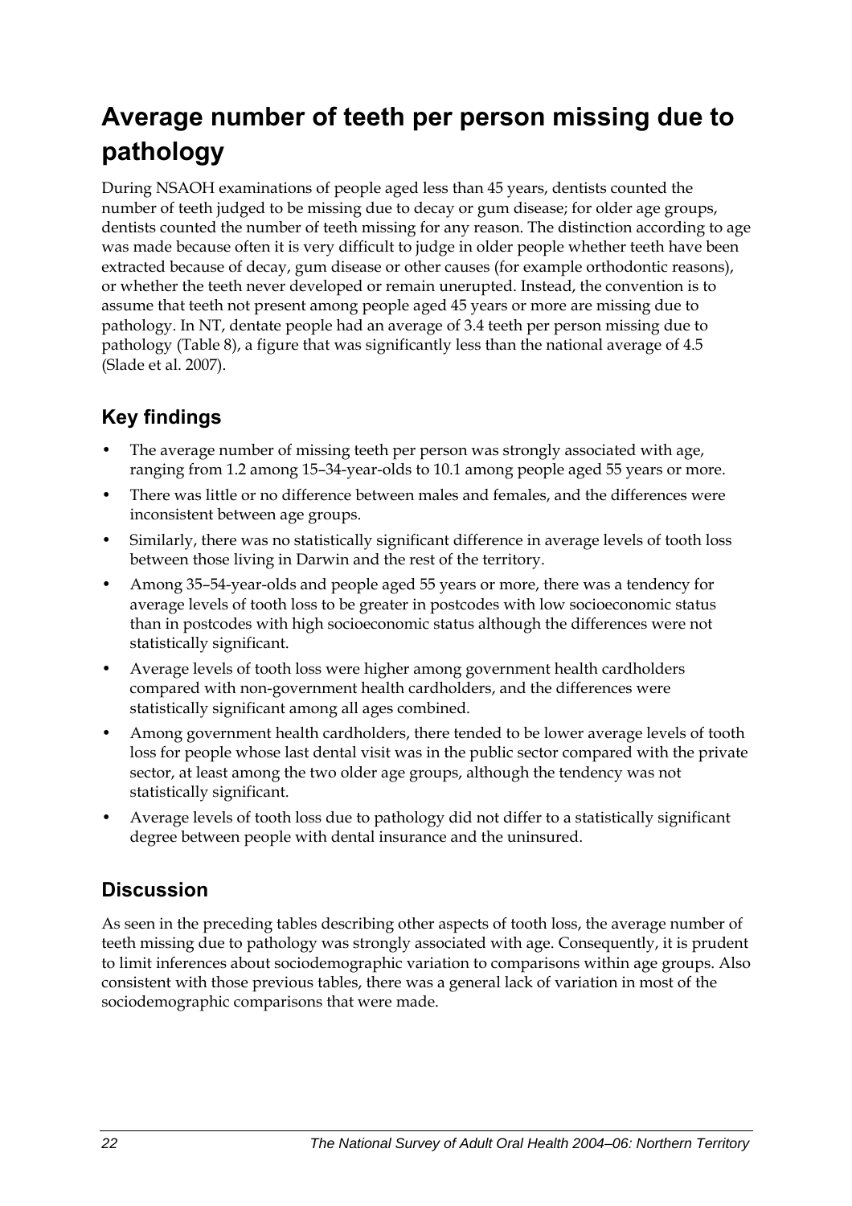# Average number of teeth per person missing due to pathology

During NSAOH examinations of people aged less than 45 years, dentists counted the number of teeth judged to be missing due to decay or gum disease; for older age groups, dentists counted the number of teeth missing for any reason. The distinction according to age was made because often it is very difficult to judge in older people whether teeth have been extracted because of decay, gum disease or other causes (for example orthodontic reasons), or whether the teeth never developed or remain unerupted. Instead, the convention is to assume that teeth not present among people aged 45 years or more are missing due to pathology. In NT, dentate people had an average of 3.4 teeth per person missing due to pathology (Table 8), a figure that was significantly less than the national average of 4.5 (Slade et al. 2007).

## Key findings

- The average number of missing teeth per person was strongly associated with age, ranging from 1.2 among 15–34-year-olds to 10.1 among people aged 55 years or more.
- There was little or no difference between males and females, and the differences were inconsistent between age groups.
- Similarly, there was no statistically significant difference in average levels of tooth loss between those living in Darwin and the rest of the territory.
- Among 35–54-year-olds and people aged 55 years or more, there was a tendency for average levels of tooth loss to be greater in postcodes with low socioeconomic status than in postcodes with high socioeconomic status although the differences were not statistically significant.
- Average levels of tooth loss were higher among government health cardholders compared with non-government health cardholders, and the differences were statistically significant among all ages combined.
- Among government health cardholders, there tended to be lower average levels of tooth loss for people whose last dental visit was in the public sector compared with the private sector, at least among the two older age groups, although the tendency was not statistically significant.
- Average levels of tooth loss due to pathology did not differ to a statistically significant degree between people with dental insurance and the uninsured.

## Discussion

As seen in the preceding tables describing other aspects of tooth loss, the average number of teeth missing due to pathology was strongly associated with age. Consequently, it is prudent to limit inferences about sociodemographic variation to comparisons within age groups. Also consistent with those previous tables, there was a general lack of variation in most of the sociodemographic comparisons that were made.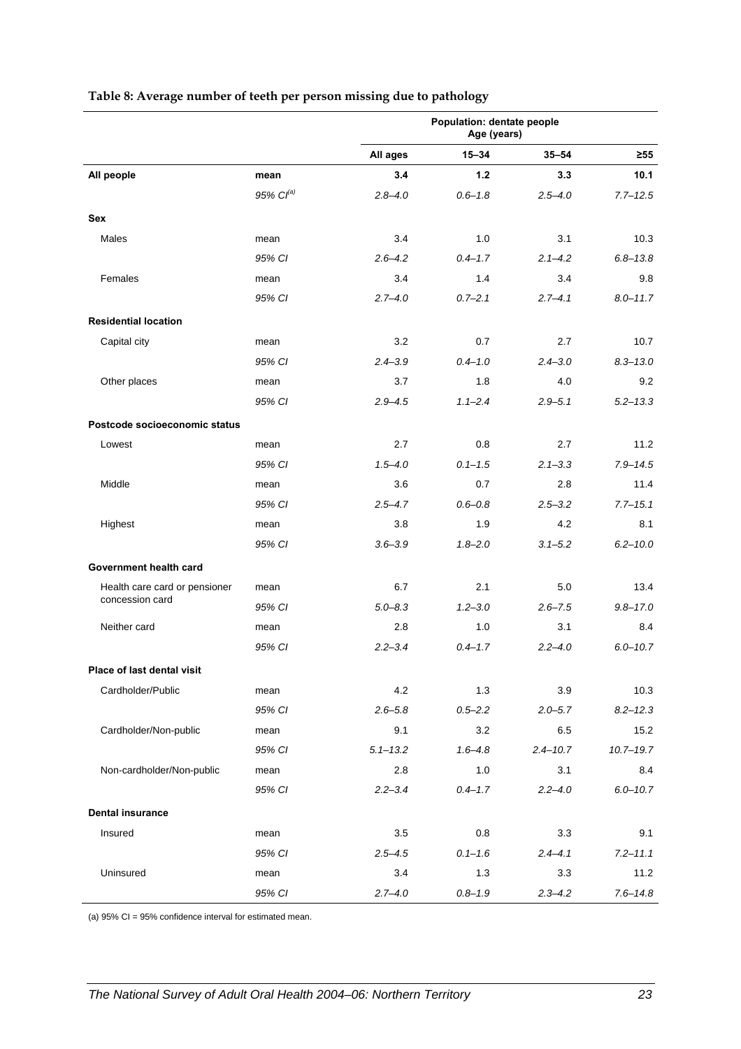**Table 8: Average number of teeth per person missing due to pathology**

| | | Population: dentate people | | | |
|---|---|---|---|---|---|
| | | Age (years) | | | |
| | | All ages | 15–34 | 35–54 | ≥55 |
| **All people** | **mean** | **3.4** | **1.2** | **3.3** | **10.1** |
| | *95% CI[(a)]* | *2.8–4.0* | *0.6–1.8* | *2.5–4.0* | *7.7–12.5* |
| **Sex** | | | | | |
| Males | mean | 3.4 | 1.0 | 3.1 | 10.3 |
| | *95% CI* | *2.6–4.2* | *0.4–1.7* | *2.1–4.2* | *6.8–13.8* |
| Females | mean | 3.4 | 1.4 | 3.4 | 9.8 |
| | *95% CI* | *2.7–4.0* | *0.7–2.1* | *2.7–4.1* | *8.0–11.7* |
| **Residential location** | | | | | |
| Capital city | mean | 3.2 | 0.7 | 2.7 | 10.7 |
| | *95% CI* | *2.4–3.9* | *0.4–1.0* | *2.4–3.0* | *8.3–13.0* |
| Other places | mean | 3.7 | 1.8 | 4.0 | 9.2 |
| | *95% CI* | *2.9–4.5* | *1.1–2.4* | *2.9–5.1* | *5.2–13.3* |
| **Postcode socioeconomic status** | | | | | |
| Lowest | mean | 2.7 | 0.8 | 2.7 | 11.2 |
| | *95% CI* | *1.5–4.0* | *0.1–1.5* | *2.1–3.3* | *7.9–14.5* |
| Middle | mean | 3.6 | 0.7 | 2.8 | 11.4 |
| | *95% CI* | *2.5–4.7* | *0.6–0.8* | *2.5–3.2* | *7.7–15.1* |
| Highest | mean | 3.8 | 1.9 | 4.2 | 8.1 |
| | *95% CI* | *3.6–3.9* | *1.8–2.0* | *3.1–5.2* | *6.2–10.0* |
| **Government health card** | | | | | |
| Health care card or pensioner concession card | mean | 6.7 | 2.1 | 5.0 | 13.4 |
| | *95% CI* | *5.0–8.3* | *1.2–3.0* | *2.6–7.5* | *9.8–17.0* |
| Neither card | mean | 2.8 | 1.0 | 3.1 | 8.4 |
| | *95% CI* | *2.2–3.4* | *0.4–1.7* | *2.2–4.0* | *6.0–10.7* |
| **Place of last dental visit** | | | | | |
| Cardholder/Public | mean | 4.2 | 1.3 | 3.9 | 10.3 |
| | *95% CI* | *2.6–5.8* | *0.5–2.2* | *2.0–5.7* | *8.2–12.3* |
| Cardholder/Non-public | mean | 9.1 | 3.2 | 6.5 | 15.2 |
| | *95% CI* | *5.1–13.2* | *1.6–4.8* | *2.4–10.7* | *10.7–19.7* |
| Non-cardholder/Non-public | mean | 2.8 | 1.0 | 3.1 | 8.4 |
| | *95% CI* | *2.2–3.4* | *0.4–1.7* | *2.2–4.0* | *6.0–10.7* |
| **Dental insurance** | | | | | |
| Insured | mean | 3.5 | 0.8 | 3.3 | 9.1 |
| | *95% CI* | *2.5–4.5* | *0.1–1.6* | *2.4–4.1* | *7.2–11.1* |
| Uninsured | mean | 3.4 | 1.3 | 3.3 | 11.2 |
| | *95% CI* | *2.7–4.0* | *0.8–1.9* | *2.3–4.2* | *7.6–14.8* |

(a) 95% CI = 95% confidence interval for estimated mean.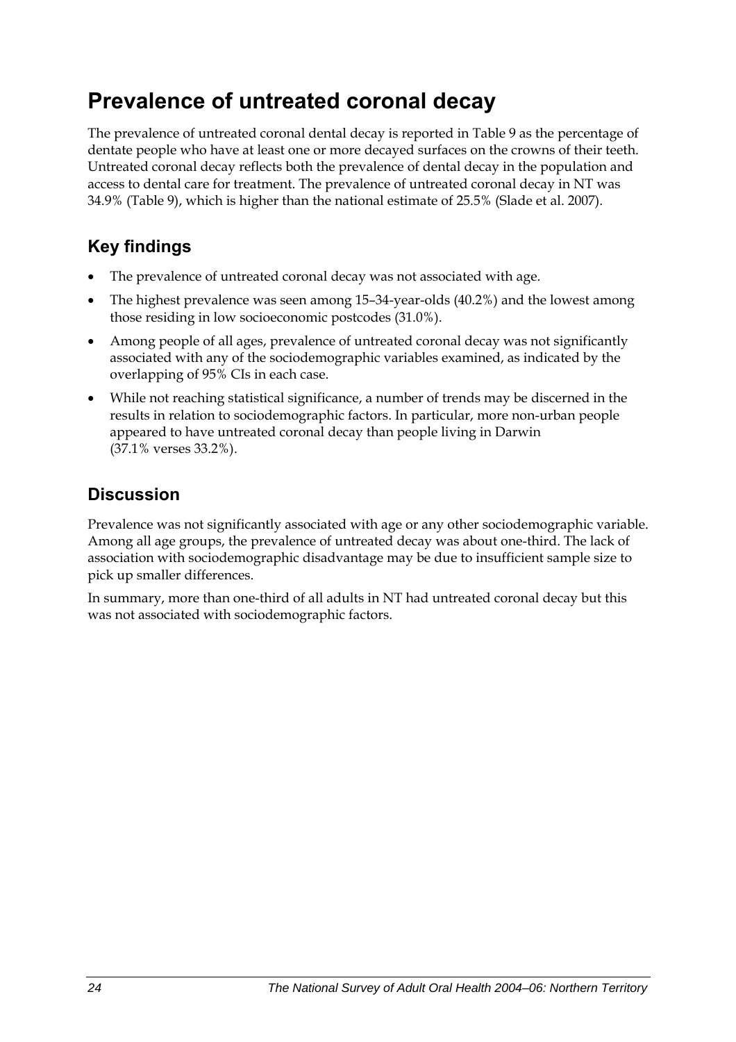# Prevalence of untreated coronal decay

The prevalence of untreated coronal dental decay is reported in Table 9 as the percentage of dentate people who have at least one or more decayed surfaces on the crowns of their teeth. Untreated coronal decay reflects both the prevalence of dental decay in the population and access to dental care for treatment. The prevalence of untreated coronal decay in NT was 34.9% (Table 9), which is higher than the national estimate of 25.5% (Slade et al. 2007).

## Key findings

- The prevalence of untreated coronal decay was not associated with age.
- The highest prevalence was seen among 15–34-year-olds (40.2%) and the lowest among those residing in low socioeconomic postcodes (31.0%).
- Among people of all ages, prevalence of untreated coronal decay was not significantly associated with any of the sociodemographic variables examined, as indicated by the overlapping of 95% CIs in each case.
- While not reaching statistical significance, a number of trends may be discerned in the results in relation to sociodemographic factors. In particular, more non-urban people appeared to have untreated coronal decay than people living in Darwin (37.1% verses 33.2%).

## Discussion

Prevalence was not significantly associated with age or any other sociodemographic variable. Among all age groups, the prevalence of untreated decay was about one-third. The lack of association with sociodemographic disadvantage may be due to insufficient sample size to pick up smaller differences.

In summary, more than one-third of all adults in NT had untreated coronal decay but this was not associated with sociodemographic factors.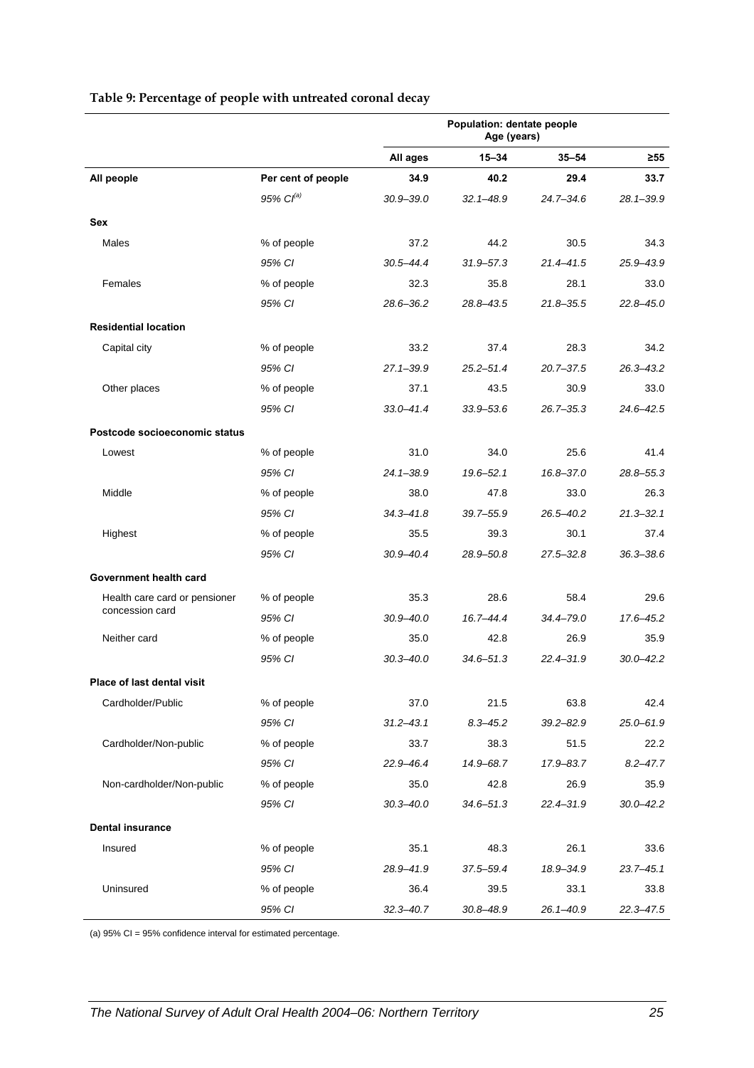**Table 9: Percentage of people with untreated coronal decay**

| | | Population: dentate people Age (years) | | | |
|---|---|---|---|---|---|
| | | **All ages** | **15–34** | **35–54** | **≥55** |
| **All people** | **Per cent of people** | **34.9** | **40.2** | **29.4** | **33.7** |
| | *95% CI*[(a)] | *30.9–39.0* | *32.1–48.9* | *24.7–34.6* | *28.1–39.9* |
| **Sex** | | | | | |
| Males | % of people | 37.2 | 44.2 | 30.5 | 34.3 |
| | *95% CI* | *30.5–44.4* | *31.9–57.3* | *21.4–41.5* | *25.9–43.9* |
| Females | % of people | 32.3 | 35.8 | 28.1 | 33.0 |
| | *95% CI* | *28.6–36.2* | *28.8–43.5* | *21.8–35.5* | *22.8–45.0* |
| **Residential location** | | | | | |
| Capital city | % of people | 33.2 | 37.4 | 28.3 | 34.2 |
| | *95% CI* | *27.1–39.9* | *25.2–51.4* | *20.7–37.5* | *26.3–43.2* |
| Other places | % of people | 37.1 | 43.5 | 30.9 | 33.0 |
| | *95% CI* | *33.0–41.4* | *33.9–53.6* | *26.7–35.3* | *24.6–42.5* |
| **Postcode socioeconomic status** | | | | | |
| Lowest | % of people | 31.0 | 34.0 | 25.6 | 41.4 |
| | *95% CI* | *24.1–38.9* | *19.6–52.1* | *16.8–37.0* | *28.8–55.3* |
| Middle | % of people | 38.0 | 47.8 | 33.0 | 26.3 |
| | *95% CI* | *34.3–41.8* | *39.7–55.9* | *26.5–40.2* | *21.3–32.1* |
| Highest | % of people | 35.5 | 39.3 | 30.1 | 37.4 |
| | *95% CI* | *30.9–40.4* | *28.9–50.8* | *27.5–32.8* | *36.3–38.6* |
| **Government health card** | | | | | |
| Health care card or pensioner concession card | % of people | 35.3 | 28.6 | 58.4 | 29.6 |
| | *95% CI* | *30.9–40.0* | *16.7–44.4* | *34.4–79.0* | *17.6–45.2* |
| Neither card | % of people | 35.0 | 42.8 | 26.9 | 35.9 |
| | *95% CI* | *30.3–40.0* | *34.6–51.3* | *22.4–31.9* | *30.0–42.2* |
| **Place of last dental visit** | | | | | |
| Cardholder/Public | % of people | 37.0 | 21.5 | 63.8 | 42.4 |
| | *95% CI* | *31.2–43.1* | *8.3–45.2* | *39.2–82.9* | *25.0–61.9* |
| Cardholder/Non-public | % of people | 33.7 | 38.3 | 51.5 | 22.2 |
| | *95% CI* | *22.9–46.4* | *14.9–68.7* | *17.9–83.7* | *8.2–47.7* |
| Non-cardholder/Non-public | % of people | 35.0 | 42.8 | 26.9 | 35.9 |
| | *95% CI* | *30.3–40.0* | *34.6–51.3* | *22.4–31.9* | *30.0–42.2* |
| **Dental insurance** | | | | | |
| Insured | % of people | 35.1 | 48.3 | 26.1 | 33.6 |
| | *95% CI* | *28.9–41.9* | *37.5–59.4* | *18.9–34.9* | *23.7–45.1* |
| Uninsured | % of people | 36.4 | 39.5 | 33.1 | 33.8 |
| | *95% CI* | *32.3–40.7* | *30.8–48.9* | *26.1–40.9* | *22.3–47.5* |

(a) 95% CI = 95% confidence interval for estimated percentage.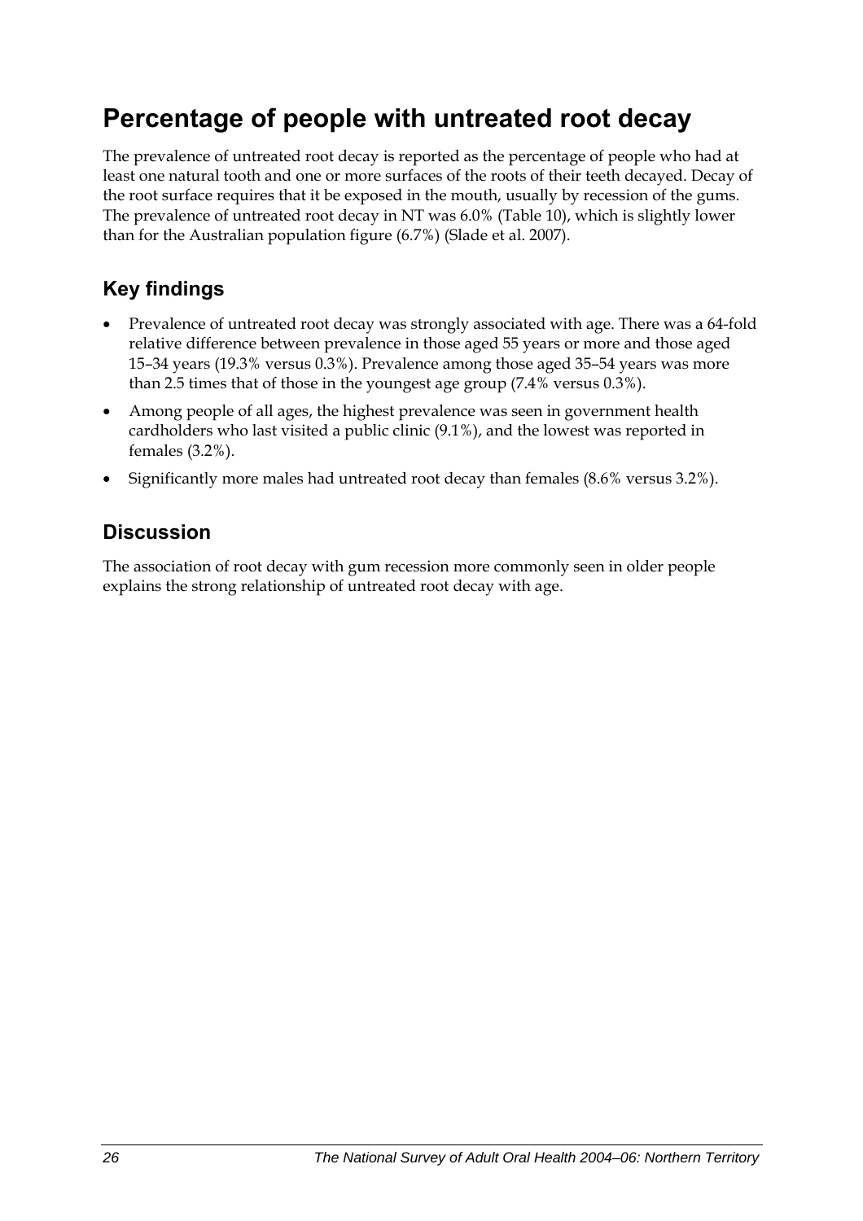# Percentage of people with untreated root decay

The prevalence of untreated root decay is reported as the percentage of people who had at least one natural tooth and one or more surfaces of the roots of their teeth decayed. Decay of the root surface requires that it be exposed in the mouth, usually by recession of the gums. The prevalence of untreated root decay in NT was 6.0% (Table 10), which is slightly lower than for the Australian population figure (6.7%) (Slade et al. 2007).

## Key findings

- Prevalence of untreated root decay was strongly associated with age. There was a 64-fold relative difference between prevalence in those aged 55 years or more and those aged 15–34 years (19.3% versus 0.3%). Prevalence among those aged 35–54 years was more than 2.5 times that of those in the youngest age group (7.4% versus 0.3%).
- Among people of all ages, the highest prevalence was seen in government health cardholders who last visited a public clinic (9.1%), and the lowest was reported in females (3.2%).
- Significantly more males had untreated root decay than females (8.6% versus 3.2%).

## Discussion

The association of root decay with gum recession more commonly seen in older people explains the strong relationship of untreated root decay with age.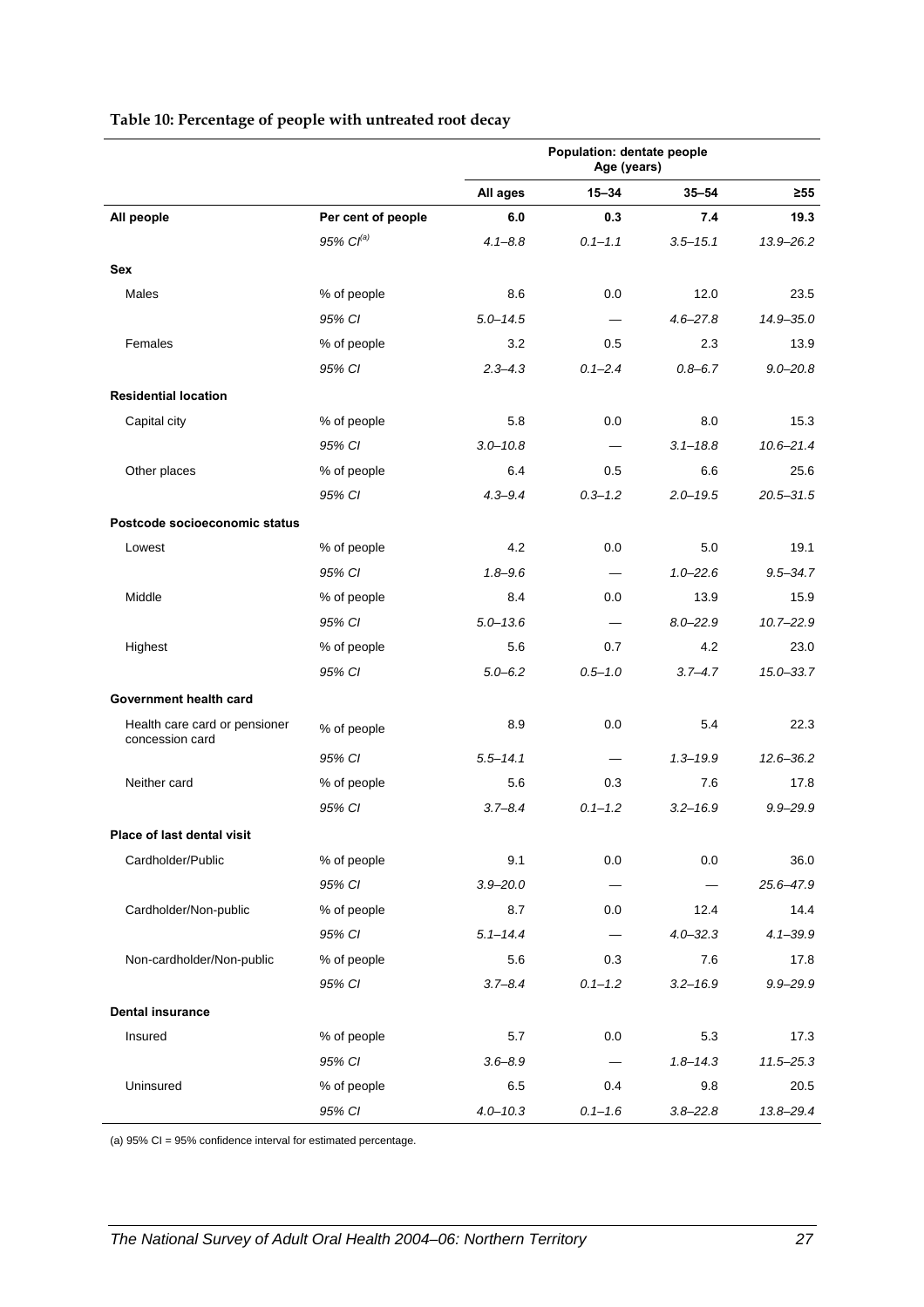**Table 10: Percentage of people with untreated root decay**

| | | Population: dentate people Age (years) | | | |
|---|---|---|---|---|---|
| | | All ages | 15–34 | 35–54 | ≥55 |
| **All people** | **Per cent of people** | **6.0** | **0.3** | **7.4** | **19.3** |
| | *95% CI[(a)]* | *4.1–8.8* | *0.1–1.1* | *3.5–15.1* | *13.9–26.2* |
| **Sex** | | | | | |
| Males | % of people | 8.6 | 0.0 | 12.0 | 23.5 |
| | *95% CI* | *5.0–14.5* | — | *4.6–27.8* | *14.9–35.0* |
| Females | % of people | 3.2 | 0.5 | 2.3 | 13.9 |
| | *95% CI* | *2.3–4.3* | *0.1–2.4* | *0.8–6.7* | *9.0–20.8* |
| **Residential location** | | | | | |
| Capital city | % of people | 5.8 | 0.0 | 8.0 | 15.3 |
| | *95% CI* | *3.0–10.8* | — | *3.1–18.8* | *10.6–21.4* |
| Other places | % of people | 6.4 | 0.5 | 6.6 | 25.6 |
| | *95% CI* | *4.3–9.4* | *0.3–1.2* | *2.0–19.5* | *20.5–31.5* |
| **Postcode socioeconomic status** | | | | | |
| Lowest | % of people | 4.2 | 0.0 | 5.0 | 19.1 |
| | *95% CI* | *1.8–9.6* | — | *1.0–22.6* | *9.5–34.7* |
| Middle | % of people | 8.4 | 0.0 | 13.9 | 15.9 |
| | *95% CI* | *5.0–13.6* | — | *8.0–22.9* | *10.7–22.9* |
| Highest | % of people | 5.6 | 0.7 | 4.2 | 23.0 |
| | *95% CI* | *5.0–6.2* | *0.5–1.0* | *3.7–4.7* | *15.0–33.7* |
| **Government health card** | | | | | |
| Health care card or pensioner concession card | % of people | 8.9 | 0.0 | 5.4 | 22.3 |
| | *95% CI* | *5.5–14.1* | — | *1.3–19.9* | *12.6–36.2* |
| Neither card | % of people | 5.6 | 0.3 | 7.6 | 17.8 |
| | *95% CI* | *3.7–8.4* | *0.1–1.2* | *3.2–16.9* | *9.9–29.9* |
| **Place of last dental visit** | | | | | |
| Cardholder/Public | % of people | 9.1 | 0.0 | 0.0 | 36.0 |
| | *95% CI* | *3.9–20.0* | — | — | *25.6–47.9* |
| Cardholder/Non-public | % of people | 8.7 | 0.0 | 12.4 | 14.4 |
| | *95% CI* | *5.1–14.4* | — | *4.0–32.3* | *4.1–39.9* |
| Non-cardholder/Non-public | % of people | 5.6 | 0.3 | 7.6 | 17.8 |
| | *95% CI* | *3.7–8.4* | *0.1–1.2* | *3.2–16.9* | *9.9–29.9* |
| **Dental insurance** | | | | | |
| Insured | % of people | 5.7 | 0.0 | 5.3 | 17.3 |
| | *95% CI* | *3.6–8.9* | — | *1.8–14.3* | *11.5–25.3* |
| Uninsured | % of people | 6.5 | 0.4 | 9.8 | 20.5 |
| | *95% CI* | *4.0–10.3* | *0.1–1.6* | *3.8–22.8* | *13.8–29.4* |

(a) 95% CI = 95% confidence interval for estimated percentage.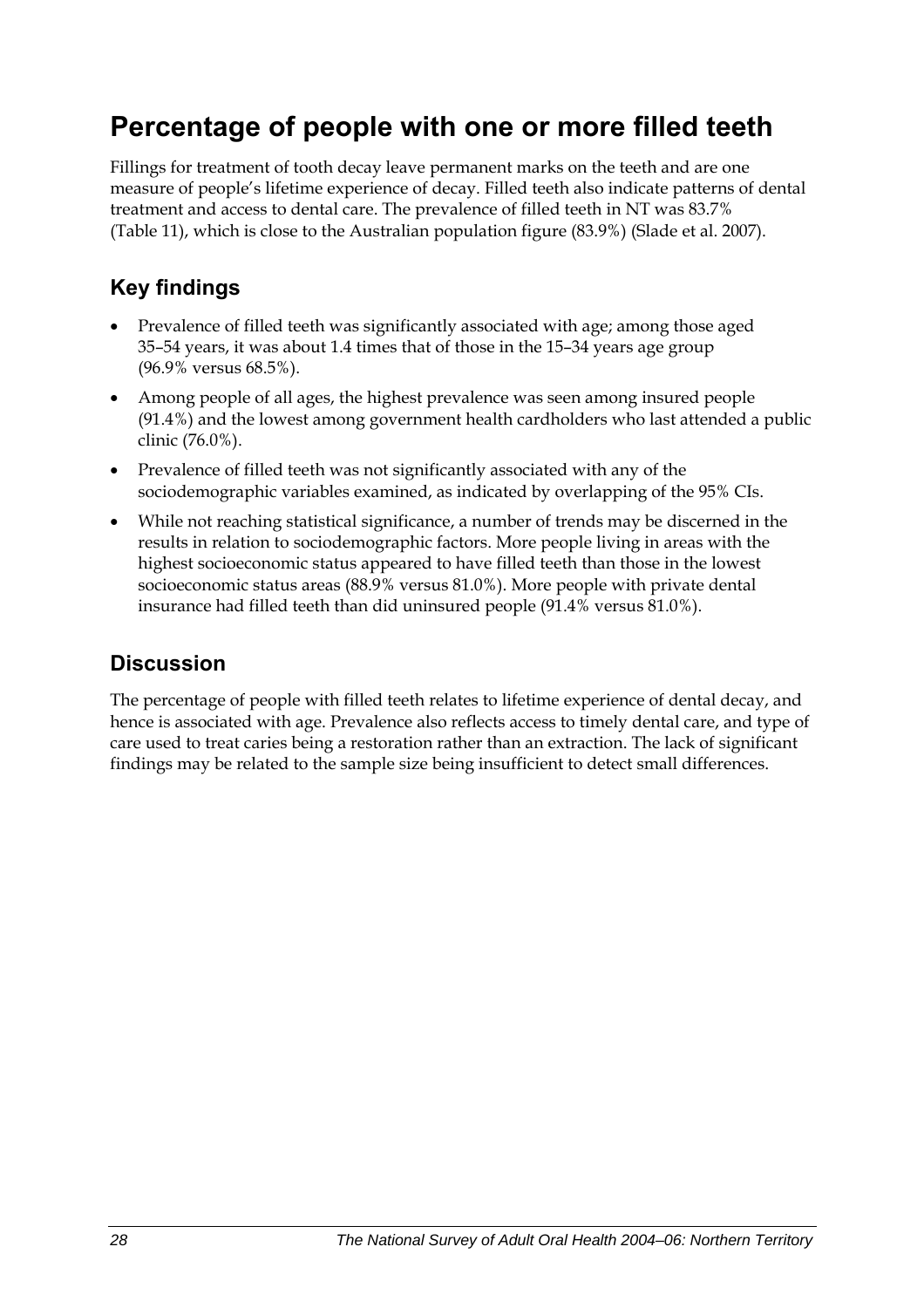# Percentage of people with one or more filled teeth

Fillings for treatment of tooth decay leave permanent marks on the teeth and are one measure of people's lifetime experience of decay. Filled teeth also indicate patterns of dental treatment and access to dental care. The prevalence of filled teeth in NT was 83.7% (Table 11), which is close to the Australian population figure (83.9%) (Slade et al. 2007).

## Key findings

- Prevalence of filled teeth was significantly associated with age; among those aged 35–54 years, it was about 1.4 times that of those in the 15–34 years age group (96.9% versus 68.5%).
- Among people of all ages, the highest prevalence was seen among insured people (91.4%) and the lowest among government health cardholders who last attended a public clinic (76.0%).
- Prevalence of filled teeth was not significantly associated with any of the sociodemographic variables examined, as indicated by overlapping of the 95% CIs.
- While not reaching statistical significance, a number of trends may be discerned in the results in relation to sociodemographic factors. More people living in areas with the highest socioeconomic status appeared to have filled teeth than those in the lowest socioeconomic status areas (88.9% versus 81.0%). More people with private dental insurance had filled teeth than did uninsured people (91.4% versus 81.0%).

## Discussion

The percentage of people with filled teeth relates to lifetime experience of dental decay, and hence is associated with age. Prevalence also reflects access to timely dental care, and type of care used to treat caries being a restoration rather than an extraction. The lack of significant findings may be related to the sample size being insufficient to detect small differences.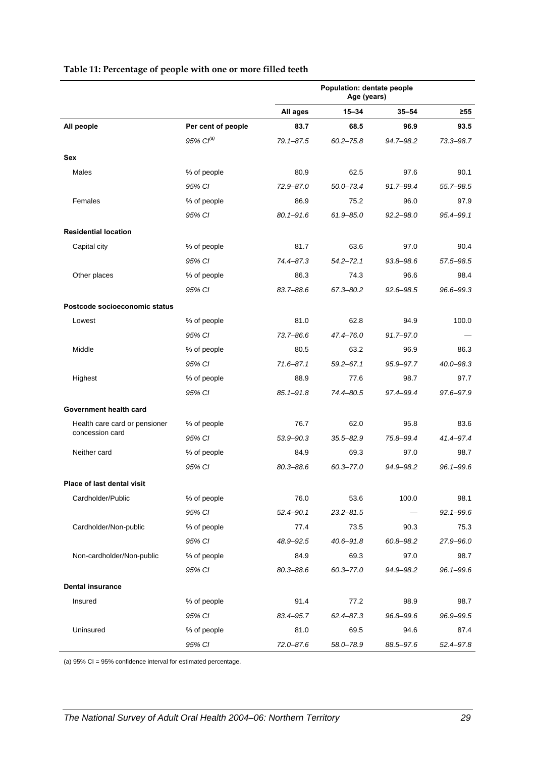**Table 11: Percentage of people with one or more filled teeth**

| | | Population: dentate people Age (years) | | | |
|---|---|---|---|---|---|
| | | All ages | 15–34 | 35–54 | ≥55 |
| **All people** | **Per cent of people** | **83.7** | **68.5** | **96.9** | **93.5** |
| | *95% CI[(a)]* | *79.1–87.5* | *60.2–75.8* | *94.7–98.2* | *73.3–98.7* |
| **Sex** | | | | | |
| Males | % of people | 80.9 | 62.5 | 97.6 | 90.1 |
| | *95% CI* | *72.9–87.0* | *50.0–73.4* | *91.7–99.4* | *55.7–98.5* |
| Females | % of people | 86.9 | 75.2 | 96.0 | 97.9 |
| | *95% CI* | *80.1–91.6* | *61.9–85.0* | *92.2–98.0* | *95.4–99.1* |
| **Residential location** | | | | | |
| Capital city | % of people | 81.7 | 63.6 | 97.0 | 90.4 |
| | *95% CI* | *74.4–87.3* | *54.2–72.1* | *93.8–98.6* | *57.5–98.5* |
| Other places | % of people | 86.3 | 74.3 | 96.6 | 98.4 |
| | *95% CI* | *83.7–88.6* | *67.3–80.2* | *92.6–98.5* | *96.6–99.3* |
| **Postcode socioeconomic status** | | | | | |
| Lowest | % of people | 81.0 | 62.8 | 94.9 | 100.0 |
| | *95% CI* | *73.7–86.6* | *47.4–76.0* | *91.7–97.0* | — |
| Middle | % of people | 80.5 | 63.2 | 96.9 | 86.3 |
| | *95% CI* | *71.6–87.1* | *59.2–67.1* | *95.9–97.7* | *40.0–98.3* |
| Highest | % of people | 88.9 | 77.6 | 98.7 | 97.7 |
| | *95% CI* | *85.1–91.8* | *74.4–80.5* | *97.4–99.4* | *97.6–97.9* |
| **Government health card** | | | | | |
| Health care card or pensioner concession card | % of people | 76.7 | 62.0 | 95.8 | 83.6 |
| | *95% CI* | *53.9–90.3* | *35.5–82.9* | *75.8–99.4* | *41.4–97.4* |
| Neither card | % of people | 84.9 | 69.3 | 97.0 | 98.7 |
| | *95% CI* | *80.3–88.6* | *60.3–77.0* | *94.9–98.2* | *96.1–99.6* |
| **Place of last dental visit** | | | | | |
| Cardholder/Public | % of people | 76.0 | 53.6 | 100.0 | 98.1 |
| | *95% CI* | *52.4–90.1* | *23.2–81.5* | — | *92.1–99.6* |
| Cardholder/Non-public | % of people | 77.4 | 73.5 | 90.3 | 75.3 |
| | *95% CI* | *48.9–92.5* | *40.6–91.8* | *60.8–98.2* | *27.9–96.0* |
| Non-cardholder/Non-public | % of people | 84.9 | 69.3 | 97.0 | 98.7 |
| | *95% CI* | *80.3–88.6* | *60.3–77.0* | *94.9–98.2* | *96.1–99.6* |
| **Dental insurance** | | | | | |
| Insured | % of people | 91.4 | 77.2 | 98.9 | 98.7 |
| | *95% CI* | *83.4–95.7* | *62.4–87.3* | *96.8–99.6* | *96.9–99.5* |
| Uninsured | % of people | 81.0 | 69.5 | 94.6 | 87.4 |
| | *95% CI* | *72.0–87.6* | *58.0–78.9* | *88.5–97.6* | *52.4–97.8* |

(a) 95% CI = 95% confidence interval for estimated percentage.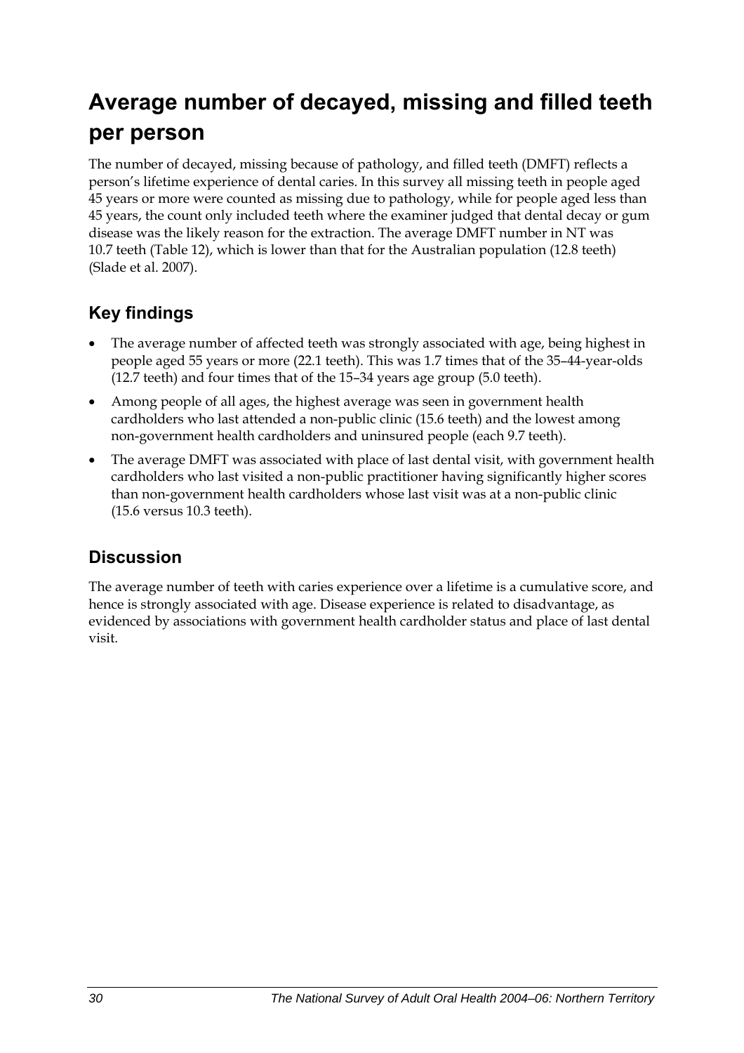# Average number of decayed, missing and filled teeth per person

The number of decayed, missing because of pathology, and filled teeth (DMFT) reflects a person's lifetime experience of dental caries. In this survey all missing teeth in people aged 45 years or more were counted as missing due to pathology, while for people aged less than 45 years, the count only included teeth where the examiner judged that dental decay or gum disease was the likely reason for the extraction. The average DMFT number in NT was 10.7 teeth (Table 12), which is lower than that for the Australian population (12.8 teeth) (Slade et al. 2007).

## Key findings

- The average number of affected teeth was strongly associated with age, being highest in people aged 55 years or more (22.1 teeth). This was 1.7 times that of the 35–44-year-olds (12.7 teeth) and four times that of the 15–34 years age group (5.0 teeth).
- Among people of all ages, the highest average was seen in government health cardholders who last attended a non-public clinic (15.6 teeth) and the lowest among non-government health cardholders and uninsured people (each 9.7 teeth).
- The average DMFT was associated with place of last dental visit, with government health cardholders who last visited a non-public practitioner having significantly higher scores than non-government health cardholders whose last visit was at a non-public clinic (15.6 versus 10.3 teeth).

## Discussion

The average number of teeth with caries experience over a lifetime is a cumulative score, and hence is strongly associated with age. Disease experience is related to disadvantage, as evidenced by associations with government health cardholder status and place of last dental visit.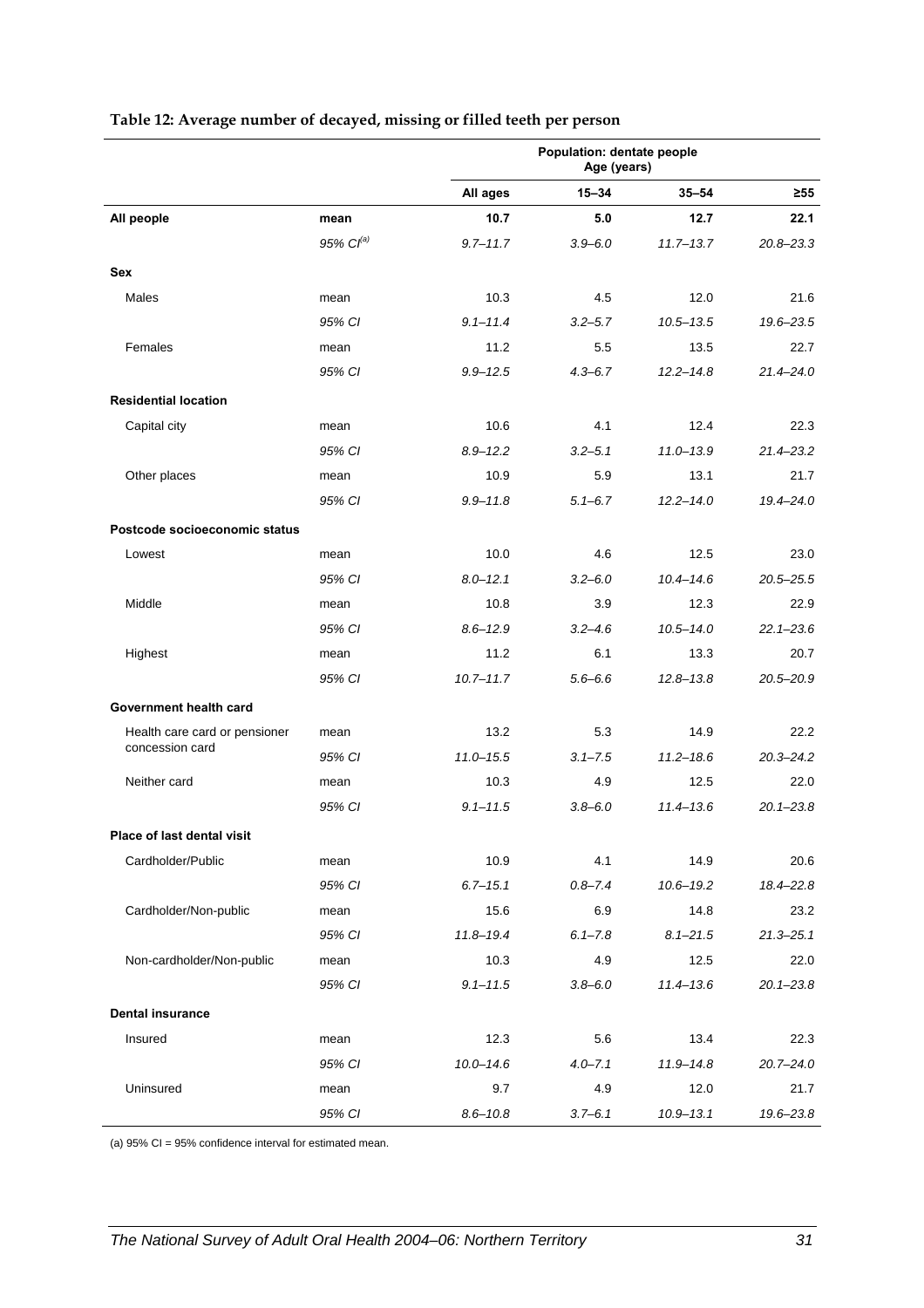**Table 12: Average number of decayed, missing or filled teeth per person**

| | | Population: dentate people Age (years) | | | |
|---|---|---|---|---|---|
| | | All ages | 15–34 | 35–54 | ≥55 |
| **All people** | **mean** | **10.7** | **5.0** | **12.7** | **22.1** |
| | *95% CI[(a)]* | *9.7–11.7* | *3.9–6.0* | *11.7–13.7* | *20.8–23.3* |
| **Sex** | | | | | |
| Males | mean | 10.3 | 4.5 | 12.0 | 21.6 |
| | *95% CI* | *9.1–11.4* | *3.2–5.7* | *10.5–13.5* | *19.6–23.5* |
| Females | mean | 11.2 | 5.5 | 13.5 | 22.7 |
| | *95% CI* | *9.9–12.5* | *4.3–6.7* | *12.2–14.8* | *21.4–24.0* |
| **Residential location** | | | | | |
| Capital city | mean | 10.6 | 4.1 | 12.4 | 22.3 |
| | *95% CI* | *8.9–12.2* | *3.2–5.1* | *11.0–13.9* | *21.4–23.2* |
| Other places | mean | 10.9 | 5.9 | 13.1 | 21.7 |
| | *95% CI* | *9.9–11.8* | *5.1–6.7* | *12.2–14.0* | *19.4–24.0* |
| **Postcode socioeconomic status** | | | | | |
| Lowest | mean | 10.0 | 4.6 | 12.5 | 23.0 |
| | *95% CI* | *8.0–12.1* | *3.2–6.0* | *10.4–14.6* | *20.5–25.5* |
| Middle | mean | 10.8 | 3.9 | 12.3 | 22.9 |
| | *95% CI* | *8.6–12.9* | *3.2–4.6* | *10.5–14.0* | *22.1–23.6* |
| Highest | mean | 11.2 | 6.1 | 13.3 | 20.7 |
| | *95% CI* | *10.7–11.7* | *5.6–6.6* | *12.8–13.8* | *20.5–20.9* |
| **Government health card** | | | | | |
| Health care card or pensioner concession card | mean | 13.2 | 5.3 | 14.9 | 22.2 |
| | *95% CI* | *11.0–15.5* | *3.1–7.5* | *11.2–18.6* | *20.3–24.2* |
| Neither card | mean | 10.3 | 4.9 | 12.5 | 22.0 |
| | *95% CI* | *9.1–11.5* | *3.8–6.0* | *11.4–13.6* | *20.1–23.8* |
| **Place of last dental visit** | | | | | |
| Cardholder/Public | mean | 10.9 | 4.1 | 14.9 | 20.6 |
| | *95% CI* | *6.7–15.1* | *0.8–7.4* | *10.6–19.2* | *18.4–22.8* |
| Cardholder/Non-public | mean | 15.6 | 6.9 | 14.8 | 23.2 |
| | *95% CI* | *11.8–19.4* | *6.1–7.8* | *8.1–21.5* | *21.3–25.1* |
| Non-cardholder/Non-public | mean | 10.3 | 4.9 | 12.5 | 22.0 |
| | *95% CI* | *9.1–11.5* | *3.8–6.0* | *11.4–13.6* | *20.1–23.8* |
| **Dental insurance** | | | | | |
| Insured | mean | 12.3 | 5.6 | 13.4 | 22.3 |
| | *95% CI* | *10.0–14.6* | *4.0–7.1* | *11.9–14.8* | *20.7–24.0* |
| Uninsured | mean | 9.7 | 4.9 | 12.0 | 21.7 |
| | *95% CI* | *8.6–10.8* | *3.7–6.1* | *10.9–13.1* | *19.6–23.8* |

(a) 95% CI = 95% confidence interval for estimated mean.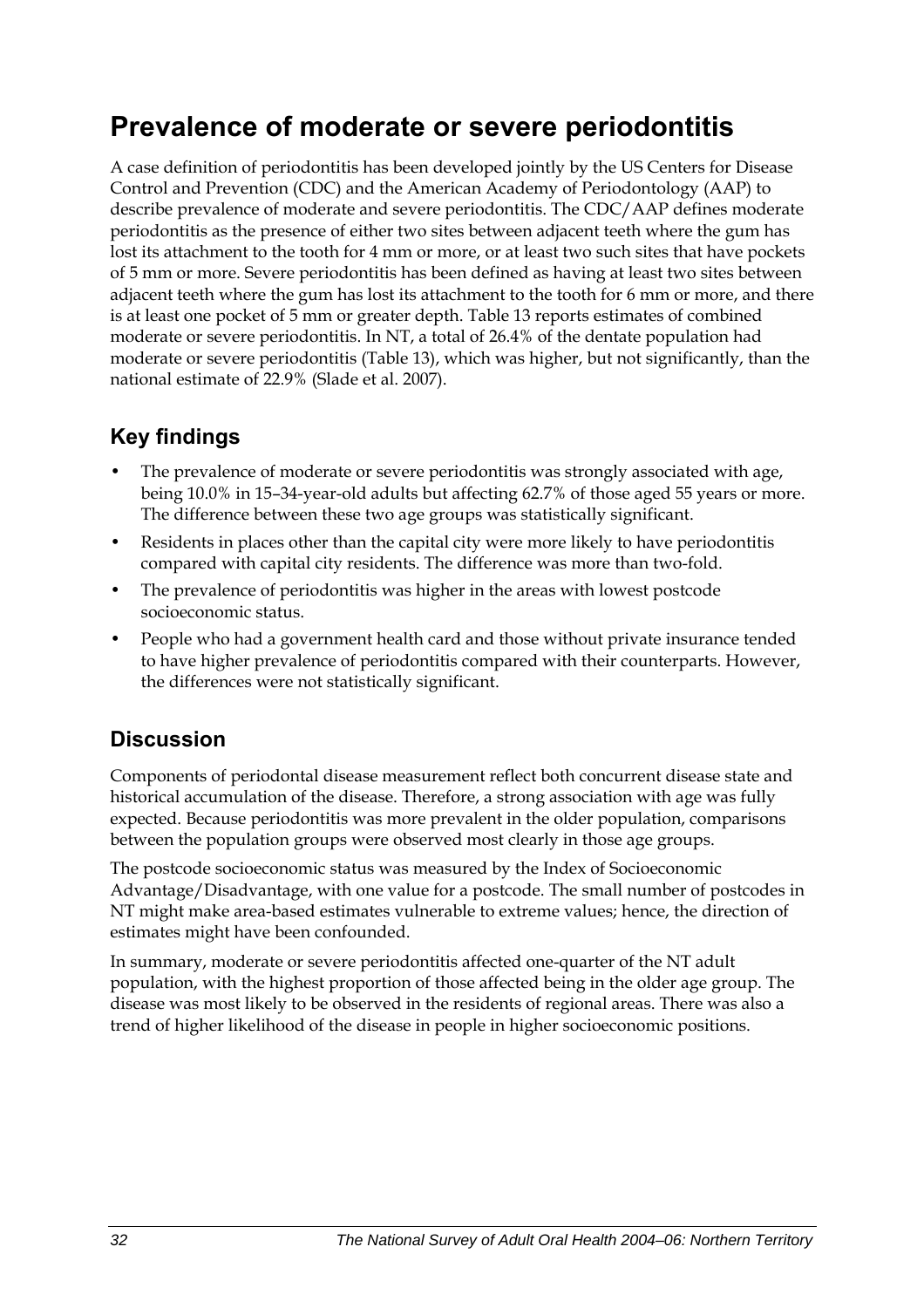# Prevalence of moderate or severe periodontitis

A case definition of periodontitis has been developed jointly by the US Centers for Disease Control and Prevention (CDC) and the American Academy of Periodontology (AAP) to describe prevalence of moderate and severe periodontitis. The CDC/AAP defines moderate periodontitis as the presence of either two sites between adjacent teeth where the gum has lost its attachment to the tooth for 4 mm or more, or at least two such sites that have pockets of 5 mm or more. Severe periodontitis has been defined as having at least two sites between adjacent teeth where the gum has lost its attachment to the tooth for 6 mm or more, and there is at least one pocket of 5 mm or greater depth. Table 13 reports estimates of combined moderate or severe periodontitis. In NT, a total of 26.4% of the dentate population had moderate or severe periodontitis (Table 13), which was higher, but not significantly, than the national estimate of 22.9% (Slade et al. 2007).

## Key findings

- The prevalence of moderate or severe periodontitis was strongly associated with age, being 10.0% in 15–34-year-old adults but affecting 62.7% of those aged 55 years or more. The difference between these two age groups was statistically significant.
- Residents in places other than the capital city were more likely to have periodontitis compared with capital city residents. The difference was more than two-fold.
- The prevalence of periodontitis was higher in the areas with lowest postcode socioeconomic status.
- People who had a government health card and those without private insurance tended to have higher prevalence of periodontitis compared with their counterparts. However, the differences were not statistically significant.

## Discussion

Components of periodontal disease measurement reflect both concurrent disease state and historical accumulation of the disease. Therefore, a strong association with age was fully expected. Because periodontitis was more prevalent in the older population, comparisons between the population groups were observed most clearly in those age groups.

The postcode socioeconomic status was measured by the Index of Socioeconomic Advantage/Disadvantage, with one value for a postcode. The small number of postcodes in NT might make area-based estimates vulnerable to extreme values; hence, the direction of estimates might have been confounded.

In summary, moderate or severe periodontitis affected one-quarter of the NT adult population, with the highest proportion of those affected being in the older age group. The disease was most likely to be observed in the residents of regional areas. There was also a trend of higher likelihood of the disease in people in higher socioeconomic positions.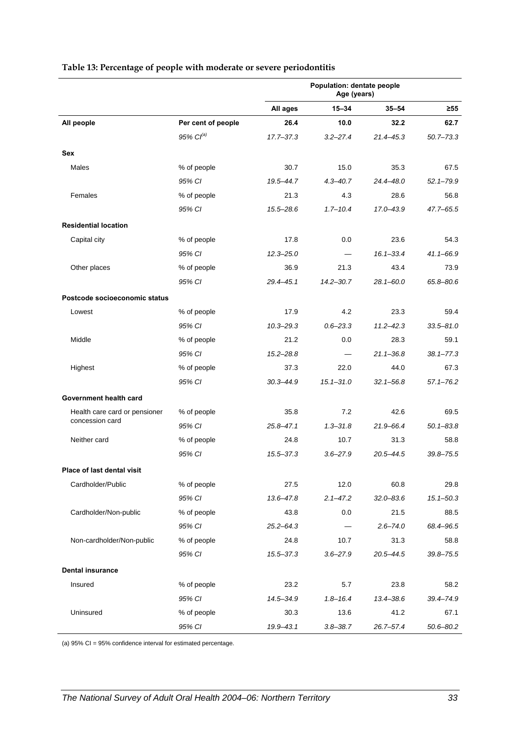**Table 13: Percentage of people with moderate or severe periodontitis**

| | | Population: dentate people Age (years) | | | |
|---|---|---|---|---|---|
| | | **All ages** | **15–34** | **35–54** | **≥55** |
| **All people** | **Per cent of people** | **26.4** | **10.0** | **32.2** | **62.7** |
| | *95% CI[(a)]* | *17.7–37.3* | *3.2–27.4* | *21.4–45.3* | *50.7–73.3* |
| **Sex** | | | | | |
| Males | % of people | 30.7 | 15.0 | 35.3 | 67.5 |
| | *95% CI* | *19.5–44.7* | *4.3–40.7* | *24.4–48.0* | *52.1–79.9* |
| Females | % of people | 21.3 | 4.3 | 28.6 | 56.8 |
| | *95% CI* | *15.5–28.6* | *1.7–10.4* | *17.0–43.9* | *47.7–65.5* |
| **Residential location** | | | | | |
| Capital city | % of people | 17.8 | 0.0 | 23.6 | 54.3 |
| | *95% CI* | *12.3–25.0* | — | *16.1–33.4* | *41.1–66.9* |
| Other places | % of people | 36.9 | 21.3 | 43.4 | 73.9 |
| | *95% CI* | *29.4–45.1* | *14.2–30.7* | *28.1–60.0* | *65.8–80.6* |
| **Postcode socioeconomic status** | | | | | |
| Lowest | % of people | 17.9 | 4.2 | 23.3 | 59.4 |
| | *95% CI* | *10.3–29.3* | *0.6–23.3* | *11.2–42.3* | *33.5–81.0* |
| Middle | % of people | 21.2 | 0.0 | 28.3 | 59.1 |
| | *95% CI* | *15.2–28.8* | — | *21.1–36.8* | *38.1–77.3* |
| Highest | % of people | 37.3 | 22.0 | 44.0 | 67.3 |
| | *95% CI* | *30.3–44.9* | *15.1–31.0* | *32.1–56.8* | *57.1–76.2* |
| **Government health card** | | | | | |
| Health care card or pensioner concession card | % of people | 35.8 | 7.2 | 42.6 | 69.5 |
| | *95% CI* | *25.8–47.1* | *1.3–31.8* | *21.9–66.4* | *50.1–83.8* |
| Neither card | % of people | 24.8 | 10.7 | 31.3 | 58.8 |
| | *95% CI* | *15.5–37.3* | *3.6–27.9* | *20.5–44.5* | *39.8–75.5* |
| **Place of last dental visit** | | | | | |
| Cardholder/Public | % of people | 27.5 | 12.0 | 60.8 | 29.8 |
| | *95% CI* | *13.6–47.8* | *2.1–47.2* | *32.0–83.6* | *15.1–50.3* |
| Cardholder/Non-public | % of people | 43.8 | 0.0 | 21.5 | 88.5 |
| | *95% CI* | *25.2–64.3* | — | *2.6–74.0* | *68.4–96.5* |
| Non-cardholder/Non-public | % of people | 24.8 | 10.7 | 31.3 | 58.8 |
| | *95% CI* | *15.5–37.3* | *3.6–27.9* | *20.5–44.5* | *39.8–75.5* |
| **Dental insurance** | | | | | |
| Insured | % of people | 23.2 | 5.7 | 23.8 | 58.2 |
| | *95% CI* | *14.5–34.9* | *1.8–16.4* | *13.4–38.6* | *39.4–74.9* |
| Uninsured | % of people | 30.3 | 13.6 | 41.2 | 67.1 |
| | *95% CI* | *19.9–43.1* | *3.8–38.7* | *26.7–57.4* | *50.6–80.2* |

(a) 95% CI = 95% confidence interval for estimated percentage.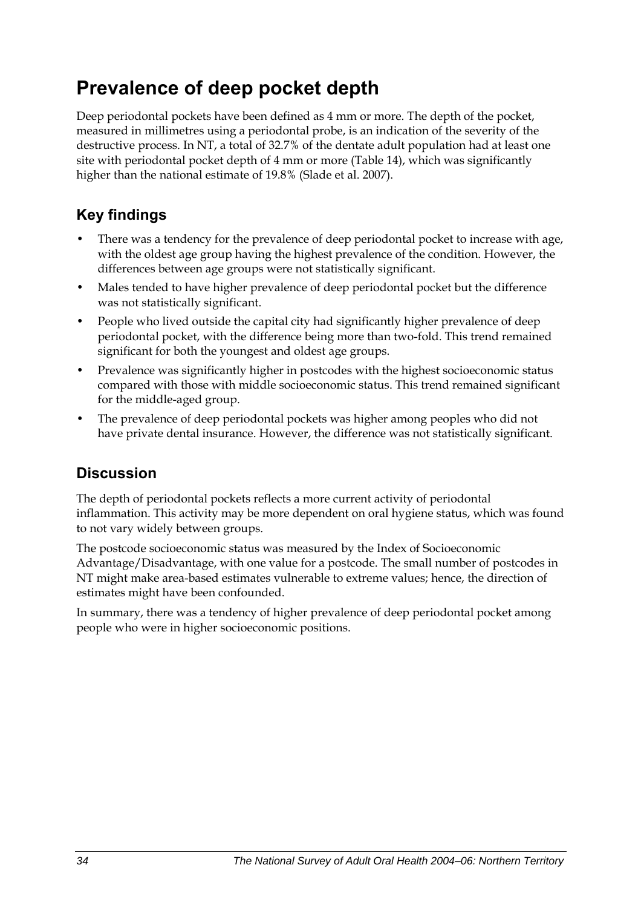# Prevalence of deep pocket depth

Deep periodontal pockets have been defined as 4 mm or more. The depth of the pocket, measured in millimetres using a periodontal probe, is an indication of the severity of the destructive process. In NT, a total of 32.7% of the dentate adult population had at least one site with periodontal pocket depth of 4 mm or more (Table 14), which was significantly higher than the national estimate of 19.8% (Slade et al. 2007).

## Key findings

- There was a tendency for the prevalence of deep periodontal pocket to increase with age, with the oldest age group having the highest prevalence of the condition. However, the differences between age groups were not statistically significant.
- Males tended to have higher prevalence of deep periodontal pocket but the difference was not statistically significant.
- People who lived outside the capital city had significantly higher prevalence of deep periodontal pocket, with the difference being more than two-fold. This trend remained significant for both the youngest and oldest age groups.
- Prevalence was significantly higher in postcodes with the highest socioeconomic status compared with those with middle socioeconomic status. This trend remained significant for the middle-aged group.
- The prevalence of deep periodontal pockets was higher among peoples who did not have private dental insurance. However, the difference was not statistically significant.

## Discussion

The depth of periodontal pockets reflects a more current activity of periodontal inflammation. This activity may be more dependent on oral hygiene status, which was found to not vary widely between groups.

The postcode socioeconomic status was measured by the Index of Socioeconomic Advantage/Disadvantage, with one value for a postcode. The small number of postcodes in NT might make area-based estimates vulnerable to extreme values; hence, the direction of estimates might have been confounded.

In summary, there was a tendency of higher prevalence of deep periodontal pocket among people who were in higher socioeconomic positions.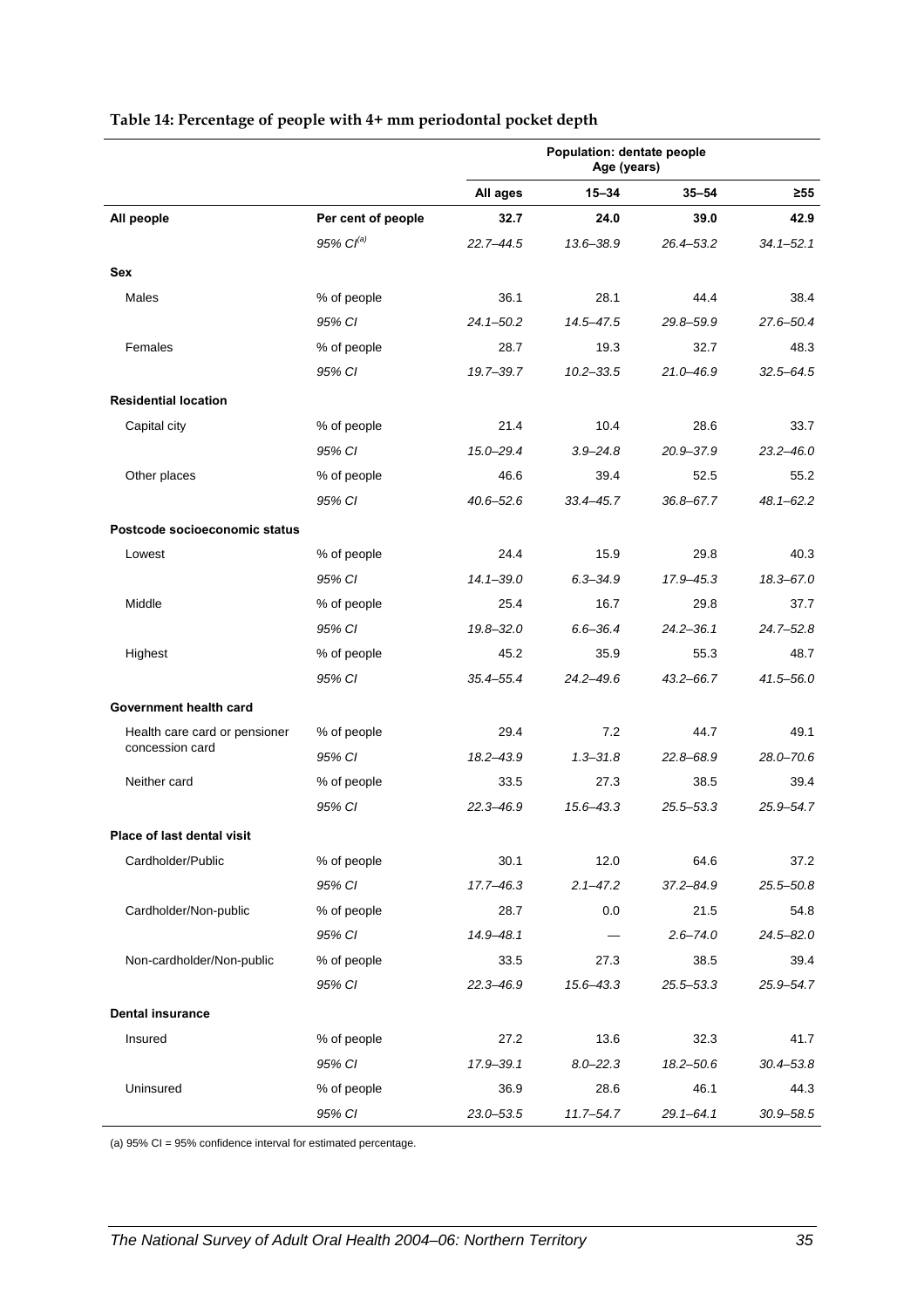**Table 14: Percentage of people with 4+ mm periodontal pocket depth**

| | | Population: dentate people Age (years) | | | |
|---|---|---|---|---|---|
| | | All ages | 15–34 | 35–54 | ≥55 |
| **All people** | **Per cent of people** | **32.7** | **24.0** | **39.0** | **42.9** |
| | *95% CI*[(a)] | *22.7–44.5* | *13.6–38.9* | *26.4–53.2* | *34.1–52.1* |
| **Sex** | | | | | |
| Males | % of people | 36.1 | 28.1 | 44.4 | 38.4 |
| | *95% CI* | *24.1–50.2* | *14.5–47.5* | *29.8–59.9* | *27.6–50.4* |
| Females | % of people | 28.7 | 19.3 | 32.7 | 48.3 |
| | *95% CI* | *19.7–39.7* | *10.2–33.5* | *21.0–46.9* | *32.5–64.5* |
| **Residential location** | | | | | |
| Capital city | % of people | 21.4 | 10.4 | 28.6 | 33.7 |
| | *95% CI* | *15.0–29.4* | *3.9–24.8* | *20.9–37.9* | *23.2–46.0* |
| Other places | % of people | 46.6 | 39.4 | 52.5 | 55.2 |
| | *95% CI* | *40.6–52.6* | *33.4–45.7* | *36.8–67.7* | *48.1–62.2* |
| **Postcode socioeconomic status** | | | | | |
| Lowest | % of people | 24.4 | 15.9 | 29.8 | 40.3 |
| | *95% CI* | *14.1–39.0* | *6.3–34.9* | *17.9–45.3* | *18.3–67.0* |
| Middle | % of people | 25.4 | 16.7 | 29.8 | 37.7 |
| | *95% CI* | *19.8–32.0* | *6.6–36.4* | *24.2–36.1* | *24.7–52.8* |
| Highest | % of people | 45.2 | 35.9 | 55.3 | 48.7 |
| | *95% CI* | *35.4–55.4* | *24.2–49.6* | *43.2–66.7* | *41.5–56.0* |
| **Government health card** | | | | | |
| Health care card or pensioner concession card | % of people | 29.4 | 7.2 | 44.7 | 49.1 |
| | *95% CI* | *18.2–43.9* | *1.3–31.8* | *22.8–68.9* | *28.0–70.6* |
| Neither card | % of people | 33.5 | 27.3 | 38.5 | 39.4 |
| | *95% CI* | *22.3–46.9* | *15.6–43.3* | *25.5–53.3* | *25.9–54.7* |
| **Place of last dental visit** | | | | | |
| Cardholder/Public | % of people | 30.1 | 12.0 | 64.6 | 37.2 |
| | *95% CI* | *17.7–46.3* | *2.1–47.2* | *37.2–84.9* | *25.5–50.8* |
| Cardholder/Non-public | % of people | 28.7 | 0.0 | 21.5 | 54.8 |
| | *95% CI* | *14.9–48.1* | — | *2.6–74.0* | *24.5–82.0* |
| Non-cardholder/Non-public | % of people | 33.5 | 27.3 | 38.5 | 39.4 |
| | *95% CI* | *22.3–46.9* | *15.6–43.3* | *25.5–53.3* | *25.9–54.7* |
| **Dental insurance** | | | | | |
| Insured | % of people | 27.2 | 13.6 | 32.3 | 41.7 |
| | *95% CI* | *17.9–39.1* | *8.0–22.3* | *18.2–50.6* | *30.4–53.8* |
| Uninsured | % of people | 36.9 | 28.6 | 46.1 | 44.3 |
| | *95% CI* | *23.0–53.5* | *11.7–54.7* | *29.1–64.1* | *30.9–58.5* |

(a) 95% CI = 95% confidence interval for estimated percentage.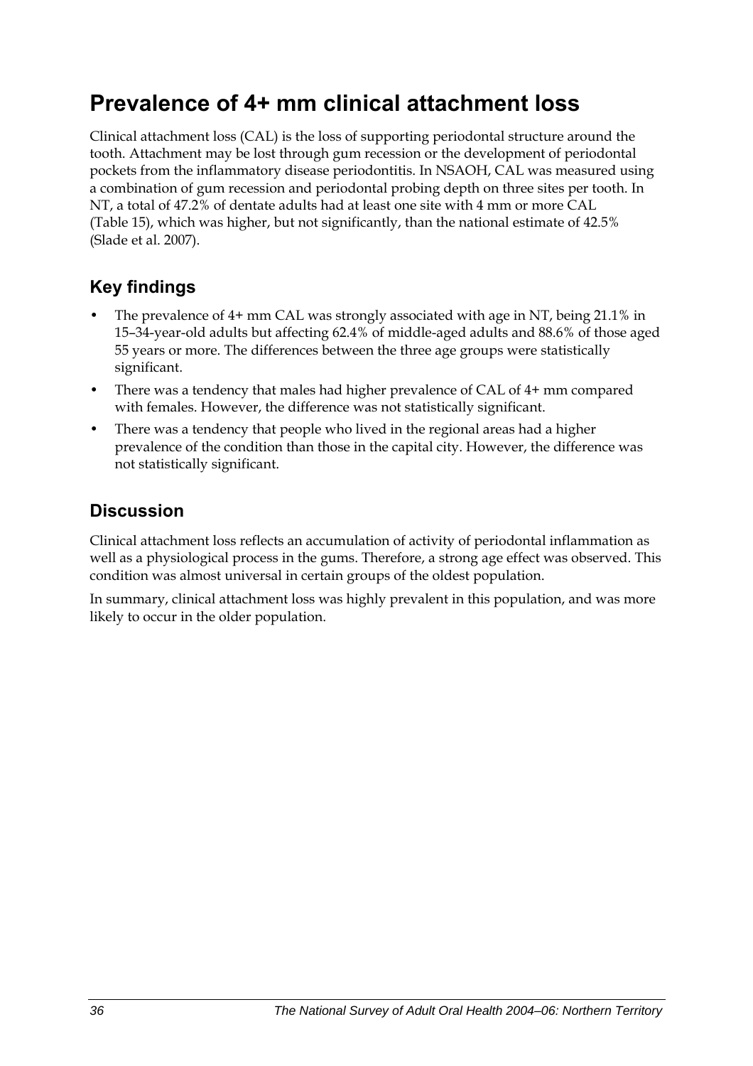# Prevalence of 4+ mm clinical attachment loss

Clinical attachment loss (CAL) is the loss of supporting periodontal structure around the tooth. Attachment may be lost through gum recession or the development of periodontal pockets from the inflammatory disease periodontitis. In NSAOH, CAL was measured using a combination of gum recession and periodontal probing depth on three sites per tooth. In NT, a total of 47.2% of dentate adults had at least one site with 4 mm or more CAL (Table 15), which was higher, but not significantly, than the national estimate of 42.5% (Slade et al. 2007).

## Key findings

- The prevalence of 4+ mm CAL was strongly associated with age in NT, being 21.1% in 15–34-year-old adults but affecting 62.4% of middle-aged adults and 88.6% of those aged 55 years or more. The differences between the three age groups were statistically significant.
- There was a tendency that males had higher prevalence of CAL of 4+ mm compared with females. However, the difference was not statistically significant.
- There was a tendency that people who lived in the regional areas had a higher prevalence of the condition than those in the capital city. However, the difference was not statistically significant.

## Discussion

Clinical attachment loss reflects an accumulation of activity of periodontal inflammation as well as a physiological process in the gums. Therefore, a strong age effect was observed. This condition was almost universal in certain groups of the oldest population.

In summary, clinical attachment loss was highly prevalent in this population, and was more likely to occur in the older population.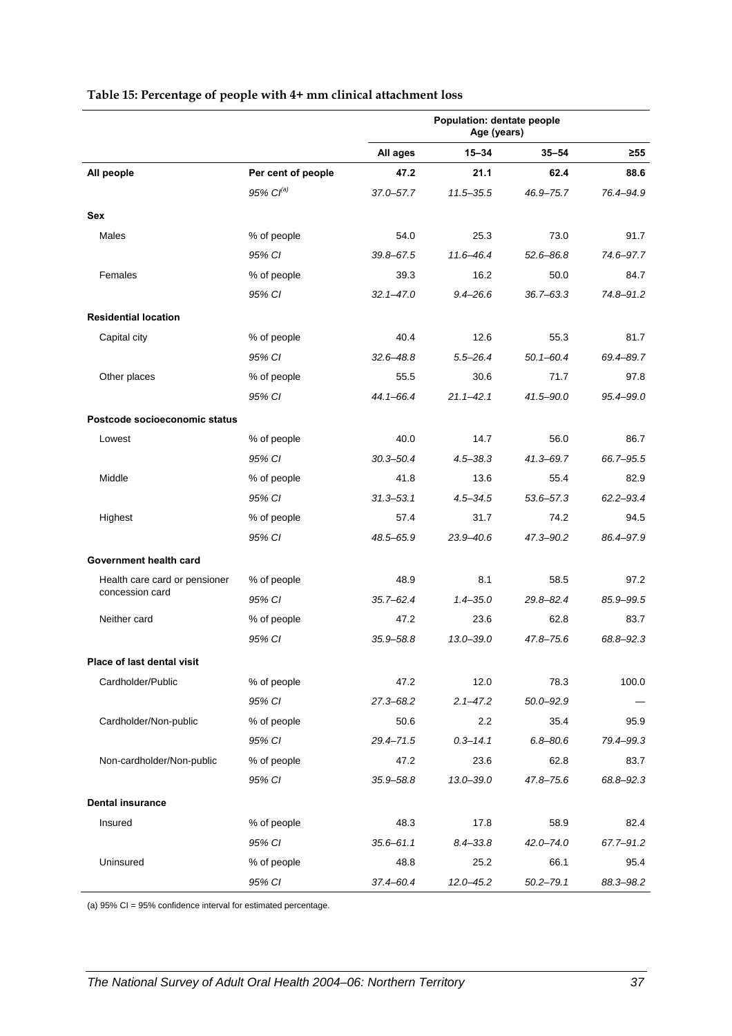**Table 15: Percentage of people with 4+ mm clinical attachment loss**

| | | Population: dentate people Age (years) | | | |
|---|---|---|---|---|---|
| | | **All ages** | **15–34** | **35–54** | **≥55** |
| **All people** | **Per cent of people** | **47.2** | **21.1** | **62.4** | **88.6** |
| | *95% CI[(a)]* | *37.0–57.7* | *11.5–35.5* | *46.9–75.7* | *76.4–94.9* |
| **Sex** | | | | | |
| Males | % of people | 54.0 | 25.3 | 73.0 | 91.7 |
| | *95% CI* | *39.8–67.5* | *11.6–46.4* | *52.6–86.8* | *74.6–97.7* |
| Females | % of people | 39.3 | 16.2 | 50.0 | 84.7 |
| | *95% CI* | *32.1–47.0* | *9.4–26.6* | *36.7–63.3* | *74.8–91.2* |
| **Residential location** | | | | | |
| Capital city | % of people | 40.4 | 12.6 | 55.3 | 81.7 |
| | *95% CI* | *32.6–48.8* | *5.5–26.4* | *50.1–60.4* | *69.4–89.7* |
| Other places | % of people | 55.5 | 30.6 | 71.7 | 97.8 |
| | *95% CI* | *44.1–66.4* | *21.1–42.1* | *41.5–90.0* | *95.4–99.0* |
| **Postcode socioeconomic status** | | | | | |
| Lowest | % of people | 40.0 | 14.7 | 56.0 | 86.7 |
| | *95% CI* | *30.3–50.4* | *4.5–38.3* | *41.3–69.7* | *66.7–95.5* |
| Middle | % of people | 41.8 | 13.6 | 55.4 | 82.9 |
| | *95% CI* | *31.3–53.1* | *4.5–34.5* | *53.6–57.3* | *62.2–93.4* |
| Highest | % of people | 57.4 | 31.7 | 74.2 | 94.5 |
| | *95% CI* | *48.5–65.9* | *23.9–40.6* | *47.3–90.2* | *86.4–97.9* |
| **Government health card** | | | | | |
| Health care card or pensioner concession card | % of people | 48.9 | 8.1 | 58.5 | 97.2 |
| | *95% CI* | *35.7–62.4* | *1.4–35.0* | *29.8–82.4* | *85.9–99.5* |
| Neither card | % of people | 47.2 | 23.6 | 62.8 | 83.7 |
| | *95% CI* | *35.9–58.8* | *13.0–39.0* | *47.8–75.6* | *68.8–92.3* |
| **Place of last dental visit** | | | | | |
| Cardholder/Public | % of people | 47.2 | 12.0 | 78.3 | 100.0 |
| | *95% CI* | *27.3–68.2* | *2.1–47.2* | *50.0–92.9* | — |
| Cardholder/Non-public | % of people | 50.6 | 2.2 | 35.4 | 95.9 |
| | *95% CI* | *29.4–71.5* | *0.3–14.1* | *6.8–80.6* | *79.4–99.3* |
| Non-cardholder/Non-public | % of people | 47.2 | 23.6 | 62.8 | 83.7 |
| | *95% CI* | *35.9–58.8* | *13.0–39.0* | *47.8–75.6* | *68.8–92.3* |
| **Dental insurance** | | | | | |
| Insured | % of people | 48.3 | 17.8 | 58.9 | 82.4 |
| | *95% CI* | *35.6–61.1* | *8.4–33.8* | *42.0–74.0* | *67.7–91.2* |
| Uninsured | % of people | 48.8 | 25.2 | 66.1 | 95.4 |
| | *95% CI* | *37.4–60.4* | *12.0–45.2* | *50.2–79.1* | *88.3–98.2* |

(a) 95% CI = 95% confidence interval for estimated percentage.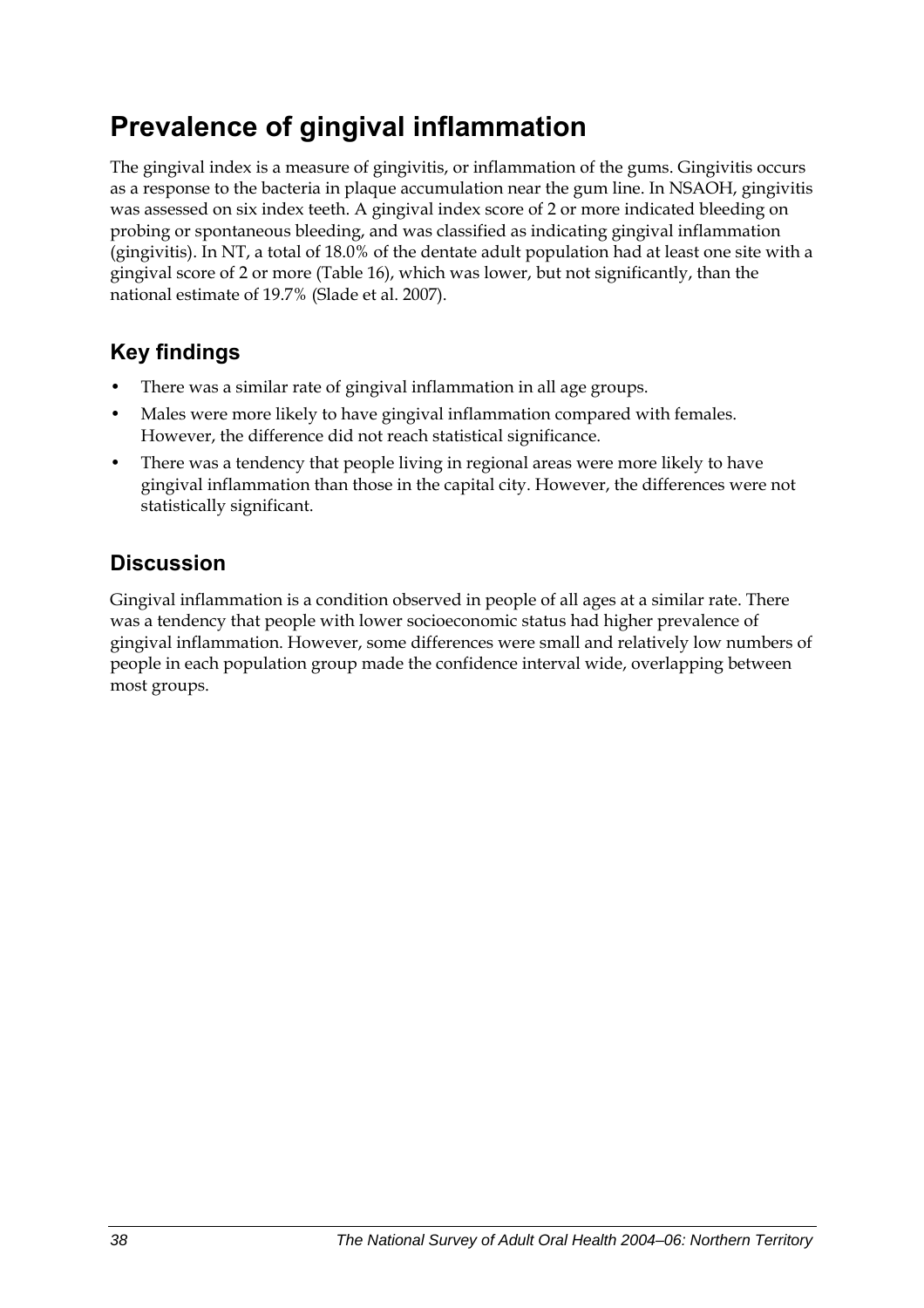# Prevalence of gingival inflammation

The gingival index is a measure of gingivitis, or inflammation of the gums. Gingivitis occurs as a response to the bacteria in plaque accumulation near the gum line. In NSAOH, gingivitis was assessed on six index teeth. A gingival index score of 2 or more indicated bleeding on probing or spontaneous bleeding, and was classified as indicating gingival inflammation (gingivitis). In NT, a total of 18.0% of the dentate adult population had at least one site with a gingival score of 2 or more (Table 16), which was lower, but not significantly, than the national estimate of 19.7% (Slade et al. 2007).

## Key findings

- There was a similar rate of gingival inflammation in all age groups.
- Males were more likely to have gingival inflammation compared with females. However, the difference did not reach statistical significance.
- There was a tendency that people living in regional areas were more likely to have gingival inflammation than those in the capital city. However, the differences were not statistically significant.

## Discussion

Gingival inflammation is a condition observed in people of all ages at a similar rate. There was a tendency that people with lower socioeconomic status had higher prevalence of gingival inflammation. However, some differences were small and relatively low numbers of people in each population group made the confidence interval wide, overlapping between most groups.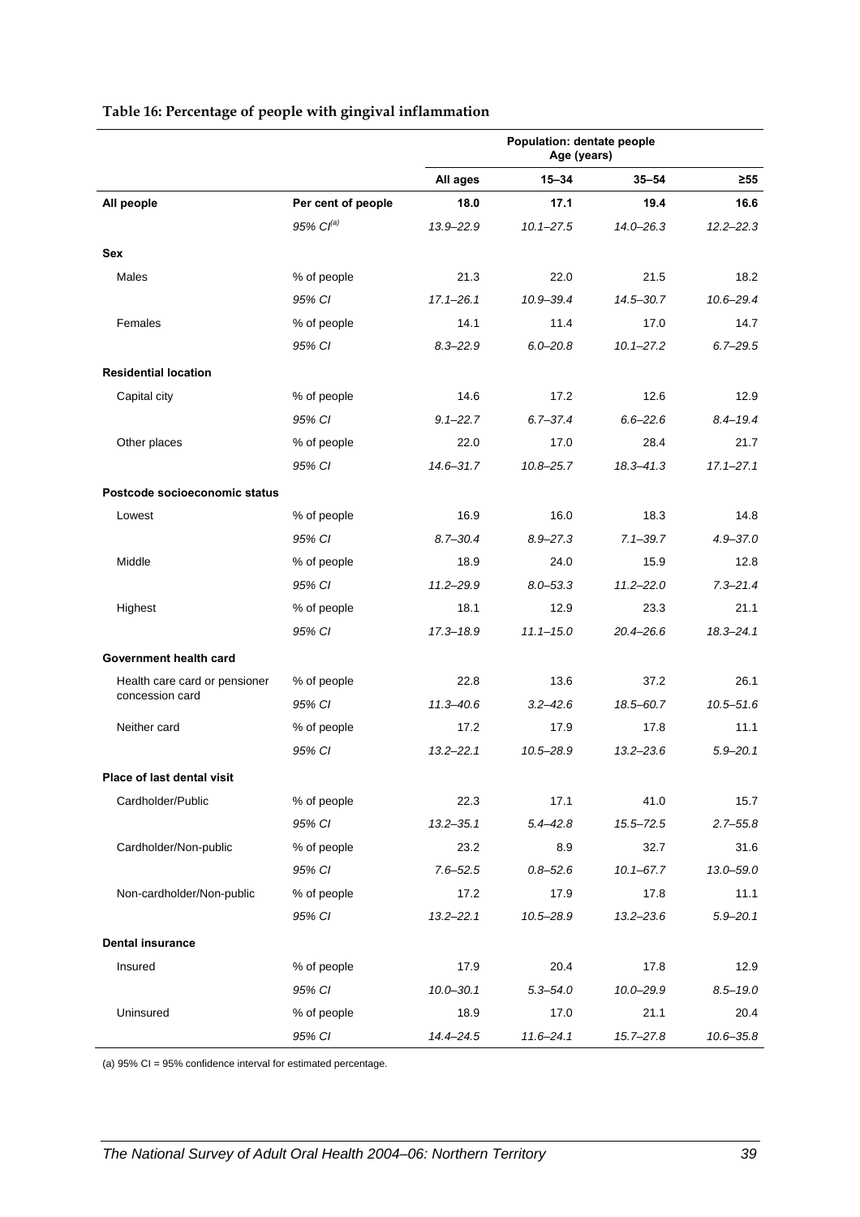**Table 16: Percentage of people with gingival inflammation**

| | | Population: dentate people Age (years) | | | |
|---|---|---|---|---|---|
| | | All ages | 15–34 | 35–54 | ≥55 |
| **All people** | **Per cent of people** | **18.0** | **17.1** | **19.4** | **16.6** |
| | *95% CI*[(a)] | *13.9–22.9* | *10.1–27.5* | *14.0–26.3* | *12.2–22.3* |
| **Sex** | | | | | |
| Males | % of people | 21.3 | 22.0 | 21.5 | 18.2 |
| | *95% CI* | *17.1–26.1* | *10.9–39.4* | *14.5–30.7* | *10.6–29.4* |
| Females | % of people | 14.1 | 11.4 | 17.0 | 14.7 |
| | *95% CI* | *8.3–22.9* | *6.0–20.8* | *10.1–27.2* | *6.7–29.5* |
| **Residential location** | | | | | |
| Capital city | % of people | 14.6 | 17.2 | 12.6 | 12.9 |
| | *95% CI* | *9.1–22.7* | *6.7–37.4* | *6.6–22.6* | *8.4–19.4* |
| Other places | % of people | 22.0 | 17.0 | 28.4 | 21.7 |
| | *95% CI* | *14.6–31.7* | *10.8–25.7* | *18.3–41.3* | *17.1–27.1* |
| **Postcode socioeconomic status** | | | | | |
| Lowest | % of people | 16.9 | 16.0 | 18.3 | 14.8 |
| | *95% CI* | *8.7–30.4* | *8.9–27.3* | *7.1–39.7* | *4.9–37.0* |
| Middle | % of people | 18.9 | 24.0 | 15.9 | 12.8 |
| | *95% CI* | *11.2–29.9* | *8.0–53.3* | *11.2–22.0* | *7.3–21.4* |
| Highest | % of people | 18.1 | 12.9 | 23.3 | 21.1 |
| | *95% CI* | *17.3–18.9* | *11.1–15.0* | *20.4–26.6* | *18.3–24.1* |
| **Government health card** | | | | | |
| Health care card or pensioner concession card | % of people | 22.8 | 13.6 | 37.2 | 26.1 |
| | *95% CI* | *11.3–40.6* | *3.2–42.6* | *18.5–60.7* | *10.5–51.6* |
| Neither card | % of people | 17.2 | 17.9 | 17.8 | 11.1 |
| | *95% CI* | *13.2–22.1* | *10.5–28.9* | *13.2–23.6* | *5.9–20.1* |
| **Place of last dental visit** | | | | | |
| Cardholder/Public | % of people | 22.3 | 17.1 | 41.0 | 15.7 |
| | *95% CI* | *13.2–35.1* | *5.4–42.8* | *15.5–72.5* | *2.7–55.8* |
| Cardholder/Non-public | % of people | 23.2 | 8.9 | 32.7 | 31.6 |
| | *95% CI* | *7.6–52.5* | *0.8–52.6* | *10.1–67.7* | *13.0–59.0* |
| Non-cardholder/Non-public | % of people | 17.2 | 17.9 | 17.8 | 11.1 |
| | *95% CI* | *13.2–22.1* | *10.5–28.9* | *13.2–23.6* | *5.9–20.1* |
| **Dental insurance** | | | | | |
| Insured | % of people | 17.9 | 20.4 | 17.8 | 12.9 |
| | *95% CI* | *10.0–30.1* | *5.3–54.0* | *10.0–29.9* | *8.5–19.0* |
| Uninsured | % of people | 18.9 | 17.0 | 21.1 | 20.4 |
| | *95% CI* | *14.4–24.5* | *11.6–24.1* | *15.7–27.8* | *10.6–35.8* |

(a) 95% CI = 95% confidence interval for estimated percentage.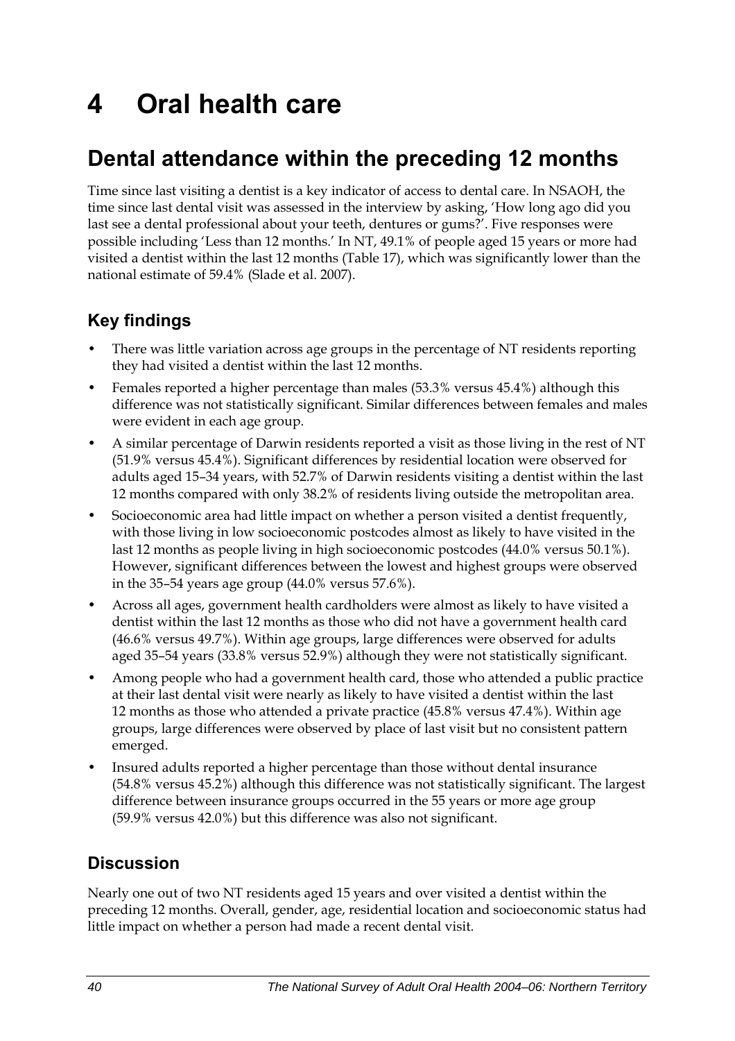# 4 Oral health care

## Dental attendance within the preceding 12 months

Time since last visiting a dentist is a key indicator of access to dental care. In NSAOH, the time since last dental visit was assessed in the interview by asking, 'How long ago did you last see a dental professional about your teeth, dentures or gums?'. Five responses were possible including 'Less than 12 months.' In NT, 49.1% of people aged 15 years or more had visited a dentist within the last 12 months (Table 17), which was significantly lower than the national estimate of 59.4% (Slade et al. 2007).

### Key findings

- There was little variation across age groups in the percentage of NT residents reporting they had visited a dentist within the last 12 months.
- Females reported a higher percentage than males (53.3% versus 45.4%) although this difference was not statistically significant. Similar differences between females and males were evident in each age group.
- A similar percentage of Darwin residents reported a visit as those living in the rest of NT (51.9% versus 45.4%). Significant differences by residential location were observed for adults aged 15–34 years, with 52.7% of Darwin residents visiting a dentist within the last 12 months compared with only 38.2% of residents living outside the metropolitan area.
- Socioeconomic area had little impact on whether a person visited a dentist frequently, with those living in low socioeconomic postcodes almost as likely to have visited in the last 12 months as people living in high socioeconomic postcodes (44.0% versus 50.1%). However, significant differences between the lowest and highest groups were observed in the 35–54 years age group (44.0% versus 57.6%).
- Across all ages, government health cardholders were almost as likely to have visited a dentist within the last 12 months as those who did not have a government health card (46.6% versus 49.7%). Within age groups, large differences were observed for adults aged 35–54 years (33.8% versus 52.9%) although they were not statistically significant.
- Among people who had a government health card, those who attended a public practice at their last dental visit were nearly as likely to have visited a dentist within the last 12 months as those who attended a private practice (45.8% versus 47.4%). Within age groups, large differences were observed by place of last visit but no consistent pattern emerged.
- Insured adults reported a higher percentage than those without dental insurance (54.8% versus 45.2%) although this difference was not statistically significant. The largest difference between insurance groups occurred in the 55 years or more age group (59.9% versus 42.0%) but this difference was also not significant.

### Discussion

Nearly one out of two NT residents aged 15 years and over visited a dentist within the preceding 12 months. Overall, gender, age, residential location and socioeconomic status had little impact on whether a person had made a recent dental visit.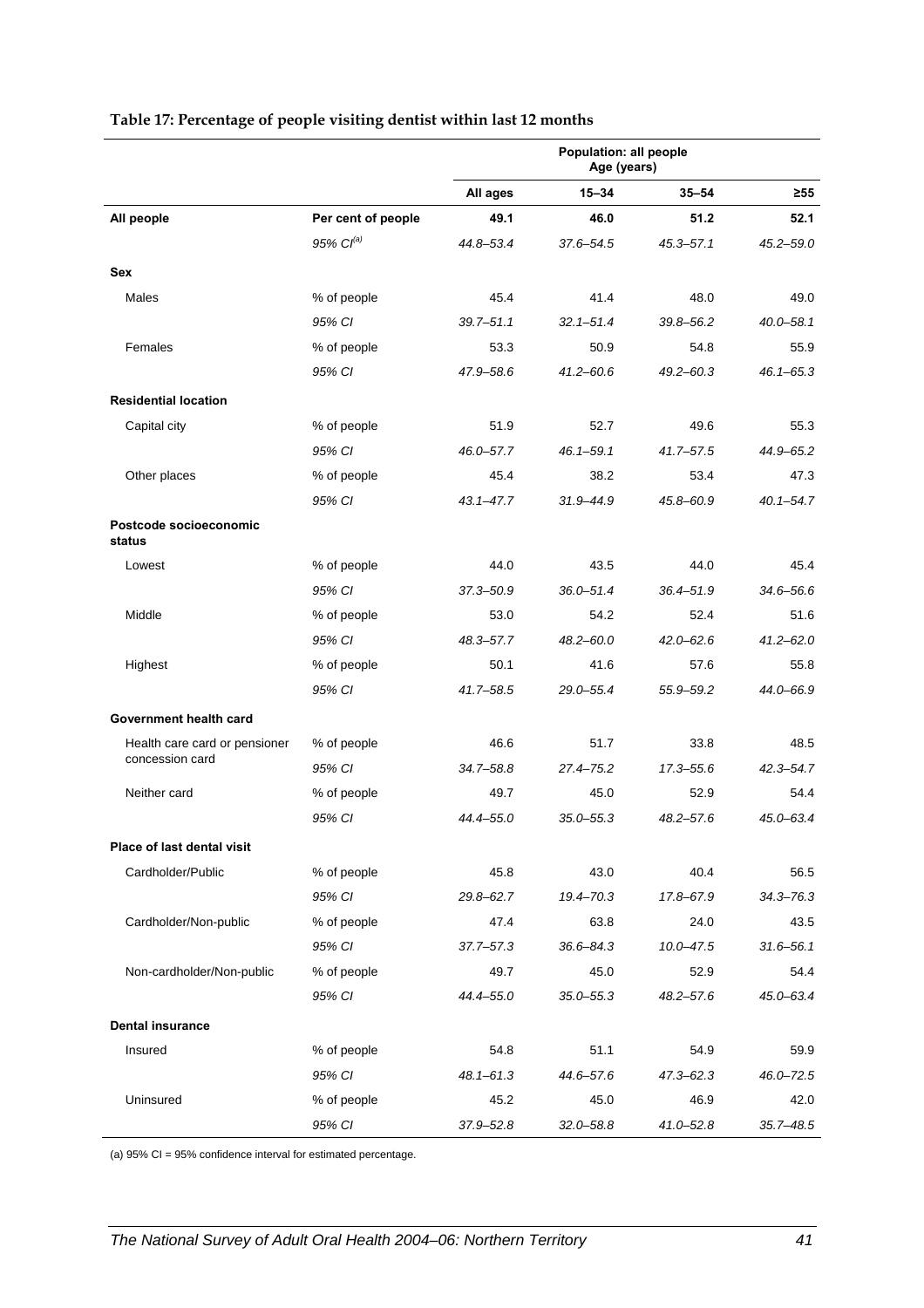**Table 17: Percentage of people visiting dentist within last 12 months**

| | | Population: all people Age (years) | | | |
|---|---|---|---|---|---|
| | | **All ages** | **15–34** | **35–54** | **≥55** |
| **All people** | **Per cent of people** | **49.1** | **46.0** | **51.2** | **52.1** |
| | *95% CI[(a)]* | *44.8–53.4* | *37.6–54.5* | *45.3–57.1* | *45.2–59.0* |
| **Sex** | | | | | |
| Males | % of people | 45.4 | 41.4 | 48.0 | 49.0 |
| | *95% CI* | *39.7–51.1* | *32.1–51.4* | *39.8–56.2* | *40.0–58.1* |
| Females | % of people | 53.3 | 50.9 | 54.8 | 55.9 |
| | *95% CI* | *47.9–58.6* | *41.2–60.6* | *49.2–60.3* | *46.1–65.3* |
| **Residential location** | | | | | |
| Capital city | % of people | 51.9 | 52.7 | 49.6 | 55.3 |
| | *95% CI* | *46.0–57.7* | *46.1–59.1* | *41.7–57.5* | *44.9–65.2* |
| Other places | % of people | 45.4 | 38.2 | 53.4 | 47.3 |
| | *95% CI* | *43.1–47.7* | *31.9–44.9* | *45.8–60.9* | *40.1–54.7* |
| **Postcode socioeconomic status** | | | | | |
| Lowest | % of people | 44.0 | 43.5 | 44.0 | 45.4 |
| | *95% CI* | *37.3–50.9* | *36.0–51.4* | *36.4–51.9* | *34.6–56.6* |
| Middle | % of people | 53.0 | 54.2 | 52.4 | 51.6 |
| | *95% CI* | *48.3–57.7* | *48.2–60.0* | *42.0–62.6* | *41.2–62.0* |
| Highest | % of people | 50.1 | 41.6 | 57.6 | 55.8 |
| | *95% CI* | *41.7–58.5* | *29.0–55.4* | *55.9–59.2* | *44.0–66.9* |
| **Government health card** | | | | | |
| Health care card or pensioner concession card | % of people | 46.6 | 51.7 | 33.8 | 48.5 |
| | *95% CI* | *34.7–58.8* | *27.4–75.2* | *17.3–55.6* | *42.3–54.7* |
| Neither card | % of people | 49.7 | 45.0 | 52.9 | 54.4 |
| | *95% CI* | *44.4–55.0* | *35.0–55.3* | *48.2–57.6* | *45.0–63.4* |
| **Place of last dental visit** | | | | | |
| Cardholder/Public | % of people | 45.8 | 43.0 | 40.4 | 56.5 |
| | *95% CI* | *29.8–62.7* | *19.4–70.3* | *17.8–67.9* | *34.3–76.3* |
| Cardholder/Non-public | % of people | 47.4 | 63.8 | 24.0 | 43.5 |
| | *95% CI* | *37.7–57.3* | *36.6–84.3* | *10.0–47.5* | *31.6–56.1* |
| Non-cardholder/Non-public | % of people | 49.7 | 45.0 | 52.9 | 54.4 |
| | *95% CI* | *44.4–55.0* | *35.0–55.3* | *48.2–57.6* | *45.0–63.4* |
| **Dental insurance** | | | | | |
| Insured | % of people | 54.8 | 51.1 | 54.9 | 59.9 |
| | *95% CI* | *48.1–61.3* | *44.6–57.6* | *47.3–62.3* | *46.0–72.5* |
| Uninsured | % of people | 45.2 | 45.0 | 46.9 | 42.0 |
| | *95% CI* | *37.9–52.8* | *32.0–58.8* | *41.0–52.8* | *35.7–48.5* |

(a) 95% CI = 95% confidence interval for estimated percentage.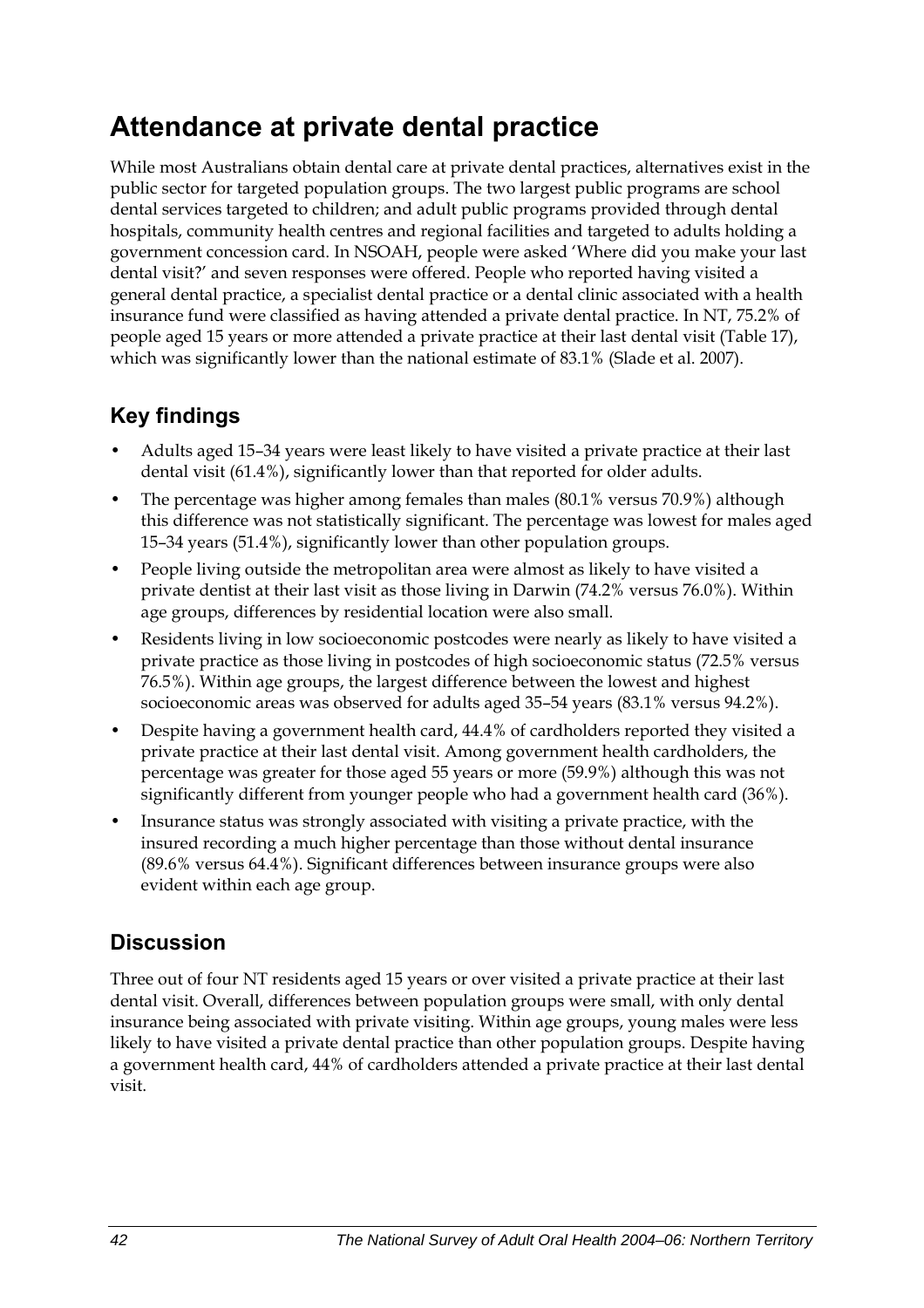# Attendance at private dental practice

While most Australians obtain dental care at private dental practices, alternatives exist in the public sector for targeted population groups. The two largest public programs are school dental services targeted to children; and adult public programs provided through dental hospitals, community health centres and regional facilities and targeted to adults holding a government concession card. In NSOAH, people were asked 'Where did you make your last dental visit?' and seven responses were offered. People who reported having visited a general dental practice, a specialist dental practice or a dental clinic associated with a health insurance fund were classified as having attended a private dental practice. In NT, 75.2% of people aged 15 years or more attended a private practice at their last dental visit (Table 17), which was significantly lower than the national estimate of 83.1% (Slade et al. 2007).

## Key findings

- Adults aged 15–34 years were least likely to have visited a private practice at their last dental visit (61.4%), significantly lower than that reported for older adults.
- The percentage was higher among females than males (80.1% versus 70.9%) although this difference was not statistically significant. The percentage was lowest for males aged 15–34 years (51.4%), significantly lower than other population groups.
- People living outside the metropolitan area were almost as likely to have visited a private dentist at their last visit as those living in Darwin (74.2% versus 76.0%). Within age groups, differences by residential location were also small.
- Residents living in low socioeconomic postcodes were nearly as likely to have visited a private practice as those living in postcodes of high socioeconomic status (72.5% versus 76.5%). Within age groups, the largest difference between the lowest and highest socioeconomic areas was observed for adults aged 35–54 years (83.1% versus 94.2%).
- Despite having a government health card, 44.4% of cardholders reported they visited a private practice at their last dental visit. Among government health cardholders, the percentage was greater for those aged 55 years or more (59.9%) although this was not significantly different from younger people who had a government health card (36%).
- Insurance status was strongly associated with visiting a private practice, with the insured recording a much higher percentage than those without dental insurance (89.6% versus 64.4%). Significant differences between insurance groups were also evident within each age group.

## Discussion

Three out of four NT residents aged 15 years or over visited a private practice at their last dental visit. Overall, differences between population groups were small, with only dental insurance being associated with private visiting. Within age groups, young males were less likely to have visited a private dental practice than other population groups. Despite having a government health card, 44% of cardholders attended a private practice at their last dental visit.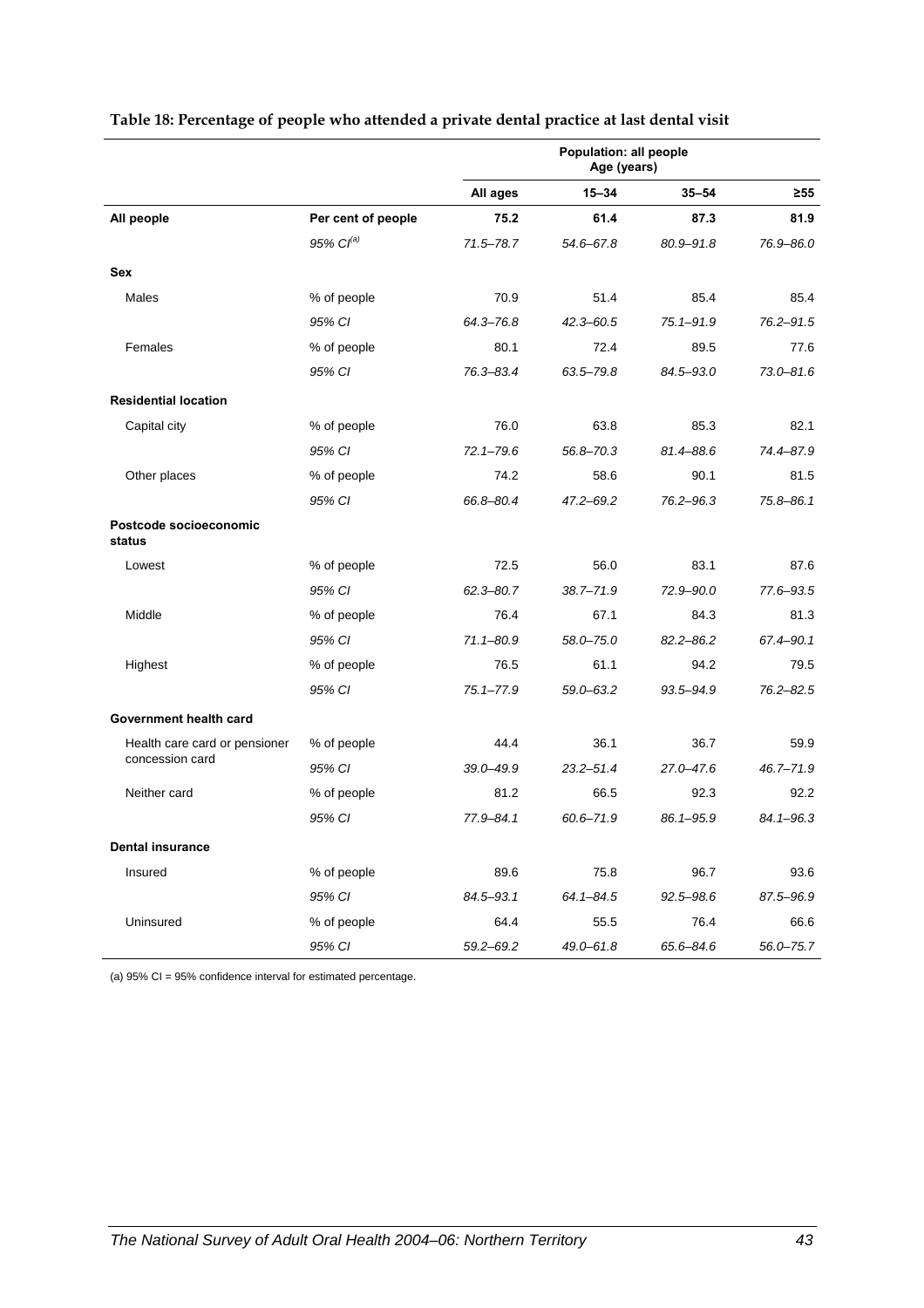**Table 18: Percentage of people who attended a private dental practice at last dental visit**

| | | Population: all people Age (years) | | | |
|---|---|---|---|---|---|
| | | All ages | 15–34 | 35–54 | ≥55 |
| **All people** | **Per cent of people** | **75.2** | **61.4** | **87.3** | **81.9** |
| | *95% CI[(a)]* | *71.5–78.7* | *54.6–67.8* | *80.9–91.8* | *76.9–86.0* |
| **Sex** | | | | | |
| Males | % of people | 70.9 | 51.4 | 85.4 | 85.4 |
| | *95% CI* | *64.3–76.8* | *42.3–60.5* | *75.1–91.9* | *76.2–91.5* |
| Females | % of people | 80.1 | 72.4 | 89.5 | 77.6 |
| | *95% CI* | *76.3–83.4* | *63.5–79.8* | *84.5–93.0* | *73.0–81.6* |
| **Residential location** | | | | | |
| Capital city | % of people | 76.0 | 63.8 | 85.3 | 82.1 |
| | *95% CI* | *72.1–79.6* | *56.8–70.3* | *81.4–88.6* | *74.4–87.9* |
| Other places | % of people | 74.2 | 58.6 | 90.1 | 81.5 |
| | *95% CI* | *66.8–80.4* | *47.2–69.2* | *76.2–96.3* | *75.8–86.1* |
| **Postcode socioeconomic status** | | | | | |
| Lowest | % of people | 72.5 | 56.0 | 83.1 | 87.6 |
| | *95% CI* | *62.3–80.7* | *38.7–71.9* | *72.9–90.0* | *77.6–93.5* |
| Middle | % of people | 76.4 | 67.1 | 84.3 | 81.3 |
| | *95% CI* | *71.1–80.9* | *58.0–75.0* | *82.2–86.2* | *67.4–90.1* |
| Highest | % of people | 76.5 | 61.1 | 94.2 | 79.5 |
| | *95% CI* | *75.1–77.9* | *59.0–63.2* | *93.5–94.9* | *76.2–82.5* |
| **Government health card** | | | | | |
| Health care card or pensioner concession card | % of people | 44.4 | 36.1 | 36.7 | 59.9 |
| | *95% CI* | *39.0–49.9* | *23.2–51.4* | *27.0–47.6* | *46.7–71.9* |
| Neither card | % of people | 81.2 | 66.5 | 92.3 | 92.2 |
| | *95% CI* | *77.9–84.1* | *60.6–71.9* | *86.1–95.9* | *84.1–96.3* |
| **Dental insurance** | | | | | |
| Insured | % of people | 89.6 | 75.8 | 96.7 | 93.6 |
| | *95% CI* | *84.5–93.1* | *64.1–84.5* | *92.5–98.6* | *87.5–96.9* |
| Uninsured | % of people | 64.4 | 55.5 | 76.4 | 66.6 |
| | *95% CI* | *59.2–69.2* | *49.0–61.8* | *65.6–84.6* | *56.0–75.7* |

(a) 95% CI = 95% confidence interval for estimated percentage.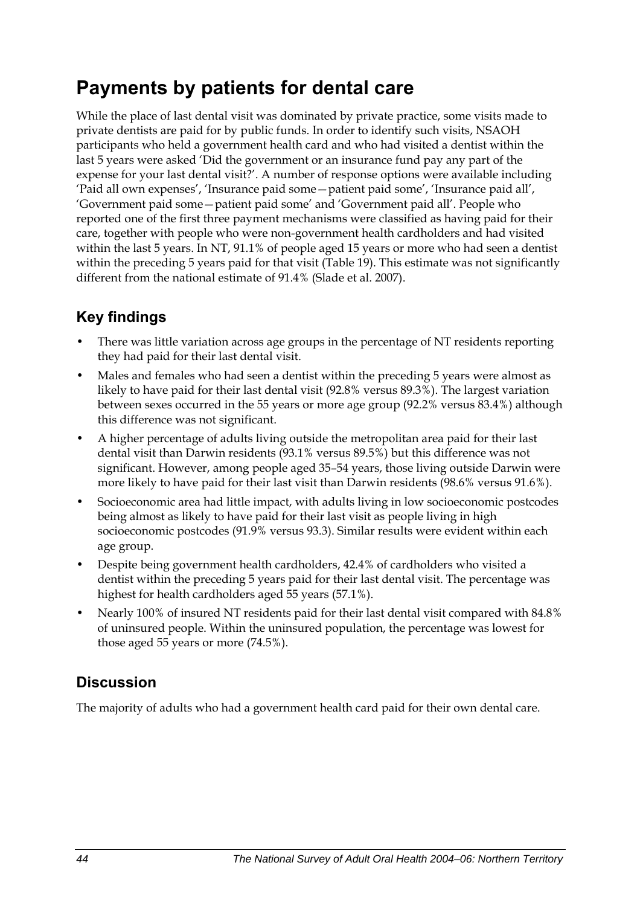# Payments by patients for dental care

While the place of last dental visit was dominated by private practice, some visits made to private dentists are paid for by public funds. In order to identify such visits, NSAOH participants who held a government health card and who had visited a dentist within the last 5 years were asked 'Did the government or an insurance fund pay any part of the expense for your last dental visit?'. A number of response options were available including 'Paid all own expenses', 'Insurance paid some—patient paid some', 'Insurance paid all', 'Government paid some—patient paid some' and 'Government paid all'. People who reported one of the first three payment mechanisms were classified as having paid for their care, together with people who were non-government health cardholders and had visited within the last 5 years. In NT, 91.1% of people aged 15 years or more who had seen a dentist within the preceding 5 years paid for that visit (Table 19). This estimate was not significantly different from the national estimate of 91.4% (Slade et al. 2007).

## Key findings

- There was little variation across age groups in the percentage of NT residents reporting they had paid for their last dental visit.
- Males and females who had seen a dentist within the preceding 5 years were almost as likely to have paid for their last dental visit (92.8% versus 89.3%). The largest variation between sexes occurred in the 55 years or more age group (92.2% versus 83.4%) although this difference was not significant.
- A higher percentage of adults living outside the metropolitan area paid for their last dental visit than Darwin residents (93.1% versus 89.5%) but this difference was not significant. However, among people aged 35–54 years, those living outside Darwin were more likely to have paid for their last visit than Darwin residents (98.6% versus 91.6%).
- Socioeconomic area had little impact, with adults living in low socioeconomic postcodes being almost as likely to have paid for their last visit as people living in high socioeconomic postcodes (91.9% versus 93.3). Similar results were evident within each age group.
- Despite being government health cardholders, 42.4% of cardholders who visited a dentist within the preceding 5 years paid for their last dental visit. The percentage was highest for health cardholders aged 55 years (57.1%).
- Nearly 100% of insured NT residents paid for their last dental visit compared with 84.8% of uninsured people. Within the uninsured population, the percentage was lowest for those aged 55 years or more (74.5%).

## Discussion

The majority of adults who had a government health card paid for their own dental care.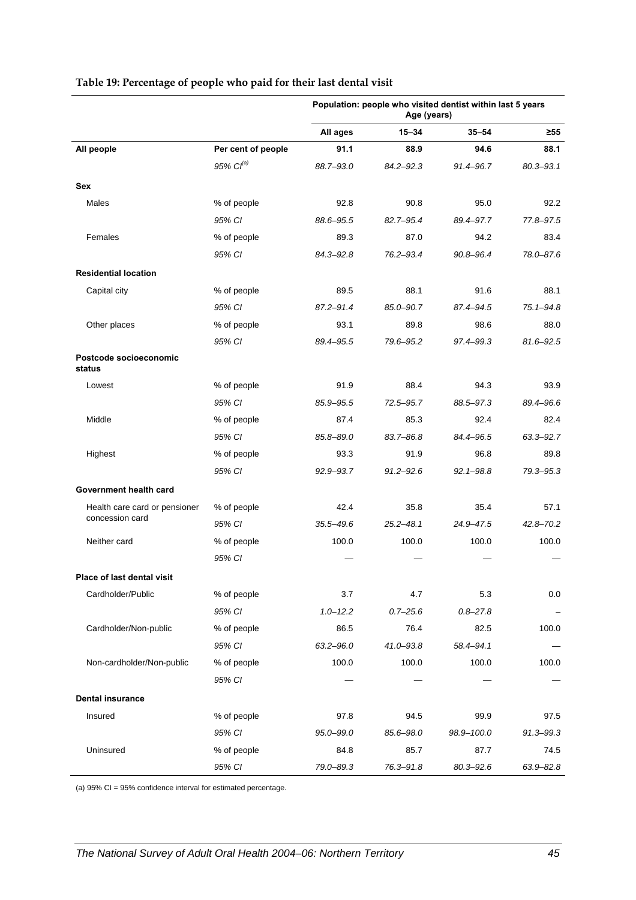**Table 19: Percentage of people who paid for their last dental visit**

| | | Population: people who visited dentist within last 5 years Age (years) | | | |
|---|---|---|---|---|---|
| | | All ages | 15–34 | 35–54 | ≥55 |
| **All people** | **Per cent of people** | **91.1** | **88.9** | **94.6** | **88.1** |
| | *95% CI[(a)]* | *88.7–93.0* | *84.2–92.3* | *91.4–96.7* | *80.3–93.1* |
| **Sex** | | | | | |
| Males | % of people | 92.8 | 90.8 | 95.0 | 92.2 |
| | *95% CI* | *88.6–95.5* | *82.7–95.4* | *89.4–97.7* | *77.8–97.5* |
| Females | % of people | 89.3 | 87.0 | 94.2 | 83.4 |
| | *95% CI* | *84.3–92.8* | *76.2–93.4* | *90.8–96.4* | *78.0–87.6* |
| **Residential location** | | | | | |
| Capital city | % of people | 89.5 | 88.1 | 91.6 | 88.1 |
| | *95% CI* | *87.2–91.4* | *85.0–90.7* | *87.4–94.5* | *75.1–94.8* |
| Other places | % of people | 93.1 | 89.8 | 98.6 | 88.0 |
| | *95% CI* | *89.4–95.5* | *79.6–95.2* | *97.4–99.3* | *81.6–92.5* |
| **Postcode socioeconomic status** | | | | | |
| Lowest | % of people | 91.9 | 88.4 | 94.3 | 93.9 |
| | *95% CI* | *85.9–95.5* | *72.5–95.7* | *88.5–97.3* | *89.4–96.6* |
| Middle | % of people | 87.4 | 85.3 | 92.4 | 82.4 |
| | *95% CI* | *85.8–89.0* | *83.7–86.8* | *84.4–96.5* | *63.3–92.7* |
| Highest | % of people | 93.3 | 91.9 | 96.8 | 89.8 |
| | *95% CI* | *92.9–93.7* | *91.2–92.6* | *92.1–98.8* | *79.3–95.3* |
| **Government health card** | | | | | |
| Health care card or pensioner concession card | % of people | 42.4 | 35.8 | 35.4 | 57.1 |
| | *95% CI* | *35.5–49.6* | *25.2–48.1* | *24.9–47.5* | *42.8–70.2* |
| Neither card | % of people | 100.0 | 100.0 | 100.0 | 100.0 |
| | *95% CI* | — | — | — | — |
| **Place of last dental visit** | | | | | |
| Cardholder/Public | % of people | 3.7 | 4.7 | 5.3 | 0.0 |
| | *95% CI* | *1.0–12.2* | *0.7–25.6* | *0.8–27.8* | – |
| Cardholder/Non-public | % of people | 86.5 | 76.4 | 82.5 | 100.0 |
| | *95% CI* | *63.2–96.0* | *41.0–93.8* | *58.4–94.1* | — |
| Non-cardholder/Non-public | % of people | 100.0 | 100.0 | 100.0 | 100.0 |
| | *95% CI* | — | — | — | — |
| **Dental insurance** | | | | | |
| Insured | % of people | 97.8 | 94.5 | 99.9 | 97.5 |
| | *95% CI* | *95.0–99.0* | *85.6–98.0* | *98.9–100.0* | *91.3–99.3* |
| Uninsured | % of people | 84.8 | 85.7 | 87.7 | 74.5 |
| | *95% CI* | *79.0–89.3* | *76.3–91.8* | *80.3–92.6* | *63.9–82.8* |

(a) 95% CI = 95% confidence interval for estimated percentage.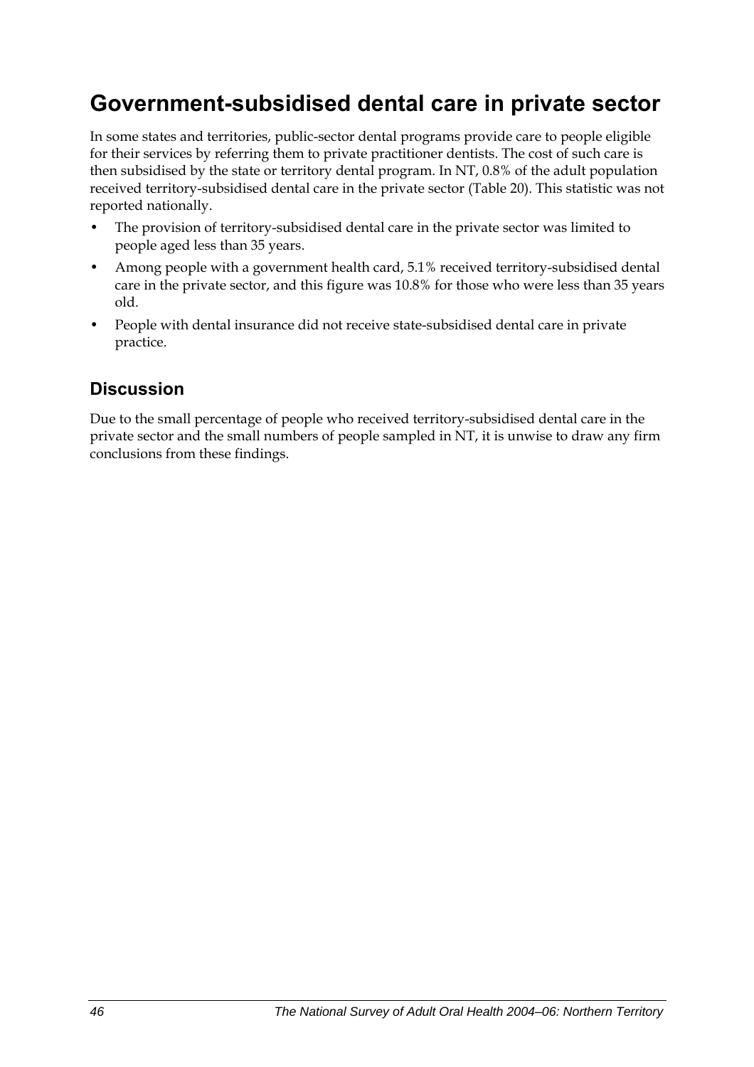# Government-subsidised dental care in private sector

In some states and territories, public-sector dental programs provide care to people eligible for their services by referring them to private practitioner dentists. The cost of such care is then subsidised by the state or territory dental program. In NT, 0.8% of the adult population received territory-subsidised dental care in the private sector (Table 20). This statistic was not reported nationally.

- The provision of territory-subsidised dental care in the private sector was limited to people aged less than 35 years.
- Among people with a government health card, 5.1% received territory-subsidised dental care in the private sector, and this figure was 10.8% for those who were less than 35 years old.
- People with dental insurance did not receive state-subsidised dental care in private practice.

## Discussion

Due to the small percentage of people who received territory-subsidised dental care in the private sector and the small numbers of people sampled in NT, it is unwise to draw any firm conclusions from these findings.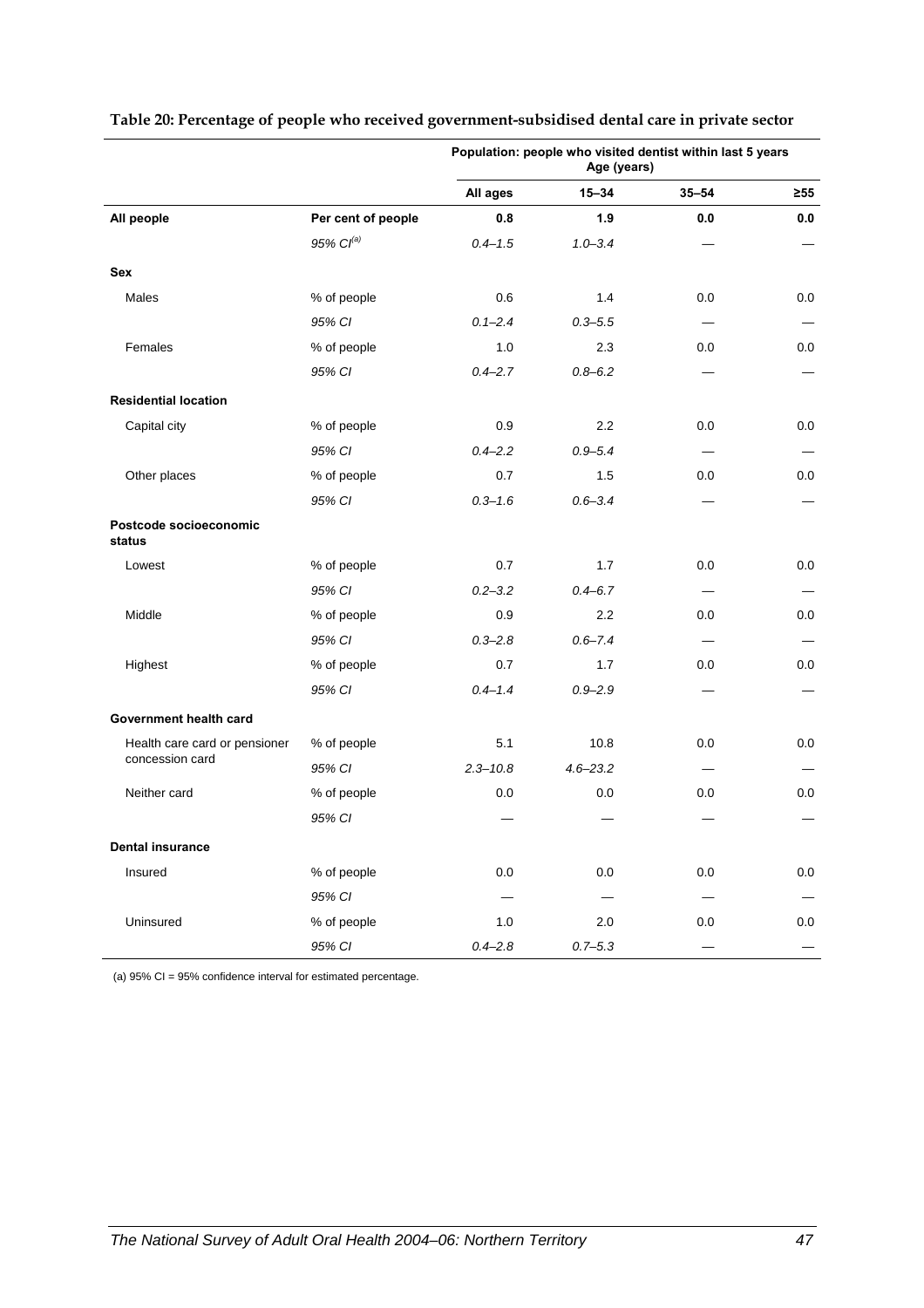**Table 20: Percentage of people who received government-subsidised dental care in private sector**

| | | Population: people who visited dentist within last 5 years Age (years) | | | |
|---|---|---|---|---|---|
| | | **All ages** | **15–34** | **35–54** | **≥55** |
| **All people** | **Per cent of people** | **0.8** | **1.9** | **0.0** | **0.0** |
| | *95% CI(a)* | *0.4–1.5* | *1.0–3.4* | — | — |
| **Sex** | | | | | |
| Males | % of people | 0.6 | 1.4 | 0.0 | 0.0 |
| | *95% CI* | *0.1–2.4* | *0.3–5.5* | — | — |
| Females | % of people | 1.0 | 2.3 | 0.0 | 0.0 |
| | *95% CI* | *0.4–2.7* | *0.8–6.2* | — | — |
| **Residential location** | | | | | |
| Capital city | % of people | 0.9 | 2.2 | 0.0 | 0.0 |
| | *95% CI* | *0.4–2.2* | *0.9–5.4* | — | — |
| Other places | % of people | 0.7 | 1.5 | 0.0 | 0.0 |
| | *95% CI* | *0.3–1.6* | *0.6–3.4* | — | — |
| **Postcode socioeconomic status** | | | | | |
| Lowest | % of people | 0.7 | 1.7 | 0.0 | 0.0 |
| | *95% CI* | *0.2–3.2* | *0.4–6.7* | — | — |
| Middle | % of people | 0.9 | 2.2 | 0.0 | 0.0 |
| | *95% CI* | *0.3–2.8* | *0.6–7.4* | — | — |
| Highest | % of people | 0.7 | 1.7 | 0.0 | 0.0 |
| | *95% CI* | *0.4–1.4* | *0.9–2.9* | — | — |
| **Government health card** | | | | | |
| Health care card or pensioner concession card | % of people | 5.1 | 10.8 | 0.0 | 0.0 |
| | *95% CI* | *2.3–10.8* | *4.6–23.2* | — | — |
| Neither card | % of people | 0.0 | 0.0 | 0.0 | 0.0 |
| | *95% CI* | — | — | — | — |
| **Dental insurance** | | | | | |
| Insured | % of people | 0.0 | 0.0 | 0.0 | 0.0 |
| | *95% CI* | — | — | — | — |
| Uninsured | % of people | 1.0 | 2.0 | 0.0 | 0.0 |
| | *95% CI* | *0.4–2.8* | *0.7–5.3* | — | — |

(a) 95% CI = 95% confidence interval for estimated percentage.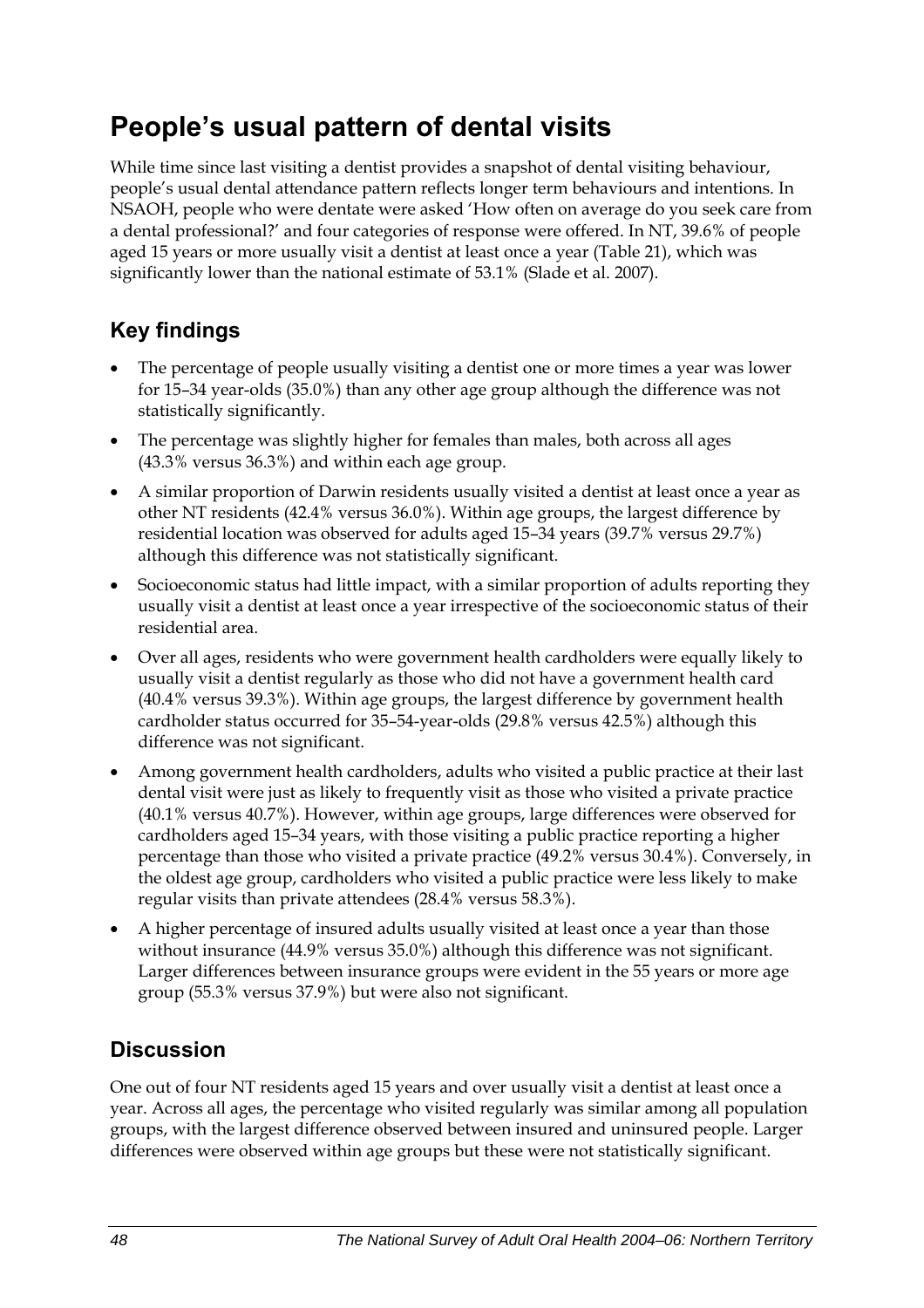# People's usual pattern of dental visits

While time since last visiting a dentist provides a snapshot of dental visiting behaviour, people's usual dental attendance pattern reflects longer term behaviours and intentions. In NSAOH, people who were dentate were asked 'How often on average do you seek care from a dental professional?' and four categories of response were offered. In NT, 39.6% of people aged 15 years or more usually visit a dentist at least once a year (Table 21), which was significantly lower than the national estimate of 53.1% (Slade et al. 2007).

## Key findings

- The percentage of people usually visiting a dentist one or more times a year was lower for 15–34 year-olds (35.0%) than any other age group although the difference was not statistically significantly.
- The percentage was slightly higher for females than males, both across all ages (43.3% versus 36.3%) and within each age group.
- A similar proportion of Darwin residents usually visited a dentist at least once a year as other NT residents (42.4% versus 36.0%). Within age groups, the largest difference by residential location was observed for adults aged 15–34 years (39.7% versus 29.7%) although this difference was not statistically significant.
- Socioeconomic status had little impact, with a similar proportion of adults reporting they usually visit a dentist at least once a year irrespective of the socioeconomic status of their residential area.
- Over all ages, residents who were government health cardholders were equally likely to usually visit a dentist regularly as those who did not have a government health card (40.4% versus 39.3%). Within age groups, the largest difference by government health cardholder status occurred for 35–54-year-olds (29.8% versus 42.5%) although this difference was not significant.
- Among government health cardholders, adults who visited a public practice at their last dental visit were just as likely to frequently visit as those who visited a private practice (40.1% versus 40.7%). However, within age groups, large differences were observed for cardholders aged 15–34 years, with those visiting a public practice reporting a higher percentage than those who visited a private practice (49.2% versus 30.4%). Conversely, in the oldest age group, cardholders who visited a public practice were less likely to make regular visits than private attendees (28.4% versus 58.3%).
- A higher percentage of insured adults usually visited at least once a year than those without insurance (44.9% versus 35.0%) although this difference was not significant. Larger differences between insurance groups were evident in the 55 years or more age group (55.3% versus 37.9%) but were also not significant.

## Discussion

One out of four NT residents aged 15 years and over usually visit a dentist at least once a year. Across all ages, the percentage who visited regularly was similar among all population groups, with the largest difference observed between insured and uninsured people. Larger differences were observed within age groups but these were not statistically significant.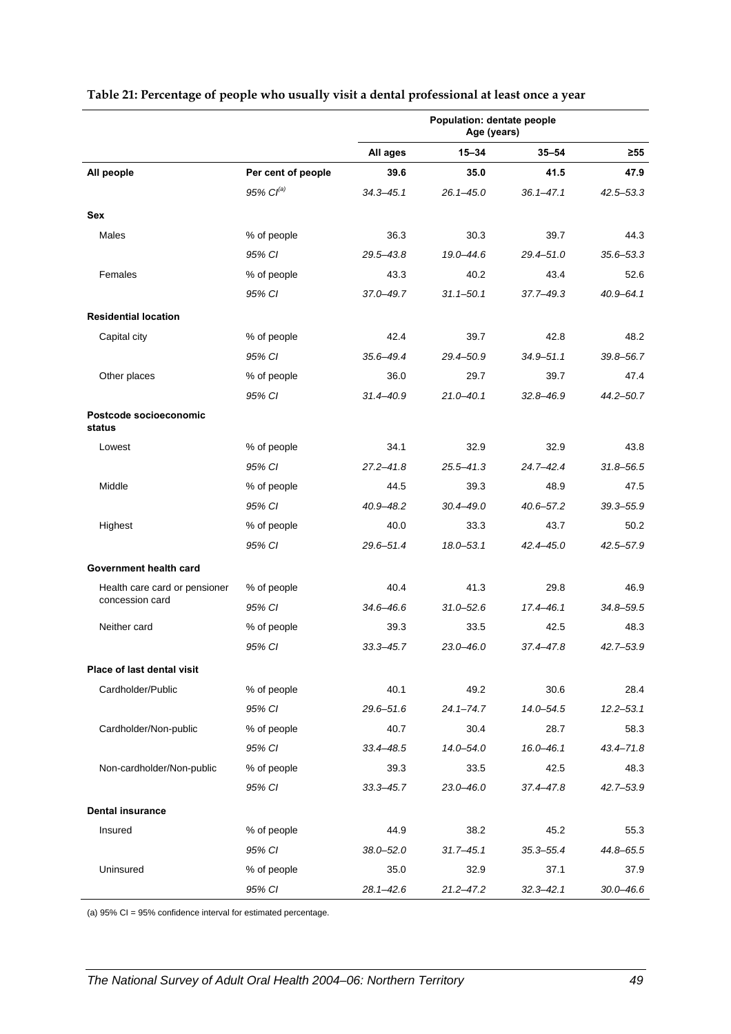**Table 21: Percentage of people who usually visit a dental professional at least once a year**

| | | Population: dentate people Age (years) | | | |
|---|---|---|---|---|---|
| | | All ages | 15–34 | 35–54 | ≥55 |
| **All people** | **Per cent of people** | **39.6** | **35.0** | **41.5** | **47.9** |
| | *95% CI[(a)]* | *34.3–45.1* | *26.1–45.0* | *36.1–47.1* | *42.5–53.3* |
| **Sex** | | | | | |
| Males | % of people | 36.3 | 30.3 | 39.7 | 44.3 |
| | *95% CI* | *29.5–43.8* | *19.0–44.6* | *29.4–51.0* | *35.6–53.3* |
| Females | % of people | 43.3 | 40.2 | 43.4 | 52.6 |
| | *95% CI* | *37.0–49.7* | *31.1–50.1* | *37.7–49.3* | *40.9–64.1* |
| **Residential location** | | | | | |
| Capital city | % of people | 42.4 | 39.7 | 42.8 | 48.2 |
| | *95% CI* | *35.6–49.4* | *29.4–50.9* | *34.9–51.1* | *39.8–56.7* |
| Other places | % of people | 36.0 | 29.7 | 39.7 | 47.4 |
| | *95% CI* | *31.4–40.9* | *21.0–40.1* | *32.8–46.9* | *44.2–50.7* |
| **Postcode socioeconomic status** | | | | | |
| Lowest | % of people | 34.1 | 32.9 | 32.9 | 43.8 |
| | *95% CI* | *27.2–41.8* | *25.5–41.3* | *24.7–42.4* | *31.8–56.5* |
| Middle | % of people | 44.5 | 39.3 | 48.9 | 47.5 |
| | *95% CI* | *40.9–48.2* | *30.4–49.0* | *40.6–57.2* | *39.3–55.9* |
| Highest | % of people | 40.0 | 33.3 | 43.7 | 50.2 |
| | *95% CI* | *29.6–51.4* | *18.0–53.1* | *42.4–45.0* | *42.5–57.9* |
| **Government health card** | | | | | |
| Health care card or pensioner concession card | % of people | 40.4 | 41.3 | 29.8 | 46.9 |
| | *95% CI* | *34.6–46.6* | *31.0–52.6* | *17.4–46.1* | *34.8–59.5* |
| Neither card | % of people | 39.3 | 33.5 | 42.5 | 48.3 |
| | *95% CI* | *33.3–45.7* | *23.0–46.0* | *37.4–47.8* | *42.7–53.9* |
| **Place of last dental visit** | | | | | |
| Cardholder/Public | % of people | 40.1 | 49.2 | 30.6 | 28.4 |
| | *95% CI* | *29.6–51.6* | *24.1–74.7* | *14.0–54.5* | *12.2–53.1* |
| Cardholder/Non-public | % of people | 40.7 | 30.4 | 28.7 | 58.3 |
| | *95% CI* | *33.4–48.5* | *14.0–54.0* | *16.0–46.1* | *43.4–71.8* |
| Non-cardholder/Non-public | % of people | 39.3 | 33.5 | 42.5 | 48.3 |
| | *95% CI* | *33.3–45.7* | *23.0–46.0* | *37.4–47.8* | *42.7–53.9* |
| **Dental insurance** | | | | | |
| Insured | % of people | 44.9 | 38.2 | 45.2 | 55.3 |
| | *95% CI* | *38.0–52.0* | *31.7–45.1* | *35.3–55.4* | *44.8–65.5* |
| Uninsured | % of people | 35.0 | 32.9 | 37.1 | 37.9 |
| | *95% CI* | *28.1–42.6* | *21.2–47.2* | *32.3–42.1* | *30.0–46.6* |

(a) 95% CI = 95% confidence interval for estimated percentage.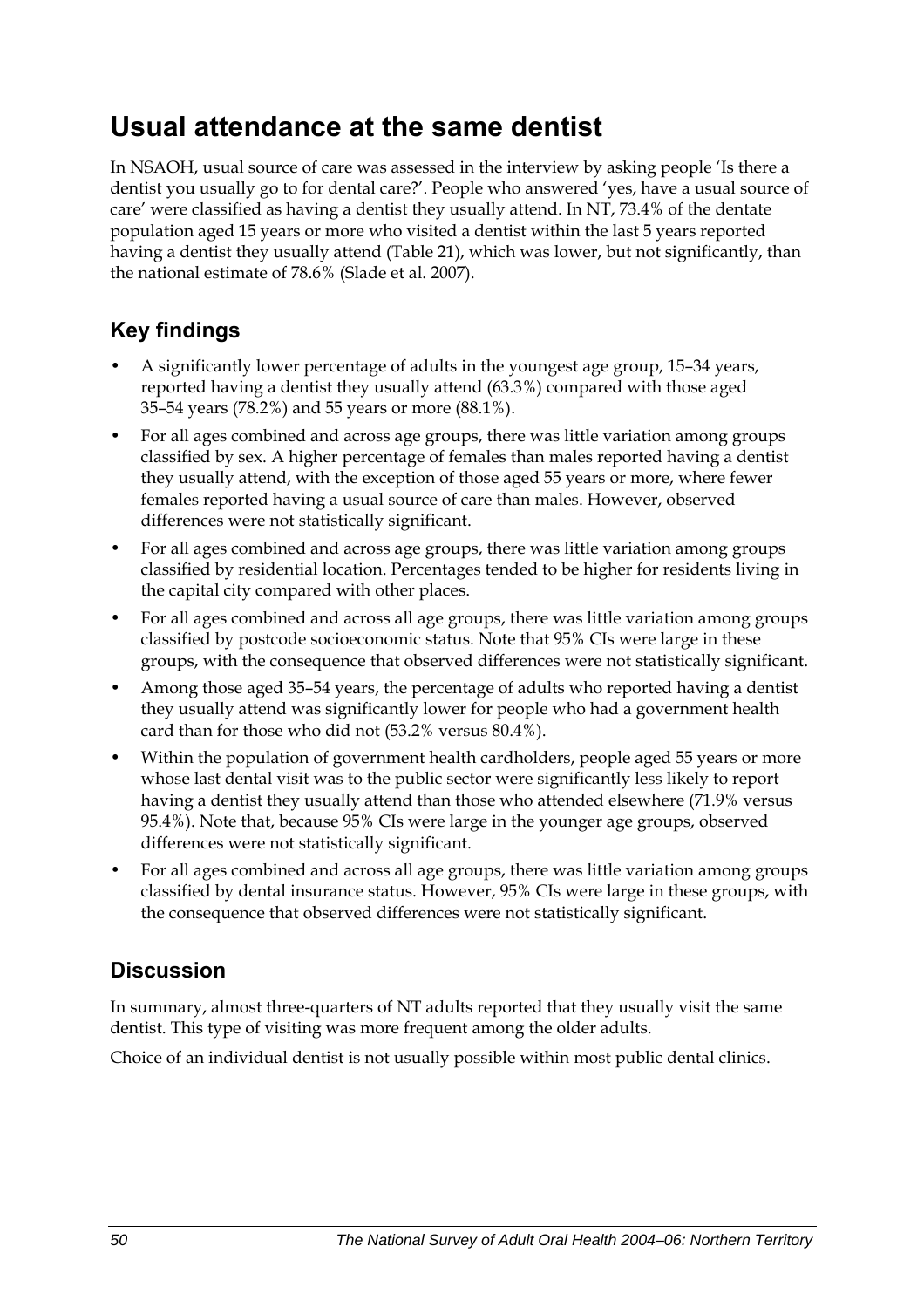# Usual attendance at the same dentist

In NSAOH, usual source of care was assessed in the interview by asking people 'Is there a dentist you usually go to for dental care?'. People who answered 'yes, have a usual source of care' were classified as having a dentist they usually attend. In NT, 73.4% of the dentate population aged 15 years or more who visited a dentist within the last 5 years reported having a dentist they usually attend (Table 21), which was lower, but not significantly, than the national estimate of 78.6% (Slade et al. 2007).

## Key findings

- A significantly lower percentage of adults in the youngest age group, 15–34 years, reported having a dentist they usually attend (63.3%) compared with those aged 35–54 years (78.2%) and 55 years or more (88.1%).
- For all ages combined and across age groups, there was little variation among groups classified by sex. A higher percentage of females than males reported having a dentist they usually attend, with the exception of those aged 55 years or more, where fewer females reported having a usual source of care than males. However, observed differences were not statistically significant.
- For all ages combined and across age groups, there was little variation among groups classified by residential location. Percentages tended to be higher for residents living in the capital city compared with other places.
- For all ages combined and across all age groups, there was little variation among groups classified by postcode socioeconomic status. Note that 95% CIs were large in these groups, with the consequence that observed differences were not statistically significant.
- Among those aged 35–54 years, the percentage of adults who reported having a dentist they usually attend was significantly lower for people who had a government health card than for those who did not (53.2% versus 80.4%).
- Within the population of government health cardholders, people aged 55 years or more whose last dental visit was to the public sector were significantly less likely to report having a dentist they usually attend than those who attended elsewhere (71.9% versus 95.4%). Note that, because 95% CIs were large in the younger age groups, observed differences were not statistically significant.
- For all ages combined and across all age groups, there was little variation among groups classified by dental insurance status. However, 95% CIs were large in these groups, with the consequence that observed differences were not statistically significant.

## Discussion

In summary, almost three-quarters of NT adults reported that they usually visit the same dentist. This type of visiting was more frequent among the older adults.

Choice of an individual dentist is not usually possible within most public dental clinics.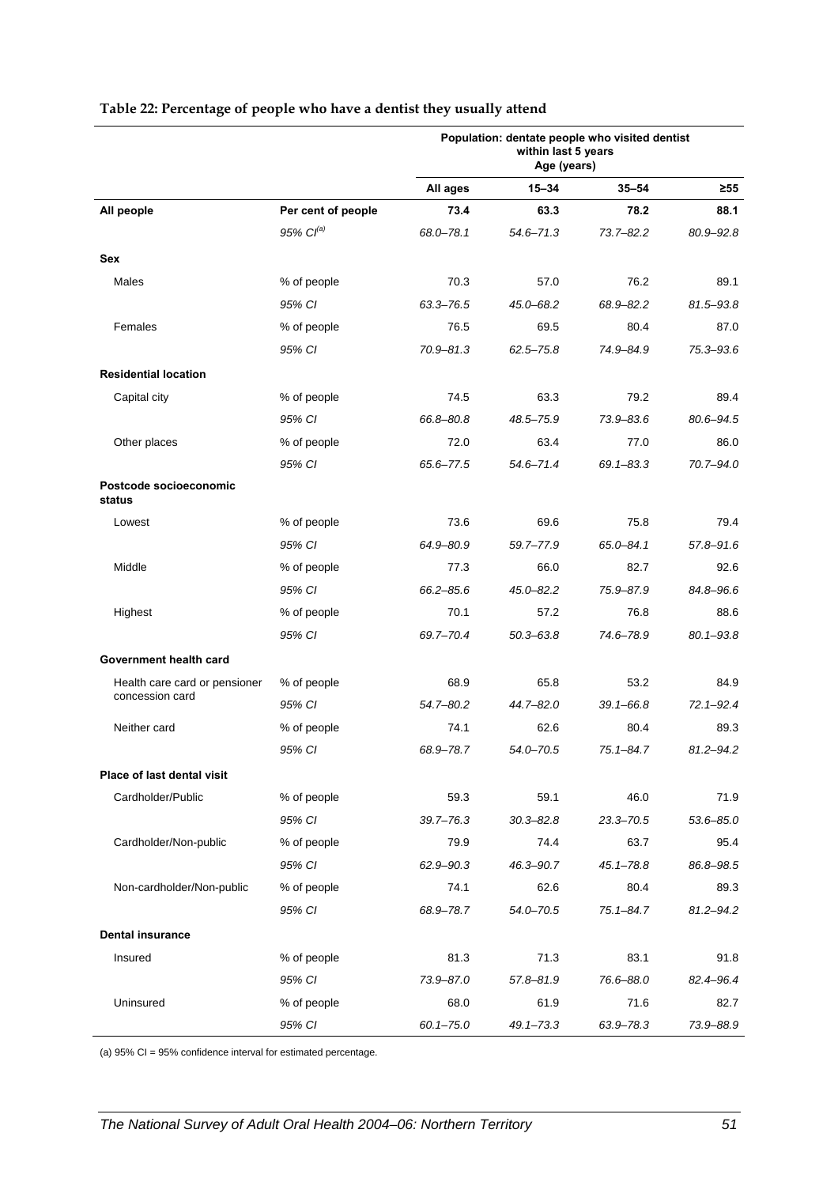**Table 22: Percentage of people who have a dentist they usually attend**

| | | Population: dentate people who visited dentist within last 5 years Age (years) | | | |
|---|---|---|---|---|---|
| | | All ages | 15–34 | 35–54 | ≥55 |
| **All people** | **Per cent of people** | **73.4** | **63.3** | **78.2** | **88.1** |
| | *95% CI[(a)]* | *68.0–78.1* | *54.6–71.3* | *73.7–82.2* | *80.9–92.8* |
| **Sex** | | | | | |
| Males | % of people | 70.3 | 57.0 | 76.2 | 89.1 |
| | *95% CI* | *63.3–76.5* | *45.0–68.2* | *68.9–82.2* | *81.5–93.8* |
| Females | % of people | 76.5 | 69.5 | 80.4 | 87.0 |
| | *95% CI* | *70.9–81.3* | *62.5–75.8* | *74.9–84.9* | *75.3–93.6* |
| **Residential location** | | | | | |
| Capital city | % of people | 74.5 | 63.3 | 79.2 | 89.4 |
| | *95% CI* | *66.8–80.8* | *48.5–75.9* | *73.9–83.6* | *80.6–94.5* |
| Other places | % of people | 72.0 | 63.4 | 77.0 | 86.0 |
| | *95% CI* | *65.6–77.5* | *54.6–71.4* | *69.1–83.3* | *70.7–94.0* |
| **Postcode socioeconomic status** | | | | | |
| Lowest | % of people | 73.6 | 69.6 | 75.8 | 79.4 |
| | *95% CI* | *64.9–80.9* | *59.7–77.9* | *65.0–84.1* | *57.8–91.6* |
| Middle | % of people | 77.3 | 66.0 | 82.7 | 92.6 |
| | *95% CI* | *66.2–85.6* | *45.0–82.2* | *75.9–87.9* | *84.8–96.6* |
| Highest | % of people | 70.1 | 57.2 | 76.8 | 88.6 |
| | *95% CI* | *69.7–70.4* | *50.3–63.8* | *74.6–78.9* | *80.1–93.8* |
| **Government health card** | | | | | |
| Health care card or pensioner concession card | % of people | 68.9 | 65.8 | 53.2 | 84.9 |
| | *95% CI* | *54.7–80.2* | *44.7–82.0* | *39.1–66.8* | *72.1–92.4* |
| Neither card | % of people | 74.1 | 62.6 | 80.4 | 89.3 |
| | *95% CI* | *68.9–78.7* | *54.0–70.5* | *75.1–84.7* | *81.2–94.2* |
| **Place of last dental visit** | | | | | |
| Cardholder/Public | % of people | 59.3 | 59.1 | 46.0 | 71.9 |
| | *95% CI* | *39.7–76.3* | *30.3–82.8* | *23.3–70.5* | *53.6–85.0* |
| Cardholder/Non-public | % of people | 79.9 | 74.4 | 63.7 | 95.4 |
| | *95% CI* | *62.9–90.3* | *46.3–90.7* | *45.1–78.8* | *86.8–98.5* |
| Non-cardholder/Non-public | % of people | 74.1 | 62.6 | 80.4 | 89.3 |
| | *95% CI* | *68.9–78.7* | *54.0–70.5* | *75.1–84.7* | *81.2–94.2* |
| **Dental insurance** | | | | | |
| Insured | % of people | 81.3 | 71.3 | 83.1 | 91.8 |
| | *95% CI* | *73.9–87.0* | *57.8–81.9* | *76.6–88.0* | *82.4–96.4* |
| Uninsured | % of people | 68.0 | 61.9 | 71.6 | 82.7 |
| | *95% CI* | *60.1–75.0* | *49.1–73.3* | *63.9–78.3* | *73.9–88.9* |

(a) 95% CI = 95% confidence interval for estimated percentage.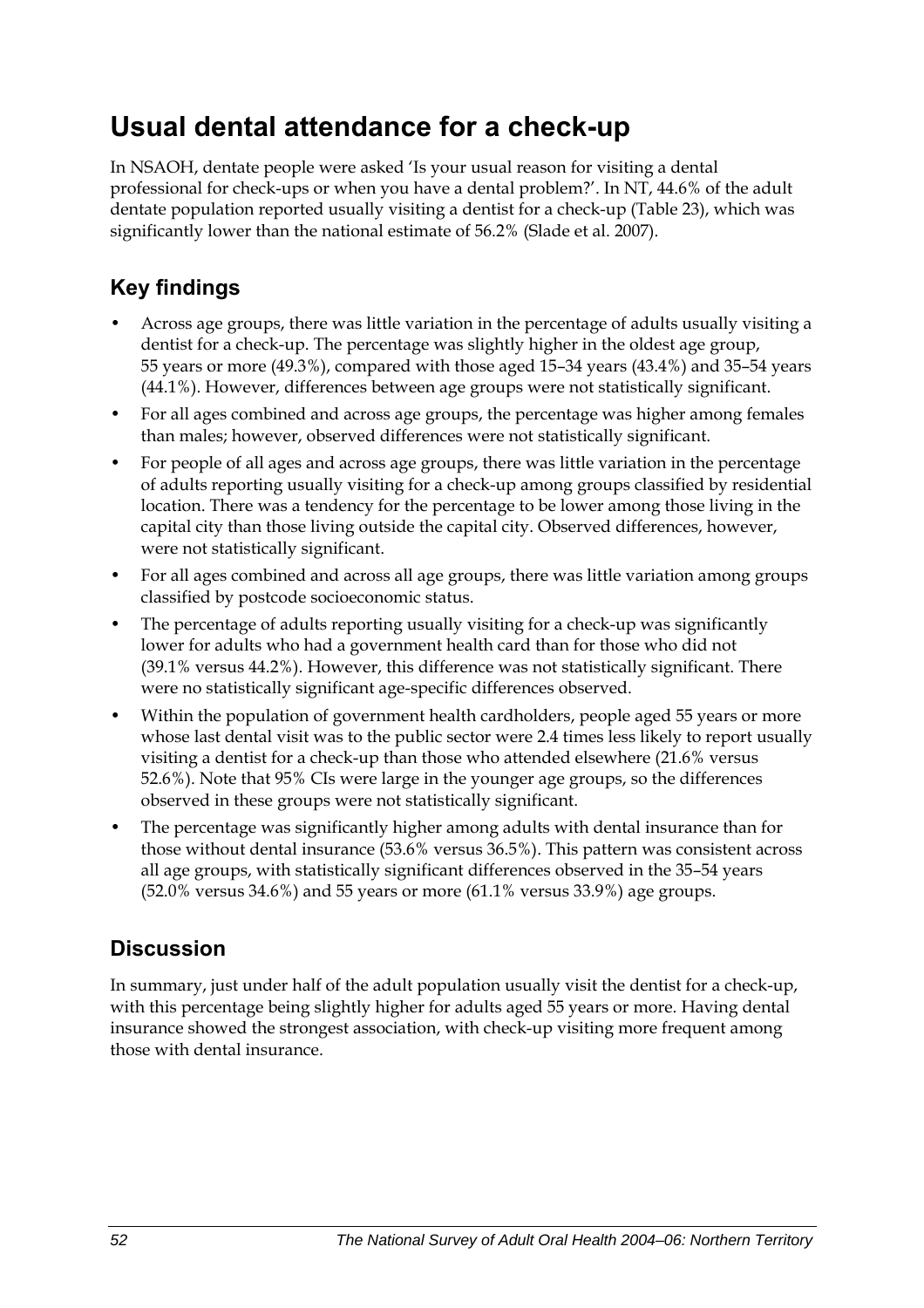# Usual dental attendance for a check-up

In NSAOH, dentate people were asked 'Is your usual reason for visiting a dental professional for check-ups or when you have a dental problem?'. In NT, 44.6% of the adult dentate population reported usually visiting a dentist for a check-up (Table 23), which was significantly lower than the national estimate of 56.2% (Slade et al. 2007).

## Key findings

- Across age groups, there was little variation in the percentage of adults usually visiting a dentist for a check-up. The percentage was slightly higher in the oldest age group, 55 years or more (49.3%), compared with those aged 15–34 years (43.4%) and 35–54 years (44.1%). However, differences between age groups were not statistically significant.
- For all ages combined and across age groups, the percentage was higher among females than males; however, observed differences were not statistically significant.
- For people of all ages and across age groups, there was little variation in the percentage of adults reporting usually visiting for a check-up among groups classified by residential location. There was a tendency for the percentage to be lower among those living in the capital city than those living outside the capital city. Observed differences, however, were not statistically significant.
- For all ages combined and across all age groups, there was little variation among groups classified by postcode socioeconomic status.
- The percentage of adults reporting usually visiting for a check-up was significantly lower for adults who had a government health card than for those who did not (39.1% versus 44.2%). However, this difference was not statistically significant. There were no statistically significant age-specific differences observed.
- Within the population of government health cardholders, people aged 55 years or more whose last dental visit was to the public sector were 2.4 times less likely to report usually visiting a dentist for a check-up than those who attended elsewhere (21.6% versus 52.6%). Note that 95% CIs were large in the younger age groups, so the differences observed in these groups were not statistically significant.
- The percentage was significantly higher among adults with dental insurance than for those without dental insurance (53.6% versus 36.5%). This pattern was consistent across all age groups, with statistically significant differences observed in the 35–54 years (52.0% versus 34.6%) and 55 years or more (61.1% versus 33.9%) age groups.

## Discussion

In summary, just under half of the adult population usually visit the dentist for a check-up, with this percentage being slightly higher for adults aged 55 years or more. Having dental insurance showed the strongest association, with check-up visiting more frequent among those with dental insurance.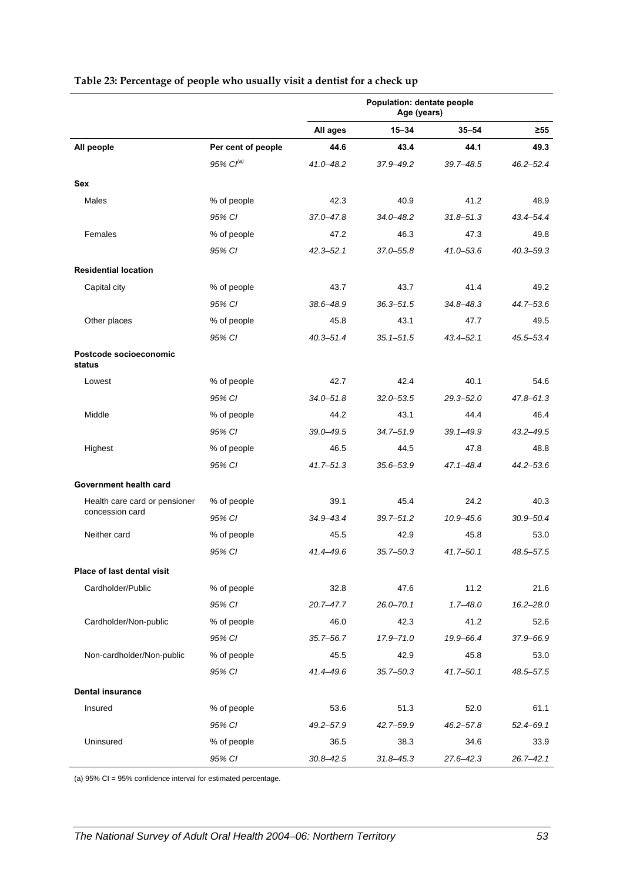**Table 23: Percentage of people who usually visit a dentist for a check up**

| | | Population: dentate people Age (years) | | | |
|---|---|---|---|---|---|
| | | **All ages** | **15–34** | **35–54** | **≥55** |
| **All people** | **Per cent of people** | **44.6** | **43.4** | **44.1** | **49.3** |
| | *95% CI[(a)]* | *41.0–48.2* | *37.9–49.2* | *39.7–48.5* | *46.2–52.4* |
| **Sex** | | | | | |
| Males | % of people | 42.3 | 40.9 | 41.2 | 48.9 |
| | *95% CI* | *37.0–47.8* | *34.0–48.2* | *31.8–51.3* | *43.4–54.4* |
| Females | % of people | 47.2 | 46.3 | 47.3 | 49.8 |
| | *95% CI* | *42.3–52.1* | *37.0–55.8* | *41.0–53.6* | *40.3–59.3* |
| **Residential location** | | | | | |
| Capital city | % of people | 43.7 | 43.7 | 41.4 | 49.2 |
| | *95% CI* | *38.6–48.9* | *36.3–51.5* | *34.8–48.3* | *44.7–53.6* |
| Other places | % of people | 45.8 | 43.1 | 47.7 | 49.5 |
| | *95% CI* | *40.3–51.4* | *35.1–51.5* | *43.4–52.1* | *45.5–53.4* |
| **Postcode socioeconomic status** | | | | | |
| Lowest | % of people | 42.7 | 42.4 | 40.1 | 54.6 |
| | *95% CI* | *34.0–51.8* | *32.0–53.5* | *29.3–52.0* | *47.8–61.3* |
| Middle | % of people | 44.2 | 43.1 | 44.4 | 46.4 |
| | *95% CI* | *39.0–49.5* | *34.7–51.9* | *39.1–49.9* | *43.2–49.5* |
| Highest | % of people | 46.5 | 44.5 | 47.8 | 48.8 |
| | *95% CI* | *41.7–51.3* | *35.6–53.9* | *47.1–48.4* | *44.2–53.6* |
| **Government health card** | | | | | |
| Health care card or pensioner concession card | % of people | 39.1 | 45.4 | 24.2 | 40.3 |
| | *95% CI* | *34.9–43.4* | *39.7–51.2* | *10.9–45.6* | *30.9–50.4* |
| Neither card | % of people | 45.5 | 42.9 | 45.8 | 53.0 |
| | *95% CI* | *41.4–49.6* | *35.7–50.3* | *41.7–50.1* | *48.5–57.5* |
| **Place of last dental visit** | | | | | |
| Cardholder/Public | % of people | 32.8 | 47.6 | 11.2 | 21.6 |
| | *95% CI* | *20.7–47.7* | *26.0–70.1* | *1.7–48.0* | *16.2–28.0* |
| Cardholder/Non-public | % of people | 46.0 | 42.3 | 41.2 | 52.6 |
| | *95% CI* | *35.7–56.7* | *17.9–71.0* | *19.9–66.4* | *37.9–66.9* |
| Non-cardholder/Non-public | % of people | 45.5 | 42.9 | 45.8 | 53.0 |
| | *95% CI* | *41.4–49.6* | *35.7–50.3* | *41.7–50.1* | *48.5–57.5* |
| **Dental insurance** | | | | | |
| Insured | % of people | 53.6 | 51.3 | 52.0 | 61.1 |
| | *95% CI* | *49.2–57.9* | *42.7–59.9* | *46.2–57.8* | *52.4–69.1* |
| Uninsured | % of people | 36.5 | 38.3 | 34.6 | 33.9 |
| | *95% CI* | *30.8–42.5* | *31.8–45.3* | *27.6–42.3* | *26.7–42.1* |

(a) 95% CI = 95% confidence interval for estimated percentage.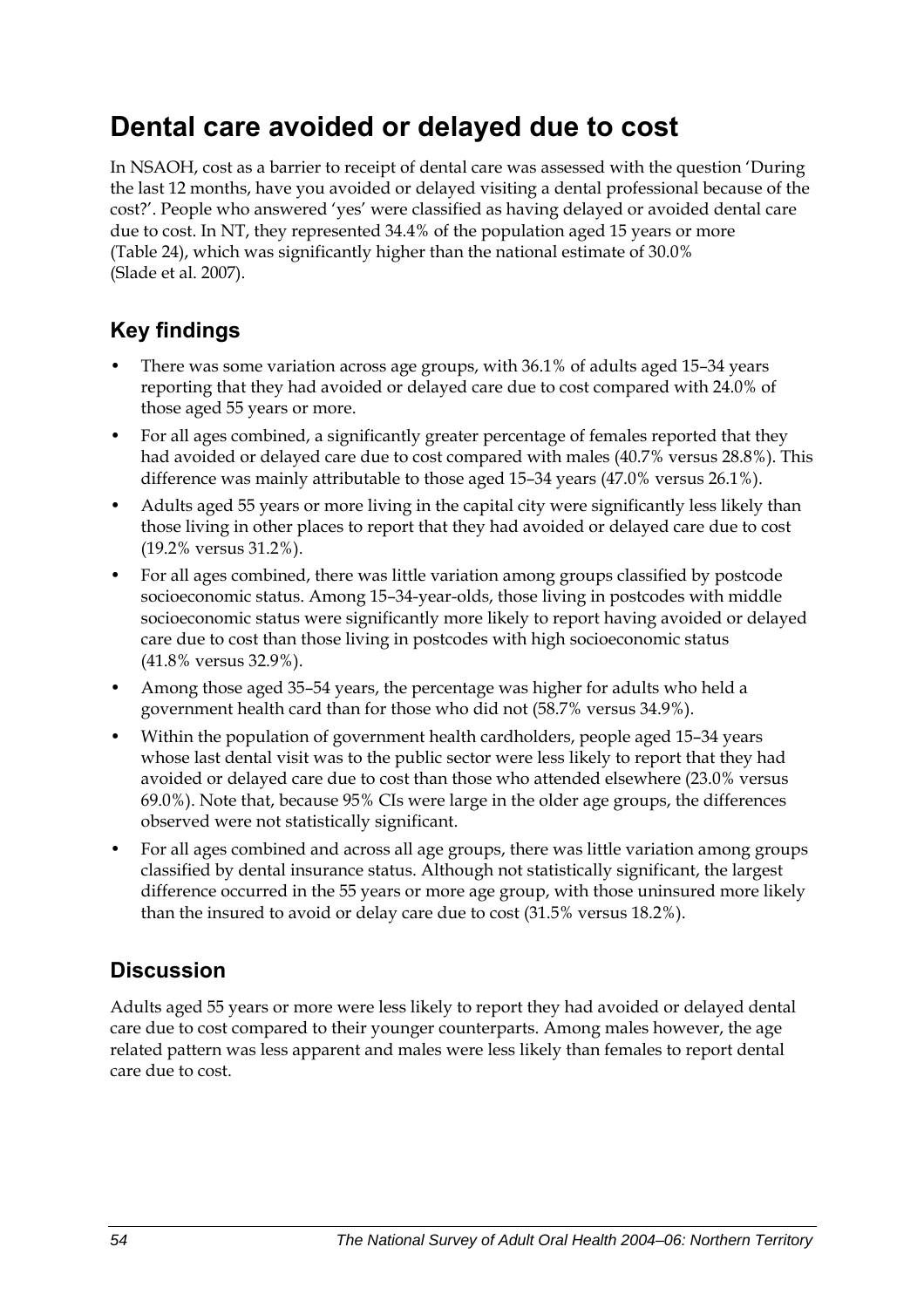# Dental care avoided or delayed due to cost

In NSAOH, cost as a barrier to receipt of dental care was assessed with the question 'During the last 12 months, have you avoided or delayed visiting a dental professional because of the cost?'. People who answered 'yes' were classified as having delayed or avoided dental care due to cost. In NT, they represented 34.4% of the population aged 15 years or more (Table 24), which was significantly higher than the national estimate of 30.0% (Slade et al. 2007).

## Key findings

- There was some variation across age groups, with 36.1% of adults aged 15–34 years reporting that they had avoided or delayed care due to cost compared with 24.0% of those aged 55 years or more.
- For all ages combined, a significantly greater percentage of females reported that they had avoided or delayed care due to cost compared with males (40.7% versus 28.8%). This difference was mainly attributable to those aged 15–34 years (47.0% versus 26.1%).
- Adults aged 55 years or more living in the capital city were significantly less likely than those living in other places to report that they had avoided or delayed care due to cost (19.2% versus 31.2%).
- For all ages combined, there was little variation among groups classified by postcode socioeconomic status. Among 15–34-year-olds, those living in postcodes with middle socioeconomic status were significantly more likely to report having avoided or delayed care due to cost than those living in postcodes with high socioeconomic status (41.8% versus 32.9%).
- Among those aged 35–54 years, the percentage was higher for adults who held a government health card than for those who did not (58.7% versus 34.9%).
- Within the population of government health cardholders, people aged 15–34 years whose last dental visit was to the public sector were less likely to report that they had avoided or delayed care due to cost than those who attended elsewhere (23.0% versus 69.0%). Note that, because 95% CIs were large in the older age groups, the differences observed were not statistically significant.
- For all ages combined and across all age groups, there was little variation among groups classified by dental insurance status. Although not statistically significant, the largest difference occurred in the 55 years or more age group, with those uninsured more likely than the insured to avoid or delay care due to cost (31.5% versus 18.2%).

## Discussion

Adults aged 55 years or more were less likely to report they had avoided or delayed dental care due to cost compared to their younger counterparts. Among males however, the age related pattern was less apparent and males were less likely than females to report dental care due to cost.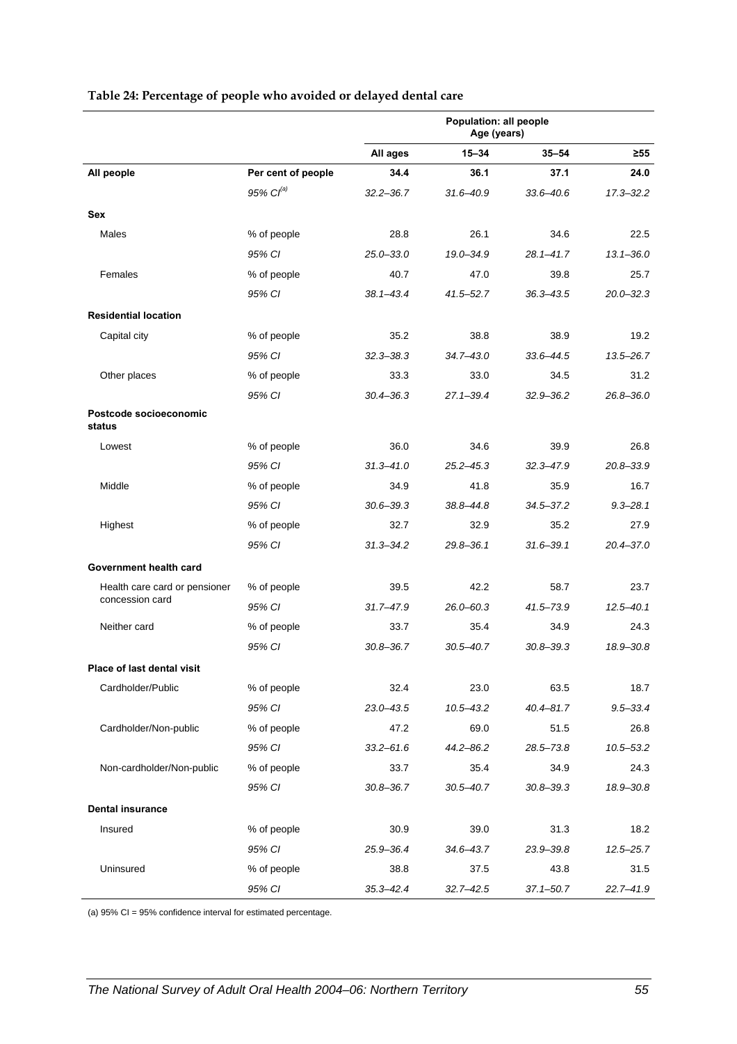**Table 24: Percentage of people who avoided or delayed dental care**

| | | Population: all people Age (years) | | | |
|---|---|---|---|---|---|
| | | All ages | 15–34 | 35–54 | ≥55 |
| **All people** | **Per cent of people** | **34.4** | **36.1** | **37.1** | **24.0** |
| | *95% CI[(a)]* | *32.2–36.7* | *31.6–40.9* | *33.6–40.6* | *17.3–32.2* |
| **Sex** | | | | | |
| Males | % of people | 28.8 | 26.1 | 34.6 | 22.5 |
| | *95% CI* | *25.0–33.0* | *19.0–34.9* | *28.1–41.7* | *13.1–36.0* |
| Females | % of people | 40.7 | 47.0 | 39.8 | 25.7 |
| | *95% CI* | *38.1–43.4* | *41.5–52.7* | *36.3–43.5* | *20.0–32.3* |
| **Residential location** | | | | | |
| Capital city | % of people | 35.2 | 38.8 | 38.9 | 19.2 |
| | *95% CI* | *32.3–38.3* | *34.7–43.0* | *33.6–44.5* | *13.5–26.7* |
| Other places | % of people | 33.3 | 33.0 | 34.5 | 31.2 |
| | *95% CI* | *30.4–36.3* | *27.1–39.4* | *32.9–36.2* | *26.8–36.0* |
| **Postcode socioeconomic status** | | | | | |
| Lowest | % of people | 36.0 | 34.6 | 39.9 | 26.8 |
| | *95% CI* | *31.3–41.0* | *25.2–45.3* | *32.3–47.9* | *20.8–33.9* |
| Middle | % of people | 34.9 | 41.8 | 35.9 | 16.7 |
| | *95% CI* | *30.6–39.3* | *38.8–44.8* | *34.5–37.2* | *9.3–28.1* |
| Highest | % of people | 32.7 | 32.9 | 35.2 | 27.9 |
| | *95% CI* | *31.3–34.2* | *29.8–36.1* | *31.6–39.1* | *20.4–37.0* |
| **Government health card** | | | | | |
| Health care card or pensioner concession card | % of people | 39.5 | 42.2 | 58.7 | 23.7 |
| | *95% CI* | *31.7–47.9* | *26.0–60.3* | *41.5–73.9* | *12.5–40.1* |
| Neither card | % of people | 33.7 | 35.4 | 34.9 | 24.3 |
| | *95% CI* | *30.8–36.7* | *30.5–40.7* | *30.8–39.3* | *18.9–30.8* |
| **Place of last dental visit** | | | | | |
| Cardholder/Public | % of people | 32.4 | 23.0 | 63.5 | 18.7 |
| | *95% CI* | *23.0–43.5* | *10.5–43.2* | *40.4–81.7* | *9.5–33.4* |
| Cardholder/Non-public | % of people | 47.2 | 69.0 | 51.5 | 26.8 |
| | *95% CI* | *33.2–61.6* | *44.2–86.2* | *28.5–73.8* | *10.5–53.2* |
| Non-cardholder/Non-public | % of people | 33.7 | 35.4 | 34.9 | 24.3 |
| | *95% CI* | *30.8–36.7* | *30.5–40.7* | *30.8–39.3* | *18.9–30.8* |
| **Dental insurance** | | | | | |
| Insured | % of people | 30.9 | 39.0 | 31.3 | 18.2 |
| | *95% CI* | *25.9–36.4* | *34.6–43.7* | *23.9–39.8* | *12.5–25.7* |
| Uninsured | % of people | 38.8 | 37.5 | 43.8 | 31.5 |
| | *95% CI* | *35.3–42.4* | *32.7–42.5* | *37.1–50.7* | *22.7–41.9* |

(a) 95% CI = 95% confidence interval for estimated percentage.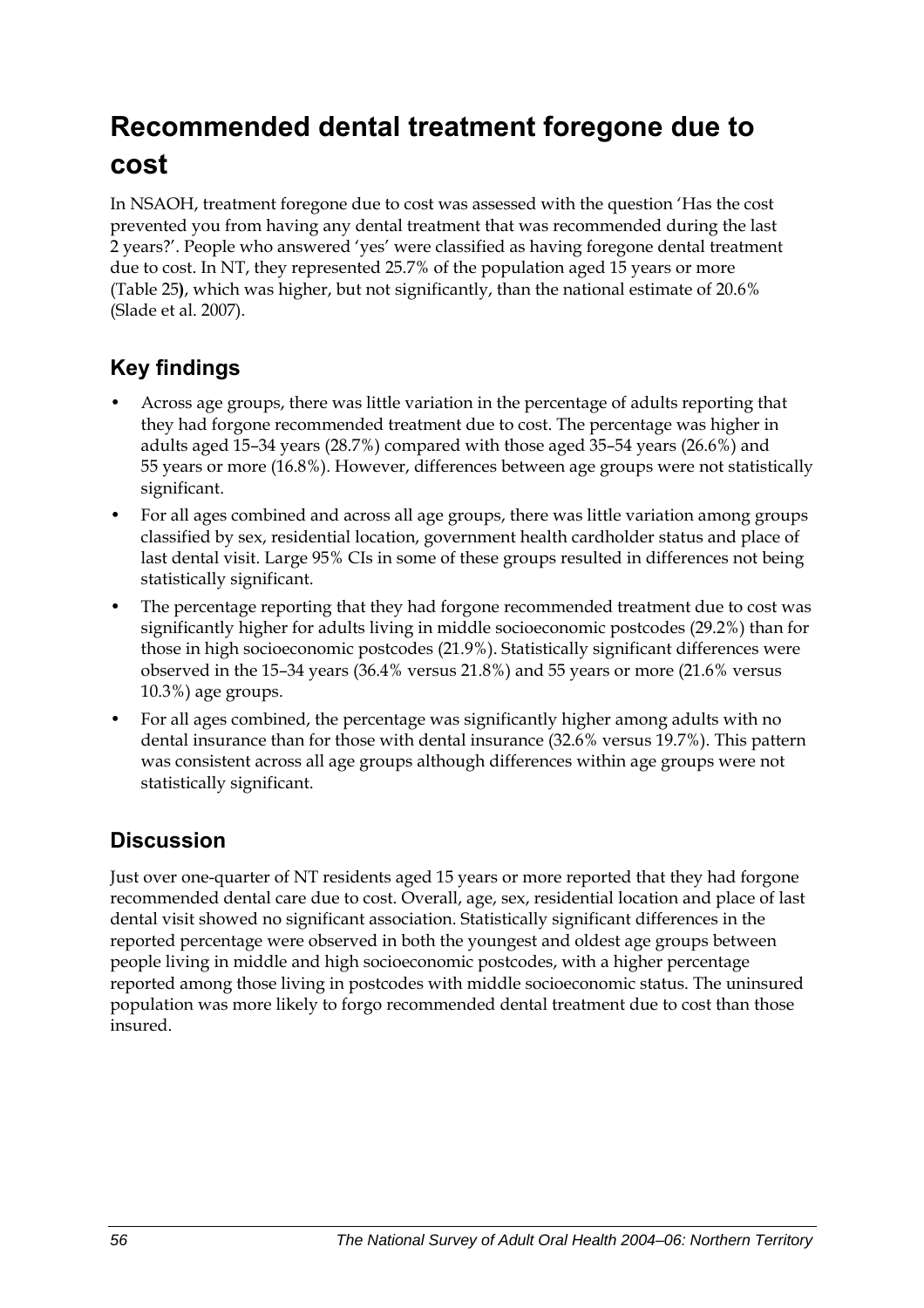# Recommended dental treatment foregone due to cost

In NSAOH, treatment foregone due to cost was assessed with the question 'Has the cost prevented you from having any dental treatment that was recommended during the last 2 years?'. People who answered 'yes' were classified as having foregone dental treatment due to cost. In NT, they represented 25.7% of the population aged 15 years or more (Table 25**)**, which was higher, but not significantly, than the national estimate of 20.6% (Slade et al. 2007).

## Key findings

- Across age groups, there was little variation in the percentage of adults reporting that they had forgone recommended treatment due to cost. The percentage was higher in adults aged 15–34 years (28.7%) compared with those aged 35–54 years (26.6%) and 55 years or more (16.8%). However, differences between age groups were not statistically significant.
- For all ages combined and across all age groups, there was little variation among groups classified by sex, residential location, government health cardholder status and place of last dental visit. Large 95% CIs in some of these groups resulted in differences not being statistically significant.
- The percentage reporting that they had forgone recommended treatment due to cost was significantly higher for adults living in middle socioeconomic postcodes (29.2%) than for those in high socioeconomic postcodes (21.9%). Statistically significant differences were observed in the 15–34 years (36.4% versus 21.8%) and 55 years or more (21.6% versus 10.3%) age groups.
- For all ages combined, the percentage was significantly higher among adults with no dental insurance than for those with dental insurance (32.6% versus 19.7%). This pattern was consistent across all age groups although differences within age groups were not statistically significant.

## Discussion

Just over one-quarter of NT residents aged 15 years or more reported that they had forgone recommended dental care due to cost. Overall, age, sex, residential location and place of last dental visit showed no significant association. Statistically significant differences in the reported percentage were observed in both the youngest and oldest age groups between people living in middle and high socioeconomic postcodes, with a higher percentage reported among those living in postcodes with middle socioeconomic status. The uninsured population was more likely to forgo recommended dental treatment due to cost than those insured.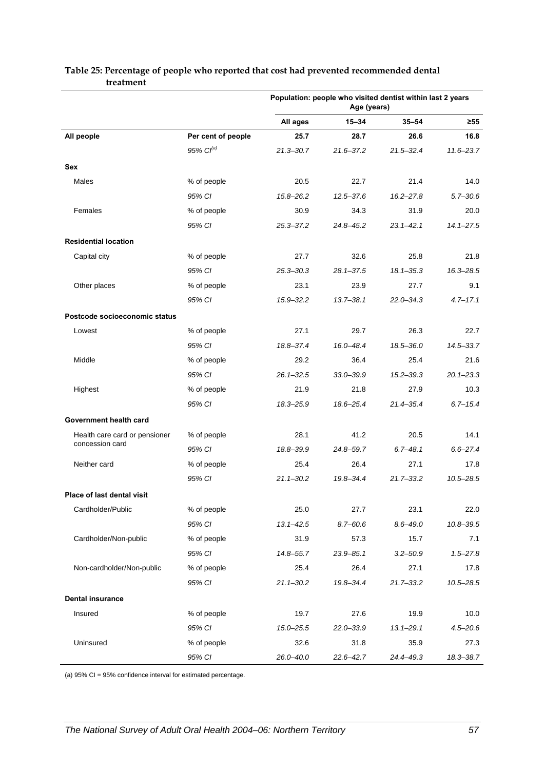**Table 25: Percentage of people who reported that cost had prevented recommended dental treatment**

| | | Population: people who visited dentist within last 2 years Age (years) | | | |
|---|---|---|---|---|---|
| | | **All ages** | **15–34** | **35–54** | **≥55** |
| **All people** | **Per cent of people** | **25.7** | **28.7** | **26.6** | **16.8** |
| | *95% CI[(a)]* | *21.3–30.7* | *21.6–37.2* | *21.5–32.4* | *11.6–23.7* |
| **Sex** | | | | | |
| Males | % of people | 20.5 | 22.7 | 21.4 | 14.0 |
| | *95% CI* | *15.8–26.2* | *12.5–37.6* | *16.2–27.8* | *5.7–30.6* |
| Females | % of people | 30.9 | 34.3 | 31.9 | 20.0 |
| | *95% CI* | *25.3–37.2* | *24.8–45.2* | *23.1–42.1* | *14.1–27.5* |
| **Residential location** | | | | | |
| Capital city | % of people | 27.7 | 32.6 | 25.8 | 21.8 |
| | *95% CI* | *25.3–30.3* | *28.1–37.5* | *18.1–35.3* | *16.3–28.5* |
| Other places | % of people | 23.1 | 23.9 | 27.7 | 9.1 |
| | *95% CI* | *15.9–32.2* | *13.7–38.1* | *22.0–34.3* | *4.7–17.1* |
| **Postcode socioeconomic status** | | | | | |
| Lowest | % of people | 27.1 | 29.7 | 26.3 | 22.7 |
| | *95% CI* | *18.8–37.4* | *16.0–48.4* | *18.5–36.0* | *14.5–33.7* |
| Middle | % of people | 29.2 | 36.4 | 25.4 | 21.6 |
| | *95% CI* | *26.1–32.5* | *33.0–39.9* | *15.2–39.3* | *20.1–23.3* |
| Highest | % of people | 21.9 | 21.8 | 27.9 | 10.3 |
| | *95% CI* | *18.3–25.9* | *18.6–25.4* | *21.4–35.4* | *6.7–15.4* |
| **Government health card** | | | | | |
| Health care card or pensioner concession card | % of people | 28.1 | 41.2 | 20.5 | 14.1 |
| | *95% CI* | *18.8–39.9* | *24.8–59.7* | *6.7–48.1* | *6.6–27.4* |
| Neither card | % of people | 25.4 | 26.4 | 27.1 | 17.8 |
| | *95% CI* | *21.1–30.2* | *19.8–34.4* | *21.7–33.2* | *10.5–28.5* |
| **Place of last dental visit** | | | | | |
| Cardholder/Public | % of people | 25.0 | 27.7 | 23.1 | 22.0 |
| | *95% CI* | *13.1–42.5* | *8.7–60.6* | *8.6–49.0* | *10.8–39.5* |
| Cardholder/Non-public | % of people | 31.9 | 57.3 | 15.7 | 7.1 |
| | *95% CI* | *14.8–55.7* | *23.9–85.1* | *3.2–50.9* | *1.5–27.8* |
| Non-cardholder/Non-public | % of people | 25.4 | 26.4 | 27.1 | 17.8 |
| | *95% CI* | *21.1–30.2* | *19.8–34.4* | *21.7–33.2* | *10.5–28.5* |
| **Dental insurance** | | | | | |
| Insured | % of people | 19.7 | 27.6 | 19.9 | 10.0 |
| | *95% CI* | *15.0–25.5* | *22.0–33.9* | *13.1–29.1* | *4.5–20.6* |
| Uninsured | % of people | 32.6 | 31.8 | 35.9 | 27.3 |
| | *95% CI* | *26.0–40.0* | *22.6–42.7* | *24.4–49.3* | *18.3–38.7* |

(a) 95% CI = 95% confidence interval for estimated percentage.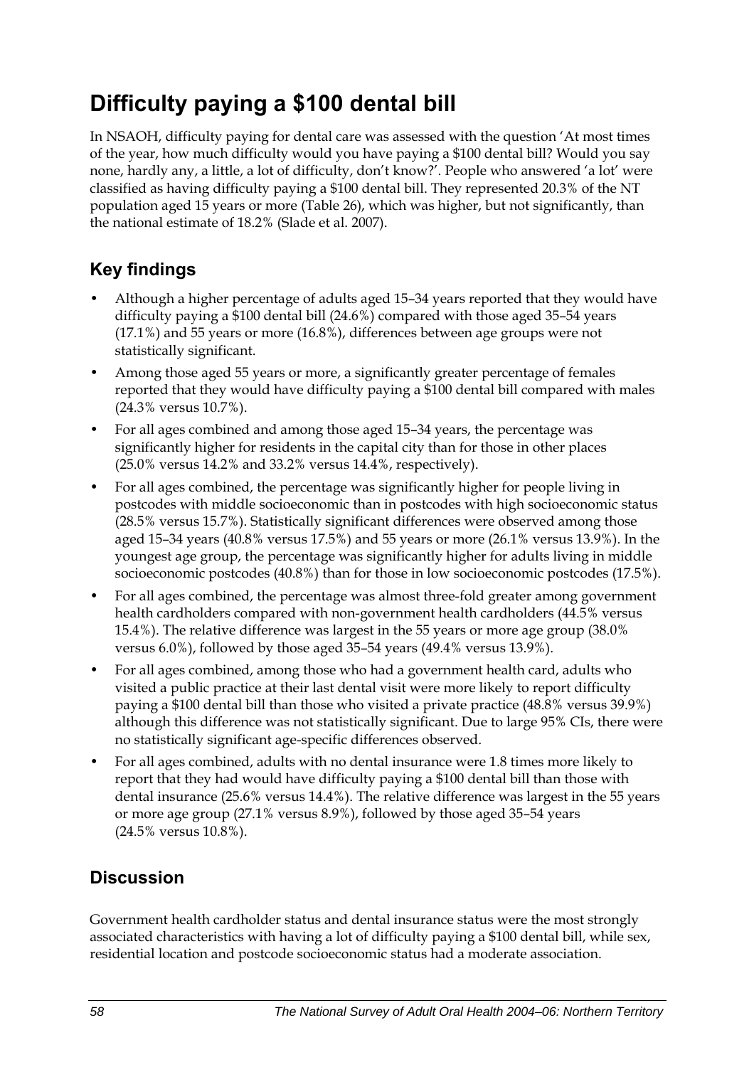# Difficulty paying a $100 dental bill

In NSAOH, difficulty paying for dental care was assessed with the question 'At most times of the year, how much difficulty would you have paying a $100 dental bill? Would you say none, hardly any, a little, a lot of difficulty, don't know?'. People who answered 'a lot' were classified as having difficulty paying a $100 dental bill. They represented 20.3% of the NT population aged 15 years or more (Table 26), which was higher, but not significantly, than the national estimate of 18.2% (Slade et al. 2007).

## Key findings

- Although a higher percentage of adults aged 15–34 years reported that they would have difficulty paying a $100 dental bill (24.6%) compared with those aged 35–54 years (17.1%) and 55 years or more (16.8%), differences between age groups were not statistically significant.
- Among those aged 55 years or more, a significantly greater percentage of females reported that they would have difficulty paying a $100 dental bill compared with males (24.3% versus 10.7%).
- For all ages combined and among those aged 15–34 years, the percentage was significantly higher for residents in the capital city than for those in other places (25.0% versus 14.2% and 33.2% versus 14.4%, respectively).
- For all ages combined, the percentage was significantly higher for people living in postcodes with middle socioeconomic than in postcodes with high socioeconomic status (28.5% versus 15.7%). Statistically significant differences were observed among those aged 15–34 years (40.8% versus 17.5%) and 55 years or more (26.1% versus 13.9%). In the youngest age group, the percentage was significantly higher for adults living in middle socioeconomic postcodes (40.8%) than for those in low socioeconomic postcodes (17.5%).
- For all ages combined, the percentage was almost three-fold greater among government health cardholders compared with non-government health cardholders (44.5% versus 15.4%). The relative difference was largest in the 55 years or more age group (38.0% versus 6.0%), followed by those aged 35–54 years (49.4% versus 13.9%).
- For all ages combined, among those who had a government health card, adults who visited a public practice at their last dental visit were more likely to report difficulty paying a $100 dental bill than those who visited a private practice (48.8% versus 39.9%) although this difference was not statistically significant. Due to large 95% CIs, there were no statistically significant age-specific differences observed.
- For all ages combined, adults with no dental insurance were 1.8 times more likely to report that they had would have difficulty paying a $100 dental bill than those with dental insurance (25.6% versus 14.4%). The relative difference was largest in the 55 years or more age group (27.1% versus 8.9%), followed by those aged 35–54 years (24.5% versus 10.8%).

## Discussion

Government health cardholder status and dental insurance status were the most strongly associated characteristics with having a lot of difficulty paying a $100 dental bill, while sex, residential location and postcode socioeconomic status had a moderate association.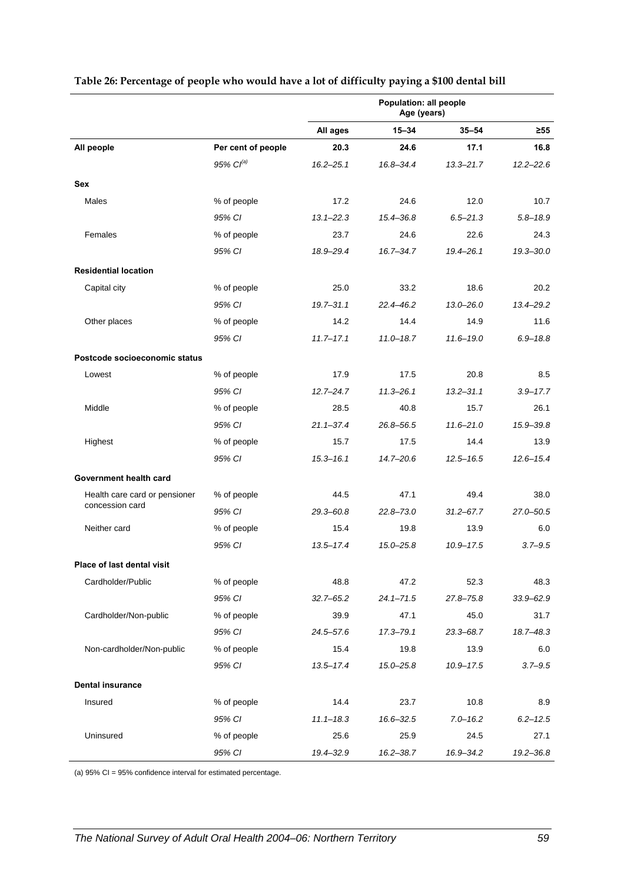**Table 26: Percentage of people who would have a lot of difficulty paying a $100 dental bill**

| | | Population: all people Age (years) | | | |
|---|---|---|---|---|---|
| | | All ages | 15–34 | 35–54 | ≥55 |
| **All people** | **Per cent of people** | **20.3** | **24.6** | **17.1** | **16.8** |
| | *95% CI[(a)]* | *16.2–25.1* | *16.8–34.4* | *13.3–21.7* | *12.2–22.6* |
| **Sex** | | | | | |
| Males | % of people | 17.2 | 24.6 | 12.0 | 10.7 |
| | *95% CI* | *13.1–22.3* | *15.4–36.8* | *6.5–21.3* | *5.8–18.9* |
| Females | % of people | 23.7 | 24.6 | 22.6 | 24.3 |
| | *95% CI* | *18.9–29.4* | *16.7–34.7* | *19.4–26.1* | *19.3–30.0* |
| **Residential location** | | | | | |
| Capital city | % of people | 25.0 | 33.2 | 18.6 | 20.2 |
| | *95% CI* | *19.7–31.1* | *22.4–46.2* | *13.0–26.0* | *13.4–29.2* |
| Other places | % of people | 14.2 | 14.4 | 14.9 | 11.6 |
| | *95% CI* | *11.7–17.1* | *11.0–18.7* | *11.6–19.0* | *6.9–18.8* |
| **Postcode socioeconomic status** | | | | | |
| Lowest | % of people | 17.9 | 17.5 | 20.8 | 8.5 |
| | *95% CI* | *12.7–24.7* | *11.3–26.1* | *13.2–31.1* | *3.9–17.7* |
| Middle | % of people | 28.5 | 40.8 | 15.7 | 26.1 |
| | *95% CI* | *21.1–37.4* | *26.8–56.5* | *11.6–21.0* | *15.9–39.8* |
| Highest | % of people | 15.7 | 17.5 | 14.4 | 13.9 |
| | *95% CI* | *15.3–16.1* | *14.7–20.6* | *12.5–16.5* | *12.6–15.4* |
| **Government health card** | | | | | |
| Health care card or pensioner concession card | % of people | 44.5 | 47.1 | 49.4 | 38.0 |
| | *95% CI* | *29.3–60.8* | *22.8–73.0* | *31.2–67.7* | *27.0–50.5* |
| Neither card | % of people | 15.4 | 19.8 | 13.9 | 6.0 |
| | *95% CI* | *13.5–17.4* | *15.0–25.8* | *10.9–17.5* | *3.7–9.5* |
| **Place of last dental visit** | | | | | |
| Cardholder/Public | % of people | 48.8 | 47.2 | 52.3 | 48.3 |
| | *95% CI* | *32.7–65.2* | *24.1–71.5* | *27.8–75.8* | *33.9–62.9* |
| Cardholder/Non-public | % of people | 39.9 | 47.1 | 45.0 | 31.7 |
| | *95% CI* | *24.5–57.6* | *17.3–79.1* | *23.3–68.7* | *18.7–48.3* |
| Non-cardholder/Non-public | % of people | 15.4 | 19.8 | 13.9 | 6.0 |
| | *95% CI* | *13.5–17.4* | *15.0–25.8* | *10.9–17.5* | *3.7–9.5* |
| **Dental insurance** | | | | | |
| Insured | % of people | 14.4 | 23.7 | 10.8 | 8.9 |
| | *95% CI* | *11.1–18.3* | *16.6–32.5* | *7.0–16.2* | *6.2–12.5* |
| Uninsured | % of people | 25.6 | 25.9 | 24.5 | 27.1 |
| | *95% CI* | *19.4–32.9* | *16.2–38.7* | *16.9–34.2* | *19.2–36.8* |

(a) 95% CI = 95% confidence interval for estimated percentage.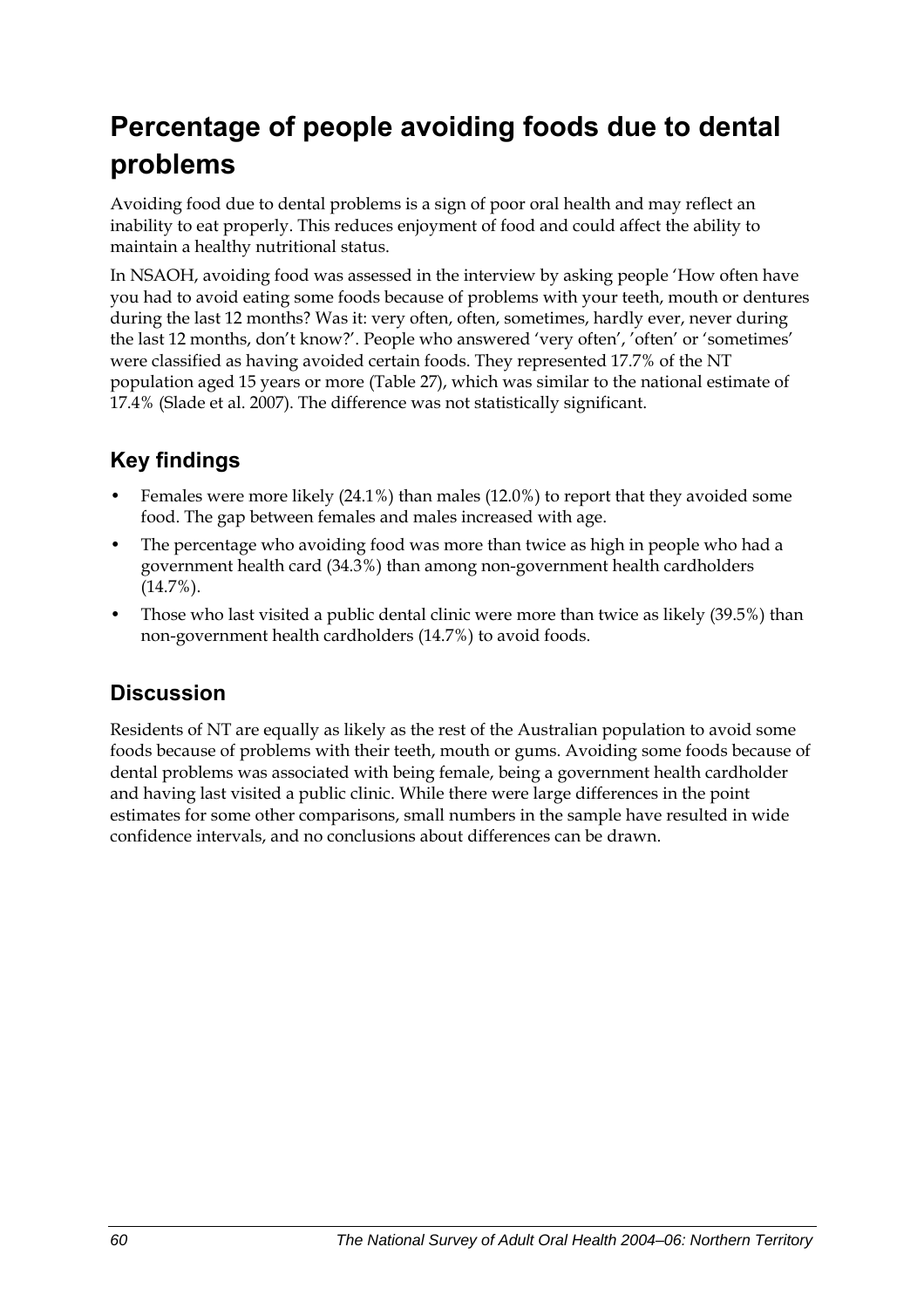# Percentage of people avoiding foods due to dental problems

Avoiding food due to dental problems is a sign of poor oral health and may reflect an inability to eat properly. This reduces enjoyment of food and could affect the ability to maintain a healthy nutritional status.

In NSAOH, avoiding food was assessed in the interview by asking people 'How often have you had to avoid eating some foods because of problems with your teeth, mouth or dentures during the last 12 months? Was it: very often, often, sometimes, hardly ever, never during the last 12 months, don't know?'. People who answered 'very often', 'often' or 'sometimes' were classified as having avoided certain foods. They represented 17.7% of the NT population aged 15 years or more (Table 27), which was similar to the national estimate of 17.4% (Slade et al. 2007). The difference was not statistically significant.

## Key findings

- Females were more likely (24.1%) than males (12.0%) to report that they avoided some food. The gap between females and males increased with age.
- The percentage who avoiding food was more than twice as high in people who had a government health card (34.3%) than among non-government health cardholders (14.7%).
- Those who last visited a public dental clinic were more than twice as likely (39.5%) than non-government health cardholders (14.7%) to avoid foods.

## Discussion

Residents of NT are equally as likely as the rest of the Australian population to avoid some foods because of problems with their teeth, mouth or gums. Avoiding some foods because of dental problems was associated with being female, being a government health cardholder and having last visited a public clinic. While there were large differences in the point estimates for some other comparisons, small numbers in the sample have resulted in wide confidence intervals, and no conclusions about differences can be drawn.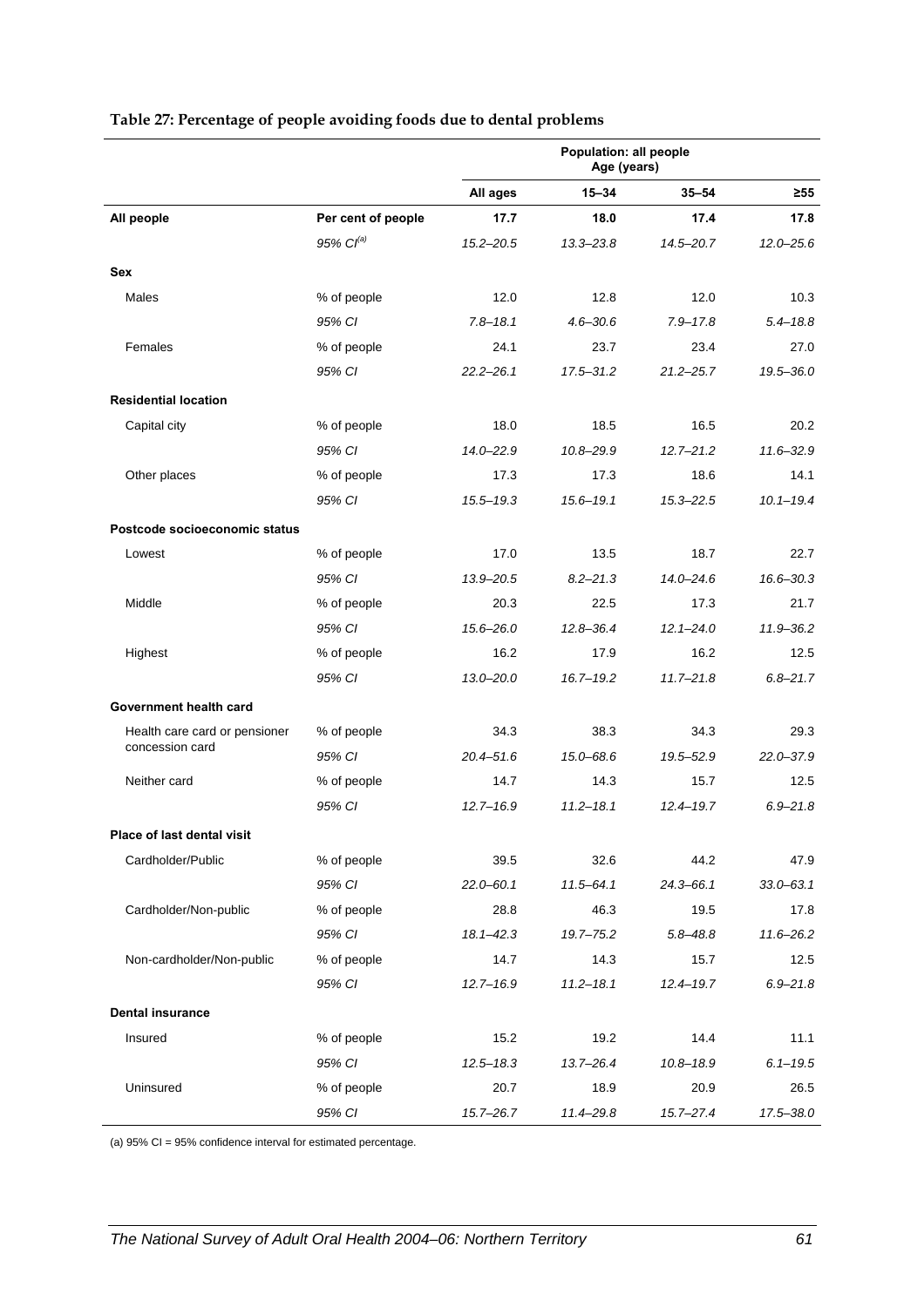**Table 27: Percentage of people avoiding foods due to dental problems**

| | | Population: all people Age (years) | | | |
|---|---|---|---|---|---|
| | | All ages | 15–34 | 35–54 | ≥55 |
| **All people** | **Per cent of people** | **17.7** | **18.0** | **17.4** | **17.8** |
| | *95% CI*[(a)] | *15.2–20.5* | *13.3–23.8* | *14.5–20.7* | *12.0–25.6* |
| **Sex** | | | | | |
| Males | % of people | 12.0 | 12.8 | 12.0 | 10.3 |
| | *95% CI* | *7.8–18.1* | *4.6–30.6* | *7.9–17.8* | *5.4–18.8* |
| Females | % of people | 24.1 | 23.7 | 23.4 | 27.0 |
| | *95% CI* | *22.2–26.1* | *17.5–31.2* | *21.2–25.7* | *19.5–36.0* |
| **Residential location** | | | | | |
| Capital city | % of people | 18.0 | 18.5 | 16.5 | 20.2 |
| | *95% CI* | *14.0–22.9* | *10.8–29.9* | *12.7–21.2* | *11.6–32.9* |
| Other places | % of people | 17.3 | 17.3 | 18.6 | 14.1 |
| | *95% CI* | *15.5–19.3* | *15.6–19.1* | *15.3–22.5* | *10.1–19.4* |
| **Postcode socioeconomic status** | | | | | |
| Lowest | % of people | 17.0 | 13.5 | 18.7 | 22.7 |
| | *95% CI* | *13.9–20.5* | *8.2–21.3* | *14.0–24.6* | *16.6–30.3* |
| Middle | % of people | 20.3 | 22.5 | 17.3 | 21.7 |
| | *95% CI* | *15.6–26.0* | *12.8–36.4* | *12.1–24.0* | *11.9–36.2* |
| Highest | % of people | 16.2 | 17.9 | 16.2 | 12.5 |
| | *95% CI* | *13.0–20.0* | *16.7–19.2* | *11.7–21.8* | *6.8–21.7* |
| **Government health card** | | | | | |
| Health care card or pensioner concession card | % of people | 34.3 | 38.3 | 34.3 | 29.3 |
| | *95% CI* | *20.4–51.6* | *15.0–68.6* | *19.5–52.9* | *22.0–37.9* |
| Neither card | % of people | 14.7 | 14.3 | 15.7 | 12.5 |
| | *95% CI* | *12.7–16.9* | *11.2–18.1* | *12.4–19.7* | *6.9–21.8* |
| **Place of last dental visit** | | | | | |
| Cardholder/Public | % of people | 39.5 | 32.6 | 44.2 | 47.9 |
| | *95% CI* | *22.0–60.1* | *11.5–64.1* | *24.3–66.1* | *33.0–63.1* |
| Cardholder/Non-public | % of people | 28.8 | 46.3 | 19.5 | 17.8 |
| | *95% CI* | *18.1–42.3* | *19.7–75.2* | *5.8–48.8* | *11.6–26.2* |
| Non-cardholder/Non-public | % of people | 14.7 | 14.3 | 15.7 | 12.5 |
| | *95% CI* | *12.7–16.9* | *11.2–18.1* | *12.4–19.7* | *6.9–21.8* |
| **Dental insurance** | | | | | |
| Insured | % of people | 15.2 | 19.2 | 14.4 | 11.1 |
| | *95% CI* | *12.5–18.3* | *13.7–26.4* | *10.8–18.9* | *6.1–19.5* |
| Uninsured | % of people | 20.7 | 18.9 | 20.9 | 26.5 |
| | *95% CI* | *15.7–26.7* | *11.4–29.8* | *15.7–27.4* | *17.5–38.0* |

(a) 95% CI = 95% confidence interval for estimated percentage.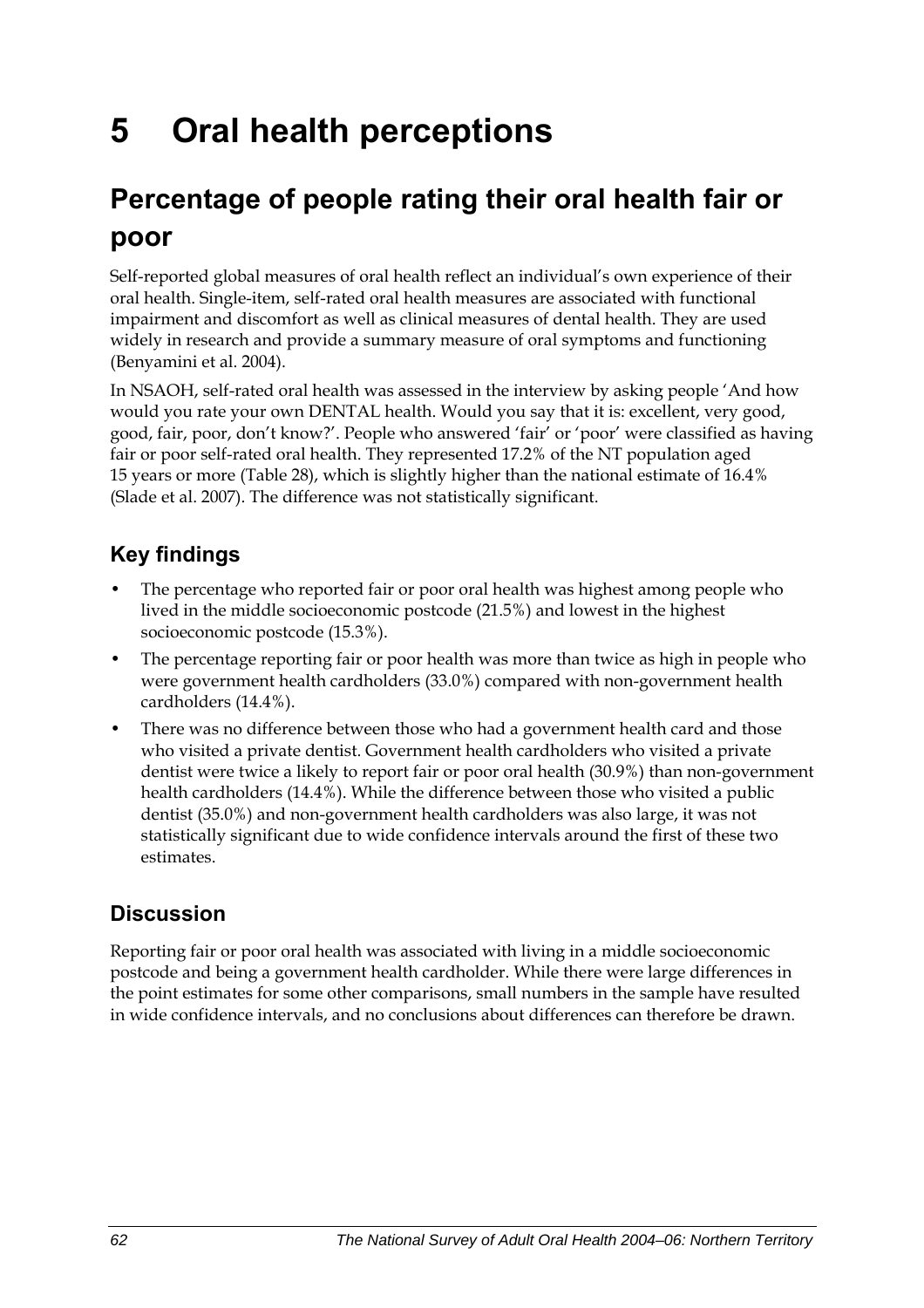# 5 Oral health perceptions

## Percentage of people rating their oral health fair or poor

Self-reported global measures of oral health reflect an individual's own experience of their oral health. Single-item, self-rated oral health measures are associated with functional impairment and discomfort as well as clinical measures of dental health. They are used widely in research and provide a summary measure of oral symptoms and functioning (Benyamini et al. 2004).

In NSAOH, self-rated oral health was assessed in the interview by asking people 'And how would you rate your own DENTAL health. Would you say that it is: excellent, very good, good, fair, poor, don't know?'. People who answered 'fair' or 'poor' were classified as having fair or poor self-rated oral health. They represented 17.2% of the NT population aged 15 years or more (Table 28), which is slightly higher than the national estimate of 16.4% (Slade et al. 2007). The difference was not statistically significant.

### Key findings

- The percentage who reported fair or poor oral health was highest among people who lived in the middle socioeconomic postcode (21.5%) and lowest in the highest socioeconomic postcode (15.3%).
- The percentage reporting fair or poor health was more than twice as high in people who were government health cardholders (33.0%) compared with non-government health cardholders (14.4%).
- There was no difference between those who had a government health card and those who visited a private dentist. Government health cardholders who visited a private dentist were twice a likely to report fair or poor oral health (30.9%) than non-government health cardholders (14.4%). While the difference between those who visited a public dentist (35.0%) and non-government health cardholders was also large, it was not statistically significant due to wide confidence intervals around the first of these two estimates.

### Discussion

Reporting fair or poor oral health was associated with living in a middle socioeconomic postcode and being a government health cardholder. While there were large differences in the point estimates for some other comparisons, small numbers in the sample have resulted in wide confidence intervals, and no conclusions about differences can therefore be drawn.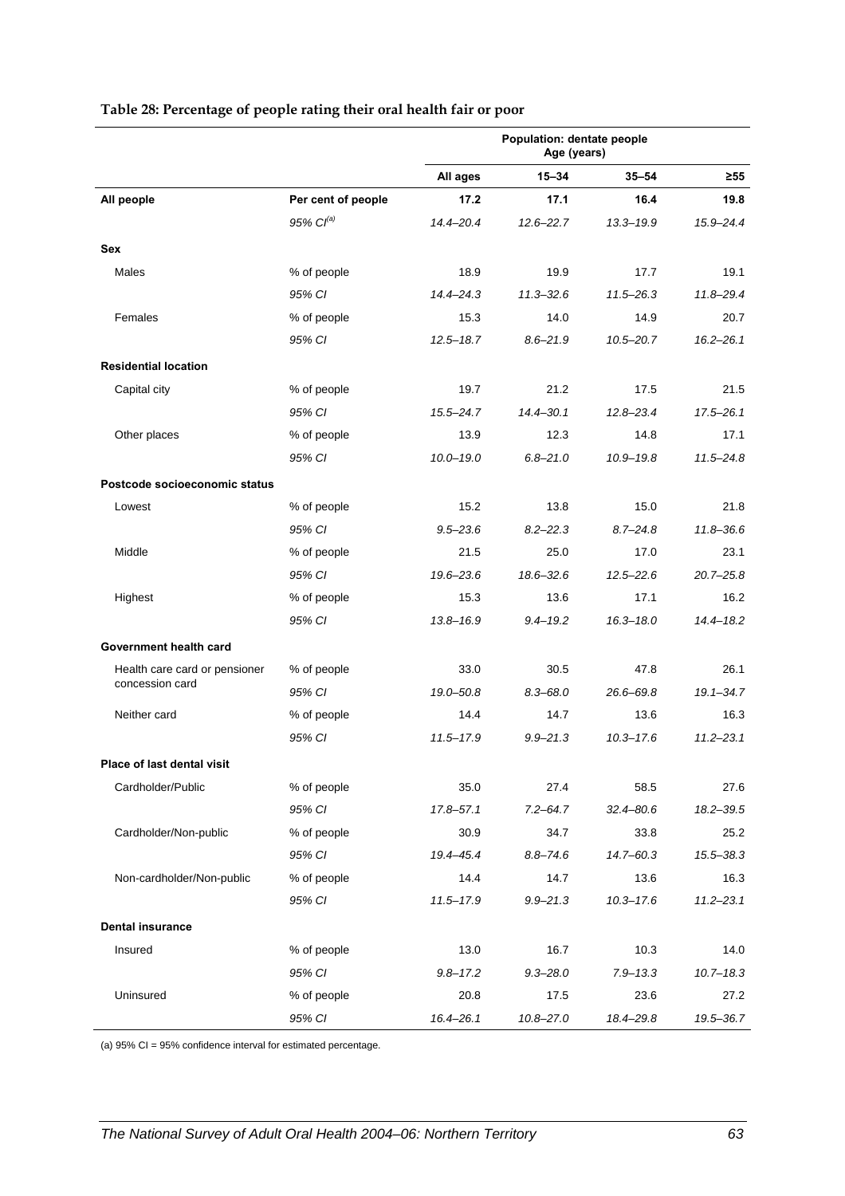**Table 28: Percentage of people rating their oral health fair or poor**

| | | Population: dentate people Age (years) | | | |
|---|---|---|---|---|---|
| | | **All ages** | **15–34** | **35–54** | **≥55** |
| **All people** | **Per cent of people** | **17.2** | **17.1** | **16.4** | **19.8** |
| | *95% CI[(a)]* | *14.4–20.4* | *12.6–22.7* | *13.3–19.9* | *15.9–24.4* |
| **Sex** | | | | | |
| Males | % of people | 18.9 | 19.9 | 17.7 | 19.1 |
| | *95% CI* | *14.4–24.3* | *11.3–32.6* | *11.5–26.3* | *11.8–29.4* |
| Females | % of people | 15.3 | 14.0 | 14.9 | 20.7 |
| | *95% CI* | *12.5–18.7* | *8.6–21.9* | *10.5–20.7* | *16.2–26.1* |
| **Residential location** | | | | | |
| Capital city | % of people | 19.7 | 21.2 | 17.5 | 21.5 |
| | *95% CI* | *15.5–24.7* | *14.4–30.1* | *12.8–23.4* | *17.5–26.1* |
| Other places | % of people | 13.9 | 12.3 | 14.8 | 17.1 |
| | *95% CI* | *10.0–19.0* | *6.8–21.0* | *10.9–19.8* | *11.5–24.8* |
| **Postcode socioeconomic status** | | | | | |
| Lowest | % of people | 15.2 | 13.8 | 15.0 | 21.8 |
| | *95% CI* | *9.5–23.6* | *8.2–22.3* | *8.7–24.8* | *11.8–36.6* |
| Middle | % of people | 21.5 | 25.0 | 17.0 | 23.1 |
| | *95% CI* | *19.6–23.6* | *18.6–32.6* | *12.5–22.6* | *20.7–25.8* |
| Highest | % of people | 15.3 | 13.6 | 17.1 | 16.2 |
| | *95% CI* | *13.8–16.9* | *9.4–19.2* | *16.3–18.0* | *14.4–18.2* |
| **Government health card** | | | | | |
| Health care card or pensioner concession card | % of people | 33.0 | 30.5 | 47.8 | 26.1 |
| | *95% CI* | *19.0–50.8* | *8.3–68.0* | *26.6–69.8* | *19.1–34.7* |
| Neither card | % of people | 14.4 | 14.7 | 13.6 | 16.3 |
| | *95% CI* | *11.5–17.9* | *9.9–21.3* | *10.3–17.6* | *11.2–23.1* |
| **Place of last dental visit** | | | | | |
| Cardholder/Public | % of people | 35.0 | 27.4 | 58.5 | 27.6 |
| | *95% CI* | *17.8–57.1* | *7.2–64.7* | *32.4–80.6* | *18.2–39.5* |
| Cardholder/Non-public | % of people | 30.9 | 34.7 | 33.8 | 25.2 |
| | *95% CI* | *19.4–45.4* | *8.8–74.6* | *14.7–60.3* | *15.5–38.3* |
| Non-cardholder/Non-public | % of people | 14.4 | 14.7 | 13.6 | 16.3 |
| | *95% CI* | *11.5–17.9* | *9.9–21.3* | *10.3–17.6* | *11.2–23.1* |
| **Dental insurance** | | | | | |
| Insured | % of people | 13.0 | 16.7 | 10.3 | 14.0 |
| | *95% CI* | *9.8–17.2* | *9.3–28.0* | *7.9–13.3* | *10.7–18.3* |
| Uninsured | % of people | 20.8 | 17.5 | 23.6 | 27.2 |
| | *95% CI* | *16.4–26.1* | *10.8–27.0* | *18.4–29.8* | *19.5–36.7* |

(a) 95% CI = 95% confidence interval for estimated percentage.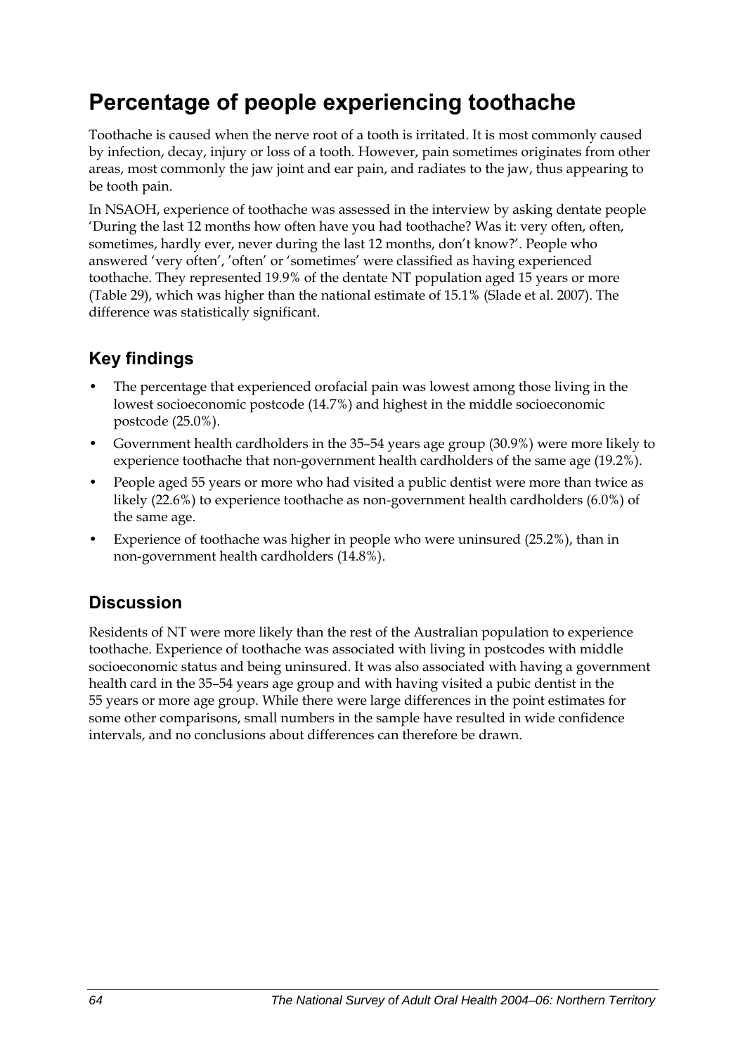# Percentage of people experiencing toothache

Toothache is caused when the nerve root of a tooth is irritated. It is most commonly caused by infection, decay, injury or loss of a tooth. However, pain sometimes originates from other areas, most commonly the jaw joint and ear pain, and radiates to the jaw, thus appearing to be tooth pain.

In NSAOH, experience of toothache was assessed in the interview by asking dentate people 'During the last 12 months how often have you had toothache? Was it: very often, often, sometimes, hardly ever, never during the last 12 months, don't know?'. People who answered 'very often', 'often' or 'sometimes' were classified as having experienced toothache. They represented 19.9% of the dentate NT population aged 15 years or more (Table 29), which was higher than the national estimate of 15.1% (Slade et al. 2007). The difference was statistically significant.

## Key findings

- The percentage that experienced orofacial pain was lowest among those living in the lowest socioeconomic postcode (14.7%) and highest in the middle socioeconomic postcode (25.0%).
- Government health cardholders in the 35–54 years age group (30.9%) were more likely to experience toothache that non-government health cardholders of the same age (19.2%).
- People aged 55 years or more who had visited a public dentist were more than twice as likely (22.6%) to experience toothache as non-government health cardholders (6.0%) of the same age.
- Experience of toothache was higher in people who were uninsured (25.2%), than in non-government health cardholders (14.8%).

## Discussion

Residents of NT were more likely than the rest of the Australian population to experience toothache. Experience of toothache was associated with living in postcodes with middle socioeconomic status and being uninsured. It was also associated with having a government health card in the 35–54 years age group and with having visited a pubic dentist in the 55 years or more age group. While there were large differences in the point estimates for some other comparisons, small numbers in the sample have resulted in wide confidence intervals, and no conclusions about differences can therefore be drawn.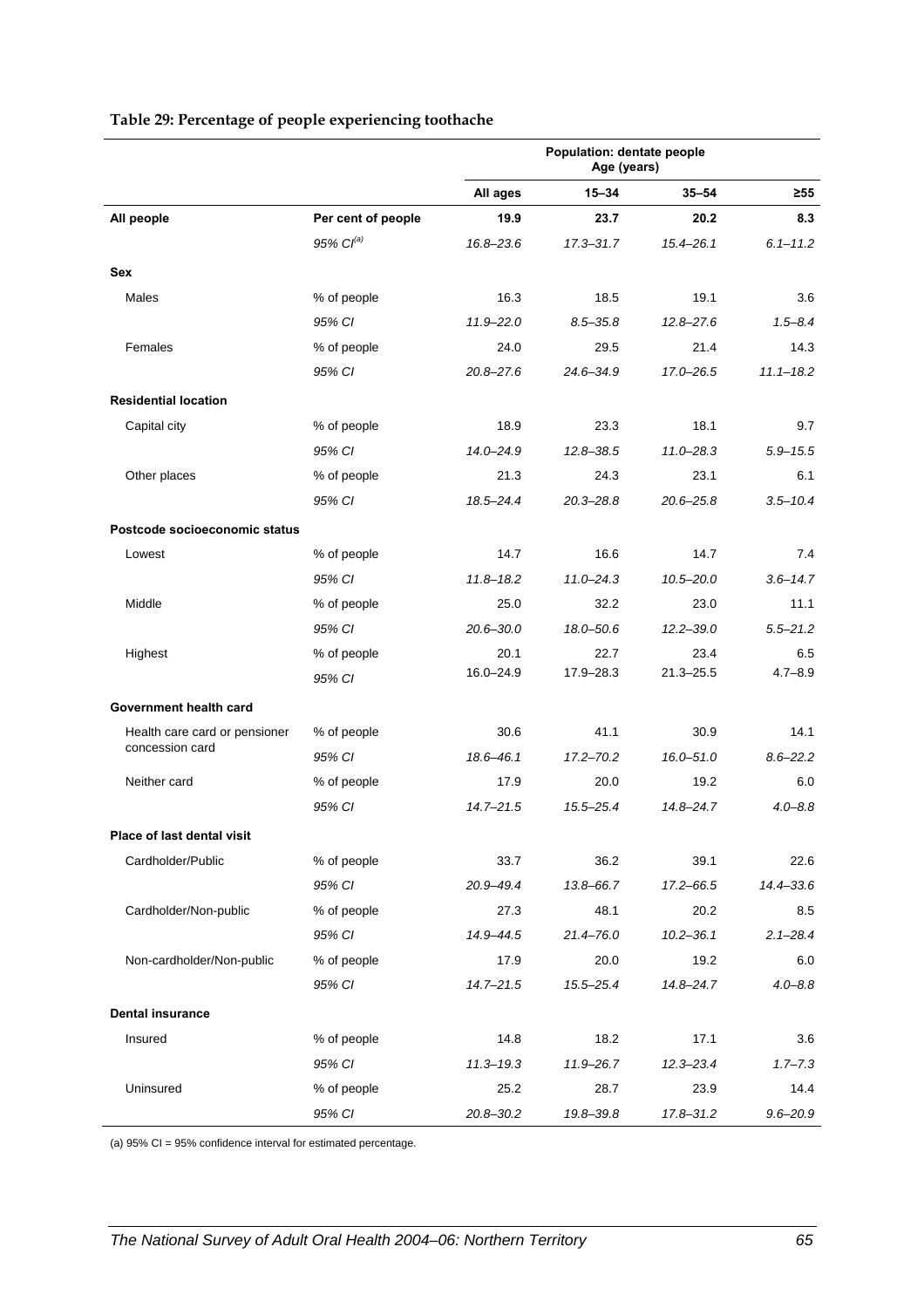**Table 29: Percentage of people experiencing toothache**

| | | Population: dentate people Age (years) | | | |
|---|---|---|---|---|---|
| | | **All ages** | **15–34** | **35–54** | **≥55** |
| **All people** | **Per cent of people** | **19.9** | **23.7** | **20.2** | **8.3** |
| | *95% CI[(a)]* | *16.8–23.6* | *17.3–31.7* | *15.4–26.1* | *6.1–11.2* |
| **Sex** | | | | | |
| Males | % of people | 16.3 | 18.5 | 19.1 | 3.6 |
| | *95% CI* | *11.9–22.0* | *8.5–35.8* | *12.8–27.6* | *1.5–8.4* |
| Females | % of people | 24.0 | 29.5 | 21.4 | 14.3 |
| | *95% CI* | *20.8–27.6* | *24.6–34.9* | *17.0–26.5* | *11.1–18.2* |
| **Residential location** | | | | | |
| Capital city | % of people | 18.9 | 23.3 | 18.1 | 9.7 |
| | *95% CI* | *14.0–24.9* | *12.8–38.5* | *11.0–28.3* | *5.9–15.5* |
| Other places | % of people | 21.3 | 24.3 | 23.1 | 6.1 |
| | *95% CI* | *18.5–24.4* | *20.3–28.8* | *20.6–25.8* | *3.5–10.4* |
| **Postcode socioeconomic status** | | | | | |
| Lowest | % of people | 14.7 | 16.6 | 14.7 | 7.4 |
| | *95% CI* | *11.8–18.2* | *11.0–24.3* | *10.5–20.0* | *3.6–14.7* |
| Middle | % of people | 25.0 | 32.2 | 23.0 | 11.1 |
| | *95% CI* | *20.6–30.0* | *18.0–50.6* | *12.2–39.0* | *5.5–21.2* |
| Highest | % of people | 20.1 | 22.7 | 23.4 | 6.5 |
| | *95% CI* | 16.0–24.9 | 17.9–28.3 | 21.3–25.5 | 4.7–8.9 |
| **Government health card** | | | | | |
| Health care card or pensioner concession card | % of people | 30.6 | 41.1 | 30.9 | 14.1 |
| | *95% CI* | *18.6–46.1* | *17.2–70.2* | *16.0–51.0* | *8.6–22.2* |
| Neither card | % of people | 17.9 | 20.0 | 19.2 | 6.0 |
| | *95% CI* | *14.7–21.5* | *15.5–25.4* | *14.8–24.7* | *4.0–8.8* |
| **Place of last dental visit** | | | | | |
| Cardholder/Public | % of people | 33.7 | 36.2 | 39.1 | 22.6 |
| | *95% CI* | *20.9–49.4* | *13.8–66.7* | *17.2–66.5* | *14.4–33.6* |
| Cardholder/Non-public | % of people | 27.3 | 48.1 | 20.2 | 8.5 |
| | *95% CI* | *14.9–44.5* | *21.4–76.0* | *10.2–36.1* | *2.1–28.4* |
| Non-cardholder/Non-public | % of people | 17.9 | 20.0 | 19.2 | 6.0 |
| | *95% CI* | *14.7–21.5* | *15.5–25.4* | *14.8–24.7* | *4.0–8.8* |
| **Dental insurance** | | | | | |
| Insured | % of people | 14.8 | 18.2 | 17.1 | 3.6 |
| | *95% CI* | *11.3–19.3* | *11.9–26.7* | *12.3–23.4* | *1.7–7.3* |
| Uninsured | % of people | 25.2 | 28.7 | 23.9 | 14.4 |
| | *95% CI* | *20.8–30.2* | *19.8–39.8* | *17.8–31.2* | *9.6–20.9* |

(a) 95% CI = 95% confidence interval for estimated percentage.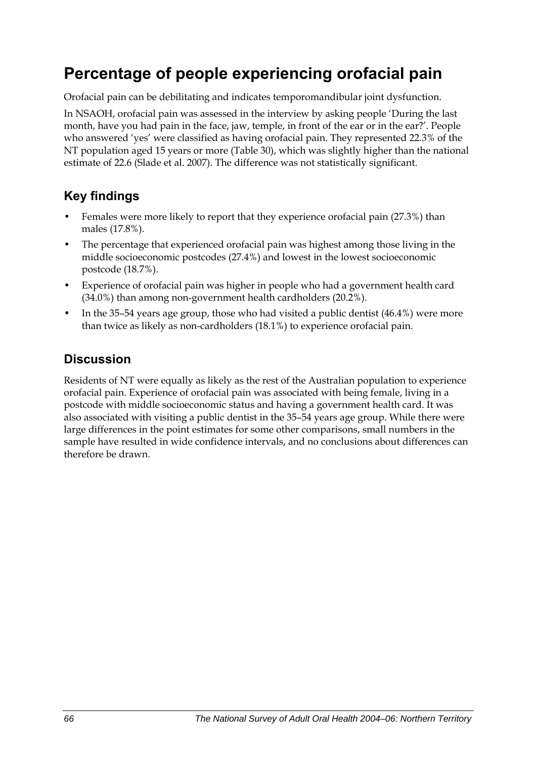# Percentage of people experiencing orofacial pain

Orofacial pain can be debilitating and indicates temporomandibular joint dysfunction.

In NSAOH, orofacial pain was assessed in the interview by asking people 'During the last month, have you had pain in the face, jaw, temple, in front of the ear or in the ear?'. People who answered 'yes' were classified as having orofacial pain. They represented 22.3% of the NT population aged 15 years or more (Table 30), which was slightly higher than the national estimate of 22.6 (Slade et al. 2007). The difference was not statistically significant.

## Key findings

- Females were more likely to report that they experience orofacial pain (27.3%) than males (17.8%).
- The percentage that experienced orofacial pain was highest among those living in the middle socioeconomic postcodes (27.4%) and lowest in the lowest socioeconomic postcode (18.7%).
- Experience of orofacial pain was higher in people who had a government health card (34.0%) than among non-government health cardholders (20.2%).
- In the 35–54 years age group, those who had visited a public dentist (46.4%) were more than twice as likely as non-cardholders (18.1%) to experience orofacial pain.

## Discussion

Residents of NT were equally as likely as the rest of the Australian population to experience orofacial pain. Experience of orofacial pain was associated with being female, living in a postcode with middle socioeconomic status and having a government health card. It was also associated with visiting a public dentist in the 35–54 years age group. While there were large differences in the point estimates for some other comparisons, small numbers in the sample have resulted in wide confidence intervals, and no conclusions about differences can therefore be drawn.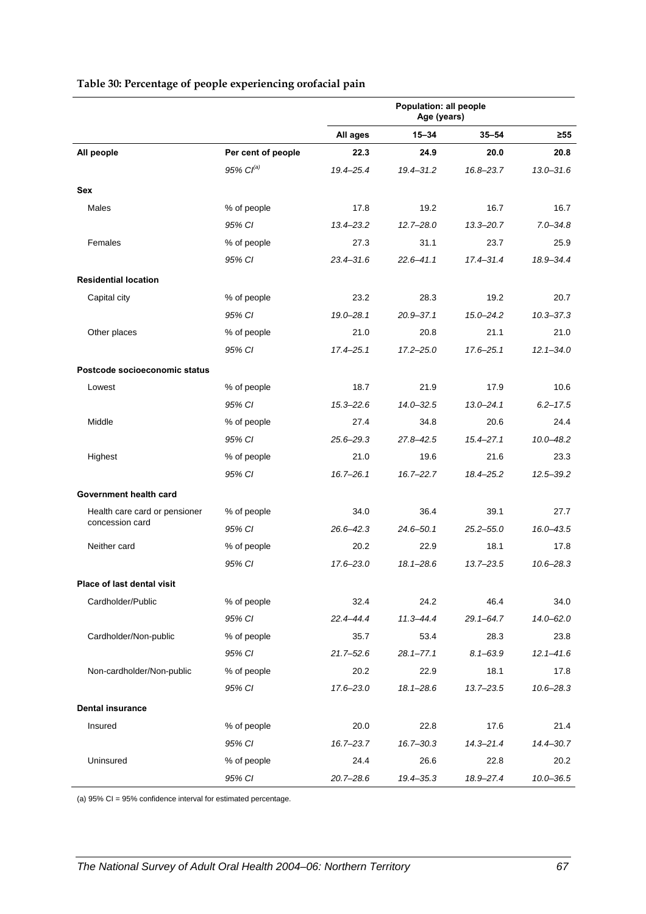**Table 30: Percentage of people experiencing orofacial pain**

| | | Population: all people Age (years) | | | |
|---|---|---|---|---|---|
| | | **All ages** | **15–34** | **35–54** | **≥55** |
| **All people** | **Per cent of people** | **22.3** | **24.9** | **20.0** | **20.8** |
| | *95% CI[(a)]* | *19.4–25.4* | *19.4–31.2* | *16.8–23.7* | *13.0–31.6* |
| **Sex** | | | | | |
| Males | % of people | 17.8 | 19.2 | 16.7 | 16.7 |
| | *95% CI* | *13.4–23.2* | *12.7–28.0* | *13.3–20.7* | *7.0–34.8* |
| Females | % of people | 27.3 | 31.1 | 23.7 | 25.9 |
| | *95% CI* | *23.4–31.6* | *22.6–41.1* | *17.4–31.4* | *18.9–34.4* |
| **Residential location** | | | | | |
| Capital city | % of people | 23.2 | 28.3 | 19.2 | 20.7 |
| | *95% CI* | *19.0–28.1* | *20.9–37.1* | *15.0–24.2* | *10.3–37.3* |
| Other places | % of people | 21.0 | 20.8 | 21.1 | 21.0 |
| | *95% CI* | *17.4–25.1* | *17.2–25.0* | *17.6–25.1* | *12.1–34.0* |
| **Postcode socioeconomic status** | | | | | |
| Lowest | % of people | 18.7 | 21.9 | 17.9 | 10.6 |
| | *95% CI* | *15.3–22.6* | *14.0–32.5* | *13.0–24.1* | *6.2–17.5* |
| Middle | % of people | 27.4 | 34.8 | 20.6 | 24.4 |
| | *95% CI* | *25.6–29.3* | *27.8–42.5* | *15.4–27.1* | *10.0–48.2* |
| Highest | % of people | 21.0 | 19.6 | 21.6 | 23.3 |
| | *95% CI* | *16.7–26.1* | *16.7–22.7* | *18.4–25.2* | *12.5–39.2* |
| **Government health card** | | | | | |
| Health care card or pensioner concession card | % of people | 34.0 | 36.4 | 39.1 | 27.7 |
| | *95% CI* | *26.6–42.3* | *24.6–50.1* | *25.2–55.0* | *16.0–43.5* |
| Neither card | % of people | 20.2 | 22.9 | 18.1 | 17.8 |
| | *95% CI* | *17.6–23.0* | *18.1–28.6* | *13.7–23.5* | *10.6–28.3* |
| **Place of last dental visit** | | | | | |
| Cardholder/Public | % of people | 32.4 | 24.2 | 46.4 | 34.0 |
| | *95% CI* | *22.4–44.4* | *11.3–44.4* | *29.1–64.7* | *14.0–62.0* |
| Cardholder/Non-public | % of people | 35.7 | 53.4 | 28.3 | 23.8 |
| | *95% CI* | *21.7–52.6* | *28.1–77.1* | *8.1–63.9* | *12.1–41.6* |
| Non-cardholder/Non-public | % of people | 20.2 | 22.9 | 18.1 | 17.8 |
| | *95% CI* | *17.6–23.0* | *18.1–28.6* | *13.7–23.5* | *10.6–28.3* |
| **Dental insurance** | | | | | |
| Insured | % of people | 20.0 | 22.8 | 17.6 | 21.4 |
| | *95% CI* | *16.7–23.7* | *16.7–30.3* | *14.3–21.4* | *14.4–30.7* |
| Uninsured | % of people | 24.4 | 26.6 | 22.8 | 20.2 |
| | *95% CI* | *20.7–28.6* | *19.4–35.3* | *18.9–27.4* | *10.0–36.5* |

(a) 95% CI = 95% confidence interval for estimated percentage.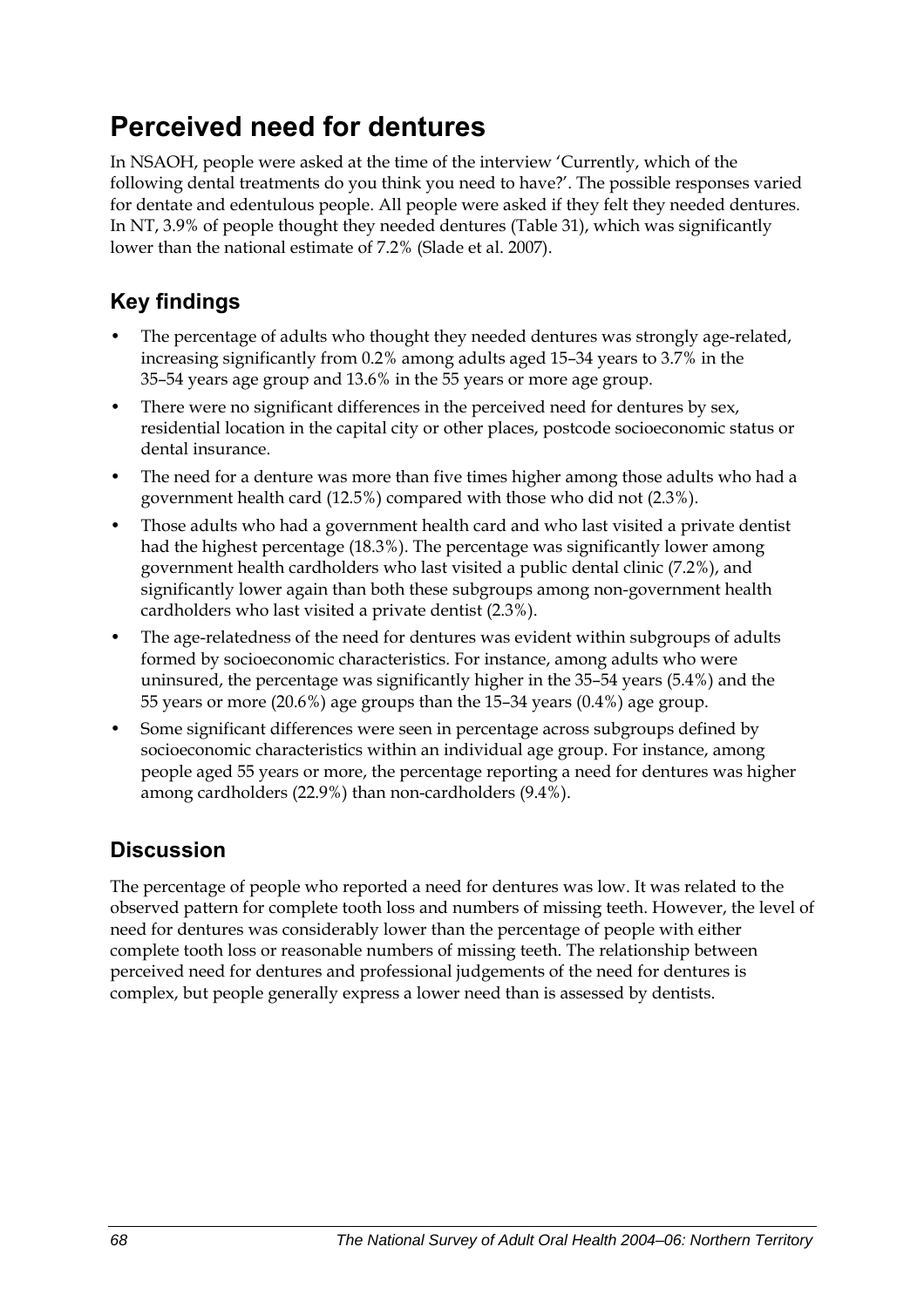# Perceived need for dentures

In NSAOH, people were asked at the time of the interview 'Currently, which of the following dental treatments do you think you need to have?'. The possible responses varied for dentate and edentulous people. All people were asked if they felt they needed dentures. In NT, 3.9% of people thought they needed dentures (Table 31), which was significantly lower than the national estimate of 7.2% (Slade et al. 2007).

## Key findings

- The percentage of adults who thought they needed dentures was strongly age-related, increasing significantly from 0.2% among adults aged 15–34 years to 3.7% in the 35–54 years age group and 13.6% in the 55 years or more age group.
- There were no significant differences in the perceived need for dentures by sex, residential location in the capital city or other places, postcode socioeconomic status or dental insurance.
- The need for a denture was more than five times higher among those adults who had a government health card (12.5%) compared with those who did not (2.3%).
- Those adults who had a government health card and who last visited a private dentist had the highest percentage (18.3%). The percentage was significantly lower among government health cardholders who last visited a public dental clinic (7.2%), and significantly lower again than both these subgroups among non-government health cardholders who last visited a private dentist (2.3%).
- The age-relatedness of the need for dentures was evident within subgroups of adults formed by socioeconomic characteristics. For instance, among adults who were uninsured, the percentage was significantly higher in the 35–54 years (5.4%) and the 55 years or more (20.6%) age groups than the 15–34 years (0.4%) age group.
- Some significant differences were seen in percentage across subgroups defined by socioeconomic characteristics within an individual age group. For instance, among people aged 55 years or more, the percentage reporting a need for dentures was higher among cardholders (22.9%) than non-cardholders (9.4%).

## Discussion

The percentage of people who reported a need for dentures was low. It was related to the observed pattern for complete tooth loss and numbers of missing teeth. However, the level of need for dentures was considerably lower than the percentage of people with either complete tooth loss or reasonable numbers of missing teeth. The relationship between perceived need for dentures and professional judgements of the need for dentures is complex, but people generally express a lower need than is assessed by dentists.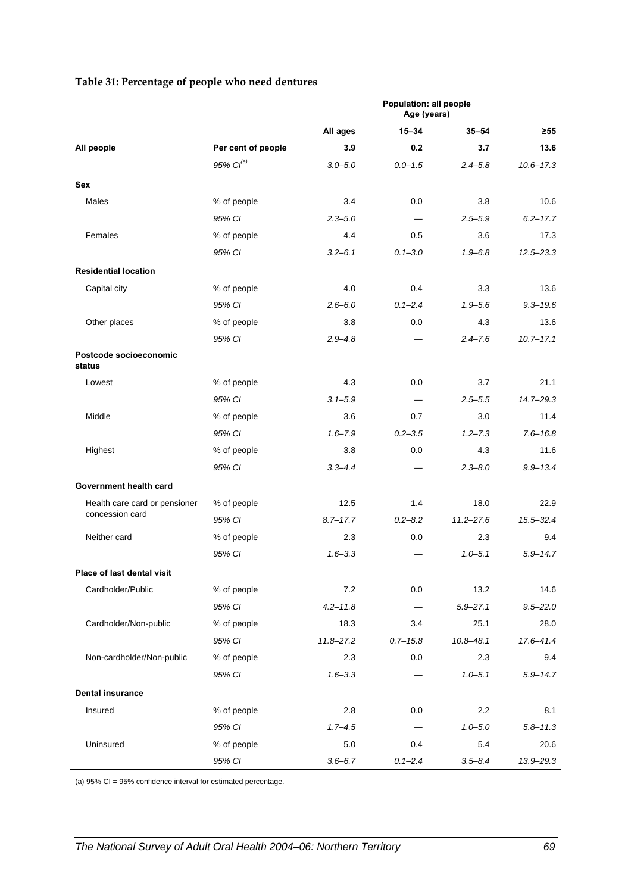**Table 31: Percentage of people who need dentures**

| | | Population: all people Age (years) | | | |
|---|---|---|---|---|---|
| | | All ages | 15–34 | 35–54 | ≥55 |
| **All people** | **Per cent of people** | **3.9** | **0.2** | **3.7** | **13.6** |
| | *95% CI[(a)]* | *3.0–5.0* | *0.0–1.5* | *2.4–5.8* | *10.6–17.3* |
| **Sex** | | | | | |
| Males | % of people | 3.4 | 0.0 | 3.8 | 10.6 |
| | *95% CI* | *2.3–5.0* | — | *2.5–5.9* | *6.2–17.7* |
| Females | % of people | 4.4 | 0.5 | 3.6 | 17.3 |
| | *95% CI* | *3.2–6.1* | *0.1–3.0* | *1.9–6.8* | *12.5–23.3* |
| **Residential location** | | | | | |
| Capital city | % of people | 4.0 | 0.4 | 3.3 | 13.6 |
| | *95% CI* | *2.6–6.0* | *0.1–2.4* | *1.9–5.6* | *9.3–19.6* |
| Other places | % of people | 3.8 | 0.0 | 4.3 | 13.6 |
| | *95% CI* | *2.9–4.8* | — | *2.4–7.6* | *10.7–17.1* |
| **Postcode socioeconomic status** | | | | | |
| Lowest | % of people | 4.3 | 0.0 | 3.7 | 21.1 |
| | *95% CI* | *3.1–5.9* | — | *2.5–5.5* | *14.7–29.3* |
| Middle | % of people | 3.6 | 0.7 | 3.0 | 11.4 |
| | *95% CI* | *1.6–7.9* | *0.2–3.5* | *1.2–7.3* | *7.6–16.8* |
| Highest | % of people | 3.8 | 0.0 | 4.3 | 11.6 |
| | *95% CI* | *3.3–4.4* | — | *2.3–8.0* | *9.9–13.4* |
| **Government health card** | | | | | |
| Health care card or pensioner concession card | % of people | 12.5 | 1.4 | 18.0 | 22.9 |
| | *95% CI* | *8.7–17.7* | *0.2–8.2* | *11.2–27.6* | *15.5–32.4* |
| Neither card | % of people | 2.3 | 0.0 | 2.3 | 9.4 |
| | *95% CI* | *1.6–3.3* | — | *1.0–5.1* | *5.9–14.7* |
| **Place of last dental visit** | | | | | |
| Cardholder/Public | % of people | 7.2 | 0.0 | 13.2 | 14.6 |
| | *95% CI* | *4.2–11.8* | — | *5.9–27.1* | *9.5–22.0* |
| Cardholder/Non-public | % of people | 18.3 | 3.4 | 25.1 | 28.0 |
| | *95% CI* | *11.8–27.2* | *0.7–15.8* | *10.8–48.1* | *17.6–41.4* |
| Non-cardholder/Non-public | % of people | 2.3 | 0.0 | 2.3 | 9.4 |
| | *95% CI* | *1.6–3.3* | — | *1.0–5.1* | *5.9–14.7* |
| **Dental insurance** | | | | | |
| Insured | % of people | 2.8 | 0.0 | 2.2 | 8.1 |
| | *95% CI* | *1.7–4.5* | — | *1.0–5.0* | *5.8–11.3* |
| Uninsured | % of people | 5.0 | 0.4 | 5.4 | 20.6 |
| | *95% CI* | *3.6–6.7* | *0.1–2.4* | *3.5–8.4* | *13.9–29.3* |

(a) 95% CI = 95% confidence interval for estimated percentage.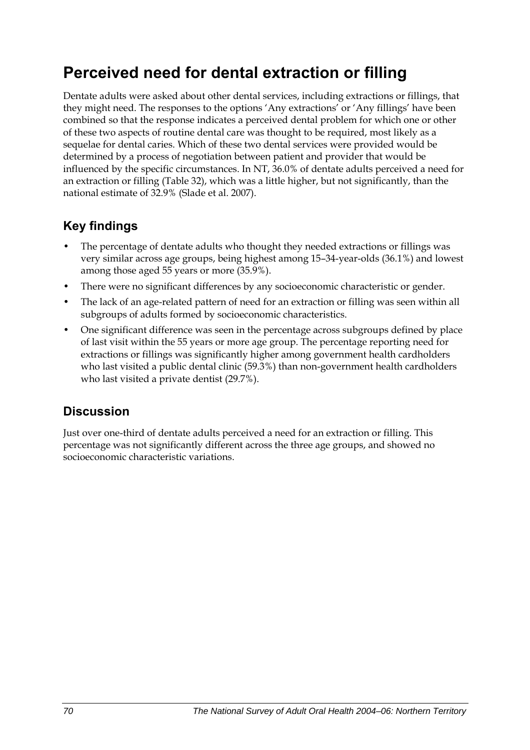# Perceived need for dental extraction or filling

Dentate adults were asked about other dental services, including extractions or fillings, that they might need. The responses to the options 'Any extractions' or 'Any fillings' have been combined so that the response indicates a perceived dental problem for which one or other of these two aspects of routine dental care was thought to be required, most likely as a sequelae for dental caries. Which of these two dental services were provided would be determined by a process of negotiation between patient and provider that would be influenced by the specific circumstances. In NT, 36.0% of dentate adults perceived a need for an extraction or filling (Table 32), which was a little higher, but not significantly, than the national estimate of 32.9% (Slade et al. 2007).

## Key findings

- The percentage of dentate adults who thought they needed extractions or fillings was very similar across age groups, being highest among 15–34-year-olds (36.1%) and lowest among those aged 55 years or more (35.9%).
- There were no significant differences by any socioeconomic characteristic or gender.
- The lack of an age-related pattern of need for an extraction or filling was seen within all subgroups of adults formed by socioeconomic characteristics.
- One significant difference was seen in the percentage across subgroups defined by place of last visit within the 55 years or more age group. The percentage reporting need for extractions or fillings was significantly higher among government health cardholders who last visited a public dental clinic (59.3%) than non-government health cardholders who last visited a private dentist (29.7%).

## Discussion

Just over one-third of dentate adults perceived a need for an extraction or filling. This percentage was not significantly different across the three age groups, and showed no socioeconomic characteristic variations.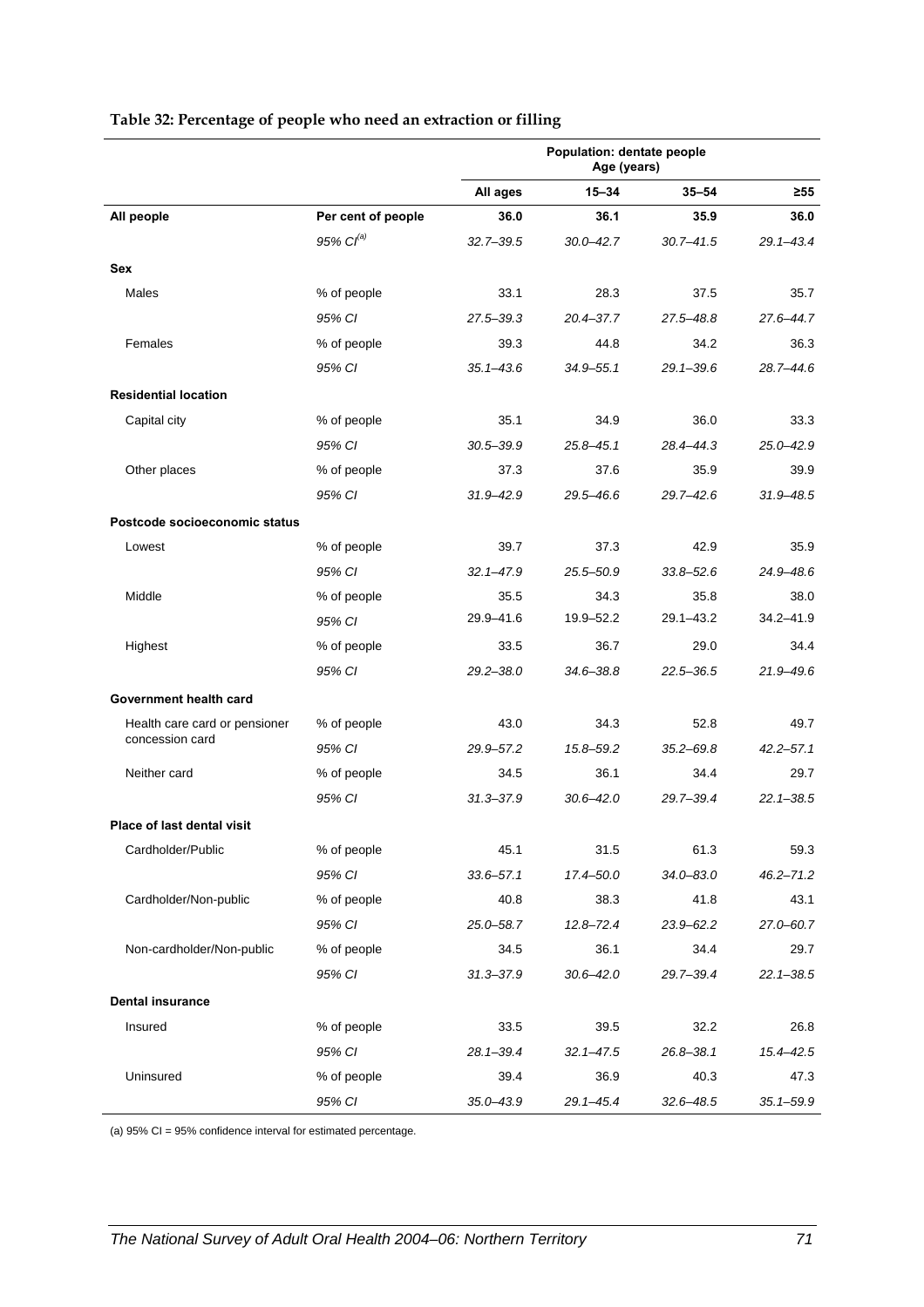**Table 32: Percentage of people who need an extraction or filling**

| | | Population: dentate people Age (years) | | | |
|---|---|---|---|---|---|
| | | All ages | 15–34 | 35–54 | ≥55 |
| **All people** | **Per cent of people** | **36.0** | **36.1** | **35.9** | **36.0** |
| | *95% CI[(a)]* | *32.7–39.5* | *30.0–42.7* | *30.7–41.5* | *29.1–43.4* |
| **Sex** | | | | | |
| Males | % of people | 33.1 | 28.3 | 37.5 | 35.7 |
| | *95% CI* | *27.5–39.3* | *20.4–37.7* | *27.5–48.8* | *27.6–44.7* |
| Females | % of people | 39.3 | 44.8 | 34.2 | 36.3 |
| | *95% CI* | *35.1–43.6* | *34.9–55.1* | *29.1–39.6* | *28.7–44.6* |
| **Residential location** | | | | | |
| Capital city | % of people | 35.1 | 34.9 | 36.0 | 33.3 |
| | *95% CI* | *30.5–39.9* | *25.8–45.1* | *28.4–44.3* | *25.0–42.9* |
| Other places | % of people | 37.3 | 37.6 | 35.9 | 39.9 |
| | *95% CI* | *31.9–42.9* | *29.5–46.6* | *29.7–42.6* | *31.9–48.5* |
| **Postcode socioeconomic status** | | | | | |
| Lowest | % of people | 39.7 | 37.3 | 42.9 | 35.9 |
| | *95% CI* | *32.1–47.9* | *25.5–50.9* | *33.8–52.6* | *24.9–48.6* |
| Middle | % of people | 35.5 | 34.3 | 35.8 | 38.0 |
| | *95% CI* | 29.9–41.6 | 19.9–52.2 | 29.1–43.2 | 34.2–41.9 |
| Highest | % of people | 33.5 | 36.7 | 29.0 | 34.4 |
| | *95% CI* | *29.2–38.0* | *34.6–38.8* | *22.5–36.5* | *21.9–49.6* |
| **Government health card** | | | | | |
| Health care card or pensioner concession card | % of people | 43.0 | 34.3 | 52.8 | 49.7 |
| | *95% CI* | *29.9–57.2* | *15.8–59.2* | *35.2–69.8* | *42.2–57.1* |
| Neither card | % of people | 34.5 | 36.1 | 34.4 | 29.7 |
| | *95% CI* | *31.3–37.9* | *30.6–42.0* | *29.7–39.4* | *22.1–38.5* |
| **Place of last dental visit** | | | | | |
| Cardholder/Public | % of people | 45.1 | 31.5 | 61.3 | 59.3 |
| | *95% CI* | *33.6–57.1* | *17.4–50.0* | *34.0–83.0* | *46.2–71.2* |
| Cardholder/Non-public | % of people | 40.8 | 38.3 | 41.8 | 43.1 |
| | *95% CI* | *25.0–58.7* | *12.8–72.4* | *23.9–62.2* | *27.0–60.7* |
| Non-cardholder/Non-public | % of people | 34.5 | 36.1 | 34.4 | 29.7 |
| | *95% CI* | *31.3–37.9* | *30.6–42.0* | *29.7–39.4* | *22.1–38.5* |
| **Dental insurance** | | | | | |
| Insured | % of people | 33.5 | 39.5 | 32.2 | 26.8 |
| | *95% CI* | *28.1–39.4* | *32.1–47.5* | *26.8–38.1* | *15.4–42.5* |
| Uninsured | % of people | 39.4 | 36.9 | 40.3 | 47.3 |
| | *95% CI* | *35.0–43.9* | *29.1–45.4* | *32.6–48.5* | *35.1–59.9* |

(a) 95% CI = 95% confidence interval for estimated percentage.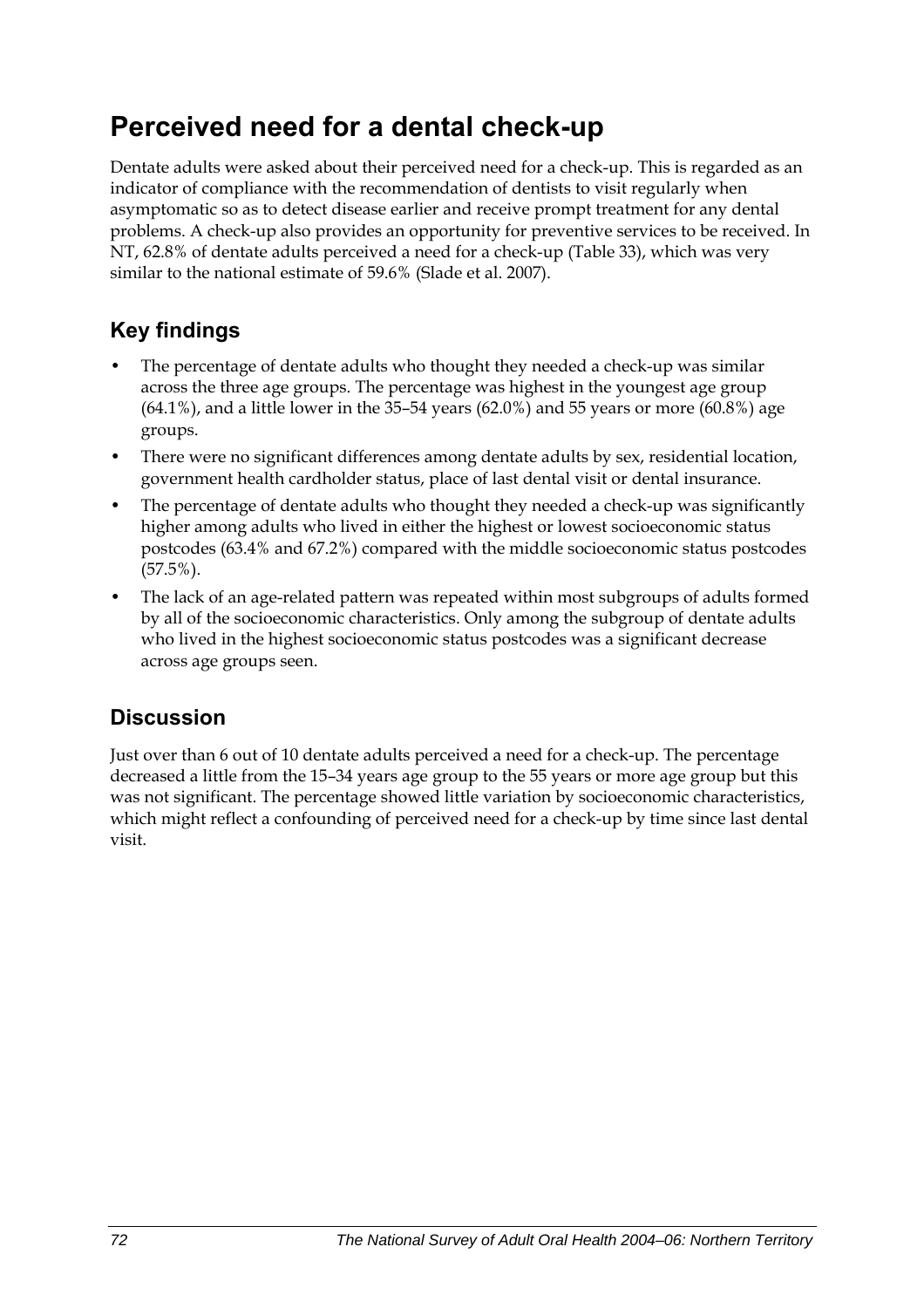# Perceived need for a dental check-up

Dentate adults were asked about their perceived need for a check-up. This is regarded as an indicator of compliance with the recommendation of dentists to visit regularly when asymptomatic so as to detect disease earlier and receive prompt treatment for any dental problems. A check-up also provides an opportunity for preventive services to be received. In NT, 62.8% of dentate adults perceived a need for a check-up (Table 33), which was very similar to the national estimate of 59.6% (Slade et al. 2007).

## Key findings

- The percentage of dentate adults who thought they needed a check-up was similar across the three age groups. The percentage was highest in the youngest age group (64.1%), and a little lower in the 35–54 years (62.0%) and 55 years or more (60.8%) age groups.
- There were no significant differences among dentate adults by sex, residential location, government health cardholder status, place of last dental visit or dental insurance.
- The percentage of dentate adults who thought they needed a check-up was significantly higher among adults who lived in either the highest or lowest socioeconomic status postcodes (63.4% and 67.2%) compared with the middle socioeconomic status postcodes (57.5%).
- The lack of an age-related pattern was repeated within most subgroups of adults formed by all of the socioeconomic characteristics. Only among the subgroup of dentate adults who lived in the highest socioeconomic status postcodes was a significant decrease across age groups seen.

## Discussion

Just over than 6 out of 10 dentate adults perceived a need for a check-up. The percentage decreased a little from the 15–34 years age group to the 55 years or more age group but this was not significant. The percentage showed little variation by socioeconomic characteristics, which might reflect a confounding of perceived need for a check-up by time since last dental visit.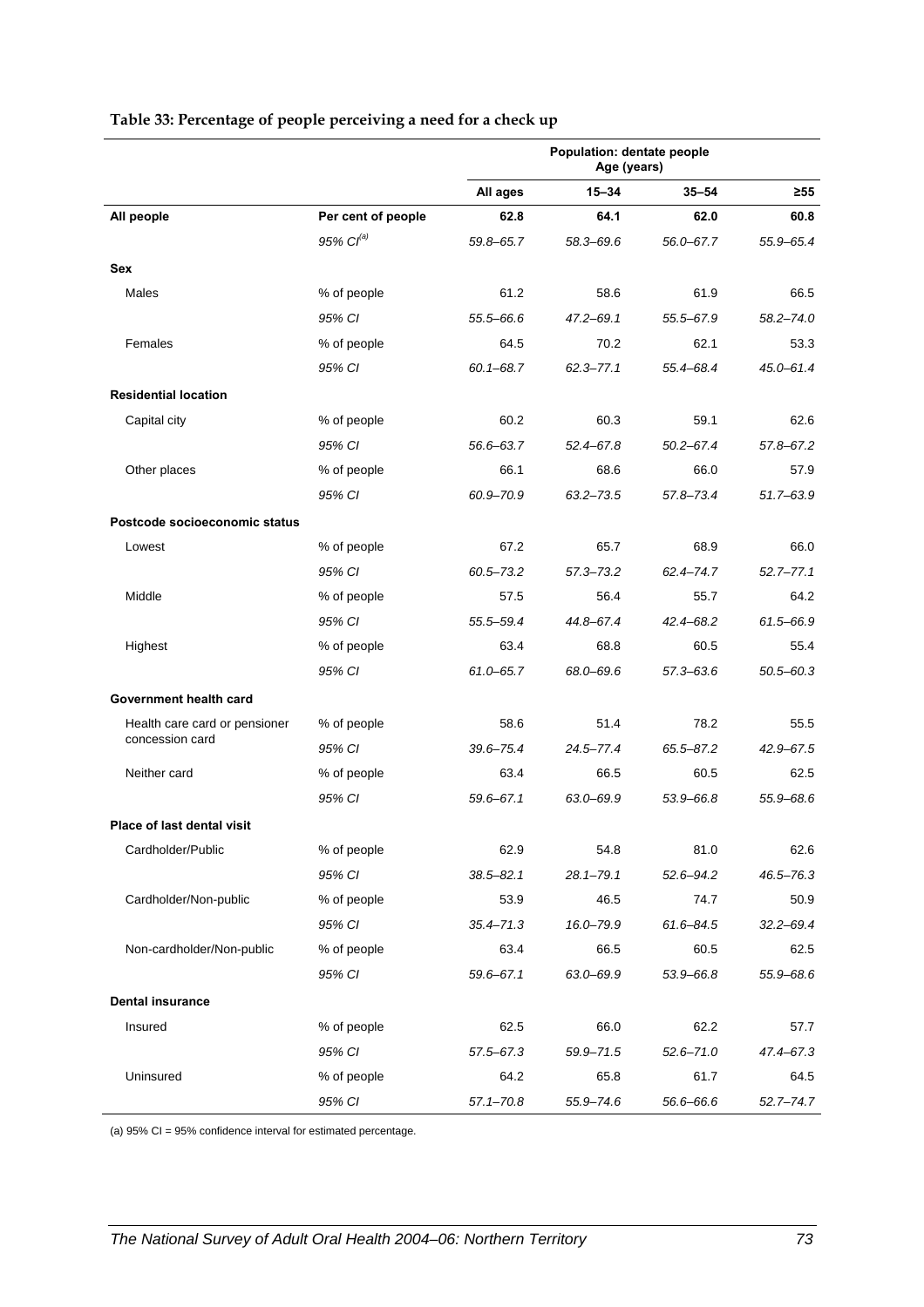**Table 33: Percentage of people perceiving a need for a check up**

| | | Population: dentate people Age (years) | | | |
|---|---|---|---|---|---|
| | | All ages | 15–34 | 35–54 | ≥55 |
| **All people** | **Per cent of people** | **62.8** | **64.1** | **62.0** | **60.8** |
| | *95% CI[(a)]* | *59.8–65.7* | *58.3–69.6* | *56.0–67.7* | *55.9–65.4* |
| **Sex** | | | | | |
| Males | % of people | 61.2 | 58.6 | 61.9 | 66.5 |
| | *95% CI* | *55.5–66.6* | *47.2–69.1* | *55.5–67.9* | *58.2–74.0* |
| Females | % of people | 64.5 | 70.2 | 62.1 | 53.3 |
| | *95% CI* | *60.1–68.7* | *62.3–77.1* | *55.4–68.4* | *45.0–61.4* |
| **Residential location** | | | | | |
| Capital city | % of people | 60.2 | 60.3 | 59.1 | 62.6 |
| | *95% CI* | *56.6–63.7* | *52.4–67.8* | *50.2–67.4* | *57.8–67.2* |
| Other places | % of people | 66.1 | 68.6 | 66.0 | 57.9 |
| | *95% CI* | *60.9–70.9* | *63.2–73.5* | *57.8–73.4* | *51.7–63.9* |
| **Postcode socioeconomic status** | | | | | |
| Lowest | % of people | 67.2 | 65.7 | 68.9 | 66.0 |
| | *95% CI* | *60.5–73.2* | *57.3–73.2* | *62.4–74.7* | *52.7–77.1* |
| Middle | % of people | 57.5 | 56.4 | 55.7 | 64.2 |
| | *95% CI* | *55.5–59.4* | *44.8–67.4* | *42.4–68.2* | *61.5–66.9* |
| Highest | % of people | 63.4 | 68.8 | 60.5 | 55.4 |
| | *95% CI* | *61.0–65.7* | *68.0–69.6* | *57.3–63.6* | *50.5–60.3* |
| **Government health card** | | | | | |
| Health care card or pensioner concession card | % of people | 58.6 | 51.4 | 78.2 | 55.5 |
| | *95% CI* | *39.6–75.4* | *24.5–77.4* | *65.5–87.2* | *42.9–67.5* |
| Neither card | % of people | 63.4 | 66.5 | 60.5 | 62.5 |
| | *95% CI* | *59.6–67.1* | *63.0–69.9* | *53.9–66.8* | *55.9–68.6* |
| **Place of last dental visit** | | | | | |
| Cardholder/Public | % of people | 62.9 | 54.8 | 81.0 | 62.6 |
| | *95% CI* | *38.5–82.1* | *28.1–79.1* | *52.6–94.2* | *46.5–76.3* |
| Cardholder/Non-public | % of people | 53.9 | 46.5 | 74.7 | 50.9 |
| | *95% CI* | *35.4–71.3* | *16.0–79.9* | *61.6–84.5* | *32.2–69.4* |
| Non-cardholder/Non-public | % of people | 63.4 | 66.5 | 60.5 | 62.5 |
| | *95% CI* | *59.6–67.1* | *63.0–69.9* | *53.9–66.8* | *55.9–68.6* |
| **Dental insurance** | | | | | |
| Insured | % of people | 62.5 | 66.0 | 62.2 | 57.7 |
| | *95% CI* | *57.5–67.3* | *59.9–71.5* | *52.6–71.0* | *47.4–67.3* |
| Uninsured | % of people | 64.2 | 65.8 | 61.7 | 64.5 |
| | *95% CI* | *57.1–70.8* | *55.9–74.6* | *56.6–66.6* | *52.7–74.7* |

(a) 95% CI = 95% confidence interval for estimated percentage.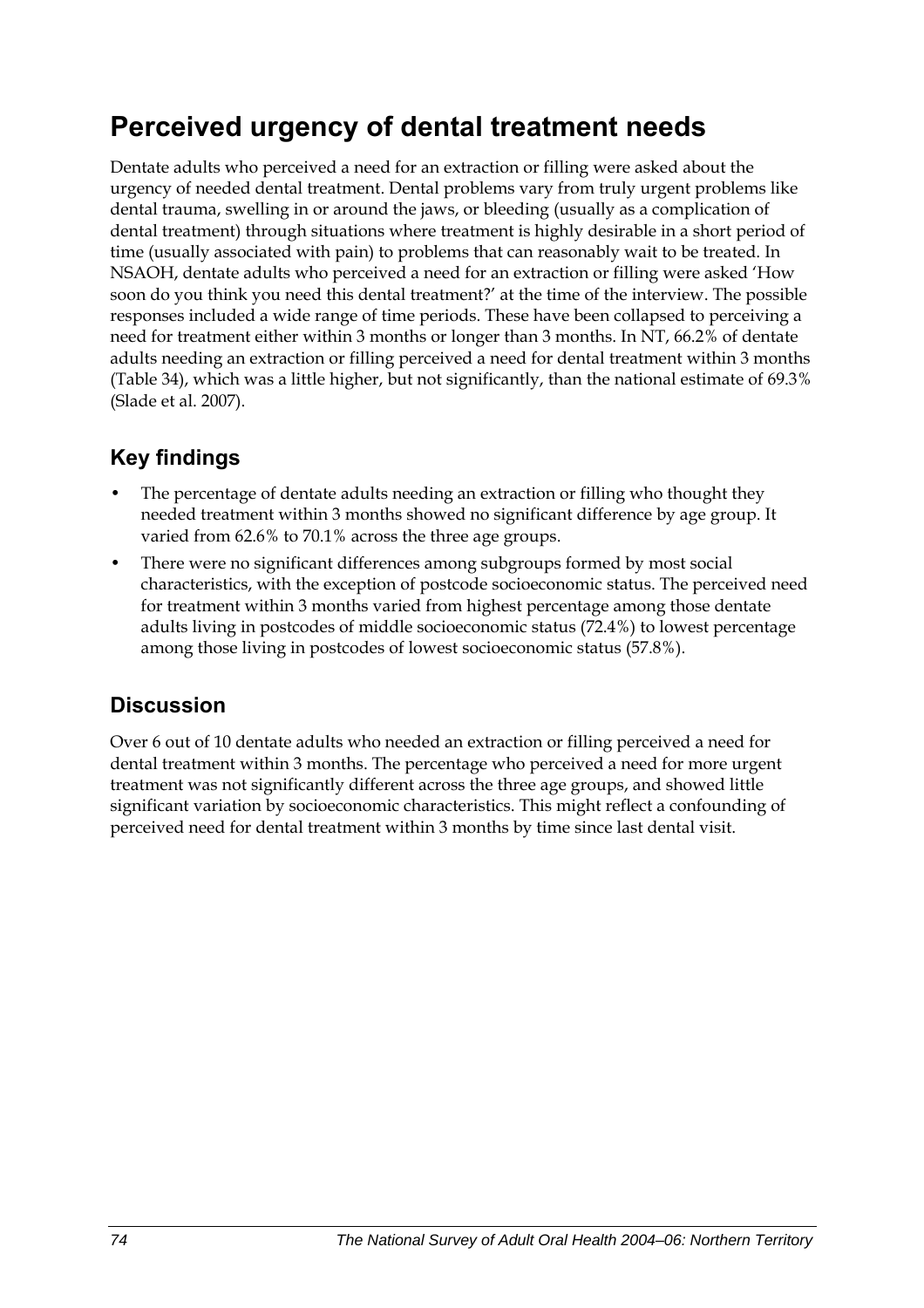# Perceived urgency of dental treatment needs

Dentate adults who perceived a need for an extraction or filling were asked about the urgency of needed dental treatment. Dental problems vary from truly urgent problems like dental trauma, swelling in or around the jaws, or bleeding (usually as a complication of dental treatment) through situations where treatment is highly desirable in a short period of time (usually associated with pain) to problems that can reasonably wait to be treated. In NSAOH, dentate adults who perceived a need for an extraction or filling were asked 'How soon do you think you need this dental treatment?' at the time of the interview. The possible responses included a wide range of time periods. These have been collapsed to perceiving a need for treatment either within 3 months or longer than 3 months. In NT, 66.2% of dentate adults needing an extraction or filling perceived a need for dental treatment within 3 months (Table 34), which was a little higher, but not significantly, than the national estimate of 69.3% (Slade et al. 2007).

## Key findings

- The percentage of dentate adults needing an extraction or filling who thought they needed treatment within 3 months showed no significant difference by age group. It varied from 62.6% to 70.1% across the three age groups.
- There were no significant differences among subgroups formed by most social characteristics, with the exception of postcode socioeconomic status. The perceived need for treatment within 3 months varied from highest percentage among those dentate adults living in postcodes of middle socioeconomic status (72.4%) to lowest percentage among those living in postcodes of lowest socioeconomic status (57.8%).

## Discussion

Over 6 out of 10 dentate adults who needed an extraction or filling perceived a need for dental treatment within 3 months. The percentage who perceived a need for more urgent treatment was not significantly different across the three age groups, and showed little significant variation by socioeconomic characteristics. This might reflect a confounding of perceived need for dental treatment within 3 months by time since last dental visit.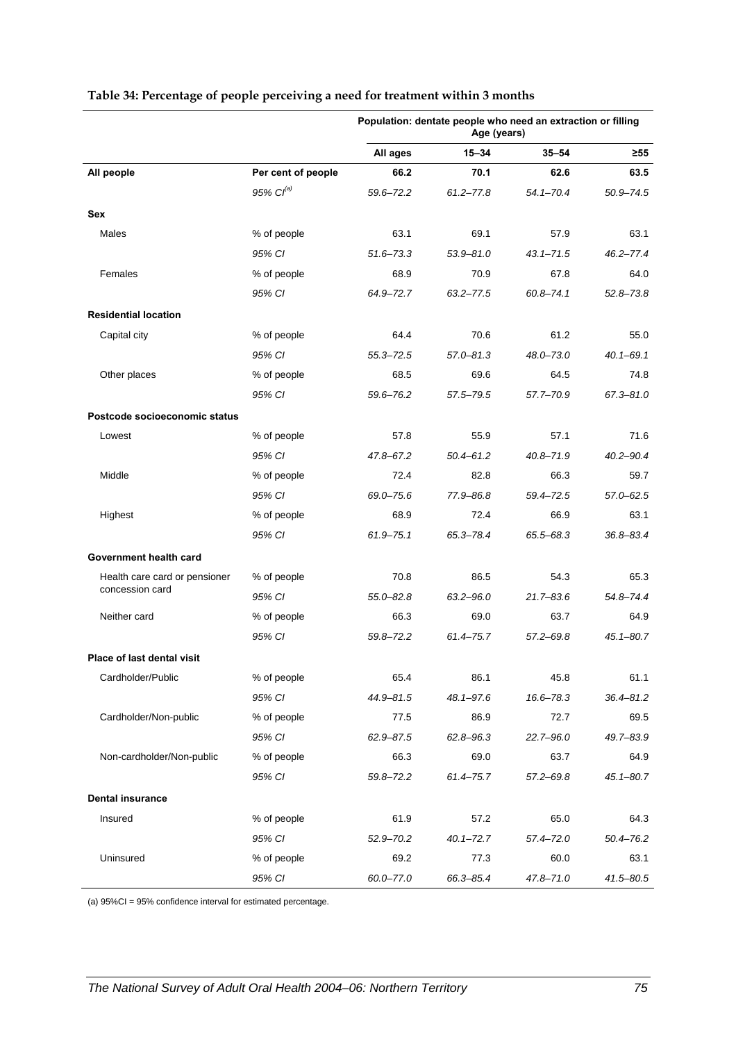**Table 34: Percentage of people perceiving a need for treatment within 3 months**

| | | Population: dentate people who need an extraction or filling Age (years) | | | |
|---|---|---|---|---|---|
| | | All ages | 15–34 | 35–54 | ≥55 |
| **All people** | **Per cent of people** | **66.2** | **70.1** | **62.6** | **63.5** |
| | *95% CI*[(a)] | *59.6–72.2* | *61.2–77.8* | *54.1–70.4* | *50.9–74.5* |
| **Sex** | | | | | |
| Males | % of people | 63.1 | 69.1 | 57.9 | 63.1 |
| | *95% CI* | *51.6–73.3* | *53.9–81.0* | *43.1–71.5* | *46.2–77.4* |
| Females | % of people | 68.9 | 70.9 | 67.8 | 64.0 |
| | *95% CI* | *64.9–72.7* | *63.2–77.5* | *60.8–74.1* | *52.8–73.8* |
| **Residential location** | | | | | |
| Capital city | % of people | 64.4 | 70.6 | 61.2 | 55.0 |
| | *95% CI* | *55.3–72.5* | *57.0–81.3* | *48.0–73.0* | *40.1–69.1* |
| Other places | % of people | 68.5 | 69.6 | 64.5 | 74.8 |
| | *95% CI* | *59.6–76.2* | *57.5–79.5* | *57.7–70.9* | *67.3–81.0* |
| **Postcode socioeconomic status** | | | | | |
| Lowest | % of people | 57.8 | 55.9 | 57.1 | 71.6 |
| | *95% CI* | *47.8–67.2* | *50.4–61.2* | *40.8–71.9* | *40.2–90.4* |
| Middle | % of people | 72.4 | 82.8 | 66.3 | 59.7 |
| | *95% CI* | *69.0–75.6* | *77.9–86.8* | *59.4–72.5* | *57.0–62.5* |
| Highest | % of people | 68.9 | 72.4 | 66.9 | 63.1 |
| | *95% CI* | *61.9–75.1* | *65.3–78.4* | *65.5–68.3* | *36.8–83.4* |
| **Government health card** | | | | | |
| Health care card or pensioner concession card | % of people | 70.8 | 86.5 | 54.3 | 65.3 |
| | *95% CI* | *55.0–82.8* | *63.2–96.0* | *21.7–83.6* | *54.8–74.4* |
| Neither card | % of people | 66.3 | 69.0 | 63.7 | 64.9 |
| | *95% CI* | *59.8–72.2* | *61.4–75.7* | *57.2–69.8* | *45.1–80.7* |
| **Place of last dental visit** | | | | | |
| Cardholder/Public | % of people | 65.4 | 86.1 | 45.8 | 61.1 |
| | *95% CI* | *44.9–81.5* | *48.1–97.6* | *16.6–78.3* | *36.4–81.2* |
| Cardholder/Non-public | % of people | 77.5 | 86.9 | 72.7 | 69.5 |
| | *95% CI* | *62.9–87.5* | *62.8–96.3* | *22.7–96.0* | *49.7–83.9* |
| Non-cardholder/Non-public | % of people | 66.3 | 69.0 | 63.7 | 64.9 |
| | *95% CI* | *59.8–72.2* | *61.4–75.7* | *57.2–69.8* | *45.1–80.7* |
| **Dental insurance** | | | | | |
| Insured | % of people | 61.9 | 57.2 | 65.0 | 64.3 |
| | *95% CI* | *52.9–70.2* | *40.1–72.7* | *57.4–72.0* | *50.4–76.2* |
| Uninsured | % of people | 69.2 | 77.3 | 60.0 | 63.1 |
| | *95% CI* | *60.0–77.0* | *66.3–85.4* | *47.8–71.0* | *41.5–80.5* |

(a) 95%CI = 95% confidence interval for estimated percentage.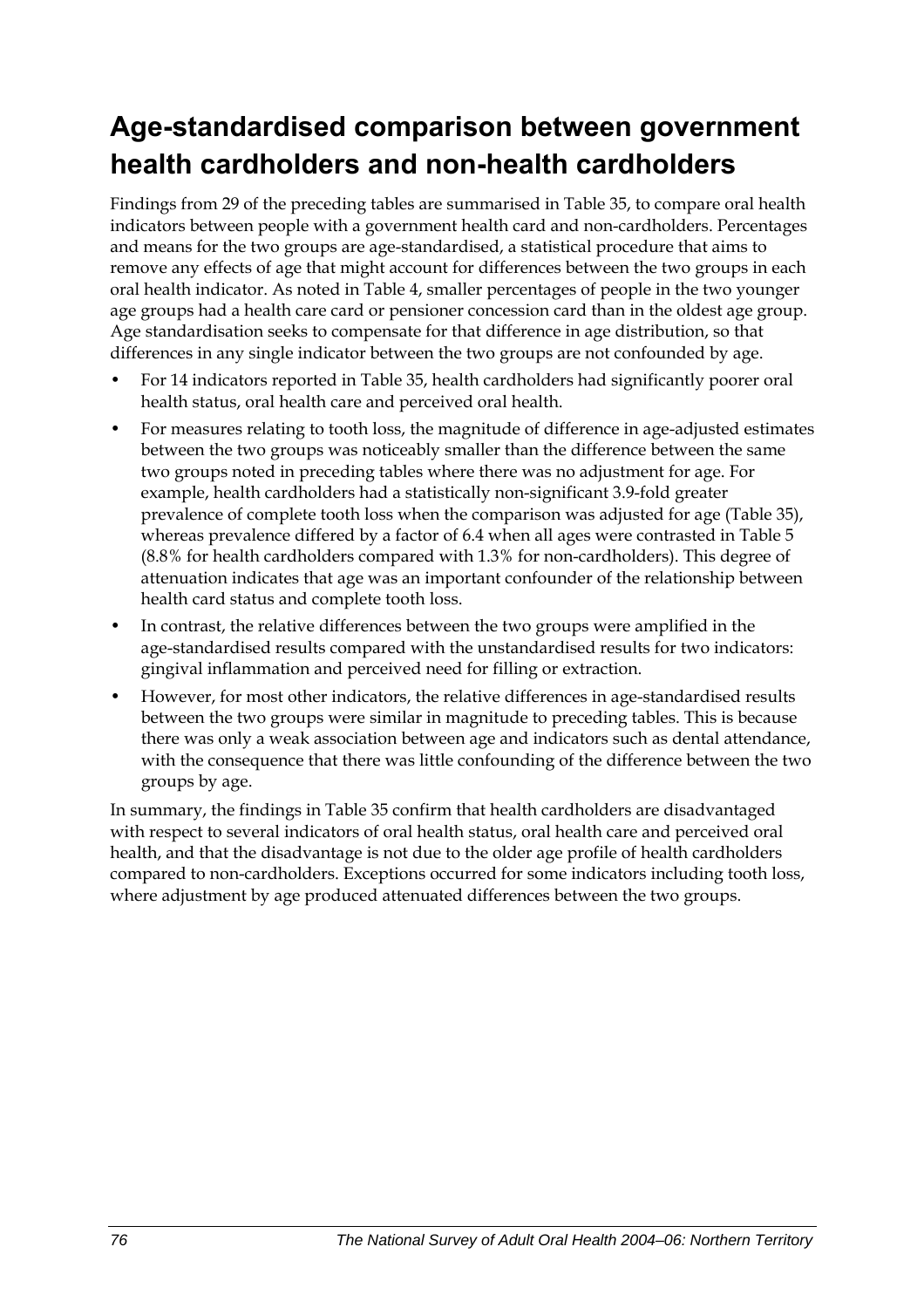# Age-standardised comparison between government health cardholders and non-health cardholders

Findings from 29 of the preceding tables are summarised in Table 35, to compare oral health indicators between people with a government health card and non-cardholders. Percentages and means for the two groups are age-standardised, a statistical procedure that aims to remove any effects of age that might account for differences between the two groups in each oral health indicator. As noted in Table 4, smaller percentages of people in the two younger age groups had a health care card or pensioner concession card than in the oldest age group. Age standardisation seeks to compensate for that difference in age distribution, so that differences in any single indicator between the two groups are not confounded by age.

- For 14 indicators reported in Table 35, health cardholders had significantly poorer oral health status, oral health care and perceived oral health.
- For measures relating to tooth loss, the magnitude of difference in age-adjusted estimates between the two groups was noticeably smaller than the difference between the same two groups noted in preceding tables where there was no adjustment for age. For example, health cardholders had a statistically non-significant 3.9-fold greater prevalence of complete tooth loss when the comparison was adjusted for age (Table 35), whereas prevalence differed by a factor of 6.4 when all ages were contrasted in Table 5 (8.8% for health cardholders compared with 1.3% for non-cardholders). This degree of attenuation indicates that age was an important confounder of the relationship between health card status and complete tooth loss.
- In contrast, the relative differences between the two groups were amplified in the age-standardised results compared with the unstandardised results for two indicators: gingival inflammation and perceived need for filling or extraction.
- However, for most other indicators, the relative differences in age-standardised results between the two groups were similar in magnitude to preceding tables. This is because there was only a weak association between age and indicators such as dental attendance, with the consequence that there was little confounding of the difference between the two groups by age.

In summary, the findings in Table 35 confirm that health cardholders are disadvantaged with respect to several indicators of oral health status, oral health care and perceived oral health, and that the disadvantage is not due to the older age profile of health cardholders compared to non-cardholders. Exceptions occurred for some indicators including tooth loss, where adjustment by age produced attenuated differences between the two groups.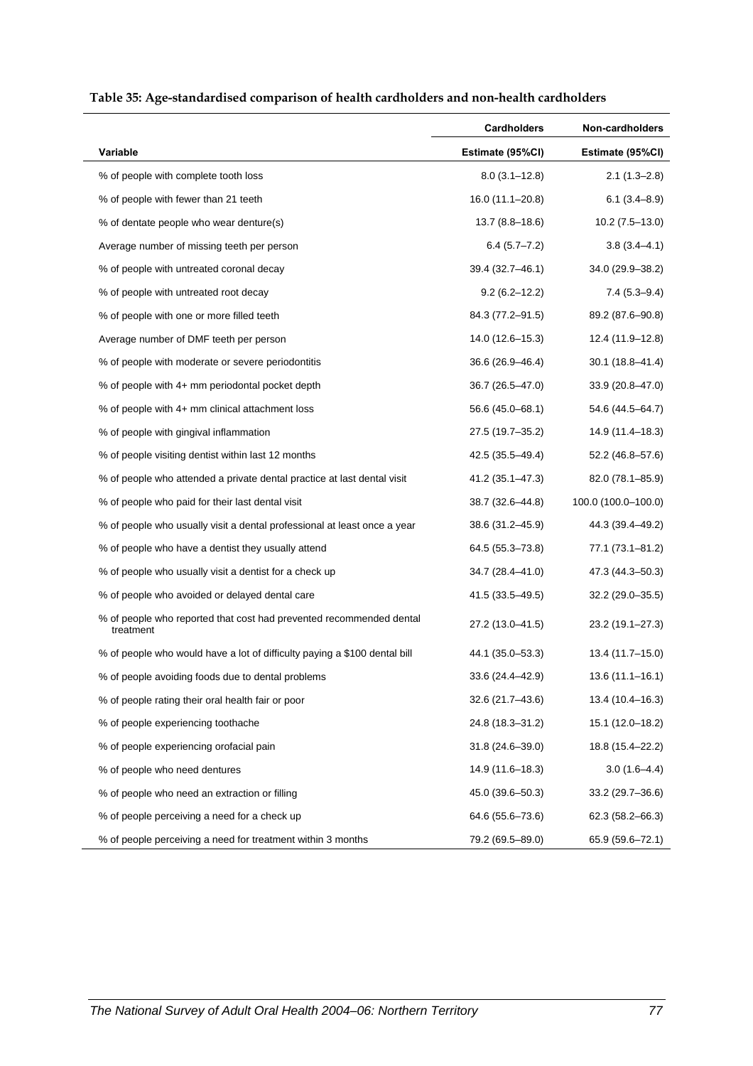**Table 35: Age-standardised comparison of health cardholders and non-health cardholders**

| | Cardholders | Non-cardholders |
|---|---|---|
| **Variable** | **Estimate (95%CI)** | **Estimate (95%CI)** |
| % of people with complete tooth loss | 8.0 (3.1–12.8) | 2.1 (1.3–2.8) |
| % of people with fewer than 21 teeth | 16.0 (11.1–20.8) | 6.1 (3.4–8.9) |
| % of dentate people who wear denture(s) | 13.7 (8.8–18.6) | 10.2 (7.5–13.0) |
| Average number of missing teeth per person | 6.4 (5.7–7.2) | 3.8 (3.4–4.1) |
| % of people with untreated coronal decay | 39.4 (32.7–46.1) | 34.0 (29.9–38.2) |
| % of people with untreated root decay | 9.2 (6.2–12.2) | 7.4 (5.3–9.4) |
| % of people with one or more filled teeth | 84.3 (77.2–91.5) | 89.2 (87.6–90.8) |
| Average number of DMF teeth per person | 14.0 (12.6–15.3) | 12.4 (11.9–12.8) |
| % of people with moderate or severe periodontitis | 36.6 (26.9–46.4) | 30.1 (18.8–41.4) |
| % of people with 4+ mm periodontal pocket depth | 36.7 (26.5–47.0) | 33.9 (20.8–47.0) |
| % of people with 4+ mm clinical attachment loss | 56.6 (45.0–68.1) | 54.6 (44.5–64.7) |
| % of people with gingival inflammation | 27.5 (19.7–35.2) | 14.9 (11.4–18.3) |
| % of people visiting dentist within last 12 months | 42.5 (35.5–49.4) | 52.2 (46.8–57.6) |
| % of people who attended a private dental practice at last dental visit | 41.2 (35.1–47.3) | 82.0 (78.1–85.9) |
| % of people who paid for their last dental visit | 38.7 (32.6–44.8) | 100.0 (100.0–100.0) |
| % of people who usually visit a dental professional at least once a year | 38.6 (31.2–45.9) | 44.3 (39.4–49.2) |
| % of people who have a dentist they usually attend | 64.5 (55.3–73.8) | 77.1 (73.1–81.2) |
| % of people who usually visit a dentist for a check up | 34.7 (28.4–41.0) | 47.3 (44.3–50.3) |
| % of people who avoided or delayed dental care | 41.5 (33.5–49.5) | 32.2 (29.0–35.5) |
| % of people who reported that cost had prevented recommended dental treatment | 27.2 (13.0–41.5) | 23.2 (19.1–27.3) |
| % of people who would have a lot of difficulty paying a $100 dental bill | 44.1 (35.0–53.3) | 13.4 (11.7–15.0) |
| % of people avoiding foods due to dental problems | 33.6 (24.4–42.9) | 13.6 (11.1–16.1) |
| % of people rating their oral health fair or poor | 32.6 (21.7–43.6) | 13.4 (10.4–16.3) |
| % of people experiencing toothache | 24.8 (18.3–31.2) | 15.1 (12.0–18.2) |
| % of people experiencing orofacial pain | 31.8 (24.6–39.0) | 18.8 (15.4–22.2) |
| % of people who need dentures | 14.9 (11.6–18.3) | 3.0 (1.6–4.4) |
| % of people who need an extraction or filling | 45.0 (39.6–50.3) | 33.2 (29.7–36.6) |
| % of people perceiving a need for a check up | 64.6 (55.6–73.6) | 62.3 (58.2–66.3) |
| % of people perceiving a need for treatment within 3 months | 79.2 (69.5–89.0) | 65.9 (59.6–72.1) |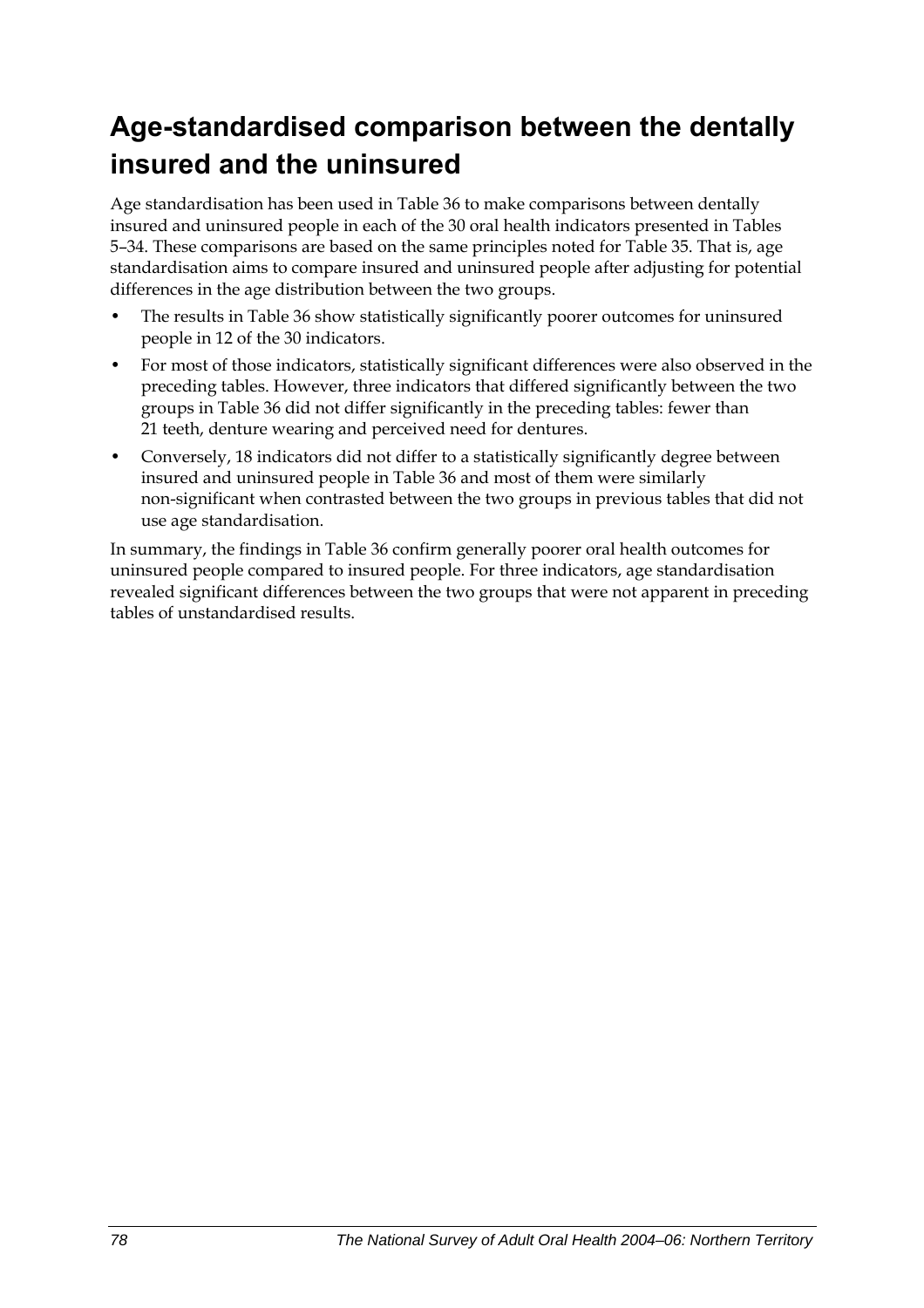## Age-standardised comparison between the dentally insured and the uninsured

Age standardisation has been used in Table 36 to make comparisons between dentally insured and uninsured people in each of the 30 oral health indicators presented in Tables 5–34. These comparisons are based on the same principles noted for Table 35. That is, age standardisation aims to compare insured and uninsured people after adjusting for potential differences in the age distribution between the two groups.

- The results in Table 36 show statistically significantly poorer outcomes for uninsured people in 12 of the 30 indicators.
- For most of those indicators, statistically significant differences were also observed in the preceding tables. However, three indicators that differed significantly between the two groups in Table 36 did not differ significantly in the preceding tables: fewer than 21 teeth, denture wearing and perceived need for dentures.
- Conversely, 18 indicators did not differ to a statistically significantly degree between insured and uninsured people in Table 36 and most of them were similarly non-significant when contrasted between the two groups in previous tables that did not use age standardisation.

In summary, the findings in Table 36 confirm generally poorer oral health outcomes for uninsured people compared to insured people. For three indicators, age standardisation revealed significant differences between the two groups that were not apparent in preceding tables of unstandardised results.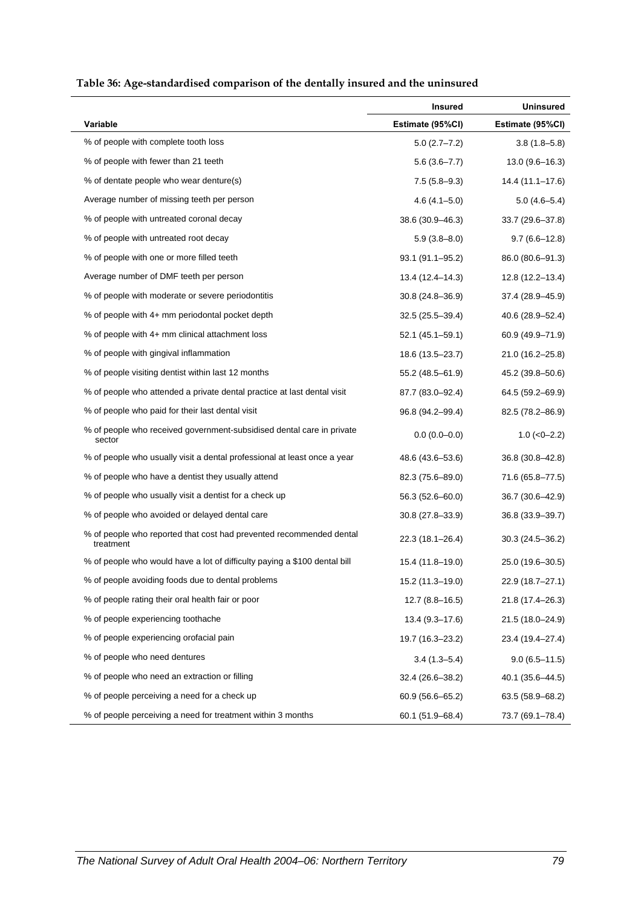**Table 36: Age-standardised comparison of the dentally insured and the uninsured**

| | Insured | Uninsured |
|---|---|---|
| **Variable** | **Estimate (95%CI)** | **Estimate (95%CI)** |
| % of people with complete tooth loss | 5.0 (2.7–7.2) | 3.8 (1.8–5.8) |
| % of people with fewer than 21 teeth | 5.6 (3.6–7.7) | 13.0 (9.6–16.3) |
| % of dentate people who wear denture(s) | 7.5 (5.8–9.3) | 14.4 (11.1–17.6) |
| Average number of missing teeth per person | 4.6 (4.1–5.0) | 5.0 (4.6–5.4) |
| % of people with untreated coronal decay | 38.6 (30.9–46.3) | 33.7 (29.6–37.8) |
| % of people with untreated root decay | 5.9 (3.8–8.0) | 9.7 (6.6–12.8) |
| % of people with one or more filled teeth | 93.1 (91.1–95.2) | 86.0 (80.6–91.3) |
| Average number of DMF teeth per person | 13.4 (12.4–14.3) | 12.8 (12.2–13.4) |
| % of people with moderate or severe periodontitis | 30.8 (24.8–36.9) | 37.4 (28.9–45.9) |
| % of people with 4+ mm periodontal pocket depth | 32.5 (25.5–39.4) | 40.6 (28.9–52.4) |
| % of people with 4+ mm clinical attachment loss | 52.1 (45.1–59.1) | 60.9 (49.9–71.9) |
| % of people with gingival inflammation | 18.6 (13.5–23.7) | 21.0 (16.2–25.8) |
| % of people visiting dentist within last 12 months | 55.2 (48.5–61.9) | 45.2 (39.8–50.6) |
| % of people who attended a private dental practice at last dental visit | 87.7 (83.0–92.4) | 64.5 (59.2–69.9) |
| % of people who paid for their last dental visit | 96.8 (94.2–99.4) | 82.5 (78.2–86.9) |
| % of people who received government-subsidised dental care in private sector | 0.0 (0.0–0.0) | 1.0 (<0–2.2) |
| % of people who usually visit a dental professional at least once a year | 48.6 (43.6–53.6) | 36.8 (30.8–42.8) |
| % of people who have a dentist they usually attend | 82.3 (75.6–89.0) | 71.6 (65.8–77.5) |
| % of people who usually visit a dentist for a check up | 56.3 (52.6–60.0) | 36.7 (30.6–42.9) |
| % of people who avoided or delayed dental care | 30.8 (27.8–33.9) | 36.8 (33.9–39.7) |
| % of people who reported that cost had prevented recommended dental treatment | 22.3 (18.1–26.4) | 30.3 (24.5–36.2) |
| % of people who would have a lot of difficulty paying a $100 dental bill | 15.4 (11.8–19.0) | 25.0 (19.6–30.5) |
| % of people avoiding foods due to dental problems | 15.2 (11.3–19.0) | 22.9 (18.7–27.1) |
| % of people rating their oral health fair or poor | 12.7 (8.8–16.5) | 21.8 (17.4–26.3) |
| % of people experiencing toothache | 13.4 (9.3–17.6) | 21.5 (18.0–24.9) |
| % of people experiencing orofacial pain | 19.7 (16.3–23.2) | 23.4 (19.4–27.4) |
| % of people who need dentures | 3.4 (1.3–5.4) | 9.0 (6.5–11.5) |
| % of people who need an extraction or filling | 32.4 (26.6–38.2) | 40.1 (35.6–44.5) |
| % of people perceiving a need for a check up | 60.9 (56.6–65.2) | 63.5 (58.9–68.2) |
| % of people perceiving a need for treatment within 3 months | 60.1 (51.9–68.4) | 73.7 (69.1–78.4) |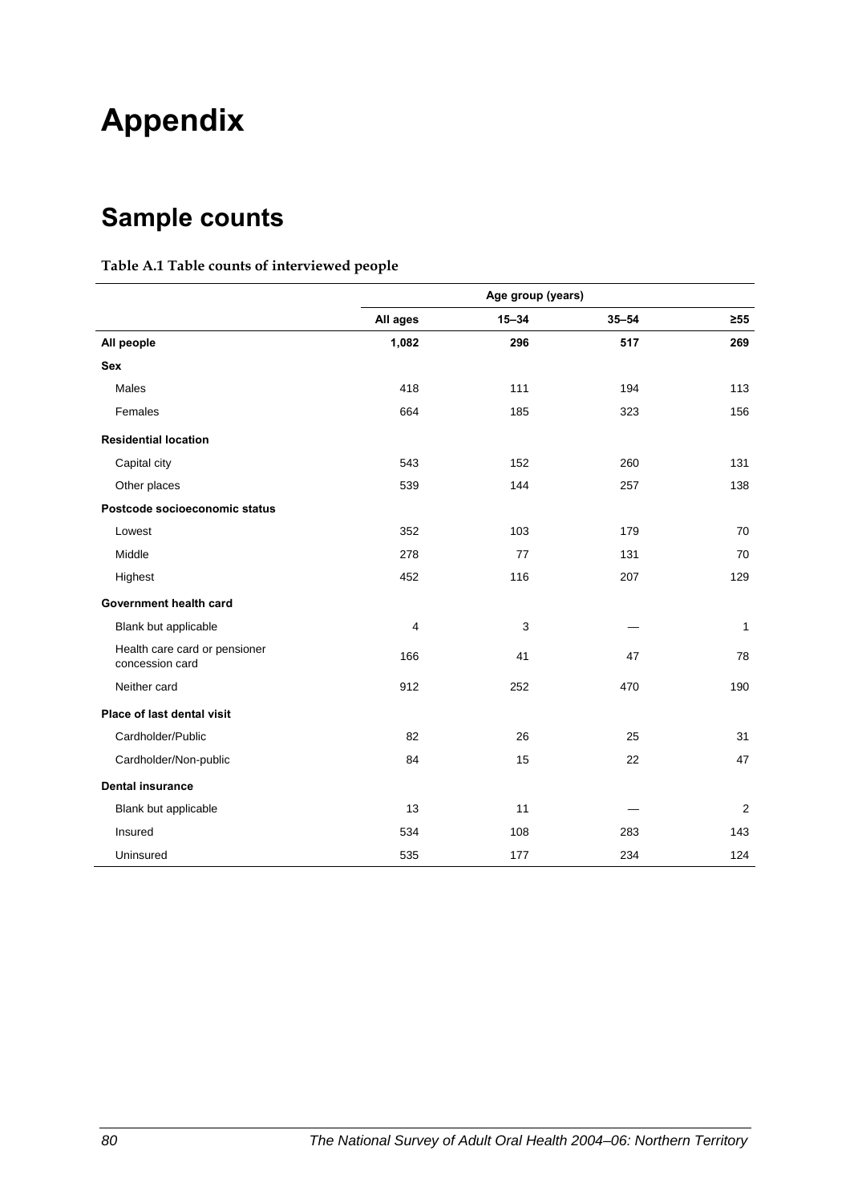# Appendix

## Sample counts

**Table A.1 Table counts of interviewed people**

| | Age group (years) | | | |
|---|---|---|---|---|
| | **All ages** | **15–34** | **35–54** | **≥55** |
| **All people** | **1,082** | **296** | **517** | **269** |
| **Sex** | | | | |
| Males | 418 | 111 | 194 | 113 |
| Females | 664 | 185 | 323 | 156 |
| **Residential location** | | | | |
| Capital city | 543 | 152 | 260 | 131 |
| Other places | 539 | 144 | 257 | 138 |
| **Postcode socioeconomic status** | | | | |
| Lowest | 352 | 103 | 179 | 70 |
| Middle | 278 | 77 | 131 | 70 |
| Highest | 452 | 116 | 207 | 129 |
| **Government health card** | | | | |
| Blank but applicable | 4 | 3 | — | 1 |
| Health care card or pensioner concession card | 166 | 41 | 47 | 78 |
| Neither card | 912 | 252 | 470 | 190 |
| **Place of last dental visit** | | | | |
| Cardholder/Public | 82 | 26 | 25 | 31 |
| Cardholder/Non-public | 84 | 15 | 22 | 47 |
| **Dental insurance** | | | | |
| Blank but applicable | 13 | 11 | — | 2 |
| Insured | 534 | 108 | 283 | 143 |
| Uninsured | 535 | 177 | 234 | 124 |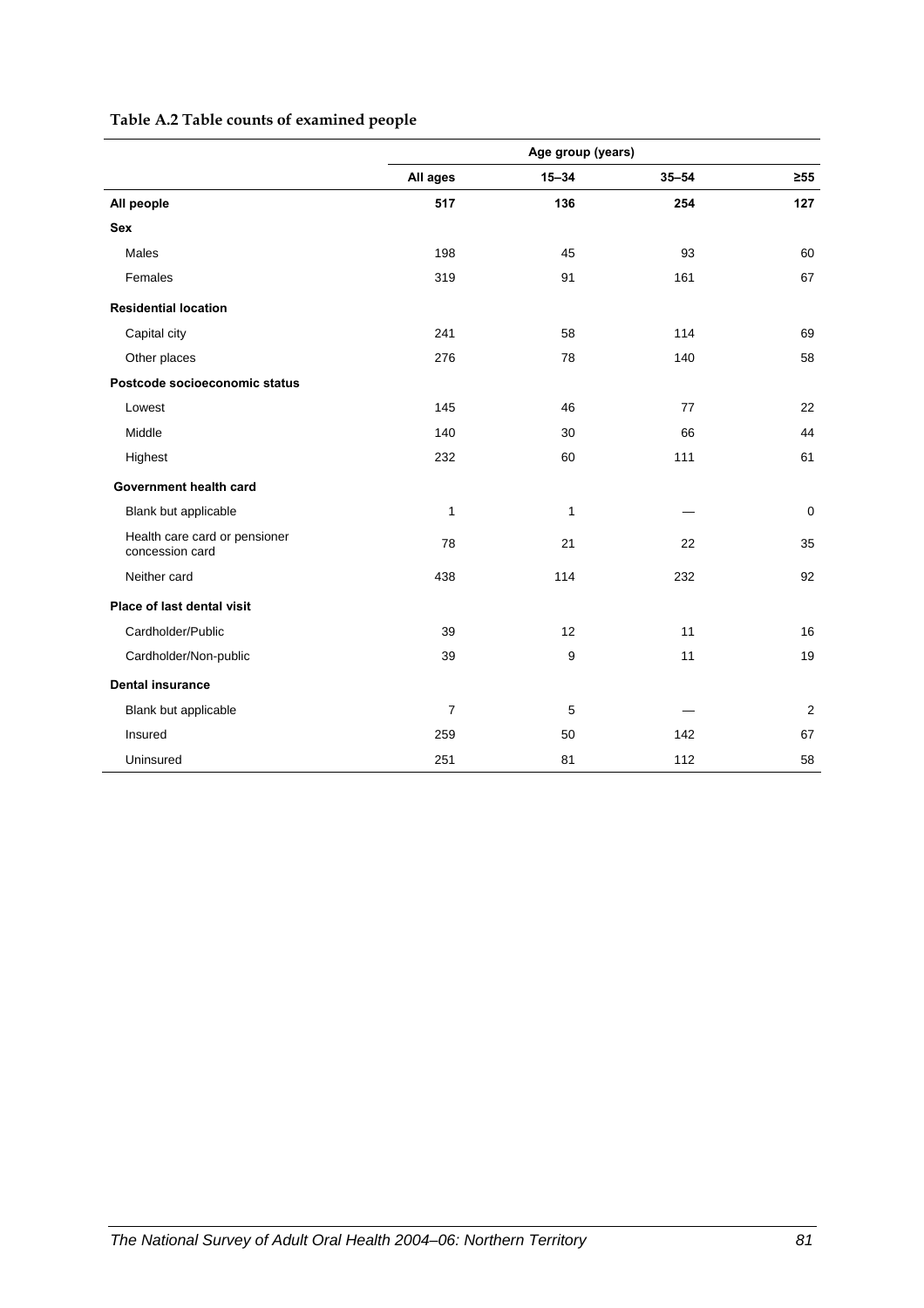**Table A.2 Table counts of examined people**

| | Age group (years) | | | |
|---|---|---|---|---|
| | All ages | 15–34 | 35–54 | ≥55 |
| **All people** | **517** | **136** | **254** | **127** |
| **Sex** | | | | |
| Males | 198 | 45 | 93 | 60 |
| Females | 319 | 91 | 161 | 67 |
| **Residential location** | | | | |
| Capital city | 241 | 58 | 114 | 69 |
| Other places | 276 | 78 | 140 | 58 |
| **Postcode socioeconomic status** | | | | |
| Lowest | 145 | 46 | 77 | 22 |
| Middle | 140 | 30 | 66 | 44 |
| Highest | 232 | 60 | 111 | 61 |
| **Government health card** | | | | |
| Blank but applicable | 1 | 1 | — | 0 |
| Health care card or pensioner concession card | 78 | 21 | 22 | 35 |
| Neither card | 438 | 114 | 232 | 92 |
| **Place of last dental visit** | | | | |
| Cardholder/Public | 39 | 12 | 11 | 16 |
| Cardholder/Non-public | 39 | 9 | 11 | 19 |
| **Dental insurance** | | | | |
| Blank but applicable | 7 | 5 | — | 2 |
| Insured | 259 | 50 | 142 | 67 |
| Uninsured | 251 | 81 | 112 | 58 |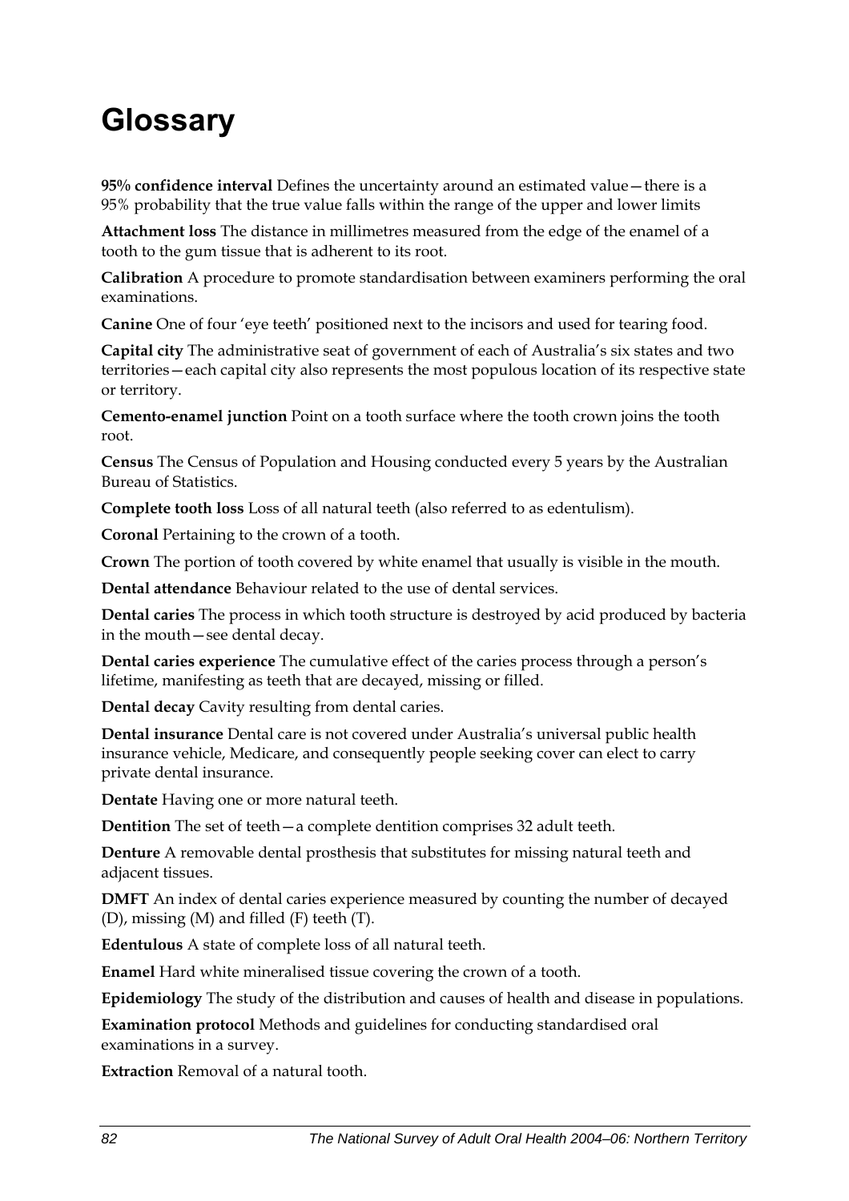# Glossary

**95% confidence interval** Defines the uncertainty around an estimated value—there is a 95% probability that the true value falls within the range of the upper and lower limits

**Attachment loss** The distance in millimetres measured from the edge of the enamel of a tooth to the gum tissue that is adherent to its root.

**Calibration** A procedure to promote standardisation between examiners performing the oral examinations.

**Canine** One of four 'eye teeth' positioned next to the incisors and used for tearing food.

**Capital city** The administrative seat of government of each of Australia's six states and two territories—each capital city also represents the most populous location of its respective state or territory.

**Cemento-enamel junction** Point on a tooth surface where the tooth crown joins the tooth root.

**Census** The Census of Population and Housing conducted every 5 years by the Australian Bureau of Statistics.

**Complete tooth loss** Loss of all natural teeth (also referred to as edentulism).

**Coronal** Pertaining to the crown of a tooth.

**Crown** The portion of tooth covered by white enamel that usually is visible in the mouth.

**Dental attendance** Behaviour related to the use of dental services.

**Dental caries** The process in which tooth structure is destroyed by acid produced by bacteria in the mouth—see dental decay.

**Dental caries experience** The cumulative effect of the caries process through a person's lifetime, manifesting as teeth that are decayed, missing or filled.

**Dental decay** Cavity resulting from dental caries.

**Dental insurance** Dental care is not covered under Australia's universal public health insurance vehicle, Medicare, and consequently people seeking cover can elect to carry private dental insurance.

**Dentate** Having one or more natural teeth.

**Dentition** The set of teeth—a complete dentition comprises 32 adult teeth.

**Denture** A removable dental prosthesis that substitutes for missing natural teeth and adjacent tissues.

**DMFT** An index of dental caries experience measured by counting the number of decayed (D), missing (M) and filled (F) teeth (T).

**Edentulous** A state of complete loss of all natural teeth.

**Enamel** Hard white mineralised tissue covering the crown of a tooth.

**Epidemiology** The study of the distribution and causes of health and disease in populations.

**Examination protocol** Methods and guidelines for conducting standardised oral examinations in a survey.

**Extraction** Removal of a natural tooth.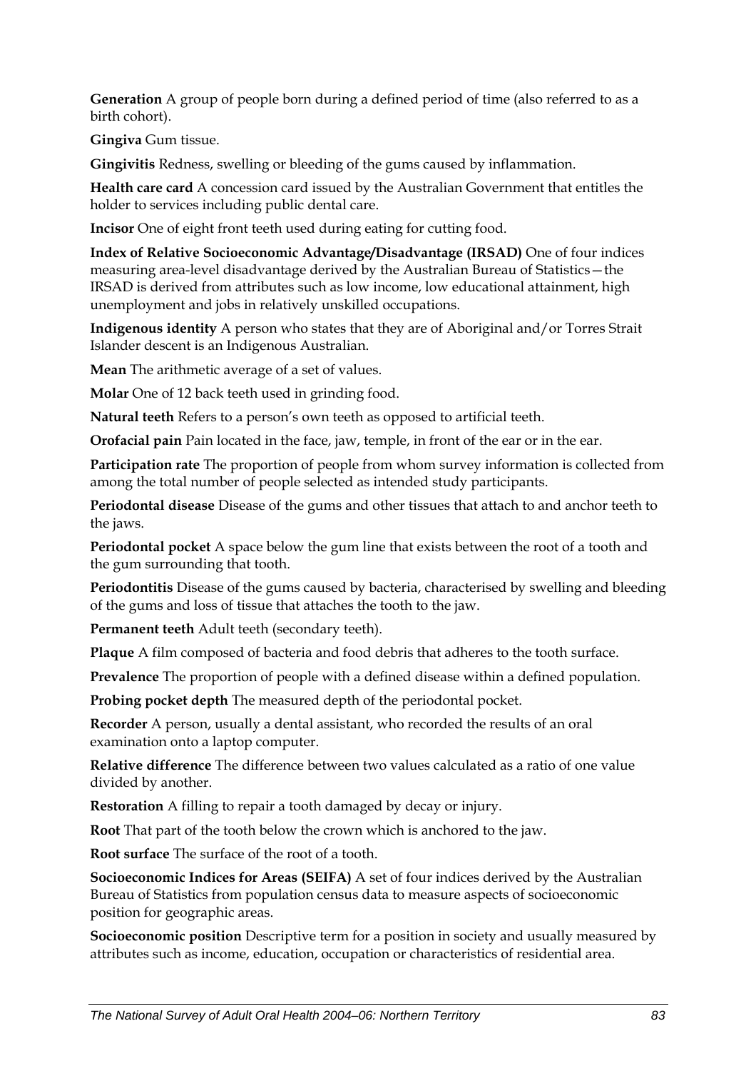**Generation** A group of people born during a defined period of time (also referred to as a birth cohort).

**Gingiva** Gum tissue.

**Gingivitis** Redness, swelling or bleeding of the gums caused by inflammation.

**Health care card** A concession card issued by the Australian Government that entitles the holder to services including public dental care.

**Incisor** One of eight front teeth used during eating for cutting food.

**Index of Relative Socioeconomic Advantage/Disadvantage (IRSAD)** One of four indices measuring area-level disadvantage derived by the Australian Bureau of Statistics—the IRSAD is derived from attributes such as low income, low educational attainment, high unemployment and jobs in relatively unskilled occupations.

**Indigenous identity** A person who states that they are of Aboriginal and/or Torres Strait Islander descent is an Indigenous Australian.

**Mean** The arithmetic average of a set of values.

**Molar** One of 12 back teeth used in grinding food.

**Natural teeth** Refers to a person's own teeth as opposed to artificial teeth.

**Orofacial pain** Pain located in the face, jaw, temple, in front of the ear or in the ear.

**Participation rate** The proportion of people from whom survey information is collected from among the total number of people selected as intended study participants.

**Periodontal disease** Disease of the gums and other tissues that attach to and anchor teeth to the jaws.

**Periodontal pocket** A space below the gum line that exists between the root of a tooth and the gum surrounding that tooth.

**Periodontitis** Disease of the gums caused by bacteria, characterised by swelling and bleeding of the gums and loss of tissue that attaches the tooth to the jaw.

**Permanent teeth** Adult teeth (secondary teeth).

**Plaque** A film composed of bacteria and food debris that adheres to the tooth surface.

**Prevalence** The proportion of people with a defined disease within a defined population.

**Probing pocket depth** The measured depth of the periodontal pocket.

**Recorder** A person, usually a dental assistant, who recorded the results of an oral examination onto a laptop computer.

**Relative difference** The difference between two values calculated as a ratio of one value divided by another.

**Restoration** A filling to repair a tooth damaged by decay or injury.

**Root** That part of the tooth below the crown which is anchored to the jaw.

**Root surface** The surface of the root of a tooth.

**Socioeconomic Indices for Areas (SEIFA)** A set of four indices derived by the Australian Bureau of Statistics from population census data to measure aspects of socioeconomic position for geographic areas.

**Socioeconomic position** Descriptive term for a position in society and usually measured by attributes such as income, education, occupation or characteristics of residential area.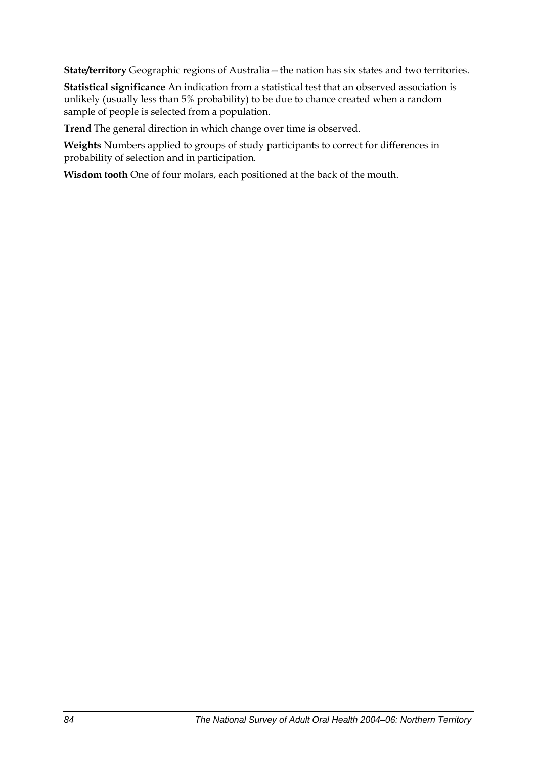**State/territory** Geographic regions of Australia—the nation has six states and two territories.

**Statistical significance** An indication from a statistical test that an observed association is unlikely (usually less than 5% probability) to be due to chance created when a random sample of people is selected from a population.

**Trend** The general direction in which change over time is observed.

**Weights** Numbers applied to groups of study participants to correct for differences in probability of selection and in participation.

**Wisdom tooth** One of four molars, each positioned at the back of the mouth.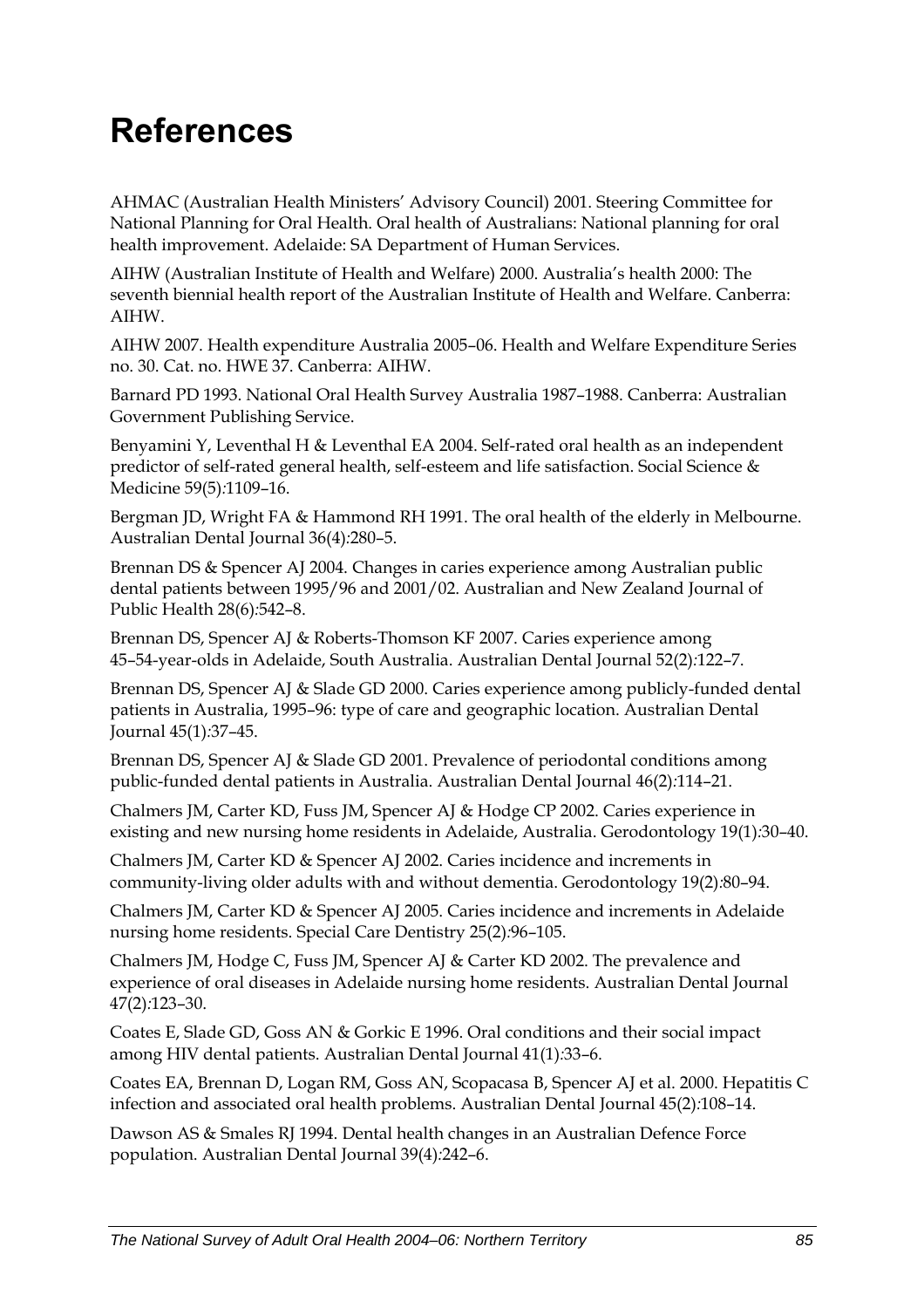# References

AHMAC (Australian Health Ministers' Advisory Council) 2001. Steering Committee for National Planning for Oral Health. Oral health of Australians: National planning for oral health improvement. Adelaide: SA Department of Human Services.

AIHW (Australian Institute of Health and Welfare) 2000. Australia's health 2000: The seventh biennial health report of the Australian Institute of Health and Welfare. Canberra: AIHW.

AIHW 2007. Health expenditure Australia 2005–06. Health and Welfare Expenditure Series no. 30. Cat. no. HWE 37. Canberra: AIHW.

Barnard PD 1993. National Oral Health Survey Australia 1987–1988. Canberra: Australian Government Publishing Service.

Benyamini Y, Leventhal H & Leventhal EA 2004. Self-rated oral health as an independent predictor of self-rated general health, self-esteem and life satisfaction. Social Science & Medicine 59(5):1109–16.

Bergman JD, Wright FA & Hammond RH 1991. The oral health of the elderly in Melbourne. Australian Dental Journal 36(4):280–5.

Brennan DS & Spencer AJ 2004. Changes in caries experience among Australian public dental patients between 1995/96 and 2001/02. Australian and New Zealand Journal of Public Health 28(6):542–8.

Brennan DS, Spencer AJ & Roberts-Thomson KF 2007. Caries experience among 45–54-year-olds in Adelaide, South Australia. Australian Dental Journal 52(2):122–7.

Brennan DS, Spencer AJ & Slade GD 2000. Caries experience among publicly-funded dental patients in Australia, 1995–96: type of care and geographic location. Australian Dental Journal 45(1):37–45.

Brennan DS, Spencer AJ & Slade GD 2001. Prevalence of periodontal conditions among public-funded dental patients in Australia. Australian Dental Journal 46(2):114–21.

Chalmers JM, Carter KD, Fuss JM, Spencer AJ & Hodge CP 2002. Caries experience in existing and new nursing home residents in Adelaide, Australia. Gerodontology 19(1):30–40.

Chalmers JM, Carter KD & Spencer AJ 2002. Caries incidence and increments in community-living older adults with and without dementia. Gerodontology 19(2):80–94.

Chalmers JM, Carter KD & Spencer AJ 2005. Caries incidence and increments in Adelaide nursing home residents. Special Care Dentistry 25(2):96–105.

Chalmers JM, Hodge C, Fuss JM, Spencer AJ & Carter KD 2002. The prevalence and experience of oral diseases in Adelaide nursing home residents. Australian Dental Journal 47(2):123–30.

Coates E, Slade GD, Goss AN & Gorkic E 1996. Oral conditions and their social impact among HIV dental patients. Australian Dental Journal 41(1):33–6.

Coates EA, Brennan D, Logan RM, Goss AN, Scopacasa B, Spencer AJ et al. 2000. Hepatitis C infection and associated oral health problems. Australian Dental Journal 45(2):108–14.

Dawson AS & Smales RJ 1994. Dental health changes in an Australian Defence Force population. Australian Dental Journal 39(4):242–6.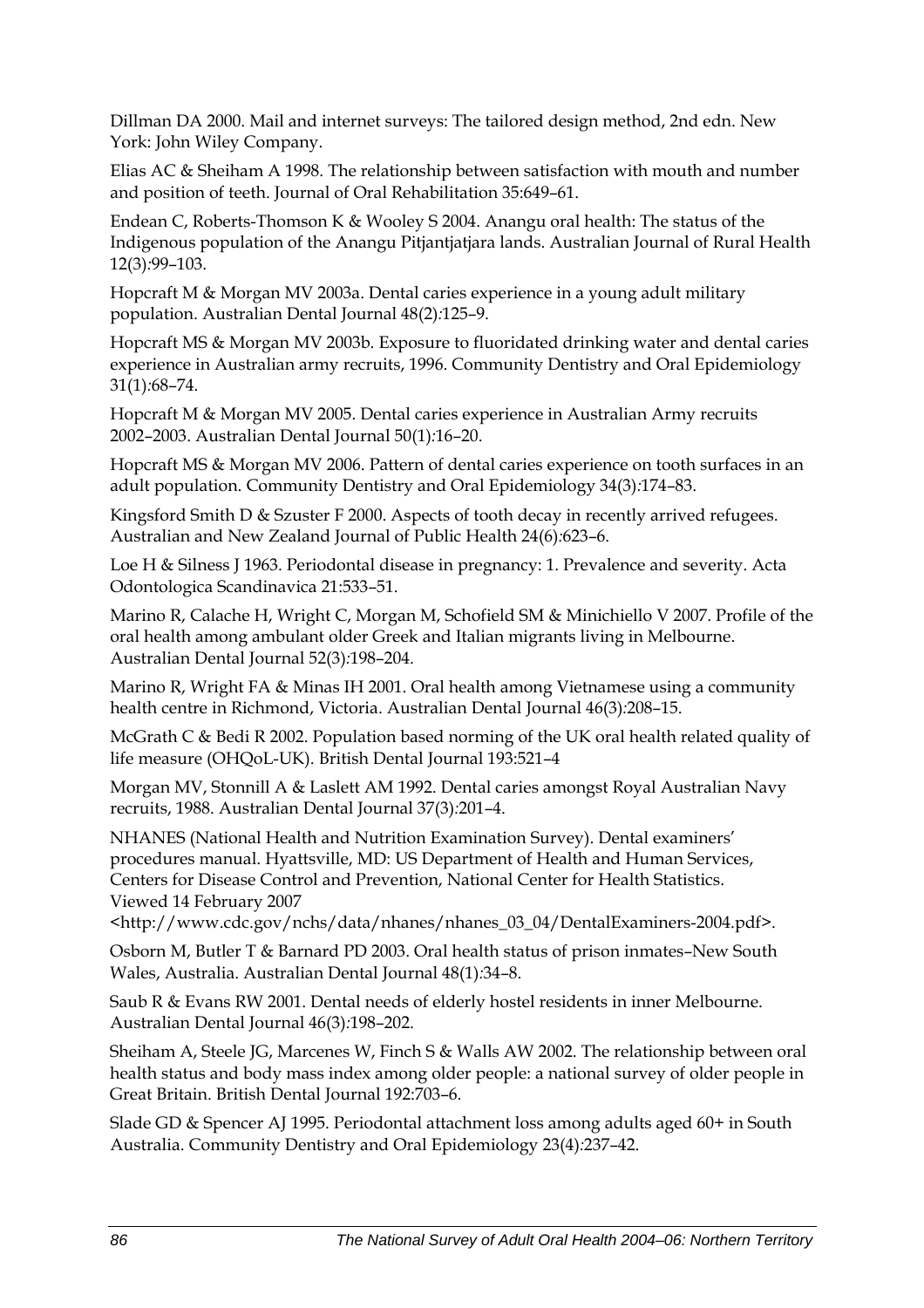Dillman DA 2000. Mail and internet surveys: The tailored design method, 2nd edn. New York: John Wiley Company.

Elias AC & Sheiham A 1998. The relationship between satisfaction with mouth and number and position of teeth. Journal of Oral Rehabilitation 35:649–61.

Endean C, Roberts-Thomson K & Wooley S 2004. Anangu oral health: The status of the Indigenous population of the Anangu Pitjantjatjara lands. Australian Journal of Rural Health 12(3):99–103.

Hopcraft M & Morgan MV 2003a. Dental caries experience in a young adult military population. Australian Dental Journal 48(2):125–9.

Hopcraft MS & Morgan MV 2003b. Exposure to fluoridated drinking water and dental caries experience in Australian army recruits, 1996. Community Dentistry and Oral Epidemiology 31(1):68–74.

Hopcraft M & Morgan MV 2005. Dental caries experience in Australian Army recruits 2002–2003. Australian Dental Journal 50(1):16–20.

Hopcraft MS & Morgan MV 2006. Pattern of dental caries experience on tooth surfaces in an adult population. Community Dentistry and Oral Epidemiology 34(3):174–83.

Kingsford Smith D & Szuster F 2000. Aspects of tooth decay in recently arrived refugees. Australian and New Zealand Journal of Public Health 24(6):623–6.

Loe H & Silness J 1963. Periodontal disease in pregnancy: 1. Prevalence and severity. Acta Odontologica Scandinavica 21:533–51.

Marino R, Calache H, Wright C, Morgan M, Schofield SM & Minichiello V 2007. Profile of the oral health among ambulant older Greek and Italian migrants living in Melbourne. Australian Dental Journal 52(3):198–204.

Marino R, Wright FA & Minas IH 2001. Oral health among Vietnamese using a community health centre in Richmond, Victoria. Australian Dental Journal 46(3):208–15.

McGrath C & Bedi R 2002. Population based norming of the UK oral health related quality of life measure (OHQoL-UK). British Dental Journal 193:521–4

Morgan MV, Stonnill A & Laslett AM 1992. Dental caries amongst Royal Australian Navy recruits, 1988. Australian Dental Journal 37(3):201–4.

NHANES (National Health and Nutrition Examination Survey). Dental examiners' procedures manual. Hyattsville, MD: US Department of Health and Human Services, Centers for Disease Control and Prevention, National Center for Health Statistics. Viewed 14 February 2007 <http://www.cdc.gov/nchs/data/nhanes/nhanes_03_04/DentalExaminers-2004.pdf>.

Osborn M, Butler T & Barnard PD 2003. Oral health status of prison inmates–New South Wales, Australia. Australian Dental Journal 48(1):34–8.

Saub R & Evans RW 2001. Dental needs of elderly hostel residents in inner Melbourne. Australian Dental Journal 46(3):198–202.

Sheiham A, Steele JG, Marcenes W, Finch S & Walls AW 2002. The relationship between oral health status and body mass index among older people: a national survey of older people in Great Britain. British Dental Journal 192:703–6.

Slade GD & Spencer AJ 1995. Periodontal attachment loss among adults aged 60+ in South Australia. Community Dentistry and Oral Epidemiology 23(4):237–42.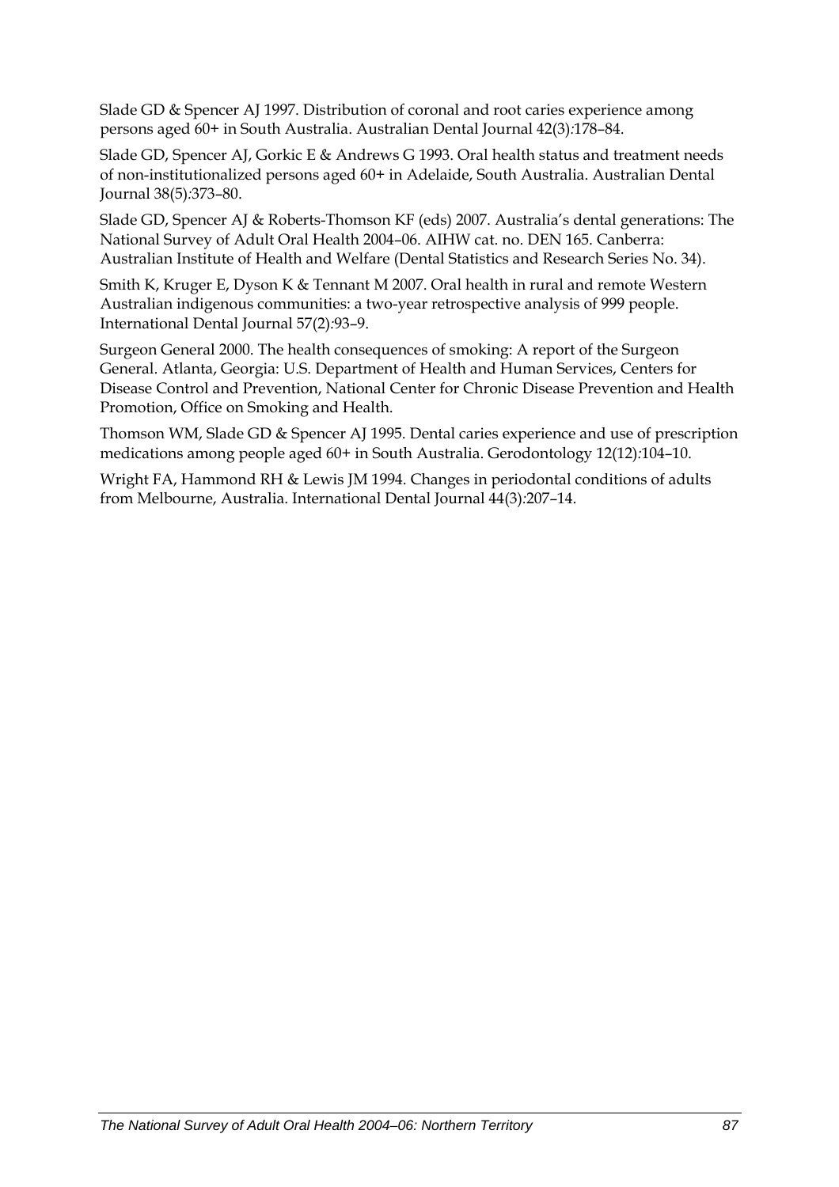Slade GD & Spencer AJ 1997. Distribution of coronal and root caries experience among persons aged 60+ in South Australia. Australian Dental Journal 42(3):178–84.

Slade GD, Spencer AJ, Gorkic E & Andrews G 1993. Oral health status and treatment needs of non-institutionalized persons aged 60+ in Adelaide, South Australia. Australian Dental Journal 38(5):373–80.

Slade GD, Spencer AJ & Roberts-Thomson KF (eds) 2007. Australia's dental generations: The National Survey of Adult Oral Health 2004–06. AIHW cat. no. DEN 165. Canberra: Australian Institute of Health and Welfare (Dental Statistics and Research Series No. 34).

Smith K, Kruger E, Dyson K & Tennant M 2007. Oral health in rural and remote Western Australian indigenous communities: a two-year retrospective analysis of 999 people. International Dental Journal 57(2):93–9.

Surgeon General 2000. The health consequences of smoking: A report of the Surgeon General. Atlanta, Georgia: U.S. Department of Health and Human Services, Centers for Disease Control and Prevention, National Center for Chronic Disease Prevention and Health Promotion, Office on Smoking and Health.

Thomson WM, Slade GD & Spencer AJ 1995. Dental caries experience and use of prescription medications among people aged 60+ in South Australia. Gerodontology 12(12):104–10.

Wright FA, Hammond RH & Lewis JM 1994. Changes in periodontal conditions of adults from Melbourne, Australia. International Dental Journal 44(3):207–14.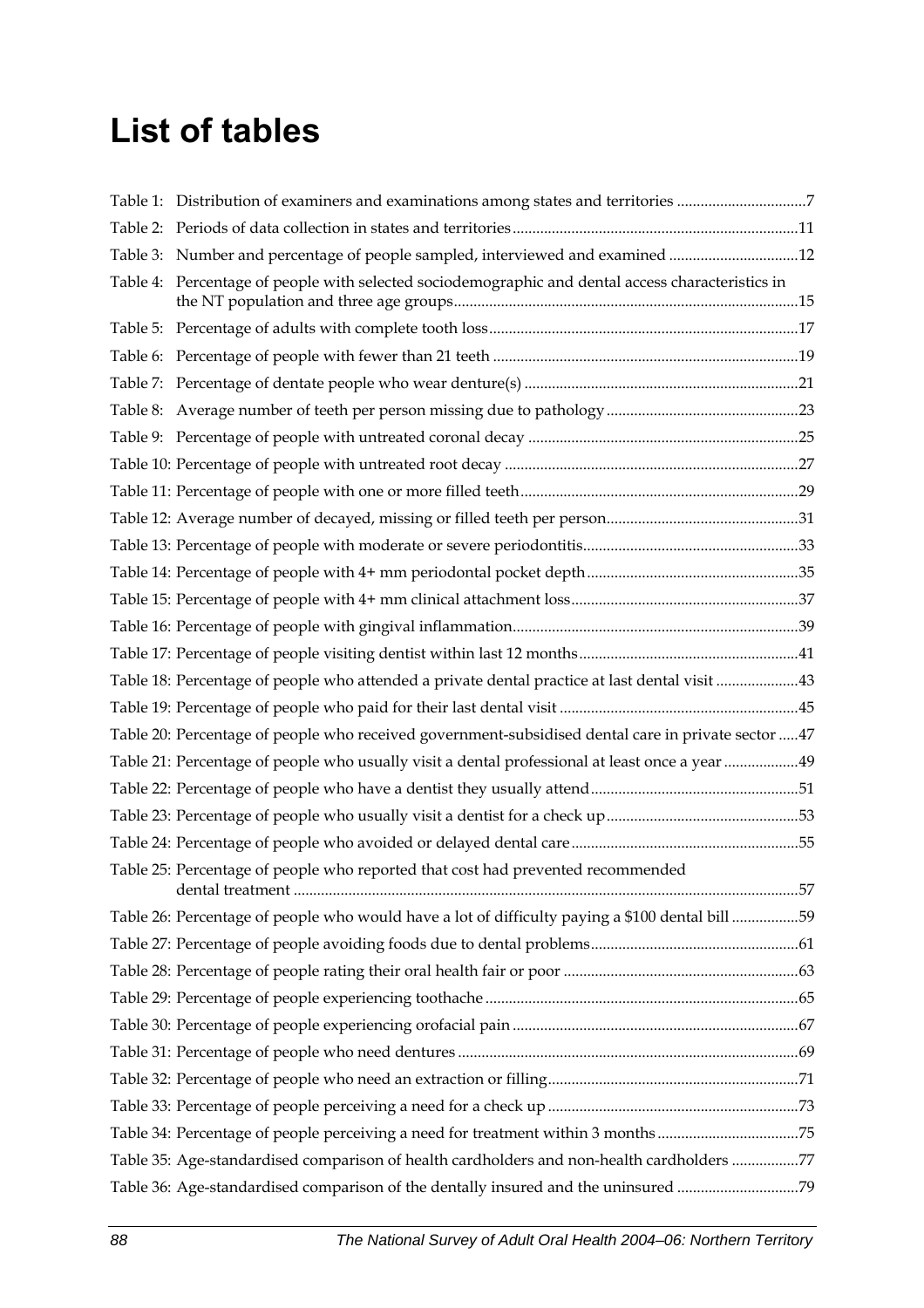# List of tables

Table 1: Distribution of examiners and examinations among states and territories ................................7

Table 2: Periods of data collection in states and territories........................................................................11

Table 3: Number and percentage of people sampled, interviewed and examined ................................12

Table 4: Percentage of people with selected sociodemographic and dental access characteristics in the NT population and three age groups.......................................................................................15

Table 5: Percentage of adults with complete tooth loss..............................................................................17

Table 6: Percentage of people with fewer than 21 teeth .............................................................................19

Table 7: Percentage of dentate people who wear denture(s) .....................................................................21

Table 8: Average number of teeth per person missing due to pathology ................................................23

Table 9: Percentage of people with untreated coronal decay ....................................................................25

Table 10: Percentage of people with untreated root decay .........................................................................27

Table 11: Percentage of people with one or more filled teeth......................................................................29

Table 12: Average number of decayed, missing or filled teeth per person................................................31

Table 13: Percentage of people with moderate or severe periodontitis......................................................33

Table 14: Percentage of people with 4+ mm periodontal pocket depth.....................................................35

Table 15: Percentage of people with 4+ mm clinical attachment loss.........................................................37

Table 16: Percentage of people with gingival inflammation........................................................................39

Table 17: Percentage of people visiting dentist within last 12 months.......................................................41

Table 18: Percentage of people who attended a private dental practice at last dental visit .....................43

Table 19: Percentage of people who paid for their last dental visit ...........................................................45

Table 20: Percentage of people who received government-subsidised dental care in private sector .....47

Table 21: Percentage of people who usually visit a dental professional at least once a year ..................49

Table 22: Percentage of people who have a dentist they usually attend....................................................51

Table 23: Percentage of people who usually visit a dentist for a check up................................................53

Table 24: Percentage of people who avoided or delayed dental care.........................................................55

Table 25: Percentage of people who reported that cost had prevented recommended dental treatment ...............................................................................................................................57

Table 26: Percentage of people who would have a lot of difficulty paying a $100 dental bill .................59

Table 27: Percentage of people avoiding foods due to dental problems....................................................61

Table 28: Percentage of people rating their oral health fair or poor ...........................................................63

Table 29: Percentage of people experiencing toothache ..............................................................................65

Table 30: Percentage of people experiencing orofacial pain ........................................................................67

Table 31: Percentage of people who need dentures ......................................................................................69

Table 32: Percentage of people who need an extraction or filling...............................................................71

Table 33: Percentage of people perceiving a need for a check up ...............................................................73

Table 34: Percentage of people perceiving a need for treatment within 3 months...................................75

Table 35: Age-standardised comparison of health cardholders and non-health cardholders ................77

Table 36: Age-standardised comparison of the dentally insured and the uninsured ..............................79